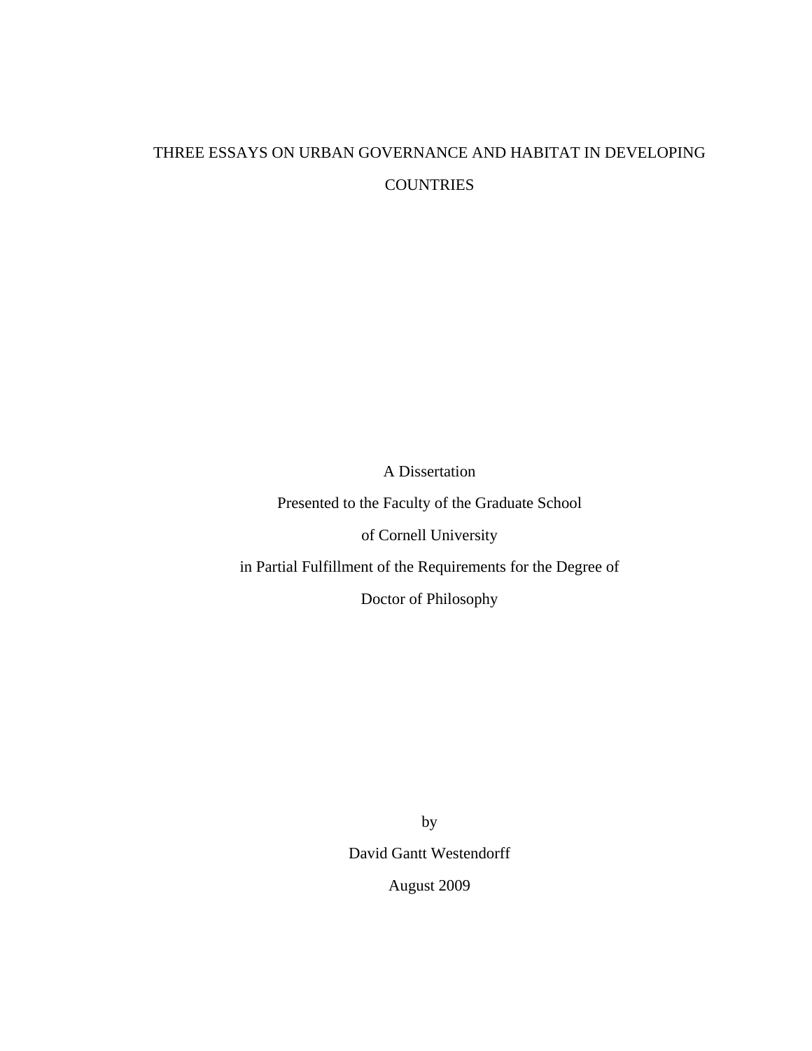# THREE ESSAYS ON URBAN GOVERNANCE AND HABITAT IN DEVELOPING COUNTRIES

A Dissertation

Presented to the Faculty of the Graduate School

of Cornell University

in Partial Fulfillment of the Requirements for the Degree of

Doctor of Philosophy

by

David Gantt Westendorff

August 2009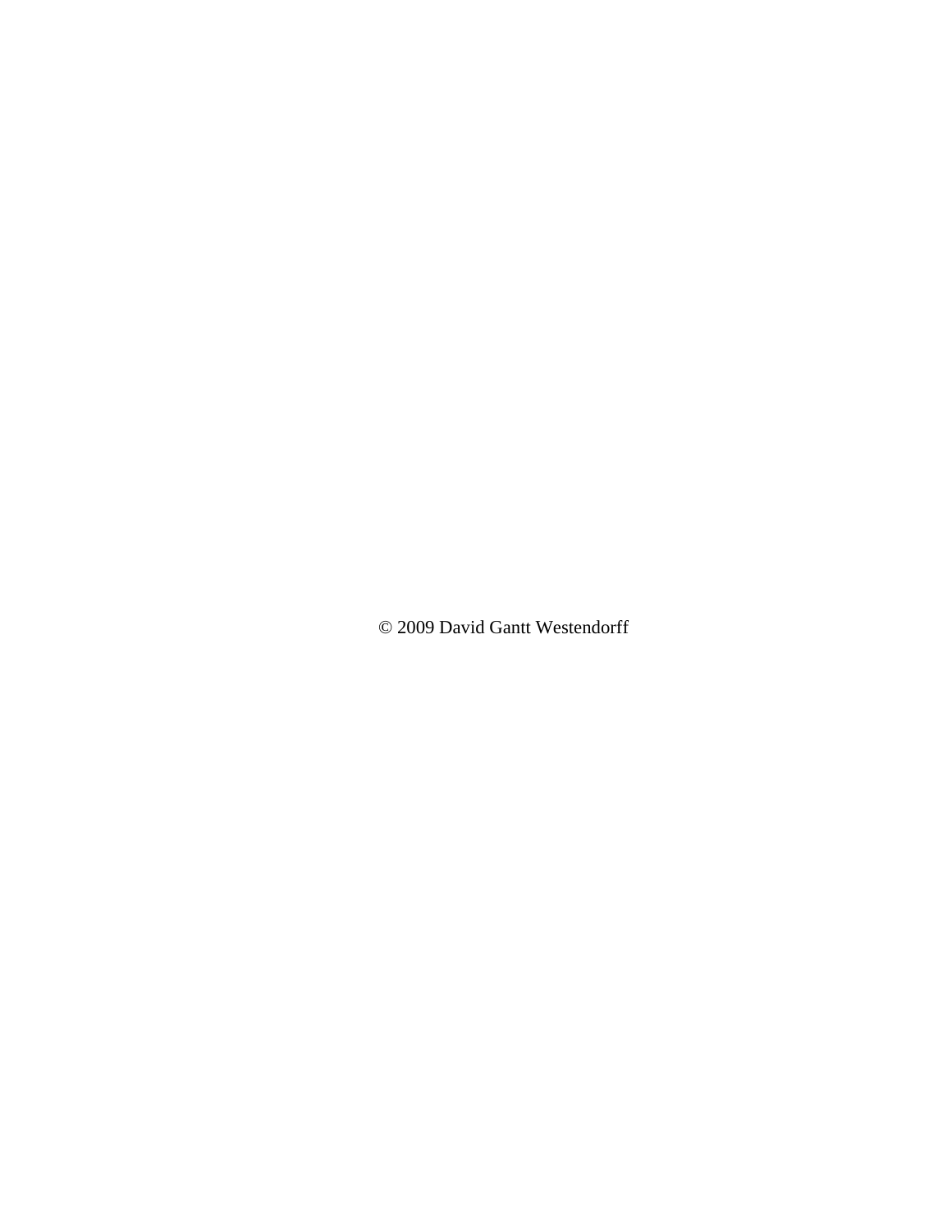© 2009 David Gantt Westendorff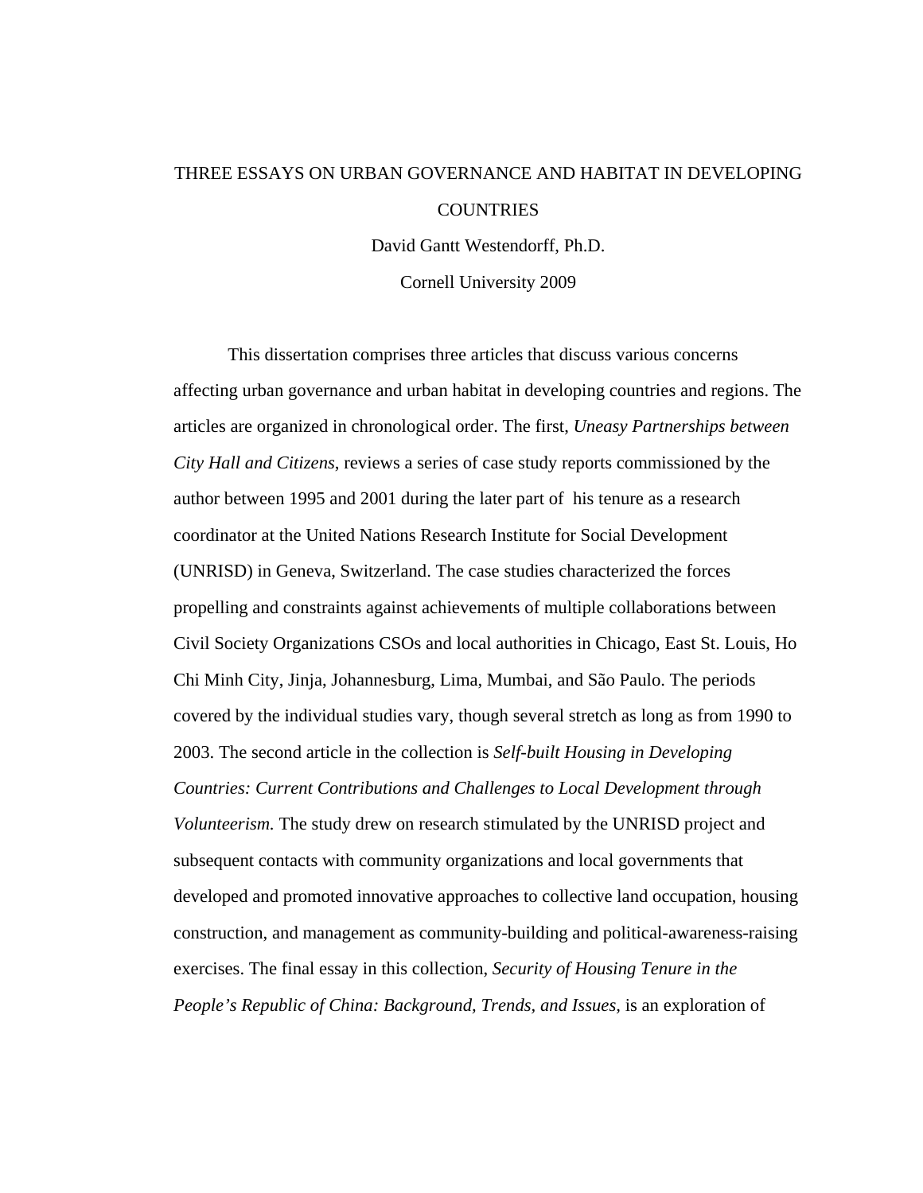THREE ESSAYS ON URBAN GOVERNANCE AND HABITAT IN DEVELOPING COUNTRIES

David Gantt Westendorff, Ph.D.

Cornell University 2009

This dissertation comprises three articles that discuss various concerns affecting urban governance and urban habitat in developing countries and regions. The articles are organized in chronological order. The first, *Uneasy Partnerships between City Hall and Citizens*, reviews a series of case study reports commissioned by the author between 1995 and 2001 during the later part of his tenure as a research coordinator at the United Nations Research Institute for Social Development (UNRISD) in Geneva, Switzerland. The case studies characterized the forces propelling and constraints against achievements of multiple collaborations between Civil Society Organizations CSOs and local authorities in Chicago, East St. Louis, Ho Chi Minh City, Jinja, Johannesburg, Lima, Mumbai, and São Paulo. The periods covered by the individual studies vary, though several stretch as long as from 1990 to 2003. The second article in the collection is *Self-built Housing in Developing Countries: Current Contributions and Challenges to Local Development through Volunteerism.* The study drew on research stimulated by the UNRISD project and subsequent contacts with community organizations and local governments that developed and promoted innovative approaches to collective land occupation, housing construction, and management as community-building and political-awareness-raising exercises. The final essay in this collection, *Security of Housing Tenure in the People's Republic of China: Background, Trends, and Issues,* is an exploration of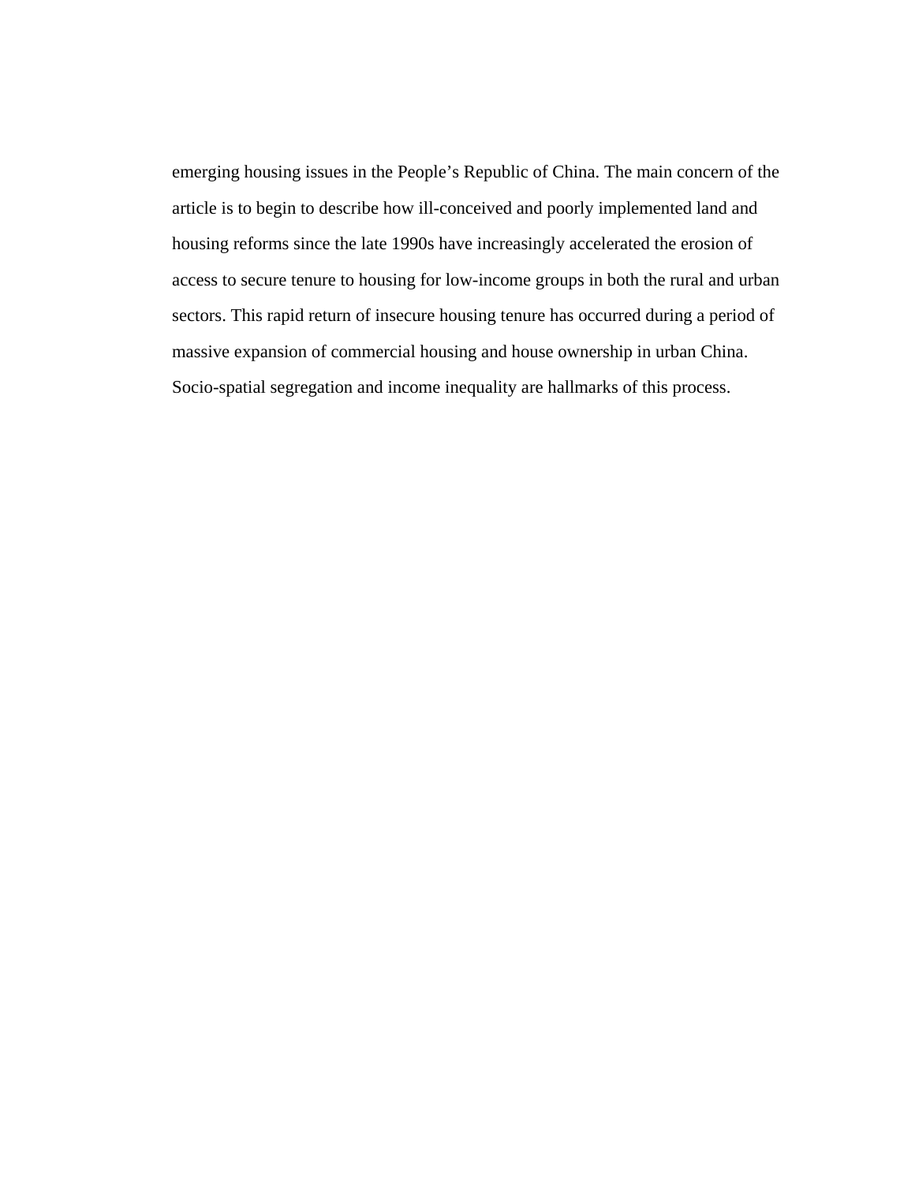emerging housing issues in the People's Republic of China. The main concern of the article is to begin to describe how ill-conceived and poorly implemented land and housing reforms since the late 1990s have increasingly accelerated the erosion of access to secure tenure to housing for low-income groups in both the rural and urban sectors. This rapid return of insecure housing tenure has occurred during a period of massive expansion of commercial housing and house ownership in urban China. Socio-spatial segregation and income inequality are hallmarks of this process.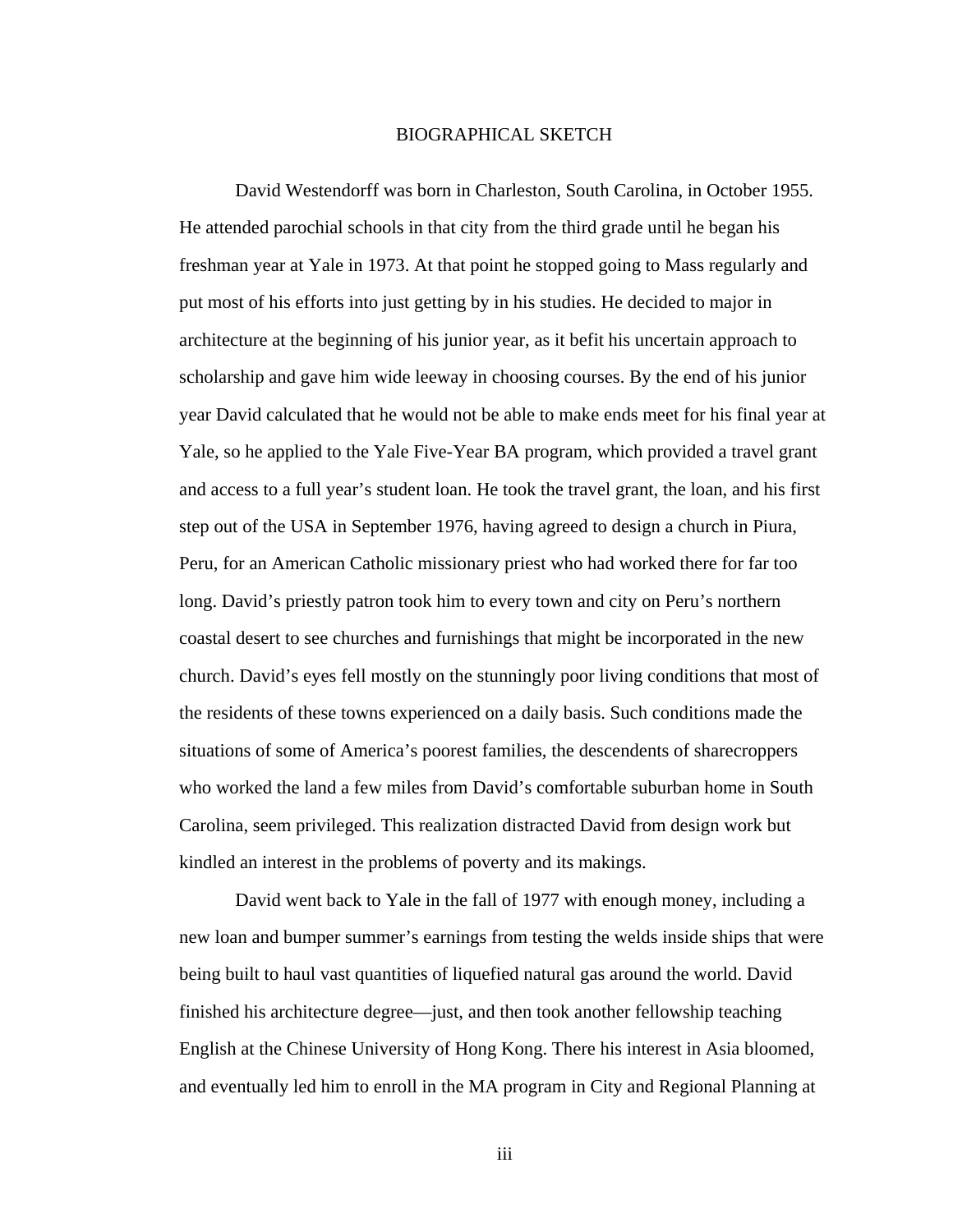# BIOGRAPHICAL SKETCH

David Westendorff was born in Charleston, South Carolina, in October 1955. He attended parochial schools in that city from the third grade until he began his freshman year at Yale in 1973. At that point he stopped going to Mass regularly and put most of his efforts into just getting by in his studies. He decided to major in architecture at the beginning of his junior year, as it befit his uncertain approach to scholarship and gave him wide leeway in choosing courses. By the end of his junior year David calculated that he would not be able to make ends meet for his final year at Yale, so he applied to the Yale Five-Year BA program, which provided a travel grant and access to a full year's student loan. He took the travel grant, the loan, and his first step out of the USA in September 1976, having agreed to design a church in Piura, Peru, for an American Catholic missionary priest who had worked there for far too long. David's priestly patron took him to every town and city on Peru's northern coastal desert to see churches and furnishings that might be incorporated in the new church. David's eyes fell mostly on the stunningly poor living conditions that most of the residents of these towns experienced on a daily basis. Such conditions made the situations of some of America's poorest families, the descendents of sharecroppers who worked the land a few miles from David's comfortable suburban home in South Carolina, seem privileged. This realization distracted David from design work but kindled an interest in the problems of poverty and its makings.

David went back to Yale in the fall of 1977 with enough money, including a new loan and bumper summer's earnings from testing the welds inside ships that were being built to haul vast quantities of liquefied natural gas around the world. David finished his architecture degree—just, and then took another fellowship teaching English at the Chinese University of Hong Kong. There his interest in Asia bloomed, and eventually led him to enroll in the MA program in City and Regional Planning at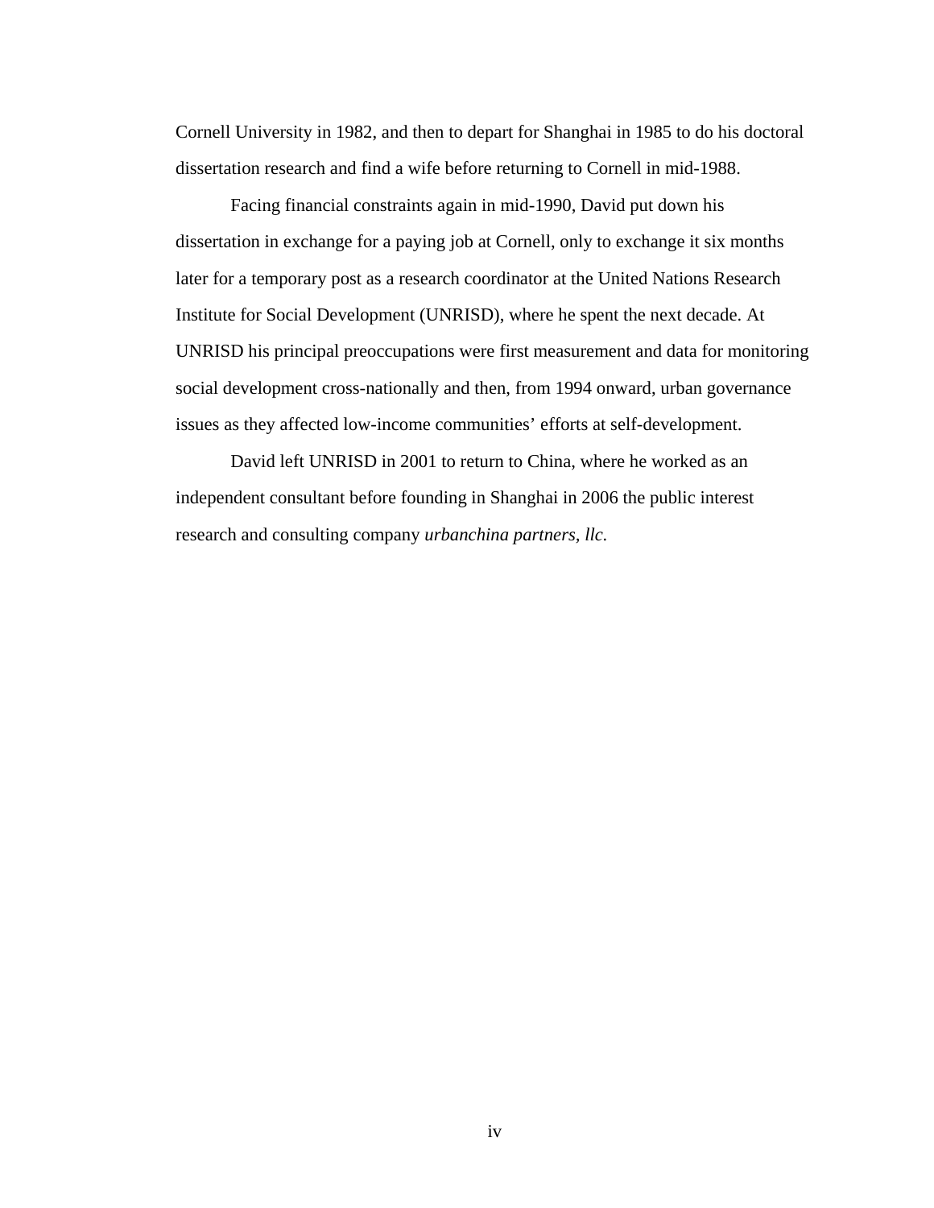Cornell University in 1982, and then to depart for Shanghai in 1985 to do his doctoral dissertation research and find a wife before returning to Cornell in mid-1988.

Facing financial constraints again in mid-1990, David put down his dissertation in exchange for a paying job at Cornell, only to exchange it six months later for a temporary post as a research coordinator at the United Nations Research Institute for Social Development (UNRISD), where he spent the next decade. At UNRISD his principal preoccupations were first measurement and data for monitoring social development cross-nationally and then, from 1994 onward, urban governance issues as they affected low-income communities' efforts at self-development.

David left UNRISD in 2001 to return to China, where he worked as an independent consultant before founding in Shanghai in 2006 the public interest research and consulting company *urbanchina partners, llc*.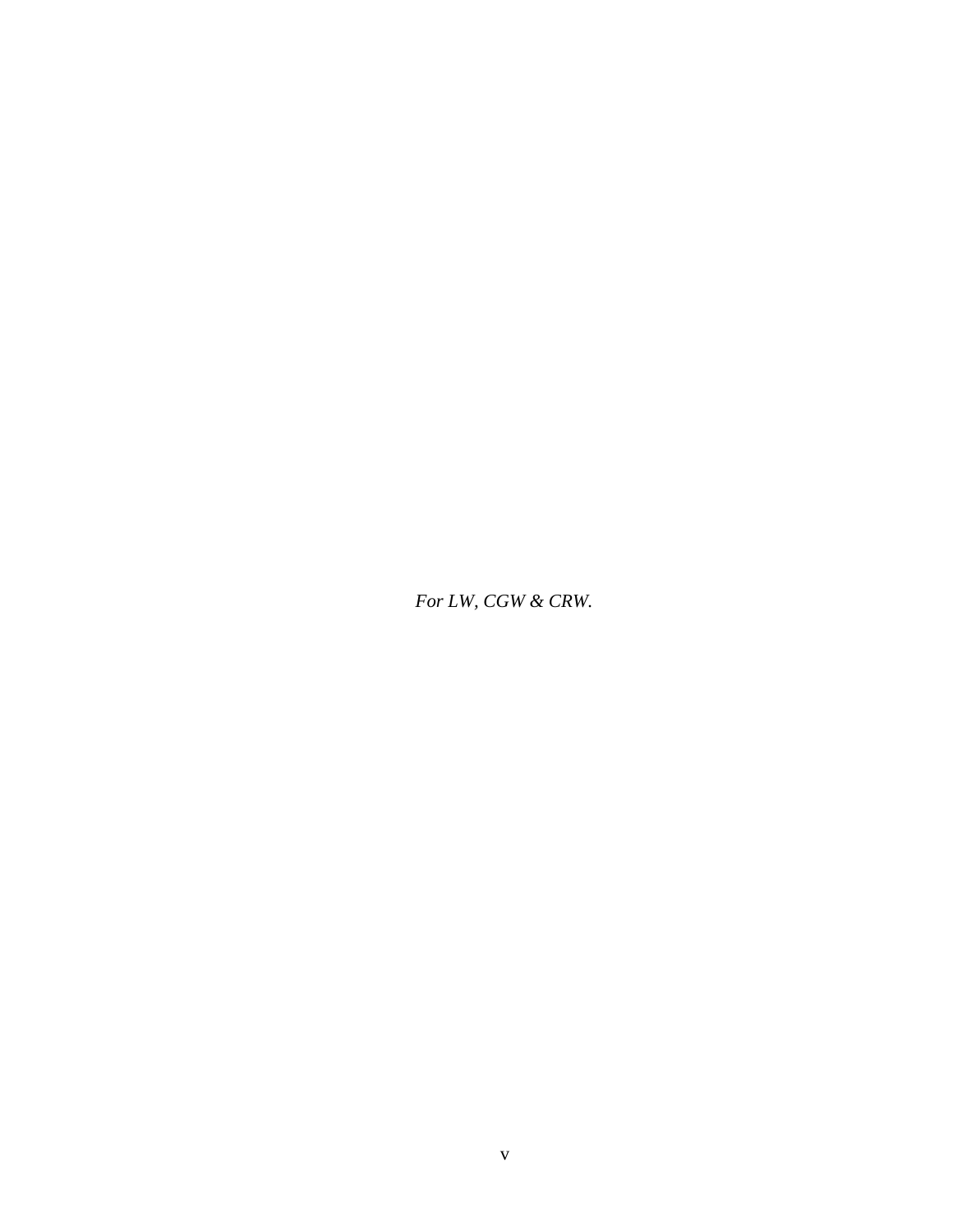*For LW, CGW & CRW.*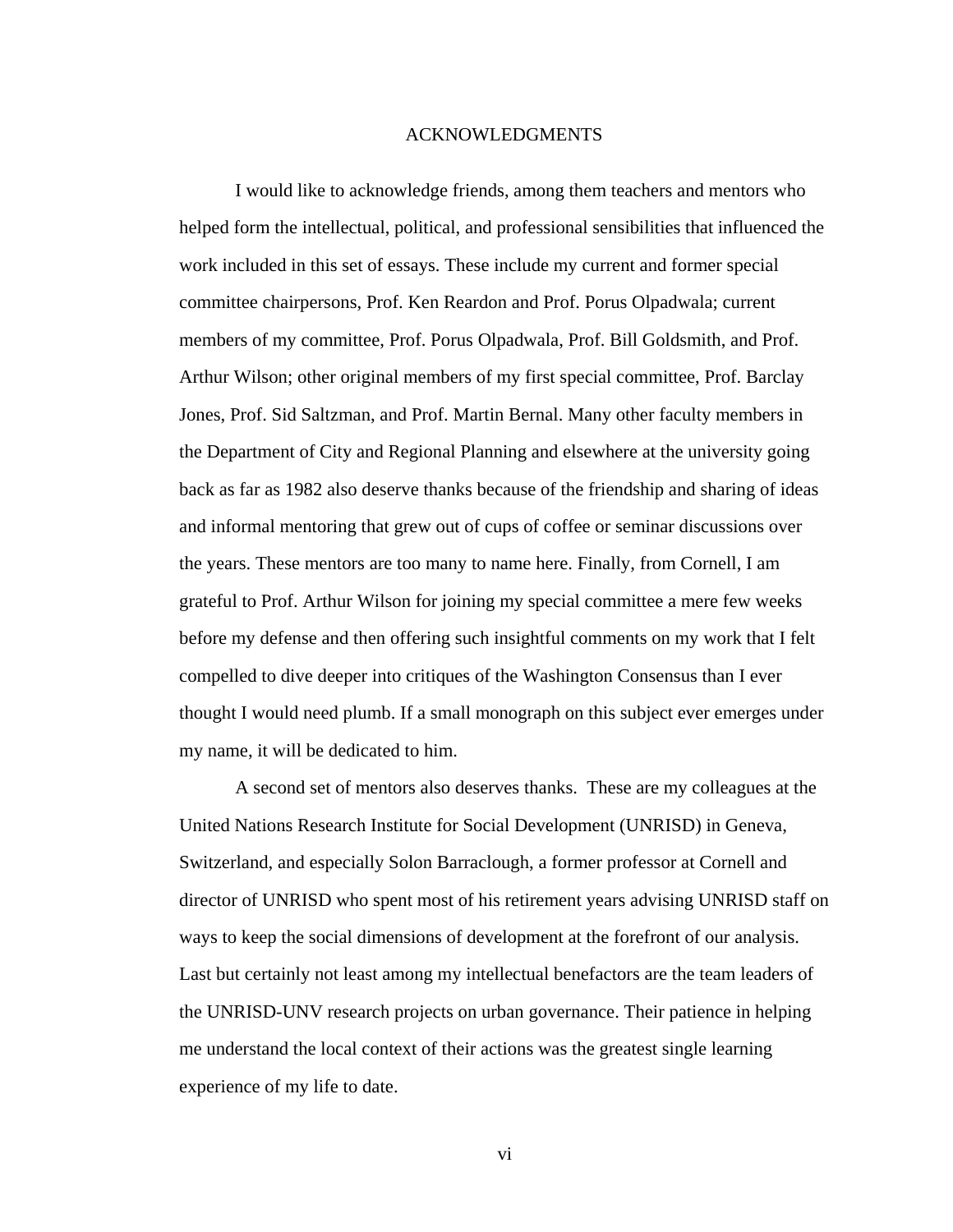# ACKNOWLEDGMENTS

I would like to acknowledge friends, among them teachers and mentors who helped form the intellectual, political, and professional sensibilities that influenced the work included in this set of essays. These include my current and former special committee chairpersons, Prof. Ken Reardon and Prof. Porus Olpadwala; current members of my committee, Prof. Porus Olpadwala, Prof. Bill Goldsmith, and Prof. Arthur Wilson; other original members of my first special committee, Prof. Barclay Jones, Prof. Sid Saltzman, and Prof. Martin Bernal. Many other faculty members in the Department of City and Regional Planning and elsewhere at the university going back as far as 1982 also deserve thanks because of the friendship and sharing of ideas and informal mentoring that grew out of cups of coffee or seminar discussions over the years. These mentors are too many to name here. Finally, from Cornell, I am grateful to Prof. Arthur Wilson for joining my special committee a mere few weeks before my defense and then offering such insightful comments on my work that I felt compelled to dive deeper into critiques of the Washington Consensus than I ever thought I would need plumb. If a small monograph on this subject ever emerges under my name, it will be dedicated to him.

A second set of mentors also deserves thanks. These are my colleagues at the United Nations Research Institute for Social Development (UNRISD) in Geneva, Switzerland, and especially Solon Barraclough, a former professor at Cornell and director of UNRISD who spent most of his retirement years advising UNRISD staff on ways to keep the social dimensions of development at the forefront of our analysis. Last but certainly not least among my intellectual benefactors are the team leaders of the UNRISD-UNV research projects on urban governance. Their patience in helping me understand the local context of their actions was the greatest single learning experience of my life to date.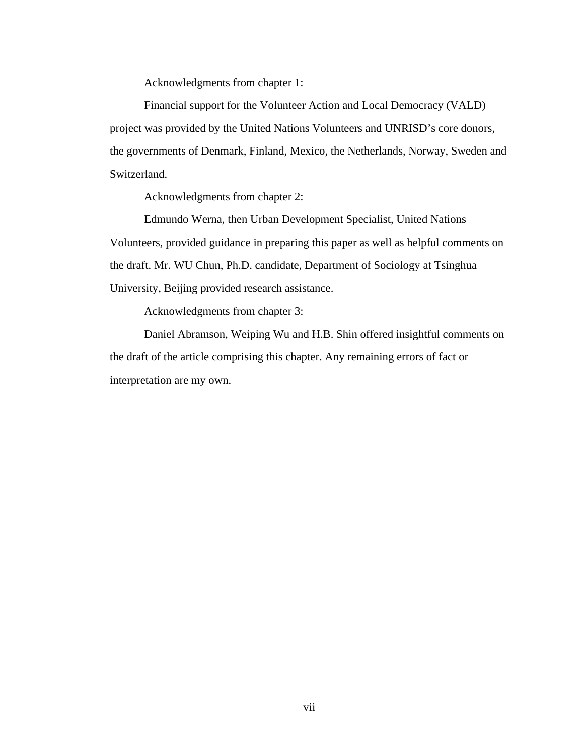Acknowledgments from chapter 1:

Financial support for the Volunteer Action and Local Democracy (VALD) project was provided by the United Nations Volunteers and UNRISD's core donors, the governments of Denmark, Finland, Mexico, the Netherlands, Norway, Sweden and Switzerland.

Acknowledgments from chapter 2:

Edmundo Werna, then Urban Development Specialist, United Nations Volunteers, provided guidance in preparing this paper as well as helpful comments on the draft. Mr. WU Chun, Ph.D. candidate, Department of Sociology at Tsinghua University, Beijing provided research assistance.

Acknowledgments from chapter 3:

Daniel Abramson, Weiping Wu and H.B. Shin offered insightful comments on the draft of the article comprising this chapter. Any remaining errors of fact or interpretation are my own.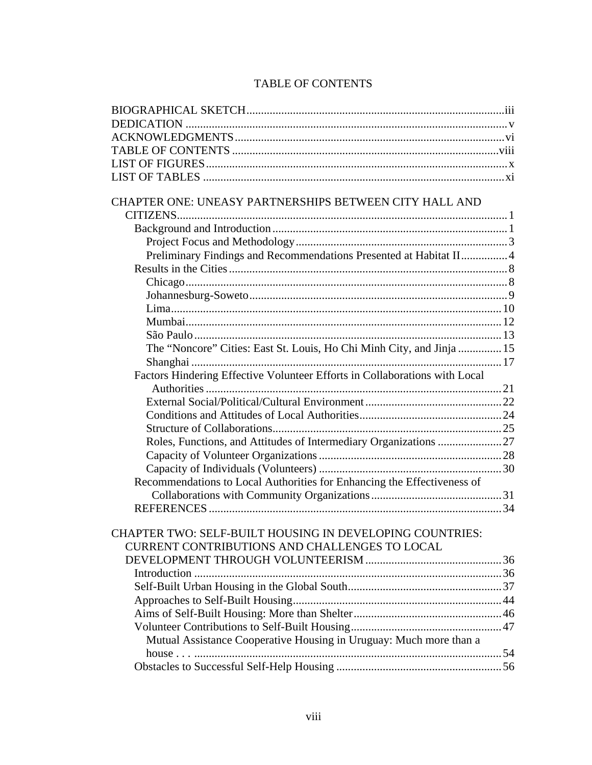# TABLE OF CONTENTS

BIOGRAPHICAL SKETCH ..... iii
DEDICATION ..... v
ACKNOWLEDGMENTS ..... vi
TABLE OF CONTENTS ..... viii
LIST OF FIGURES ..... x
LIST OF TABLES ..... xi

CHAPTER ONE: UNEASY PARTNERSHIPS BETWEEN CITY HALL AND CITIZENS ..... 1
- Background and Introduction ..... 1
  - Project Focus and Methodology ..... 3
  - Preliminary Findings and Recommendations Presented at Habitat II ..... 4
- Results in the Cities ..... 8
  - Chicago ..... 8
  - Johannesburg-Soweto ..... 9
  - Lima ..... 10
  - Mumbai ..... 12
  - São Paulo ..... 13
  - The "Noncore" Cities: East St. Louis, Ho Chi Minh City, and Jinja ..... 15
  - Shanghai ..... 17
- Factors Hindering Effective Volunteer Efforts in Collaborations with Local Authorities ..... 21
  - External Social/Political/Cultural Environment ..... 22
  - Conditions and Attitudes of Local Authorities ..... 24
  - Structure of Collaborations ..... 25
  - Roles, Functions, and Attitudes of Intermediary Organizations ..... 27
  - Capacity of Volunteer Organizations ..... 28
  - Capacity of Individuals (Volunteers) ..... 30
- Recommendations to Local Authorities for Enhancing the Effectiveness of Collaborations with Community Organizations ..... 31
- REFERENCES ..... 34

CHAPTER TWO: SELF-BUILT HOUSING IN DEVELOPING COUNTRIES: CURRENT CONTRIBUTIONS AND CHALLENGES TO LOCAL DEVELOPMENT THROUGH VOLUNTEERISM ..... 36
- Introduction ..... 36
- Self-Built Urban Housing in the Global South ..... 37
- Approaches to Self-Built Housing ..... 44
- Aims of Self-Built Housing: More than Shelter ..... 46
- Volunteer Contributions to Self-Built Housing ..... 47
  - Mutual Assistance Cooperative Housing in Uruguay: Much more than a house . . . ..... 54
- Obstacles to Successful Self-Help Housing ..... 56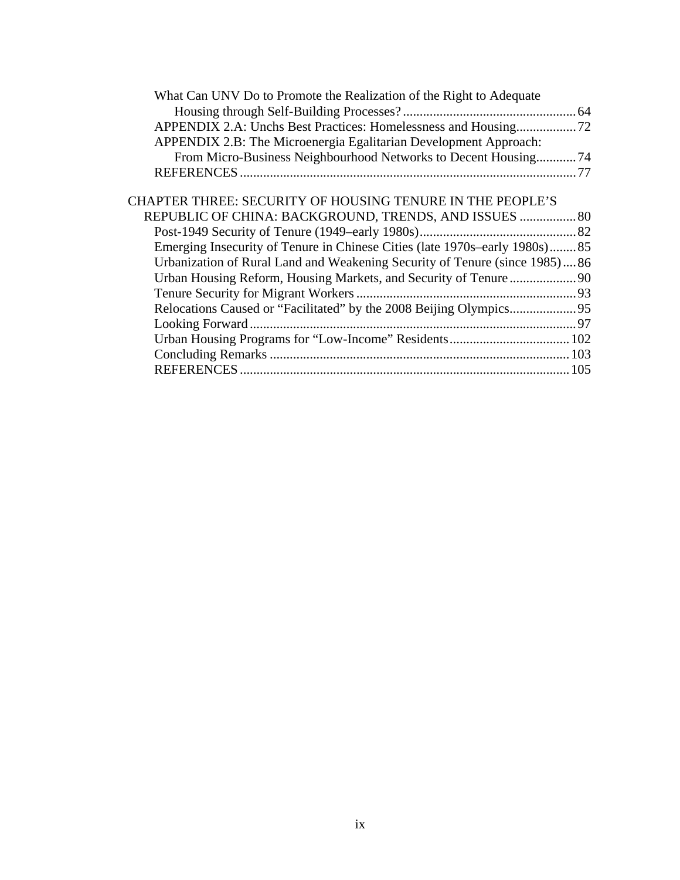What Can UNV Do to Promote the Realization of the Right to Adequate Housing through Self-Building Processes? ..... 64

APPENDIX 2.A: Unchs Best Practices: Homelessness and Housing ..... 72

APPENDIX 2.B: The Microenergia Egalitarian Development Approach: From Micro-Business Neighbourhood Networks to Decent Housing ..... 74

REFERENCES ..... 77

CHAPTER THREE: SECURITY OF HOUSING TENURE IN THE PEOPLE'S REPUBLIC OF CHINA: BACKGROUND, TRENDS, AND ISSUES ..... 80

Post-1949 Security of Tenure (1949–early 1980s) ..... 82

Emerging Insecurity of Tenure in Chinese Cities (late 1970s–early 1980s) ..... 85

Urbanization of Rural Land and Weakening Security of Tenure (since 1985) ..... 86

Urban Housing Reform, Housing Markets, and Security of Tenure ..... 90

Tenure Security for Migrant Workers ..... 93

Relocations Caused or "Facilitated" by the 2008 Beijing Olympics ..... 95

Looking Forward ..... 97

Urban Housing Programs for "Low-Income" Residents ..... 102

Concluding Remarks ..... 103

REFERENCES ..... 105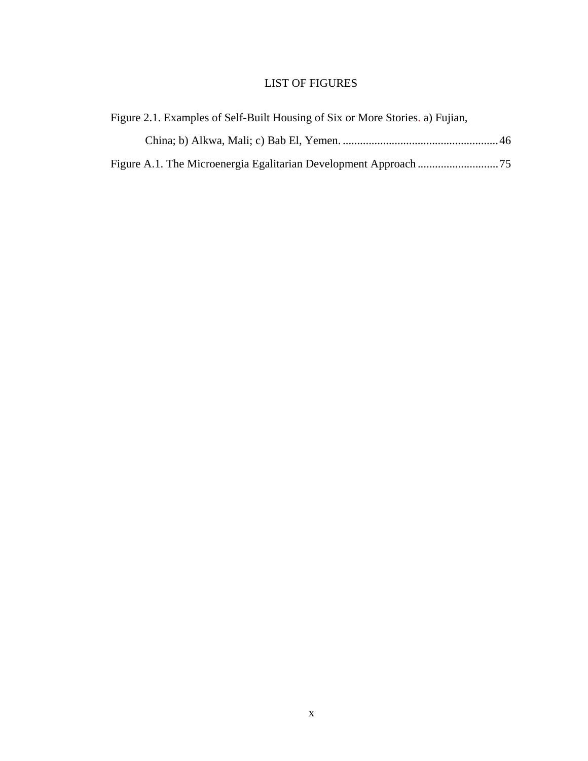# LIST OF FIGURES

Figure 2.1. Examples of Self-Built Housing of Six or More Stories. a) Fujian, China; b) Alkwa, Mali; c) Bab El, Yemen. ...................................................... 46

Figure A.1. The Microenergia Egalitarian Development Approach ............................ 75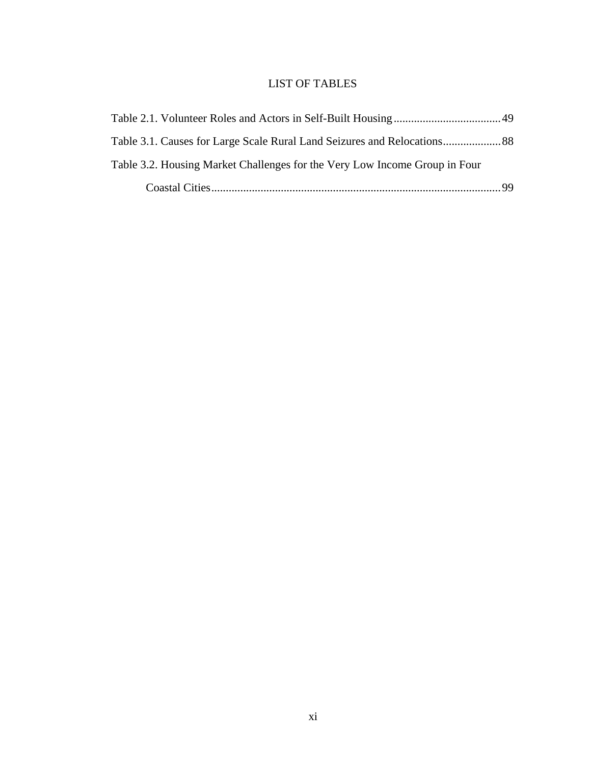# LIST OF TABLES

Table 2.1. Volunteer Roles and Actors in Self-Built Housing..................................... 49

Table 3.1. Causes for Large Scale Rural Land Seizures and Relocations.................... 88

Table 3.2. Housing Market Challenges for the Very Low Income Group in Four Coastal Cities.................................................................................................... 99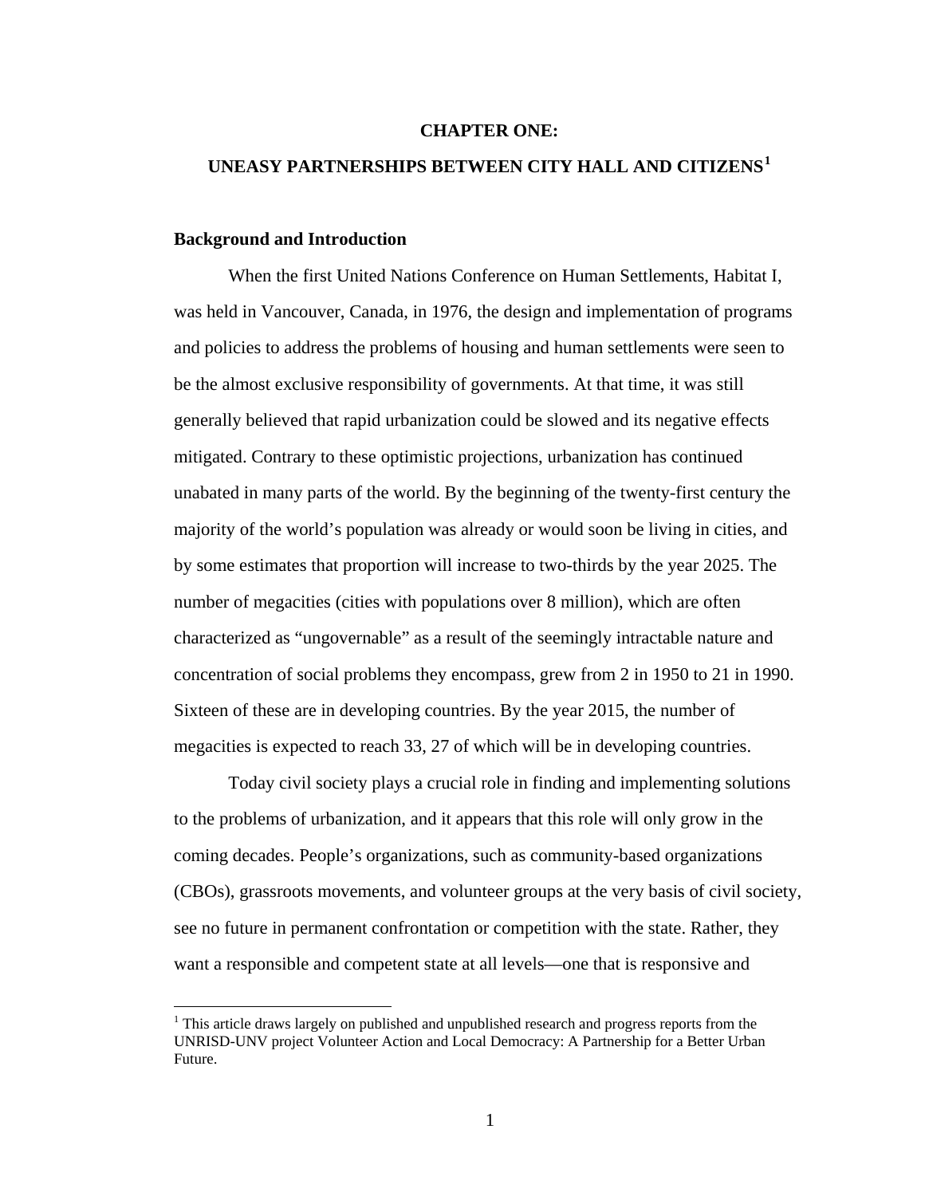# CHAPTER ONE:

# UNEASY PARTNERSHIPS BETWEEN CITY HALL AND CITIZENS[1]

## Background and Introduction

When the first United Nations Conference on Human Settlements, Habitat I, was held in Vancouver, Canada, in 1976, the design and implementation of programs and policies to address the problems of housing and human settlements were seen to be the almost exclusive responsibility of governments. At that time, it was still generally believed that rapid urbanization could be slowed and its negative effects mitigated. Contrary to these optimistic projections, urbanization has continued unabated in many parts of the world. By the beginning of the twenty-first century the majority of the world's population was already or would soon be living in cities, and by some estimates that proportion will increase to two-thirds by the year 2025. The number of megacities (cities with populations over 8 million), which are often characterized as "ungovernable" as a result of the seemingly intractable nature and concentration of social problems they encompass, grew from 2 in 1950 to 21 in 1990. Sixteen of these are in developing countries. By the year 2015, the number of megacities is expected to reach 33, 27 of which will be in developing countries.

Today civil society plays a crucial role in finding and implementing solutions to the problems of urbanization, and it appears that this role will only grow in the coming decades. People's organizations, such as community-based organizations (CBOs), grassroots movements, and volunteer groups at the very basis of civil society, see no future in permanent confrontation or competition with the state. Rather, they want a responsible and competent state at all levels—one that is responsive and

---

[1] This article draws largely on published and unpublished research and progress reports from the UNRISD-UNV project Volunteer Action and Local Democracy: A Partnership for a Better Urban Future.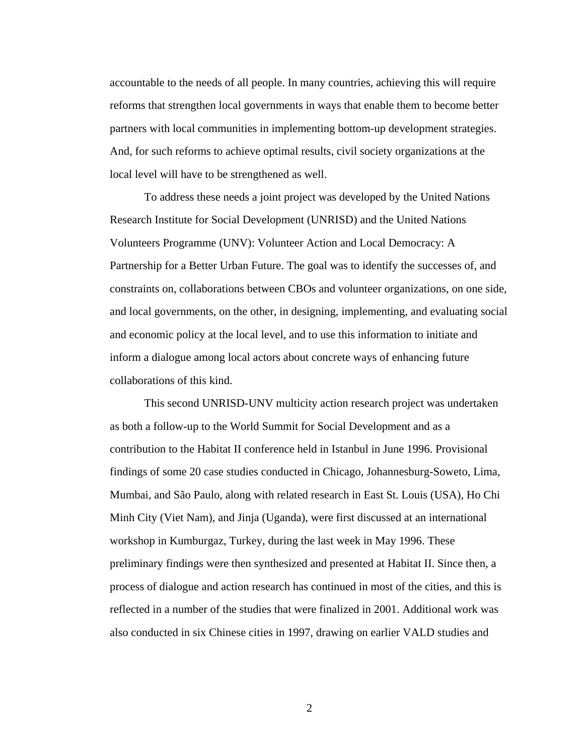accountable to the needs of all people. In many countries, achieving this will require reforms that strengthen local governments in ways that enable them to become better partners with local communities in implementing bottom-up development strategies. And, for such reforms to achieve optimal results, civil society organizations at the local level will have to be strengthened as well.

To address these needs a joint project was developed by the United Nations Research Institute for Social Development (UNRISD) and the United Nations Volunteers Programme (UNV): Volunteer Action and Local Democracy: A Partnership for a Better Urban Future. The goal was to identify the successes of, and constraints on, collaborations between CBOs and volunteer organizations, on one side, and local governments, on the other, in designing, implementing, and evaluating social and economic policy at the local level, and to use this information to initiate and inform a dialogue among local actors about concrete ways of enhancing future collaborations of this kind.

This second UNRISD-UNV multicity action research project was undertaken as both a follow-up to the World Summit for Social Development and as a contribution to the Habitat II conference held in Istanbul in June 1996. Provisional findings of some 20 case studies conducted in Chicago, Johannesburg-Soweto, Lima, Mumbai, and São Paulo, along with related research in East St. Louis (USA), Ho Chi Minh City (Viet Nam), and Jinja (Uganda), were first discussed at an international workshop in Kumburgaz, Turkey, during the last week in May 1996. These preliminary findings were then synthesized and presented at Habitat II. Since then, a process of dialogue and action research has continued in most of the cities, and this is reflected in a number of the studies that were finalized in 2001. Additional work was also conducted in six Chinese cities in 1997, drawing on earlier VALD studies and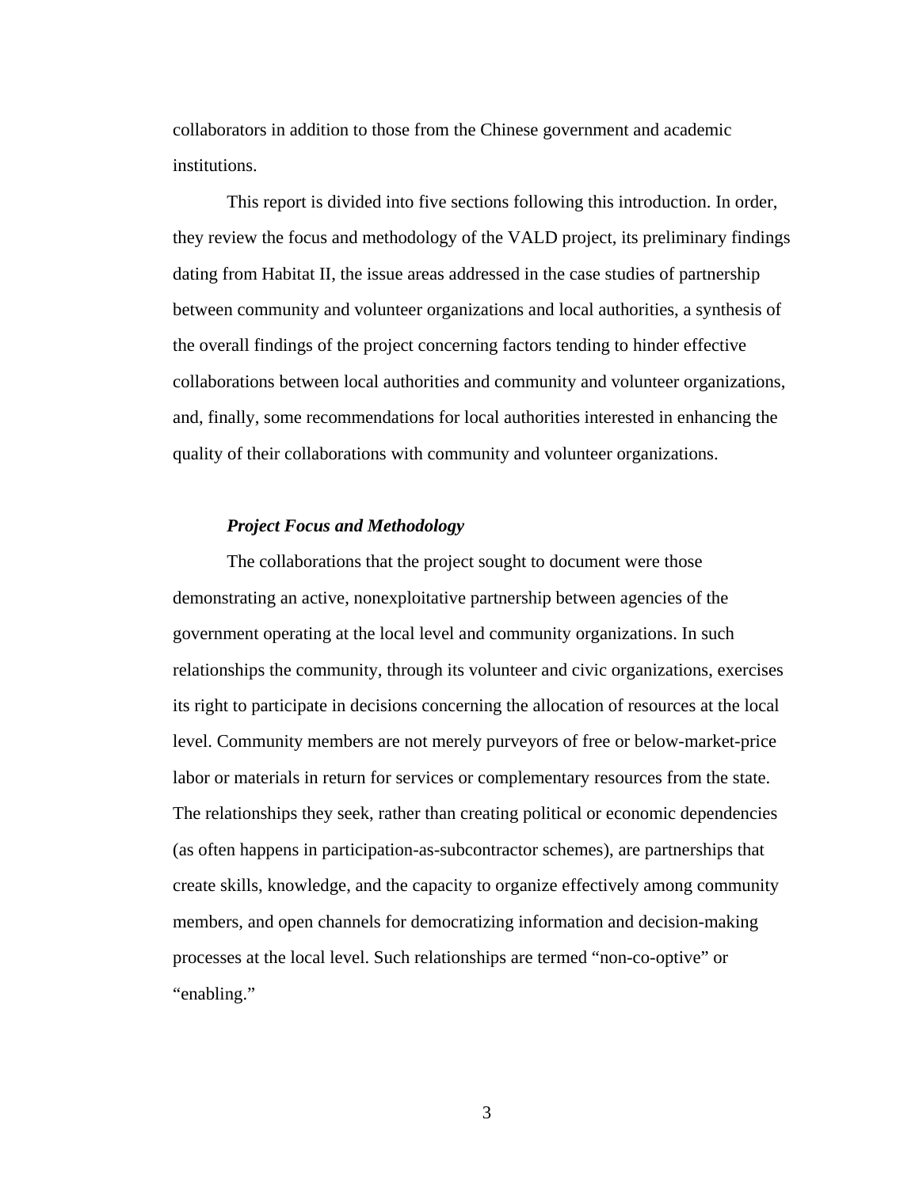collaborators in addition to those from the Chinese government and academic institutions.

This report is divided into five sections following this introduction. In order, they review the focus and methodology of the VALD project, its preliminary findings dating from Habitat II, the issue areas addressed in the case studies of partnership between community and volunteer organizations and local authorities, a synthesis of the overall findings of the project concerning factors tending to hinder effective collaborations between local authorities and community and volunteer organizations, and, finally, some recommendations for local authorities interested in enhancing the quality of their collaborations with community and volunteer organizations.

### *Project Focus and Methodology*

The collaborations that the project sought to document were those demonstrating an active, nonexploitative partnership between agencies of the government operating at the local level and community organizations. In such relationships the community, through its volunteer and civic organizations, exercises its right to participate in decisions concerning the allocation of resources at the local level. Community members are not merely purveyors of free or below-market-price labor or materials in return for services or complementary resources from the state. The relationships they seek, rather than creating political or economic dependencies (as often happens in participation-as-subcontractor schemes), are partnerships that create skills, knowledge, and the capacity to organize effectively among community members, and open channels for democratizing information and decision-making processes at the local level. Such relationships are termed "non-co-optive" or "enabling."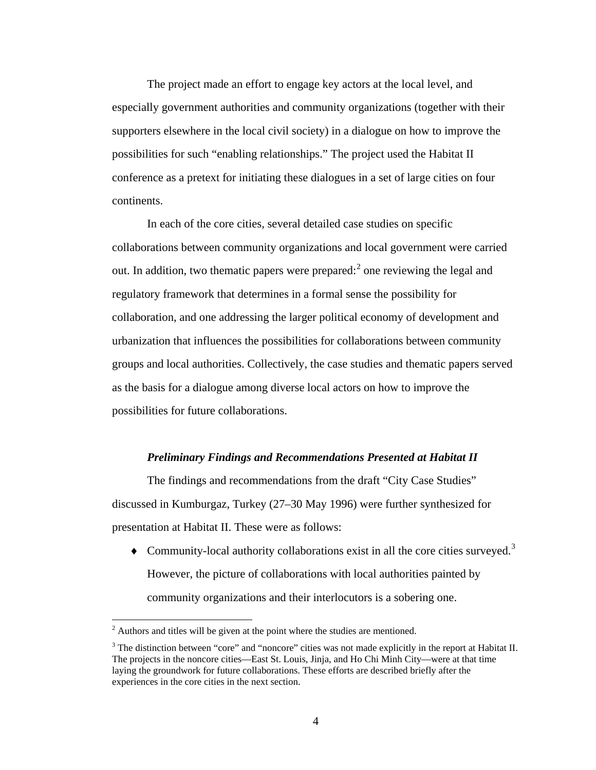The project made an effort to engage key actors at the local level, and especially government authorities and community organizations (together with their supporters elsewhere in the local civil society) in a dialogue on how to improve the possibilities for such "enabling relationships." The project used the Habitat II conference as a pretext for initiating these dialogues in a set of large cities on four continents.

In each of the core cities, several detailed case studies on specific collaborations between community organizations and local government were carried out. In addition, two thematic papers were prepared:[2] one reviewing the legal and regulatory framework that determines in a formal sense the possibility for collaboration, and one addressing the larger political economy of development and urbanization that influences the possibilities for collaborations between community groups and local authorities. Collectively, the case studies and thematic papers served as the basis for a dialogue among diverse local actors on how to improve the possibilities for future collaborations.

### *Preliminary Findings and Recommendations Presented at Habitat II*

The findings and recommendations from the draft "City Case Studies" discussed in Kumburgaz, Turkey (27–30 May 1996) were further synthesized for presentation at Habitat II. These were as follows:

- Community-local authority collaborations exist in all the core cities surveyed.[3] However, the picture of collaborations with local authorities painted by community organizations and their interlocutors is a sobering one.

---

[2] Authors and titles will be given at the point where the studies are mentioned.

[3] The distinction between "core" and "noncore" cities was not made explicitly in the report at Habitat II. The projects in the noncore cities—East St. Louis, Jinja, and Ho Chi Minh City—were at that time laying the groundwork for future collaborations. These efforts are described briefly after the experiences in the core cities in the next section.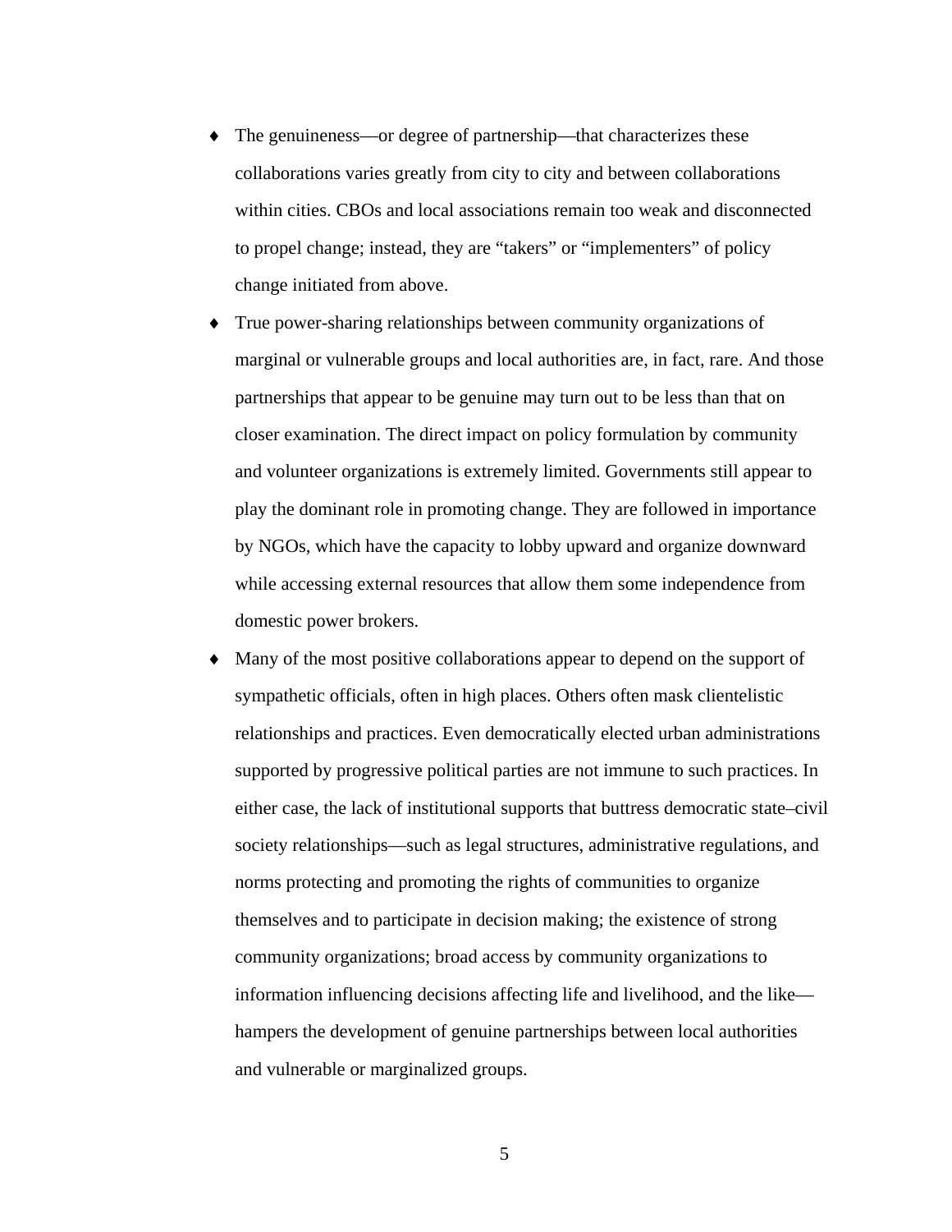- The genuineness—or degree of partnership—that characterizes these collaborations varies greatly from city to city and between collaborations within cities. CBOs and local associations remain too weak and disconnected to propel change; instead, they are “takers” or “implementers” of policy change initiated from above.
- True power-sharing relationships between community organizations of marginal or vulnerable groups and local authorities are, in fact, rare. And those partnerships that appear to be genuine may turn out to be less than that on closer examination. The direct impact on policy formulation by community and volunteer organizations is extremely limited. Governments still appear to play the dominant role in promoting change. They are followed in importance by NGOs, which have the capacity to lobby upward and organize downward while accessing external resources that allow them some independence from domestic power brokers.
- Many of the most positive collaborations appear to depend on the support of sympathetic officials, often in high places. Others often mask clientelistic relationships and practices. Even democratically elected urban administrations supported by progressive political parties are not immune to such practices. In either case, the lack of institutional supports that buttress democratic state–civil society relationships—such as legal structures, administrative regulations, and norms protecting and promoting the rights of communities to organize themselves and to participate in decision making; the existence of strong community organizations; broad access by community organizations to information influencing decisions affecting life and livelihood, and the like—hampers the development of genuine partnerships between local authorities and vulnerable or marginalized groups.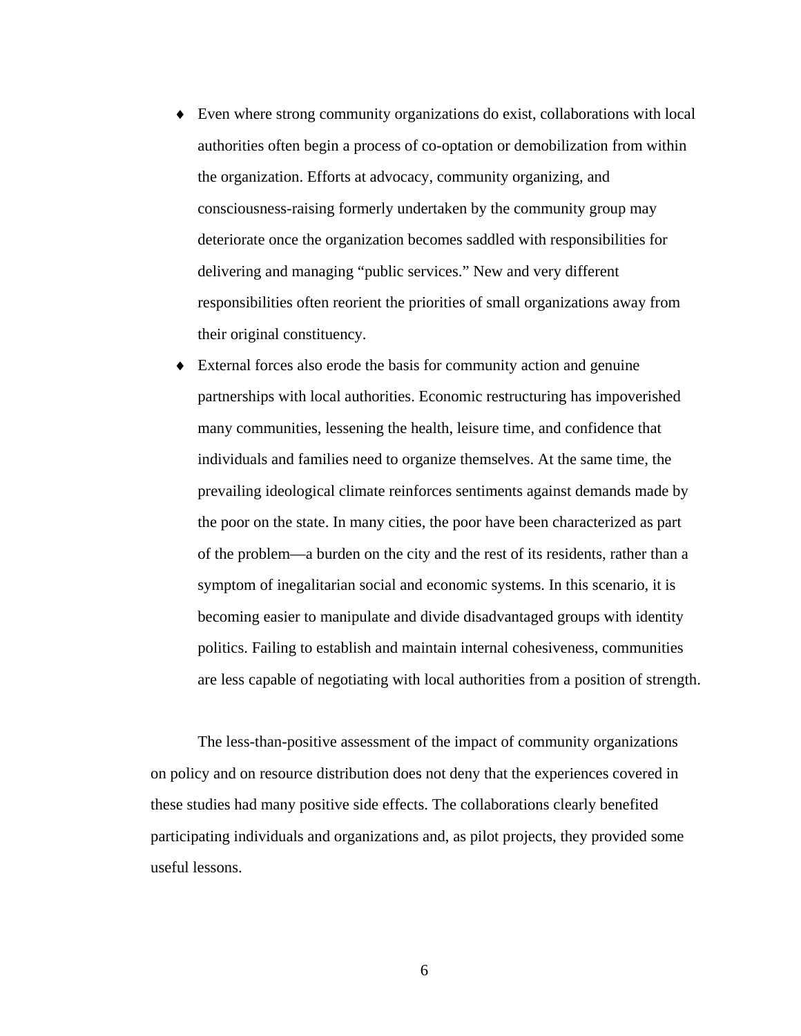- Even where strong community organizations do exist, collaborations with local authorities often begin a process of co-optation or demobilization from within the organization. Efforts at advocacy, community organizing, and consciousness-raising formerly undertaken by the community group may deteriorate once the organization becomes saddled with responsibilities for delivering and managing "public services." New and very different responsibilities often reorient the priorities of small organizations away from their original constituency.
- External forces also erode the basis for community action and genuine partnerships with local authorities. Economic restructuring has impoverished many communities, lessening the health, leisure time, and confidence that individuals and families need to organize themselves. At the same time, the prevailing ideological climate reinforces sentiments against demands made by the poor on the state. In many cities, the poor have been characterized as part of the problem—a burden on the city and the rest of its residents, rather than a symptom of inegalitarian social and economic systems. In this scenario, it is becoming easier to manipulate and divide disadvantaged groups with identity politics. Failing to establish and maintain internal cohesiveness, communities are less capable of negotiating with local authorities from a position of strength.

The less-than-positive assessment of the impact of community organizations on policy and on resource distribution does not deny that the experiences covered in these studies had many positive side effects. The collaborations clearly benefited participating individuals and organizations and, as pilot projects, they provided some useful lessons.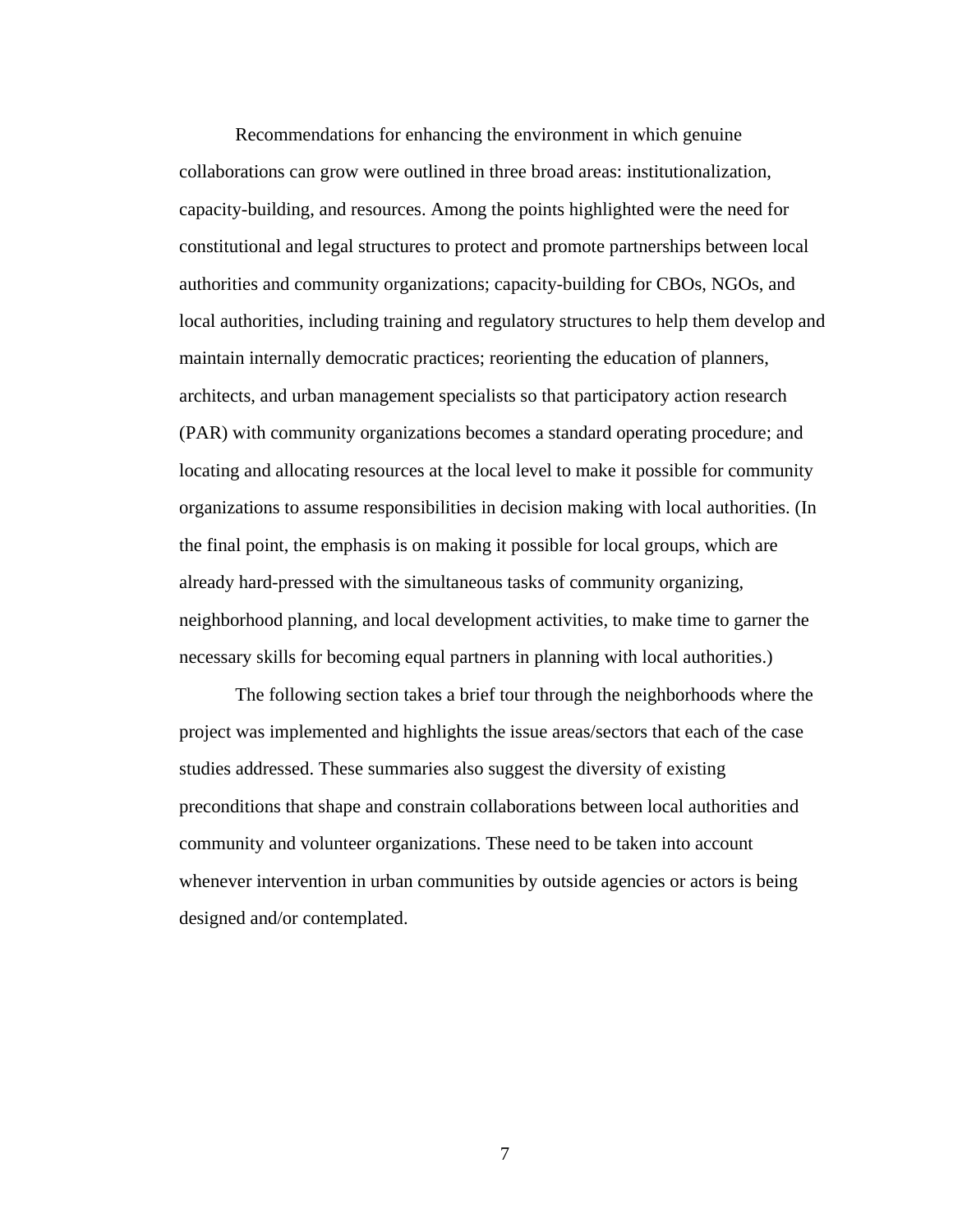Recommendations for enhancing the environment in which genuine collaborations can grow were outlined in three broad areas: institutionalization, capacity-building, and resources. Among the points highlighted were the need for constitutional and legal structures to protect and promote partnerships between local authorities and community organizations; capacity-building for CBOs, NGOs, and local authorities, including training and regulatory structures to help them develop and maintain internally democratic practices; reorienting the education of planners, architects, and urban management specialists so that participatory action research (PAR) with community organizations becomes a standard operating procedure; and locating and allocating resources at the local level to make it possible for community organizations to assume responsibilities in decision making with local authorities. (In the final point, the emphasis is on making it possible for local groups, which are already hard-pressed with the simultaneous tasks of community organizing, neighborhood planning, and local development activities, to make time to garner the necessary skills for becoming equal partners in planning with local authorities.)

The following section takes a brief tour through the neighborhoods where the project was implemented and highlights the issue areas/sectors that each of the case studies addressed. These summaries also suggest the diversity of existing preconditions that shape and constrain collaborations between local authorities and community and volunteer organizations. These need to be taken into account whenever intervention in urban communities by outside agencies or actors is being designed and/or contemplated.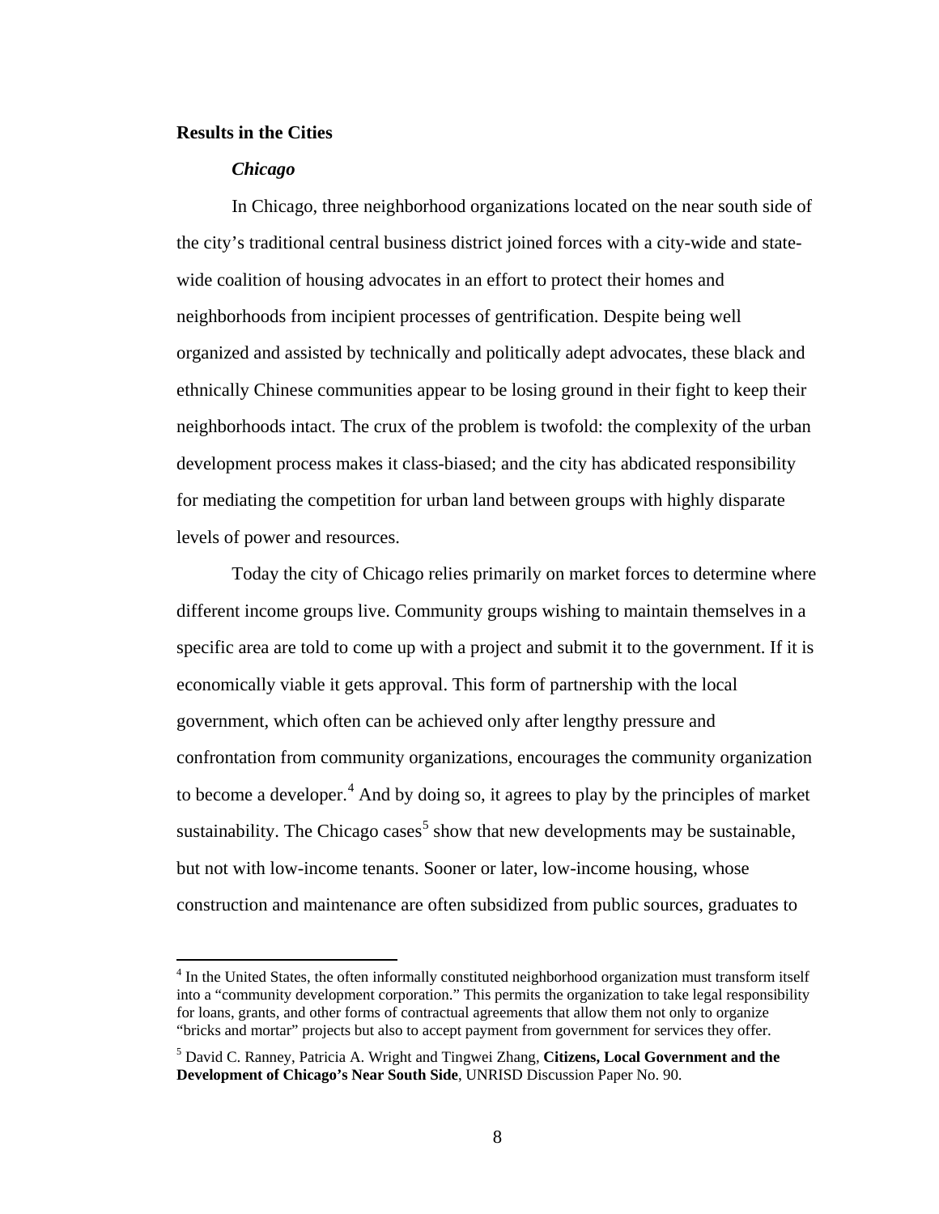## Results in the Cities

### *Chicago*

In Chicago, three neighborhood organizations located on the near south side of the city's traditional central business district joined forces with a city-wide and state-wide coalition of housing advocates in an effort to protect their homes and neighborhoods from incipient processes of gentrification. Despite being well organized and assisted by technically and politically adept advocates, these black and ethnically Chinese communities appear to be losing ground in their fight to keep their neighborhoods intact. The crux of the problem is twofold: the complexity of the urban development process makes it class-biased; and the city has abdicated responsibility for mediating the competition for urban land between groups with highly disparate levels of power and resources.

Today the city of Chicago relies primarily on market forces to determine where different income groups live. Community groups wishing to maintain themselves in a specific area are told to come up with a project and submit it to the government. If it is economically viable it gets approval. This form of partnership with the local government, which often can be achieved only after lengthy pressure and confrontation from community organizations, encourages the community organization to become a developer.[4] And by doing so, it agrees to play by the principles of market sustainability. The Chicago cases[5] show that new developments may be sustainable, but not with low-income tenants. Sooner or later, low-income housing, whose construction and maintenance are often subsidized from public sources, graduates to

---

[4] In the United States, the often informally constituted neighborhood organization must transform itself into a "community development corporation." This permits the organization to take legal responsibility for loans, grants, and other forms of contractual agreements that allow them not only to organize "bricks and mortar" projects but also to accept payment from government for services they offer.

[5] David C. Ranney, Patricia A. Wright and Tingwei Zhang, **Citizens, Local Government and the Development of Chicago's Near South Side**, UNRISD Discussion Paper No. 90.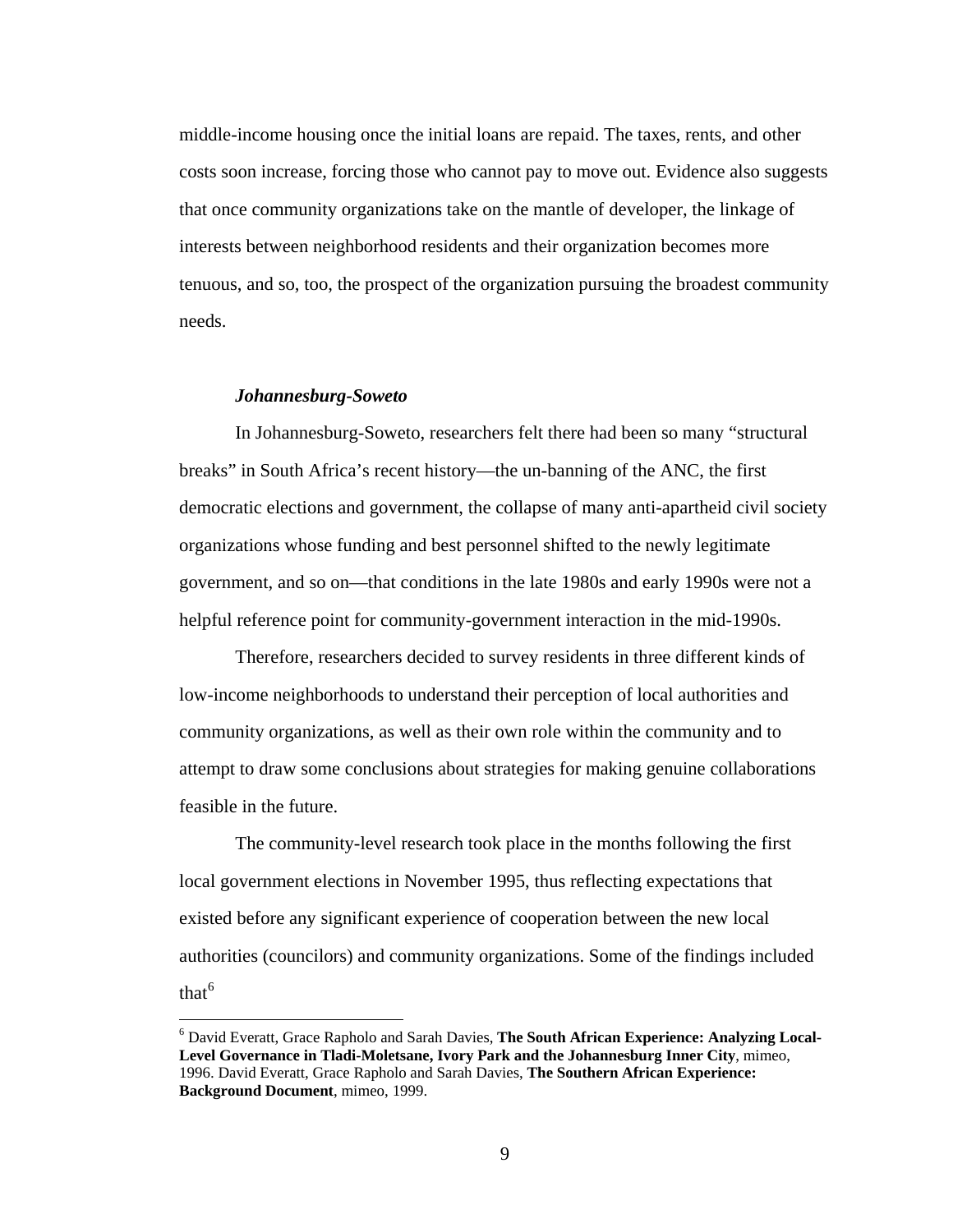middle-income housing once the initial loans are repaid. The taxes, rents, and other costs soon increase, forcing those who cannot pay to move out. Evidence also suggests that once community organizations take on the mantle of developer, the linkage of interests between neighborhood residents and their organization becomes more tenuous, and so, too, the prospect of the organization pursuing the broadest community needs.

### *Johannesburg-Soweto*

In Johannesburg-Soweto, researchers felt there had been so many "structural breaks" in South Africa's recent history—the un-banning of the ANC, the first democratic elections and government, the collapse of many anti-apartheid civil society organizations whose funding and best personnel shifted to the newly legitimate government, and so on—that conditions in the late 1980s and early 1990s were not a helpful reference point for community-government interaction in the mid-1990s.

Therefore, researchers decided to survey residents in three different kinds of low-income neighborhoods to understand their perception of local authorities and community organizations, as well as their own role within the community and to attempt to draw some conclusions about strategies for making genuine collaborations feasible in the future.

The community-level research took place in the months following the first local government elections in November 1995, thus reflecting expectations that existed before any significant experience of cooperation between the new local authorities (councilors) and community organizations. Some of the findings included that[6]

---

[6] David Everatt, Grace Rapholo and Sarah Davies, **The South African Experience: Analyzing Local-Level Governance in Tladi-Moletsane, Ivory Park and the Johannesburg Inner City**, mimeo, 1996. David Everatt, Grace Rapholo and Sarah Davies, **The Southern African Experience: Background Document**, mimeo, 1999.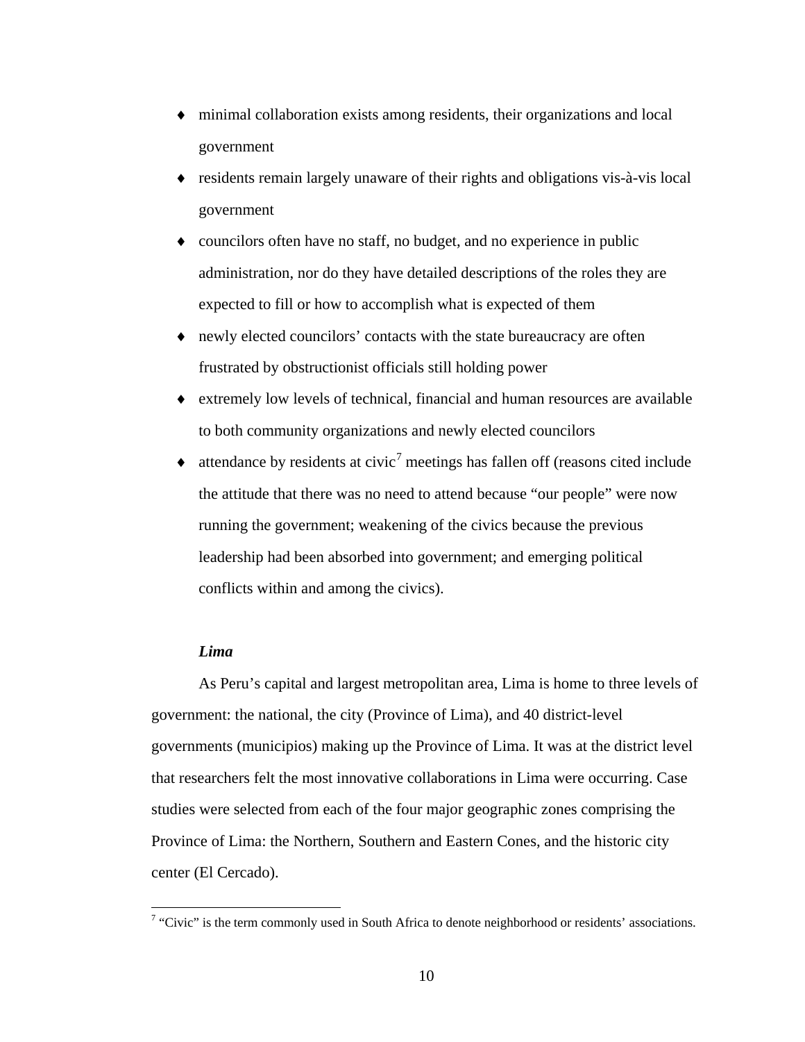- minimal collaboration exists among residents, their organizations and local government
- residents remain largely unaware of their rights and obligations vis-à-vis local government
- councilors often have no staff, no budget, and no experience in public administration, nor do they have detailed descriptions of the roles they are expected to fill or how to accomplish what is expected of them
- newly elected councilors' contacts with the state bureaucracy are often frustrated by obstructionist officials still holding power
- extremely low levels of technical, financial and human resources are available to both community organizations and newly elected councilors
- attendance by residents at civic[7] meetings has fallen off (reasons cited include the attitude that there was no need to attend because "our people" were now running the government; weakening of the civics because the previous leadership had been absorbed into government; and emerging political conflicts within and among the civics).

***Lima***

As Peru's capital and largest metropolitan area, Lima is home to three levels of government: the national, the city (Province of Lima), and 40 district-level governments (municipios) making up the Province of Lima. It was at the district level that researchers felt the most innovative collaborations in Lima were occurring. Case studies were selected from each of the four major geographic zones comprising the Province of Lima: the Northern, Southern and Eastern Cones, and the historic city center (El Cercado).

---

[7] "Civic" is the term commonly used in South Africa to denote neighborhood or residents' associations.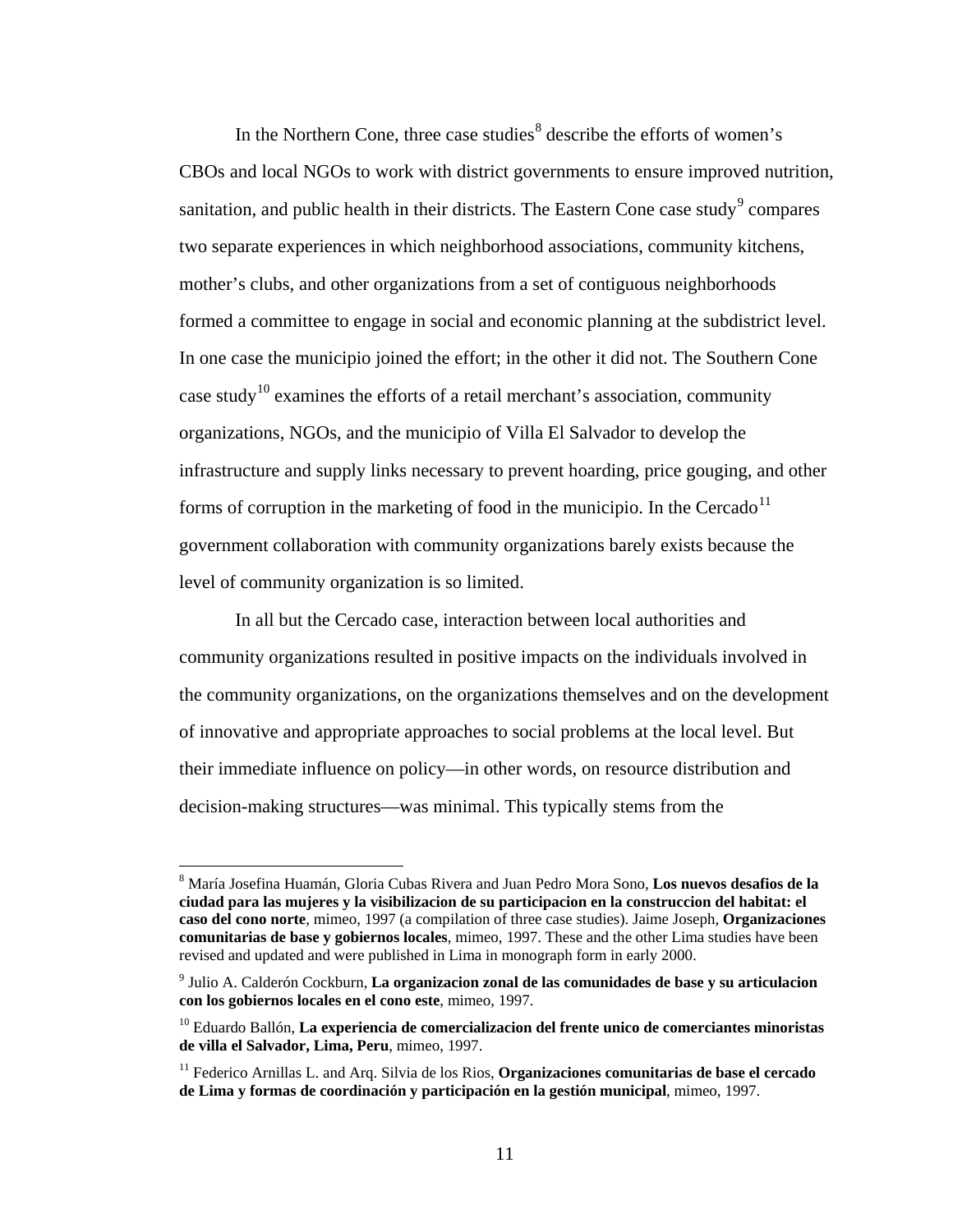In the Northern Cone, three case studies[8] describe the efforts of women's CBOs and local NGOs to work with district governments to ensure improved nutrition, sanitation, and public health in their districts. The Eastern Cone case study[9] compares two separate experiences in which neighborhood associations, community kitchens, mother's clubs, and other organizations from a set of contiguous neighborhoods formed a committee to engage in social and economic planning at the subdistrict level. In one case the municipio joined the effort; in the other it did not. The Southern Cone case study[10] examines the efforts of a retail merchant's association, community organizations, NGOs, and the municipio of Villa El Salvador to develop the infrastructure and supply links necessary to prevent hoarding, price gouging, and other forms of corruption in the marketing of food in the municipio. In the Cercado[11] government collaboration with community organizations barely exists because the level of community organization is so limited.

In all but the Cercado case, interaction between local authorities and community organizations resulted in positive impacts on the individuals involved in the community organizations, on the organizations themselves and on the development of innovative and appropriate approaches to social problems at the local level. But their immediate influence on policy—in other words, on resource distribution and decision-making structures—was minimal. This typically stems from the

---

[8] María Josefina Huamán, Gloria Cubas Rivera and Juan Pedro Mora Sono, **Los nuevos desafios de la ciudad para las mujeres y la visibilizacion de su participacion en la construccion del habitat: el caso del cono norte**, mimeo, 1997 (a compilation of three case studies). Jaime Joseph, **Organizaciones comunitarias de base y gobiernos locales**, mimeo, 1997. These and the other Lima studies have been revised and updated and were published in Lima in monograph form in early 2000.

[9] Julio A. Calderón Cockburn, **La organizacion zonal de las comunidades de base y su articulacion con los gobiernos locales en el cono este**, mimeo, 1997.

[10] Eduardo Ballón, **La experiencia de comercializacion del frente unico de comerciantes minoristas de villa el Salvador, Lima, Peru**, mimeo, 1997.

[11] Federico Arnillas L. and Arq. Silvia de los Rios, **Organizaciones comunitarias de base el cercado de Lima y formas de coordinación y participación en la gestión municipal**, mimeo, 1997.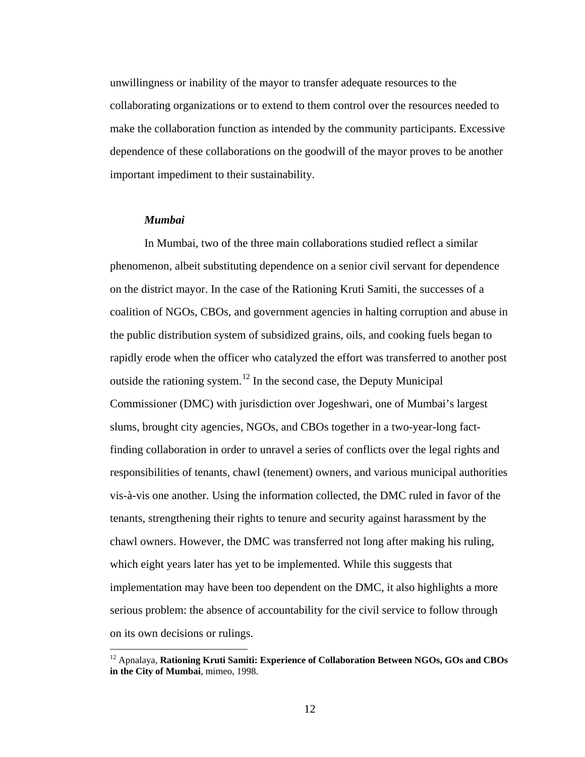unwillingness or inability of the mayor to transfer adequate resources to the collaborating organizations or to extend to them control over the resources needed to make the collaboration function as intended by the community participants. Excessive dependence of these collaborations on the goodwill of the mayor proves to be another important impediment to their sustainability.

### *Mumbai*

In Mumbai, two of the three main collaborations studied reflect a similar phenomenon, albeit substituting dependence on a senior civil servant for dependence on the district mayor. In the case of the Rationing Kruti Samiti, the successes of a coalition of NGOs, CBOs, and government agencies in halting corruption and abuse in the public distribution system of subsidized grains, oils, and cooking fuels began to rapidly erode when the officer who catalyzed the effort was transferred to another post outside the rationing system.[12] In the second case, the Deputy Municipal Commissioner (DMC) with jurisdiction over Jogeshwari, one of Mumbai's largest slums, brought city agencies, NGOs, and CBOs together in a two-year-long fact-finding collaboration in order to unravel a series of conflicts over the legal rights and responsibilities of tenants, chawl (tenement) owners, and various municipal authorities vis-à-vis one another. Using the information collected, the DMC ruled in favor of the tenants, strengthening their rights to tenure and security against harassment by the chawl owners. However, the DMC was transferred not long after making his ruling, which eight years later has yet to be implemented. While this suggests that implementation may have been too dependent on the DMC, it also highlights a more serious problem: the absence of accountability for the civil service to follow through on its own decisions or rulings.

---

[12] Apnalaya, **Rationing Kruti Samiti: Experience of Collaboration Between NGOs, GOs and CBOs in the City of Mumbai**, mimeo, 1998.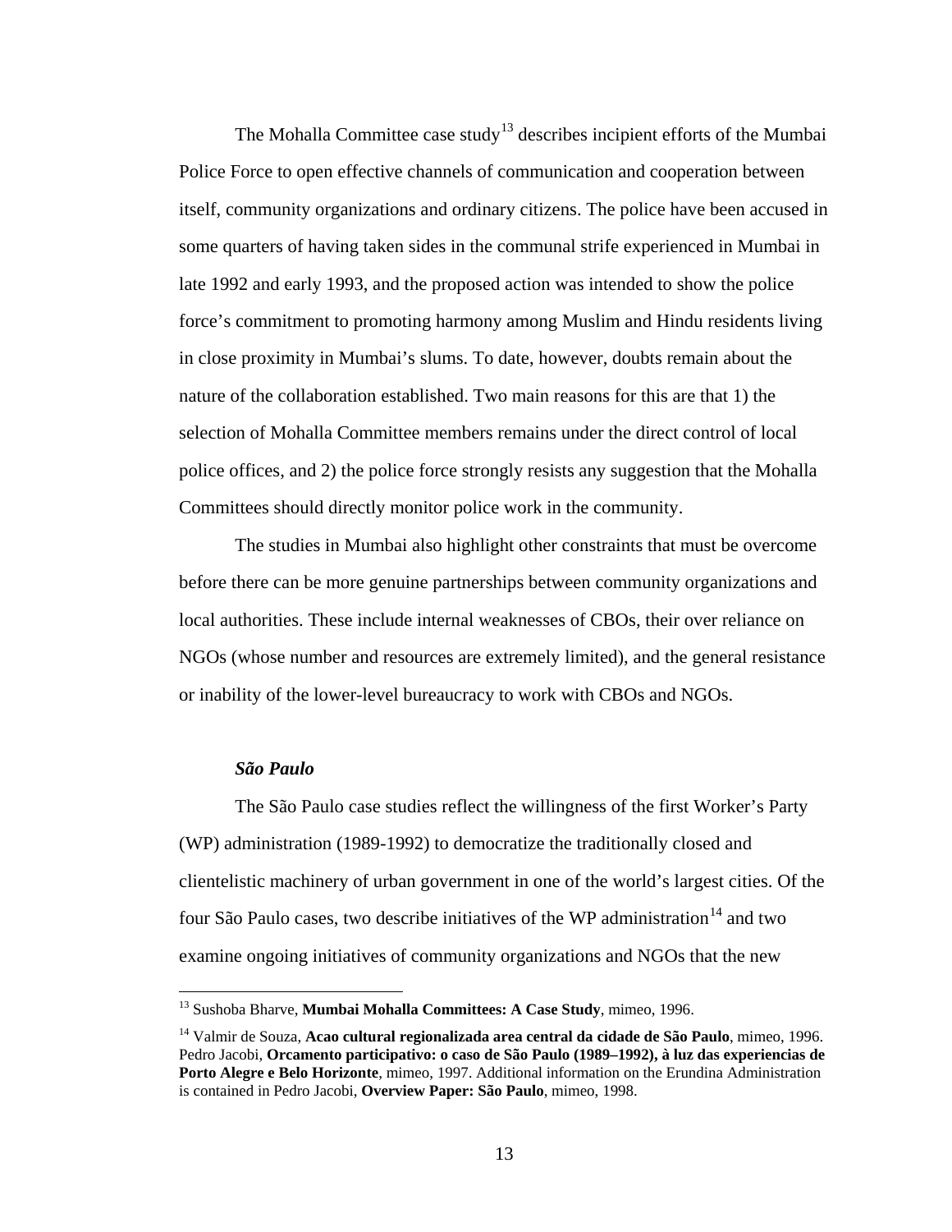The Mohalla Committee case study[13] describes incipient efforts of the Mumbai Police Force to open effective channels of communication and cooperation between itself, community organizations and ordinary citizens. The police have been accused in some quarters of having taken sides in the communal strife experienced in Mumbai in late 1992 and early 1993, and the proposed action was intended to show the police force's commitment to promoting harmony among Muslim and Hindu residents living in close proximity in Mumbai's slums. To date, however, doubts remain about the nature of the collaboration established. Two main reasons for this are that 1) the selection of Mohalla Committee members remains under the direct control of local police offices, and 2) the police force strongly resists any suggestion that the Mohalla Committees should directly monitor police work in the community.

The studies in Mumbai also highlight other constraints that must be overcome before there can be more genuine partnerships between community organizations and local authorities. These include internal weaknesses of CBOs, their over reliance on NGOs (whose number and resources are extremely limited), and the general resistance or inability of the lower-level bureaucracy to work with CBOs and NGOs.

***São Paulo***

The São Paulo case studies reflect the willingness of the first Worker's Party (WP) administration (1989-1992) to democratize the traditionally closed and clientelistic machinery of urban government in one of the world's largest cities. Of the four São Paulo cases, two describe initiatives of the WP administration[14] and two examine ongoing initiatives of community organizations and NGOs that the new

---

[13] Sushoba Bharve, **Mumbai Mohalla Committees: A Case Study**, mimeo, 1996.

[14] Valmir de Souza, **Acao cultural regionalizada area central da cidade de São Paulo**, mimeo, 1996. Pedro Jacobi, **Orcamento participativo: o caso de São Paulo (1989–1992), à luz das experiencias de Porto Alegre e Belo Horizonte**, mimeo, 1997. Additional information on the Erundina Administration is contained in Pedro Jacobi, **Overview Paper: São Paulo**, mimeo, 1998.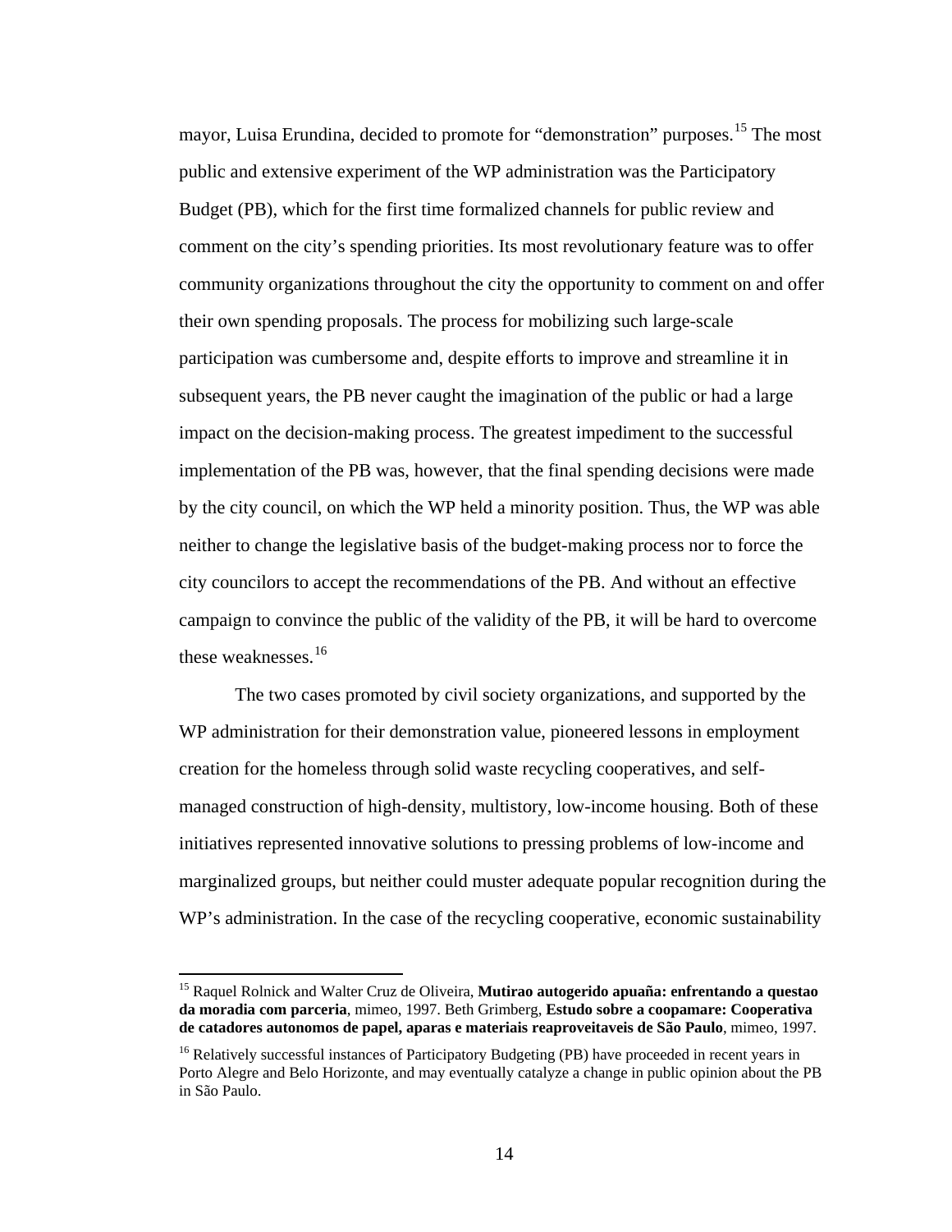mayor, Luisa Erundina, decided to promote for "demonstration" purposes.[15] The most public and extensive experiment of the WP administration was the Participatory Budget (PB), which for the first time formalized channels for public review and comment on the city's spending priorities. Its most revolutionary feature was to offer community organizations throughout the city the opportunity to comment on and offer their own spending proposals. The process for mobilizing such large-scale participation was cumbersome and, despite efforts to improve and streamline it in subsequent years, the PB never caught the imagination of the public or had a large impact on the decision-making process. The greatest impediment to the successful implementation of the PB was, however, that the final spending decisions were made by the city council, on which the WP held a minority position. Thus, the WP was able neither to change the legislative basis of the budget-making process nor to force the city councilors to accept the recommendations of the PB. And without an effective campaign to convince the public of the validity of the PB, it will be hard to overcome these weaknesses.[16]

The two cases promoted by civil society organizations, and supported by the WP administration for their demonstration value, pioneered lessons in employment creation for the homeless through solid waste recycling cooperatives, and self-managed construction of high-density, multistory, low-income housing. Both of these initiatives represented innovative solutions to pressing problems of low-income and marginalized groups, but neither could muster adequate popular recognition during the WP's administration. In the case of the recycling cooperative, economic sustainability

---

[15] Raquel Rolnick and Walter Cruz de Oliveira, **Mutirao autogerido apuaña: enfrentando a questao da moradia com parceria**, mimeo, 1997. Beth Grimberg, **Estudo sobre a coopamare: Cooperativa de catadores autonomos de papel, aparas e materiais reaproveitaveis de São Paulo**, mimeo, 1997.

[16] Relatively successful instances of Participatory Budgeting (PB) have proceeded in recent years in Porto Alegre and Belo Horizonte, and may eventually catalyze a change in public opinion about the PB in São Paulo.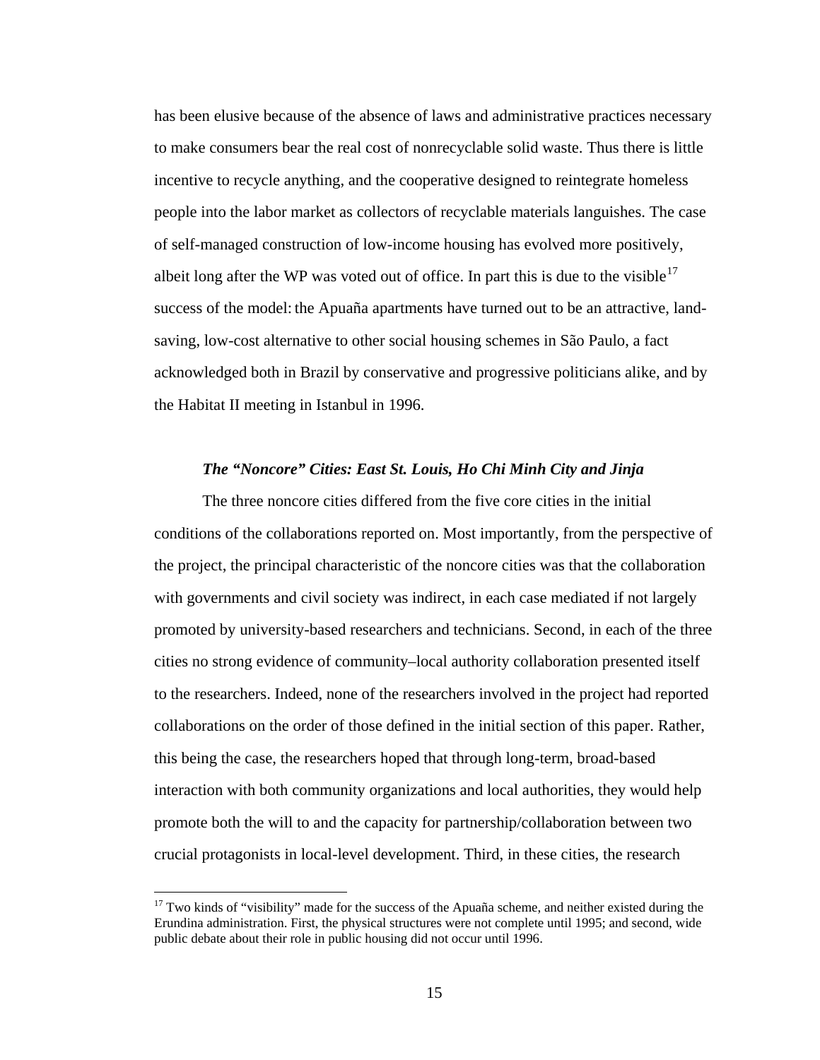has been elusive because of the absence of laws and administrative practices necessary to make consumers bear the real cost of nonrecyclable solid waste. Thus there is little incentive to recycle anything, and the cooperative designed to reintegrate homeless people into the labor market as collectors of recyclable materials languishes. The case of self-managed construction of low-income housing has evolved more positively, albeit long after the WP was voted out of office. In part this is due to the visible[17] success of the model: the Apuaña apartments have turned out to be an attractive, land-saving, low-cost alternative to other social housing schemes in São Paulo, a fact acknowledged both in Brazil by conservative and progressive politicians alike, and by the Habitat II meeting in Istanbul in 1996.

### *The "Noncore" Cities: East St. Louis, Ho Chi Minh City and Jinja*

The three noncore cities differed from the five core cities in the initial conditions of the collaborations reported on. Most importantly, from the perspective of the project, the principal characteristic of the noncore cities was that the collaboration with governments and civil society was indirect, in each case mediated if not largely promoted by university-based researchers and technicians. Second, in each of the three cities no strong evidence of community–local authority collaboration presented itself to the researchers. Indeed, none of the researchers involved in the project had reported collaborations on the order of those defined in the initial section of this paper. Rather, this being the case, the researchers hoped that through long-term, broad-based interaction with both community organizations and local authorities, they would help promote both the will to and the capacity for partnership/collaboration between two crucial protagonists in local-level development. Third, in these cities, the research

---

[17] Two kinds of "visibility" made for the success of the Apuaña scheme, and neither existed during the Erundina administration. First, the physical structures were not complete until 1995; and second, wide public debate about their role in public housing did not occur until 1996.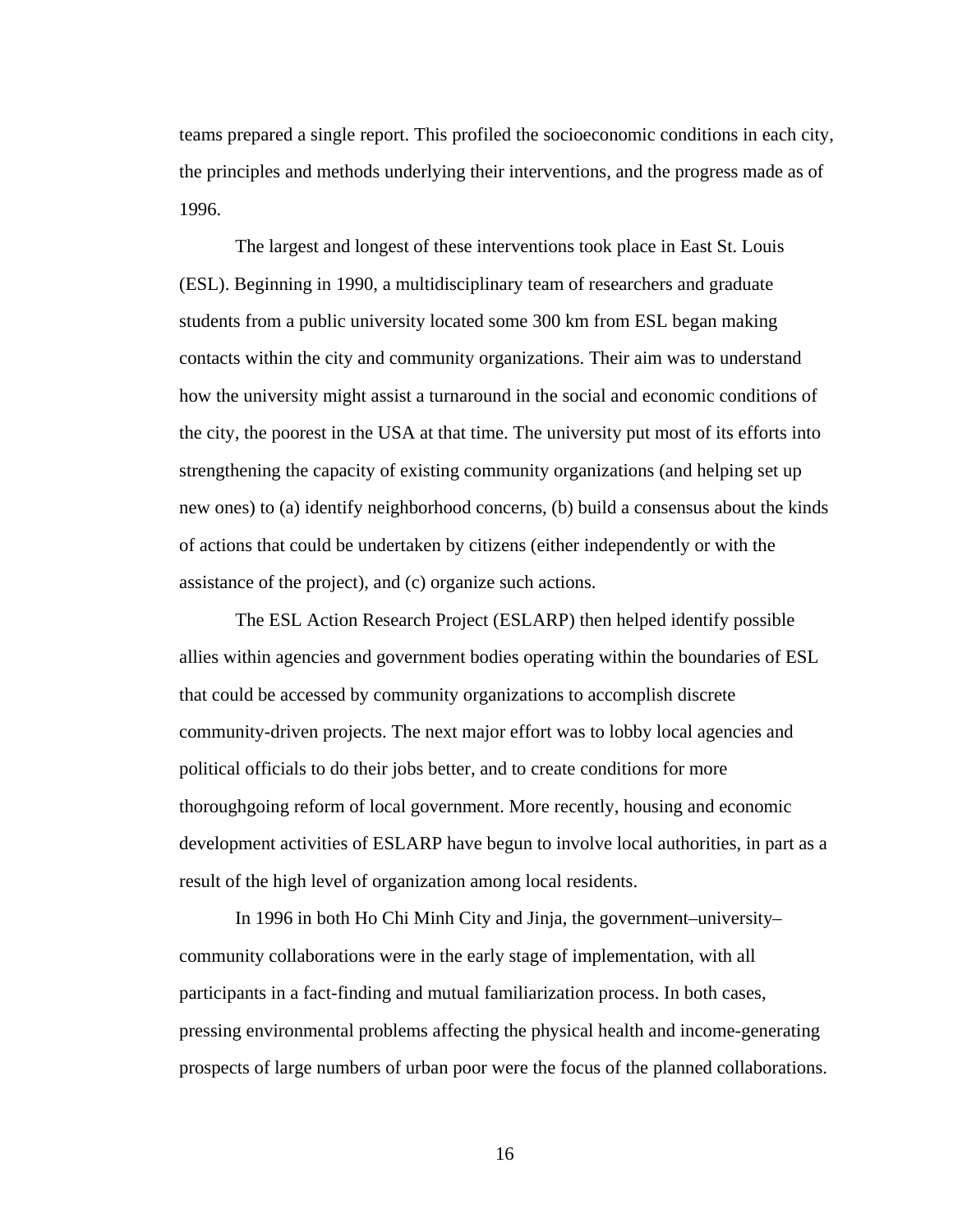teams prepared a single report. This profiled the socioeconomic conditions in each city, the principles and methods underlying their interventions, and the progress made as of 1996.

The largest and longest of these interventions took place in East St. Louis (ESL). Beginning in 1990, a multidisciplinary team of researchers and graduate students from a public university located some 300 km from ESL began making contacts within the city and community organizations. Their aim was to understand how the university might assist a turnaround in the social and economic conditions of the city, the poorest in the USA at that time. The university put most of its efforts into strengthening the capacity of existing community organizations (and helping set up new ones) to (a) identify neighborhood concerns, (b) build a consensus about the kinds of actions that could be undertaken by citizens (either independently or with the assistance of the project), and (c) organize such actions.

The ESL Action Research Project (ESLARP) then helped identify possible allies within agencies and government bodies operating within the boundaries of ESL that could be accessed by community organizations to accomplish discrete community-driven projects. The next major effort was to lobby local agencies and political officials to do their jobs better, and to create conditions for more thoroughgoing reform of local government. More recently, housing and economic development activities of ESLARP have begun to involve local authorities, in part as a result of the high level of organization among local residents.

In 1996 in both Ho Chi Minh City and Jinja, the government–university–community collaborations were in the early stage of implementation, with all participants in a fact-finding and mutual familiarization process. In both cases, pressing environmental problems affecting the physical health and income-generating prospects of large numbers of urban poor were the focus of the planned collaborations.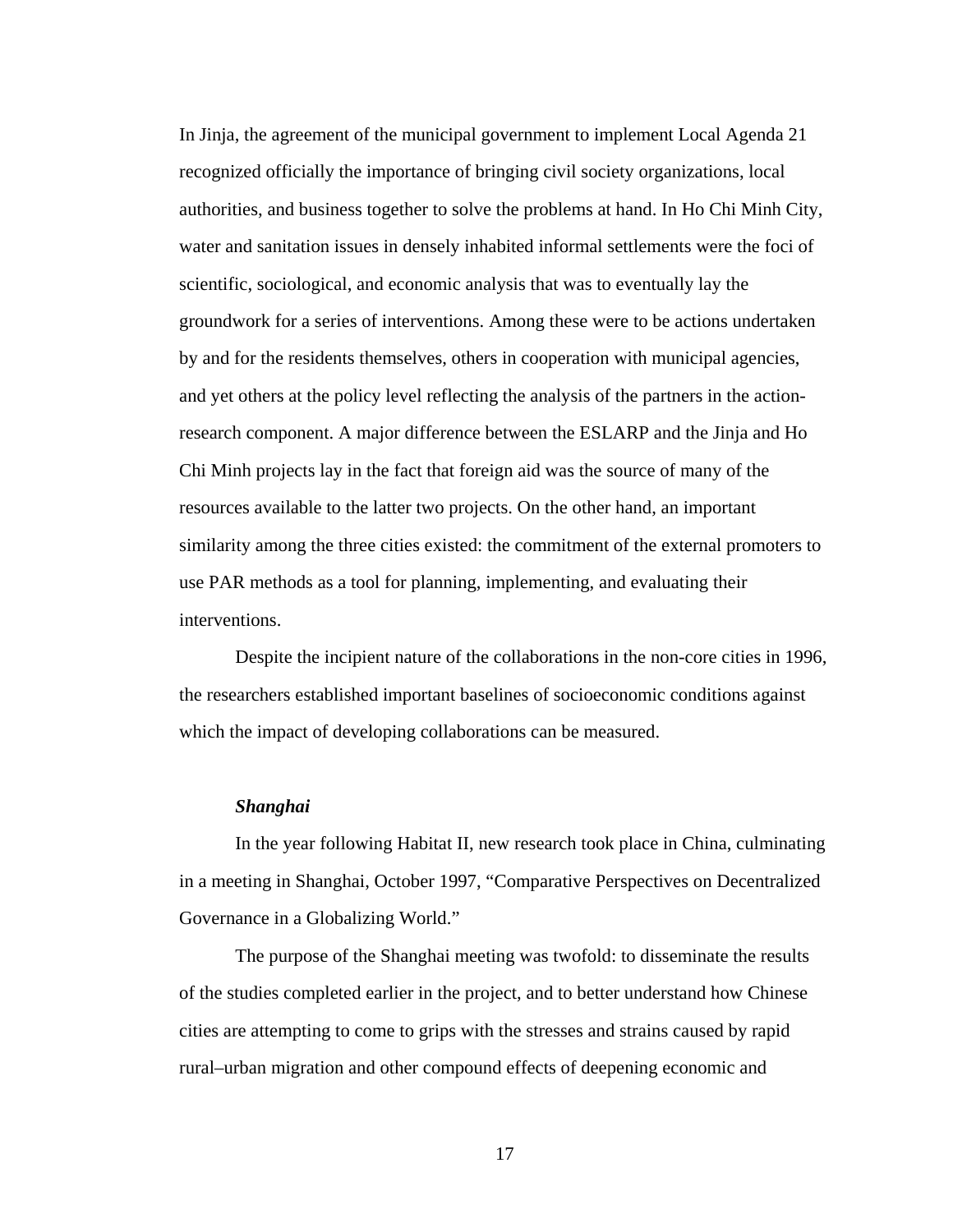In Jinja, the agreement of the municipal government to implement Local Agenda 21 recognized officially the importance of bringing civil society organizations, local authorities, and business together to solve the problems at hand. In Ho Chi Minh City, water and sanitation issues in densely inhabited informal settlements were the foci of scientific, sociological, and economic analysis that was to eventually lay the groundwork for a series of interventions. Among these were to be actions undertaken by and for the residents themselves, others in cooperation with municipal agencies, and yet others at the policy level reflecting the analysis of the partners in the action-research component. A major difference between the ESLARP and the Jinja and Ho Chi Minh projects lay in the fact that foreign aid was the source of many of the resources available to the latter two projects. On the other hand, an important similarity among the three cities existed: the commitment of the external promoters to use PAR methods as a tool for planning, implementing, and evaluating their interventions.

Despite the incipient nature of the collaborations in the non-core cities in 1996, the researchers established important baselines of socioeconomic conditions against which the impact of developing collaborations can be measured.

### *Shanghai*

In the year following Habitat II, new research took place in China, culminating in a meeting in Shanghai, October 1997, "Comparative Perspectives on Decentralized Governance in a Globalizing World."

The purpose of the Shanghai meeting was twofold: to disseminate the results of the studies completed earlier in the project, and to better understand how Chinese cities are attempting to come to grips with the stresses and strains caused by rapid rural–urban migration and other compound effects of deepening economic and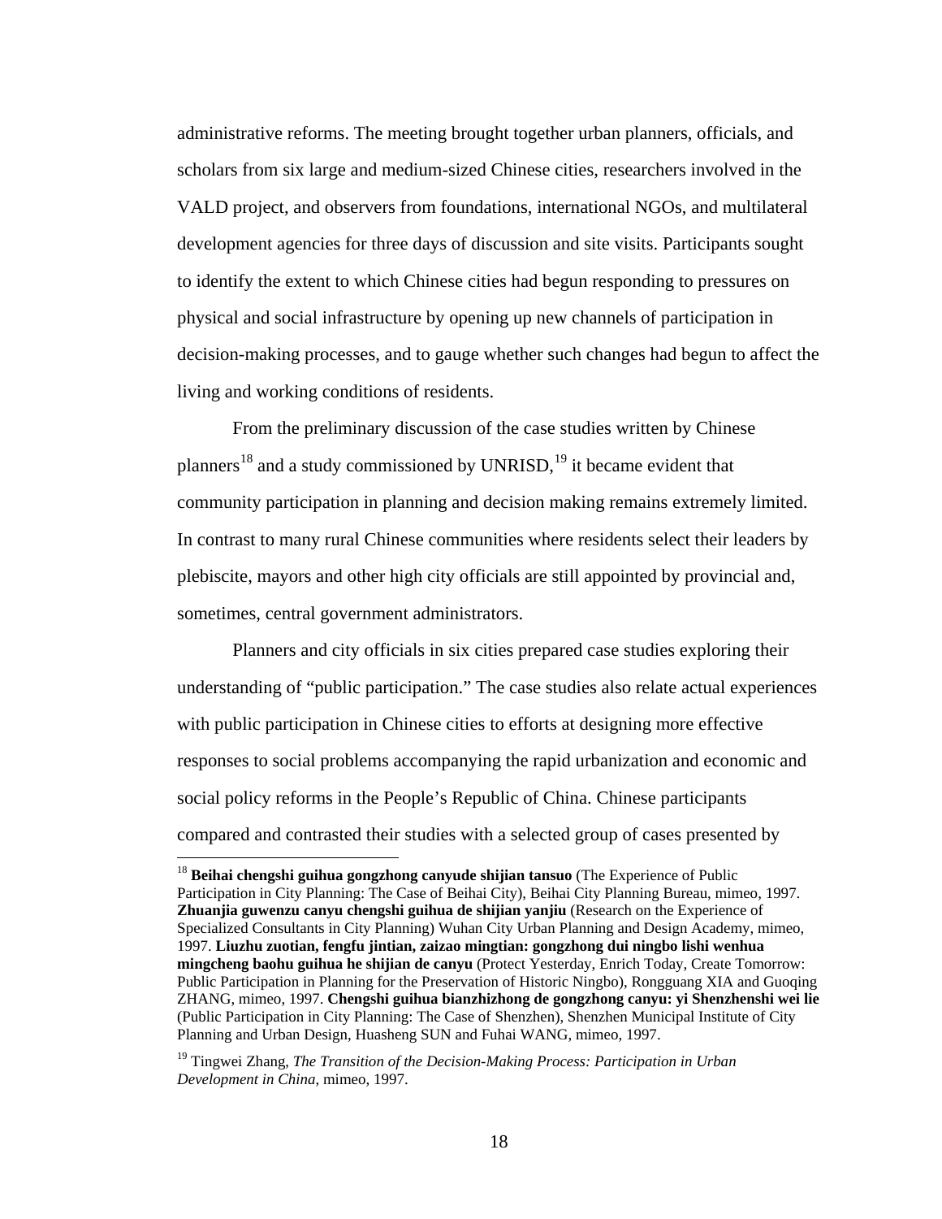administrative reforms. The meeting brought together urban planners, officials, and scholars from six large and medium-sized Chinese cities, researchers involved in the VALD project, and observers from foundations, international NGOs, and multilateral development agencies for three days of discussion and site visits. Participants sought to identify the extent to which Chinese cities had begun responding to pressures on physical and social infrastructure by opening up new channels of participation in decision-making processes, and to gauge whether such changes had begun to affect the living and working conditions of residents.

From the preliminary discussion of the case studies written by Chinese planners[18] and a study commissioned by UNRISD,[19] it became evident that community participation in planning and decision making remains extremely limited. In contrast to many rural Chinese communities where residents select their leaders by plebiscite, mayors and other high city officials are still appointed by provincial and, sometimes, central government administrators.

Planners and city officials in six cities prepared case studies exploring their understanding of "public participation." The case studies also relate actual experiences with public participation in Chinese cities to efforts at designing more effective responses to social problems accompanying the rapid urbanization and economic and social policy reforms in the People's Republic of China. Chinese participants compared and contrasted their studies with a selected group of cases presented by

---

[18] **Beihai chengshi guihua gongzhong canyude shijian tansuo** (The Experience of Public Participation in City Planning: The Case of Beihai City), Beihai City Planning Bureau, mimeo, 1997. **Zhuanjia guwenzu canyu chengshi guihua de shijian yanjiu** (Research on the Experience of Specialized Consultants in City Planning) Wuhan City Urban Planning and Design Academy, mimeo, 1997. **Liuzhu zuotian, fengfu jintian, zaizao mingtian: gongzhong dui ningbo lishi wenhua mingcheng baohu guihua he shijian de canyu** (Protect Yesterday, Enrich Today, Create Tomorrow: Public Participation in Planning for the Preservation of Historic Ningbo), Rongguang XIA and Guoqing ZHANG, mimeo, 1997. **Chengshi guihua bianzhizhong de gongzhong canyu: yi Shenzhenshi wei lie** (Public Participation in City Planning: The Case of Shenzhen), Shenzhen Municipal Institute of City Planning and Urban Design, Huasheng SUN and Fuhai WANG, mimeo, 1997.

[19] Tingwei Zhang, *The Transition of the Decision-Making Process: Participation in Urban Development in China*, mimeo, 1997.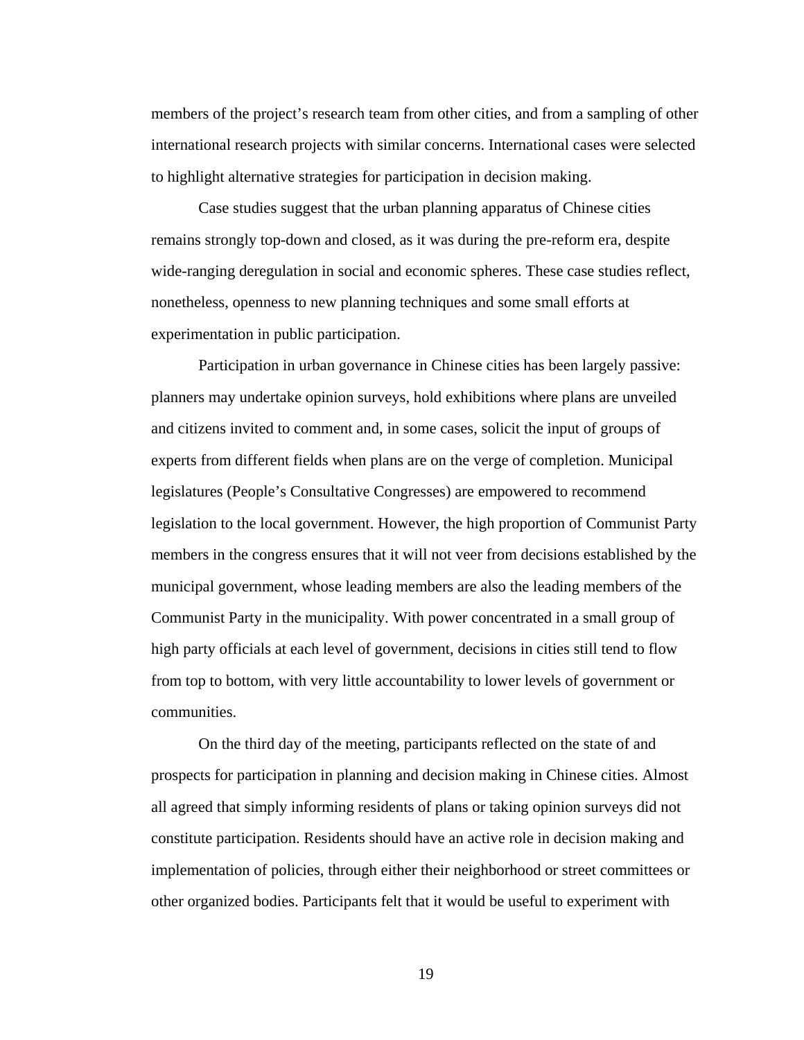members of the project's research team from other cities, and from a sampling of other international research projects with similar concerns. International cases were selected to highlight alternative strategies for participation in decision making.

Case studies suggest that the urban planning apparatus of Chinese cities remains strongly top-down and closed, as it was during the pre-reform era, despite wide-ranging deregulation in social and economic spheres. These case studies reflect, nonetheless, openness to new planning techniques and some small efforts at experimentation in public participation.

Participation in urban governance in Chinese cities has been largely passive: planners may undertake opinion surveys, hold exhibitions where plans are unveiled and citizens invited to comment and, in some cases, solicit the input of groups of experts from different fields when plans are on the verge of completion. Municipal legislatures (People's Consultative Congresses) are empowered to recommend legislation to the local government. However, the high proportion of Communist Party members in the congress ensures that it will not veer from decisions established by the municipal government, whose leading members are also the leading members of the Communist Party in the municipality. With power concentrated in a small group of high party officials at each level of government, decisions in cities still tend to flow from top to bottom, with very little accountability to lower levels of government or communities.

On the third day of the meeting, participants reflected on the state of and prospects for participation in planning and decision making in Chinese cities. Almost all agreed that simply informing residents of plans or taking opinion surveys did not constitute participation. Residents should have an active role in decision making and implementation of policies, through either their neighborhood or street committees or other organized bodies. Participants felt that it would be useful to experiment with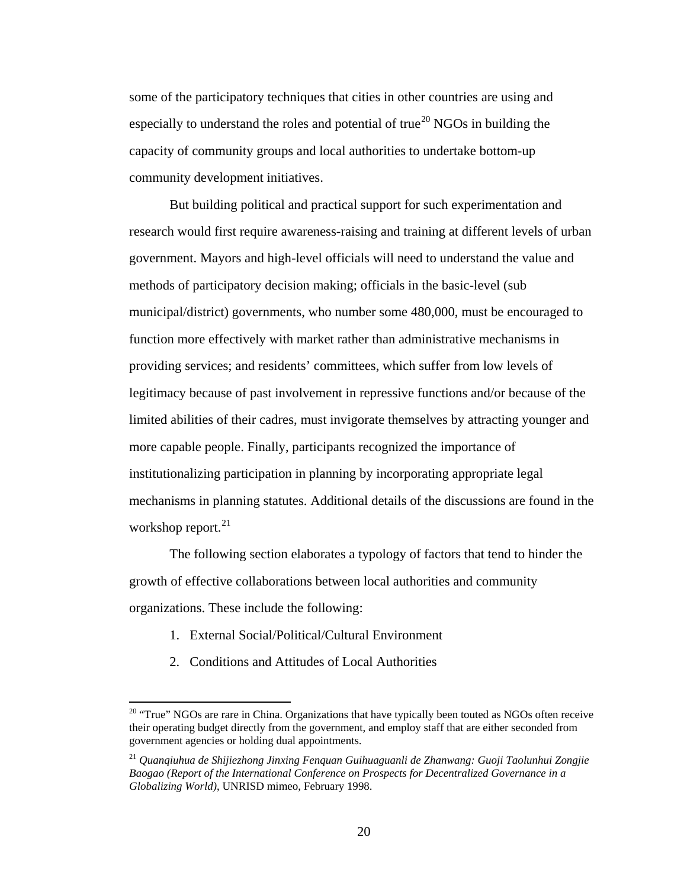some of the participatory techniques that cities in other countries are using and especially to understand the roles and potential of true[20] NGOs in building the capacity of community groups and local authorities to undertake bottom-up community development initiatives.

But building political and practical support for such experimentation and research would first require awareness-raising and training at different levels of urban government. Mayors and high-level officials will need to understand the value and methods of participatory decision making; officials in the basic-level (sub municipal/district) governments, who number some 480,000, must be encouraged to function more effectively with market rather than administrative mechanisms in providing services; and residents' committees, which suffer from low levels of legitimacy because of past involvement in repressive functions and/or because of the limited abilities of their cadres, must invigorate themselves by attracting younger and more capable people. Finally, participants recognized the importance of institutionalizing participation in planning by incorporating appropriate legal mechanisms in planning statutes. Additional details of the discussions are found in the workshop report.[21]

The following section elaborates a typology of factors that tend to hinder the growth of effective collaborations between local authorities and community organizations. These include the following:

1. External Social/Political/Cultural Environment
2. Conditions and Attitudes of Local Authorities

---

[20] "True" NGOs are rare in China. Organizations that have typically been touted as NGOs often receive their operating budget directly from the government, and employ staff that are either seconded from government agencies or holding dual appointments.

[21] *Quanqiuhua de Shijiezhong Jinxing Fenquan Guihuaguanli de Zhanwang: Guoji Taolunhui Zongjie Baogao (Report of the International Conference on Prospects for Decentralized Governance in a Globalizing World)*, UNRISD mimeo, February 1998.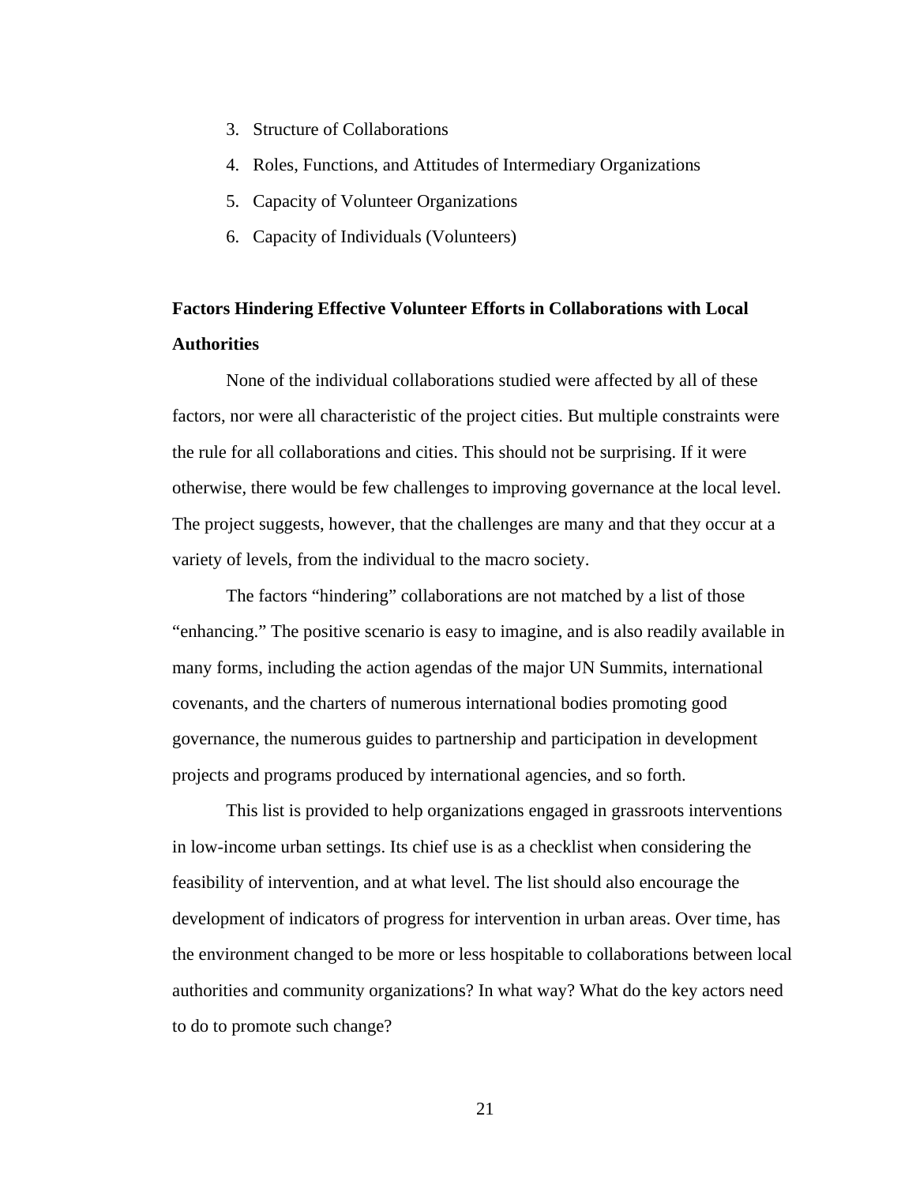3. Structure of Collaborations
4. Roles, Functions, and Attitudes of Intermediary Organizations
5. Capacity of Volunteer Organizations
6. Capacity of Individuals (Volunteers)

**Factors Hindering Effective Volunteer Efforts in Collaborations with Local Authorities**

None of the individual collaborations studied were affected by all of these factors, nor were all characteristic of the project cities. But multiple constraints were the rule for all collaborations and cities. This should not be surprising. If it were otherwise, there would be few challenges to improving governance at the local level. The project suggests, however, that the challenges are many and that they occur at a variety of levels, from the individual to the macro society.

The factors "hindering" collaborations are not matched by a list of those "enhancing." The positive scenario is easy to imagine, and is also readily available in many forms, including the action agendas of the major UN Summits, international covenants, and the charters of numerous international bodies promoting good governance, the numerous guides to partnership and participation in development projects and programs produced by international agencies, and so forth.

This list is provided to help organizations engaged in grassroots interventions in low-income urban settings. Its chief use is as a checklist when considering the feasibility of intervention, and at what level. The list should also encourage the development of indicators of progress for intervention in urban areas. Over time, has the environment changed to be more or less hospitable to collaborations between local authorities and community organizations? In what way? What do the key actors need to do to promote such change?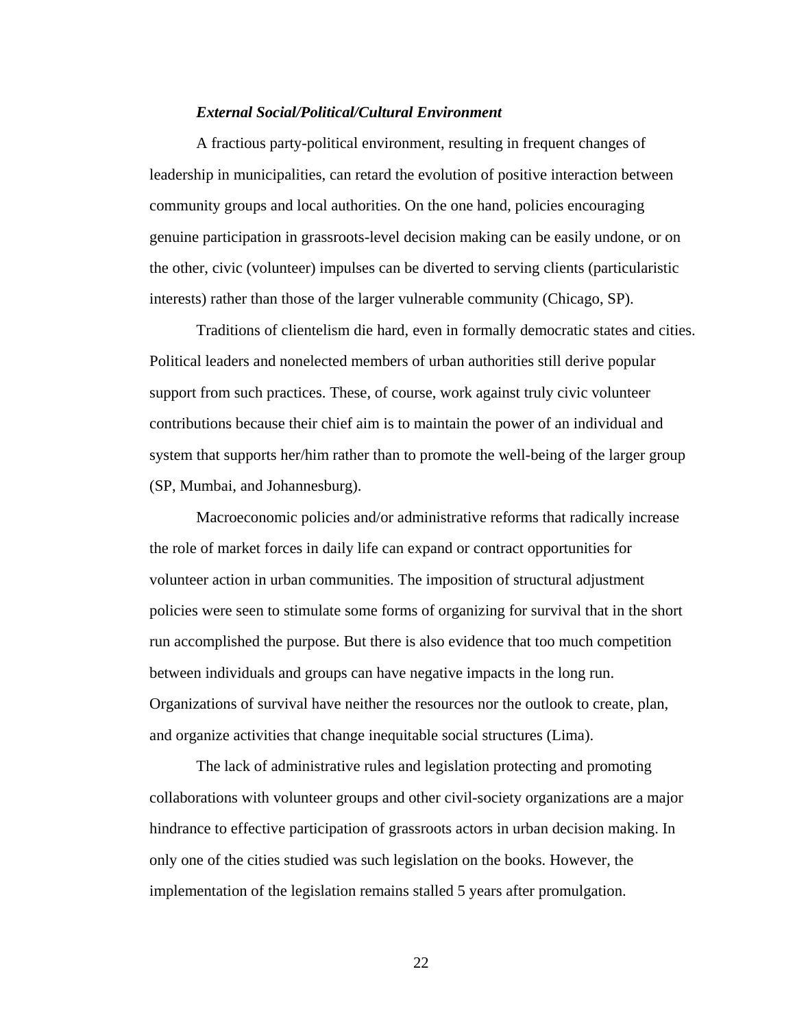### *External Social/Political/Cultural Environment*

A fractious party-political environment, resulting in frequent changes of leadership in municipalities, can retard the evolution of positive interaction between community groups and local authorities. On the one hand, policies encouraging genuine participation in grassroots-level decision making can be easily undone, or on the other, civic (volunteer) impulses can be diverted to serving clients (particularistic interests) rather than those of the larger vulnerable community (Chicago, SP).

Traditions of clientelism die hard, even in formally democratic states and cities. Political leaders and nonelected members of urban authorities still derive popular support from such practices. These, of course, work against truly civic volunteer contributions because their chief aim is to maintain the power of an individual and system that supports her/him rather than to promote the well-being of the larger group (SP, Mumbai, and Johannesburg).

Macroeconomic policies and/or administrative reforms that radically increase the role of market forces in daily life can expand or contract opportunities for volunteer action in urban communities. The imposition of structural adjustment policies were seen to stimulate some forms of organizing for survival that in the short run accomplished the purpose. But there is also evidence that too much competition between individuals and groups can have negative impacts in the long run. Organizations of survival have neither the resources nor the outlook to create, plan, and organize activities that change inequitable social structures (Lima).

The lack of administrative rules and legislation protecting and promoting collaborations with volunteer groups and other civil-society organizations are a major hindrance to effective participation of grassroots actors in urban decision making. In only one of the cities studied was such legislation on the books. However, the implementation of the legislation remains stalled 5 years after promulgation.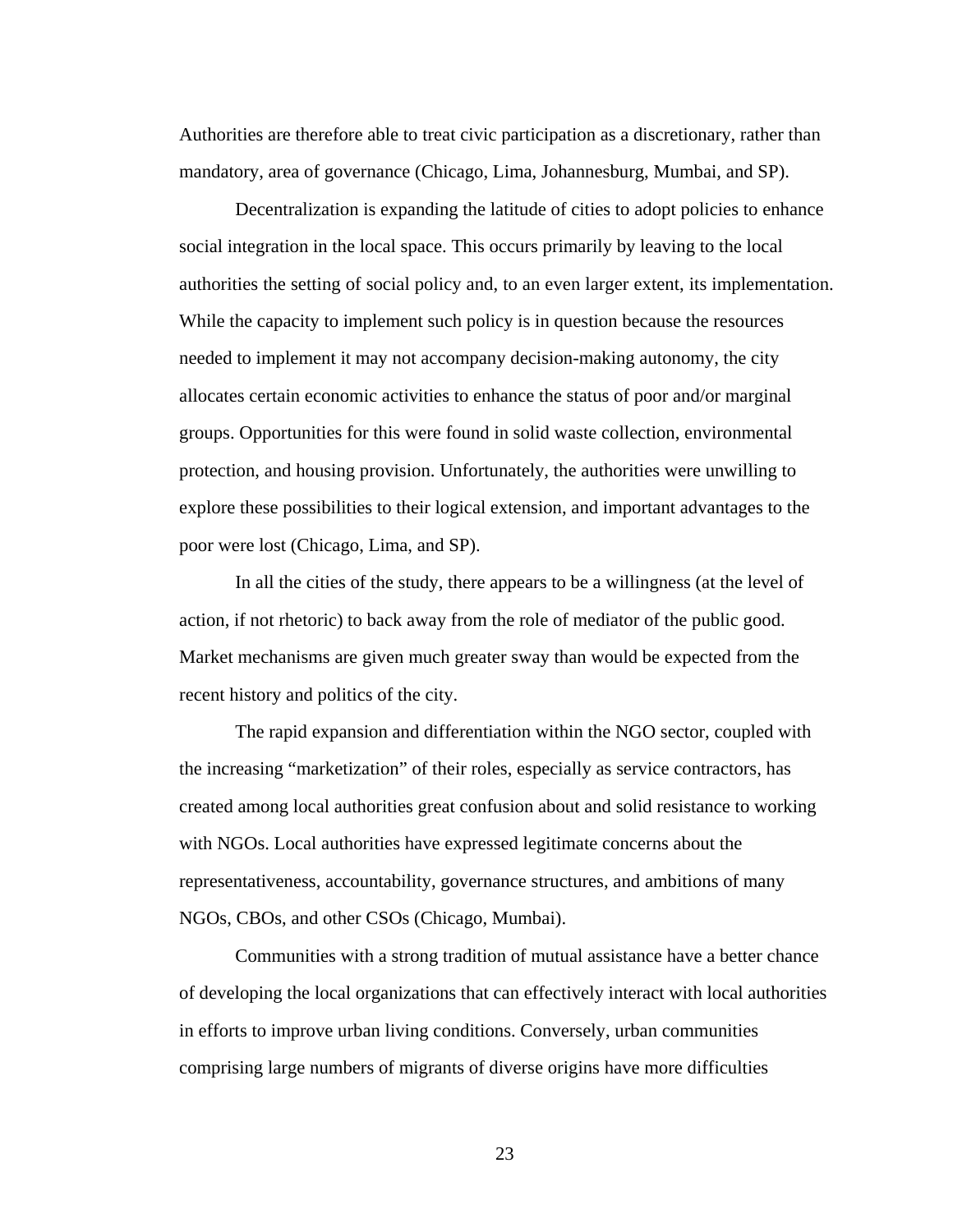Authorities are therefore able to treat civic participation as a discretionary, rather than mandatory, area of governance (Chicago, Lima, Johannesburg, Mumbai, and SP).

Decentralization is expanding the latitude of cities to adopt policies to enhance social integration in the local space. This occurs primarily by leaving to the local authorities the setting of social policy and, to an even larger extent, its implementation. While the capacity to implement such policy is in question because the resources needed to implement it may not accompany decision-making autonomy, the city allocates certain economic activities to enhance the status of poor and/or marginal groups. Opportunities for this were found in solid waste collection, environmental protection, and housing provision. Unfortunately, the authorities were unwilling to explore these possibilities to their logical extension, and important advantages to the poor were lost (Chicago, Lima, and SP).

In all the cities of the study, there appears to be a willingness (at the level of action, if not rhetoric) to back away from the role of mediator of the public good. Market mechanisms are given much greater sway than would be expected from the recent history and politics of the city.

The rapid expansion and differentiation within the NGO sector, coupled with the increasing "marketization" of their roles, especially as service contractors, has created among local authorities great confusion about and solid resistance to working with NGOs. Local authorities have expressed legitimate concerns about the representativeness, accountability, governance structures, and ambitions of many NGOs, CBOs, and other CSOs (Chicago, Mumbai).

Communities with a strong tradition of mutual assistance have a better chance of developing the local organizations that can effectively interact with local authorities in efforts to improve urban living conditions. Conversely, urban communities comprising large numbers of migrants of diverse origins have more difficulties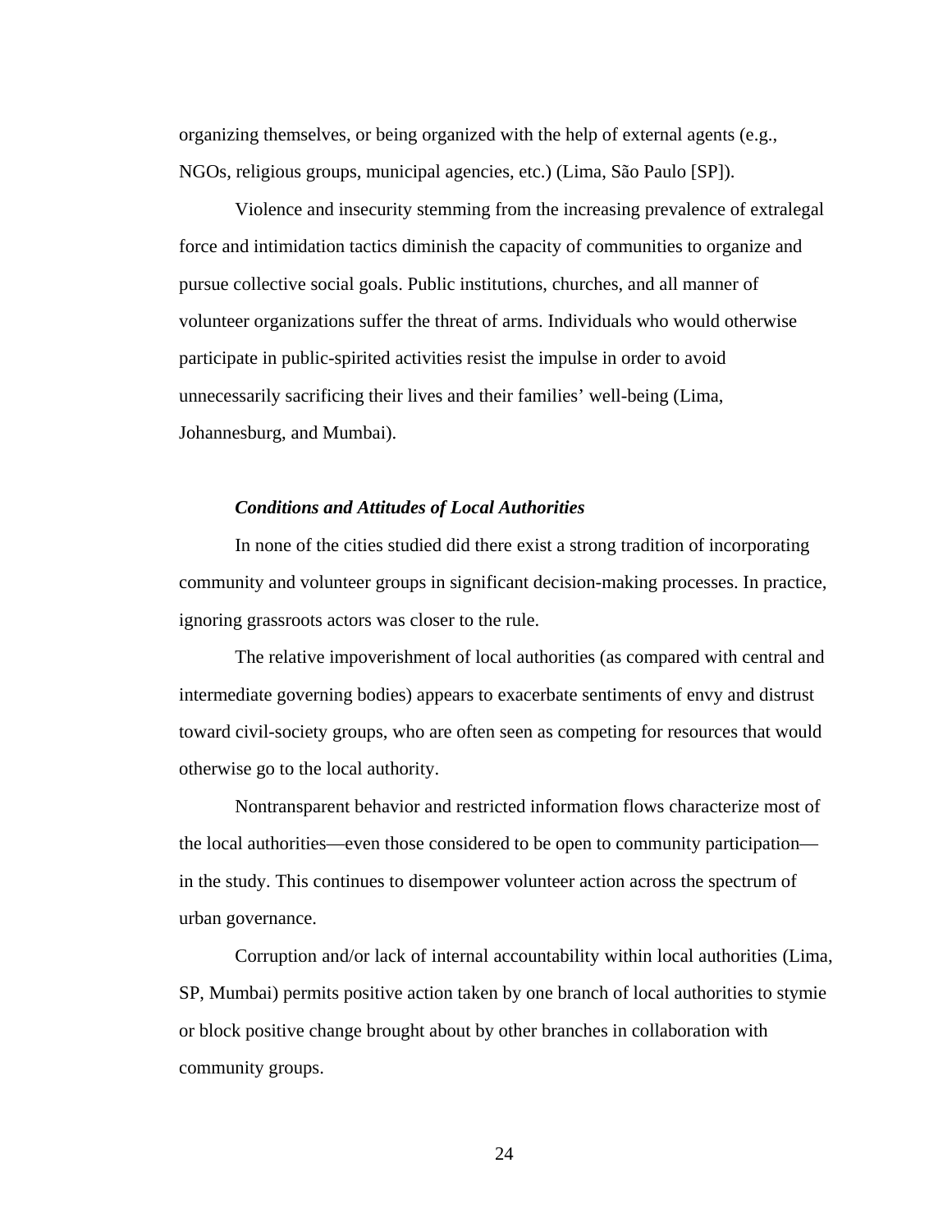organizing themselves, or being organized with the help of external agents (e.g., NGOs, religious groups, municipal agencies, etc.) (Lima, São Paulo [SP]).

Violence and insecurity stemming from the increasing prevalence of extralegal force and intimidation tactics diminish the capacity of communities to organize and pursue collective social goals. Public institutions, churches, and all manner of volunteer organizations suffer the threat of arms. Individuals who would otherwise participate in public-spirited activities resist the impulse in order to avoid unnecessarily sacrificing their lives and their families' well-being (Lima, Johannesburg, and Mumbai).

***Conditions and Attitudes of Local Authorities***

In none of the cities studied did there exist a strong tradition of incorporating community and volunteer groups in significant decision-making processes. In practice, ignoring grassroots actors was closer to the rule.

The relative impoverishment of local authorities (as compared with central and intermediate governing bodies) appears to exacerbate sentiments of envy and distrust toward civil-society groups, who are often seen as competing for resources that would otherwise go to the local authority.

Nontransparent behavior and restricted information flows characterize most of the local authorities—even those considered to be open to community participation—in the study. This continues to disempower volunteer action across the spectrum of urban governance.

Corruption and/or lack of internal accountability within local authorities (Lima, SP, Mumbai) permits positive action taken by one branch of local authorities to stymie or block positive change brought about by other branches in collaboration with community groups.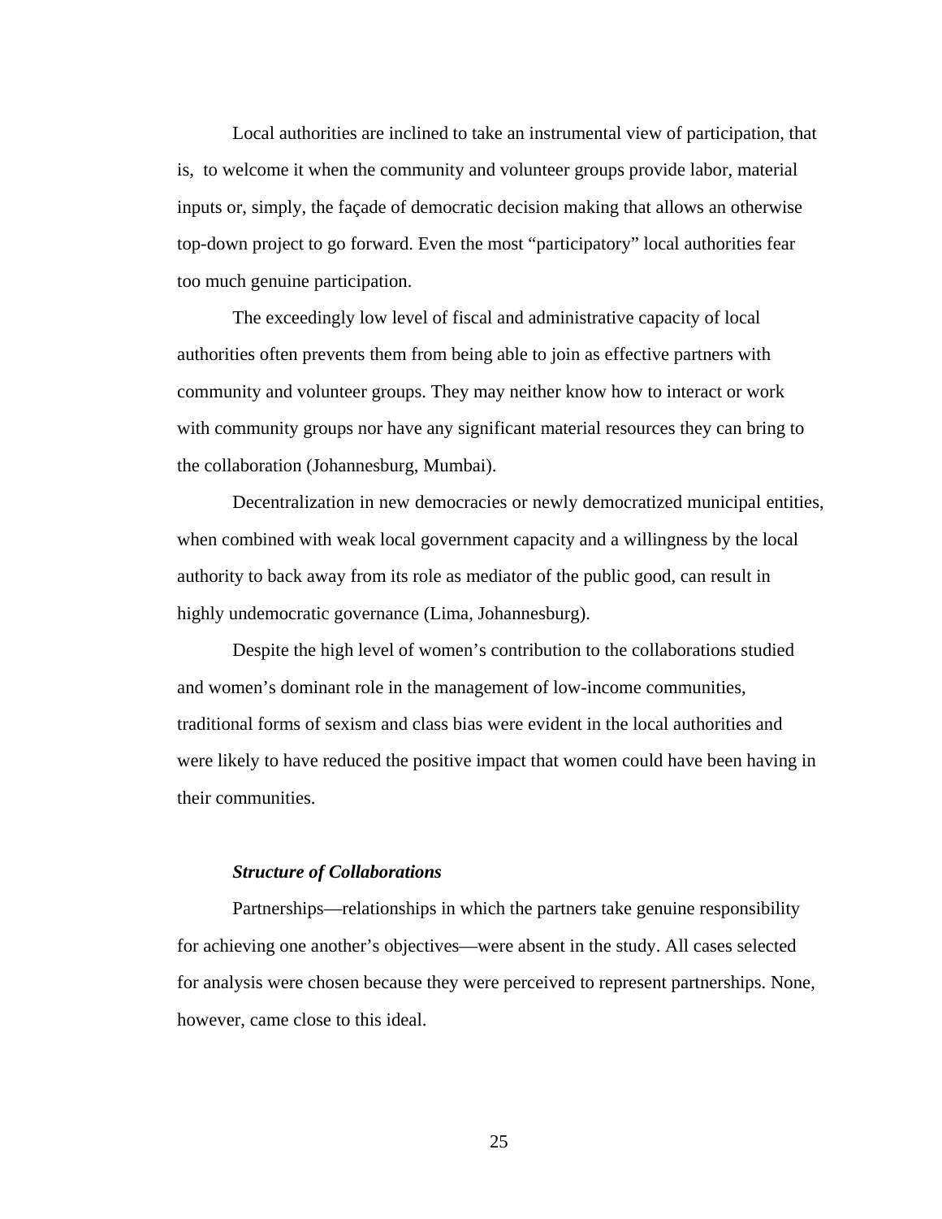Local authorities are inclined to take an instrumental view of participation, that is, to welcome it when the community and volunteer groups provide labor, material inputs or, simply, the façade of democratic decision making that allows an otherwise top-down project to go forward. Even the most "participatory" local authorities fear too much genuine participation.

The exceedingly low level of fiscal and administrative capacity of local authorities often prevents them from being able to join as effective partners with community and volunteer groups. They may neither know how to interact or work with community groups nor have any significant material resources they can bring to the collaboration (Johannesburg, Mumbai).

Decentralization in new democracies or newly democratized municipal entities, when combined with weak local government capacity and a willingness by the local authority to back away from its role as mediator of the public good, can result in highly undemocratic governance (Lima, Johannesburg).

Despite the high level of women's contribution to the collaborations studied and women's dominant role in the management of low-income communities, traditional forms of sexism and class bias were evident in the local authorities and were likely to have reduced the positive impact that women could have been having in their communities.

### *Structure of Collaborations*

Partnerships—relationships in which the partners take genuine responsibility for achieving one another's objectives—were absent in the study. All cases selected for analysis were chosen because they were perceived to represent partnerships. None, however, came close to this ideal.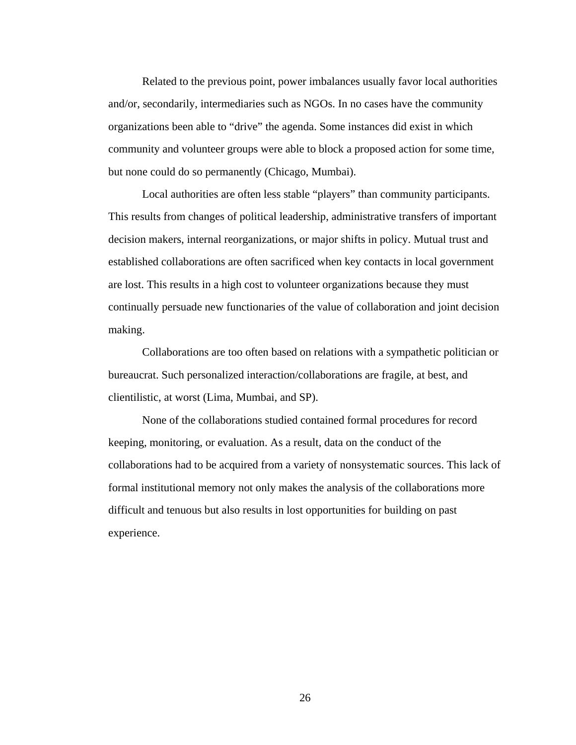Related to the previous point, power imbalances usually favor local authorities and/or, secondarily, intermediaries such as NGOs. In no cases have the community organizations been able to “drive” the agenda. Some instances did exist in which community and volunteer groups were able to block a proposed action for some time, but none could do so permanently (Chicago, Mumbai).

Local authorities are often less stable “players” than community participants. This results from changes of political leadership, administrative transfers of important decision makers, internal reorganizations, or major shifts in policy. Mutual trust and established collaborations are often sacrificed when key contacts in local government are lost. This results in a high cost to volunteer organizations because they must continually persuade new functionaries of the value of collaboration and joint decision making.

Collaborations are too often based on relations with a sympathetic politician or bureaucrat. Such personalized interaction/collaborations are fragile, at best, and clientilistic, at worst (Lima, Mumbai, and SP).

None of the collaborations studied contained formal procedures for record keeping, monitoring, or evaluation. As a result, data on the conduct of the collaborations had to be acquired from a variety of nonsystematic sources. This lack of formal institutional memory not only makes the analysis of the collaborations more difficult and tenuous but also results in lost opportunities for building on past experience.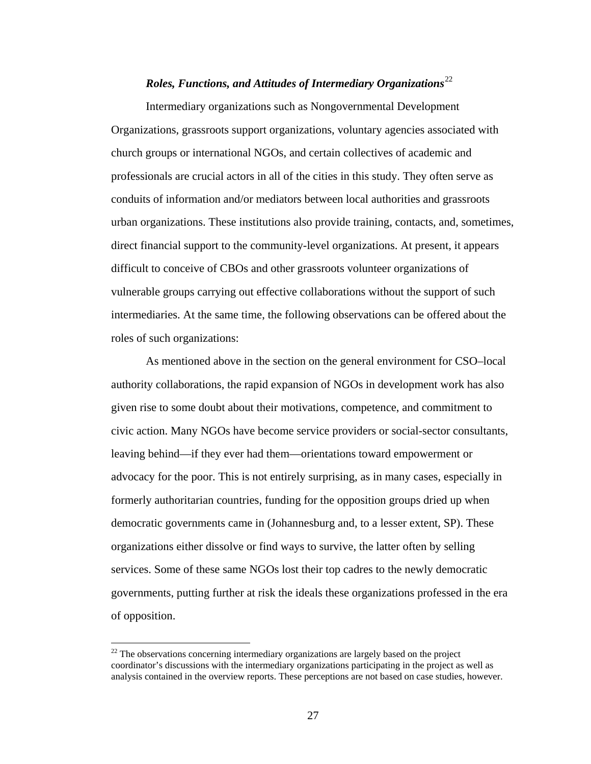### ***Roles, Functions, and Attitudes of Intermediary Organizations***[22]

Intermediary organizations such as Nongovernmental Development Organizations, grassroots support organizations, voluntary agencies associated with church groups or international NGOs, and certain collectives of academic and professionals are crucial actors in all of the cities in this study. They often serve as conduits of information and/or mediators between local authorities and grassroots urban organizations. These institutions also provide training, contacts, and, sometimes, direct financial support to the community-level organizations. At present, it appears difficult to conceive of CBOs and other grassroots volunteer organizations of vulnerable groups carrying out effective collaborations without the support of such intermediaries. At the same time, the following observations can be offered about the roles of such organizations:

As mentioned above in the section on the general environment for CSO–local authority collaborations, the rapid expansion of NGOs in development work has also given rise to some doubt about their motivations, competence, and commitment to civic action. Many NGOs have become service providers or social-sector consultants, leaving behind—if they ever had them—orientations toward empowerment or advocacy for the poor. This is not entirely surprising, as in many cases, especially in formerly authoritarian countries, funding for the opposition groups dried up when democratic governments came in (Johannesburg and, to a lesser extent, SP). These organizations either dissolve or find ways to survive, the latter often by selling services. Some of these same NGOs lost their top cadres to the newly democratic governments, putting further at risk the ideals these organizations professed in the era of opposition.

---

[22] The observations concerning intermediary organizations are largely based on the project coordinator's discussions with the intermediary organizations participating in the project as well as analysis contained in the overview reports. These perceptions are not based on case studies, however.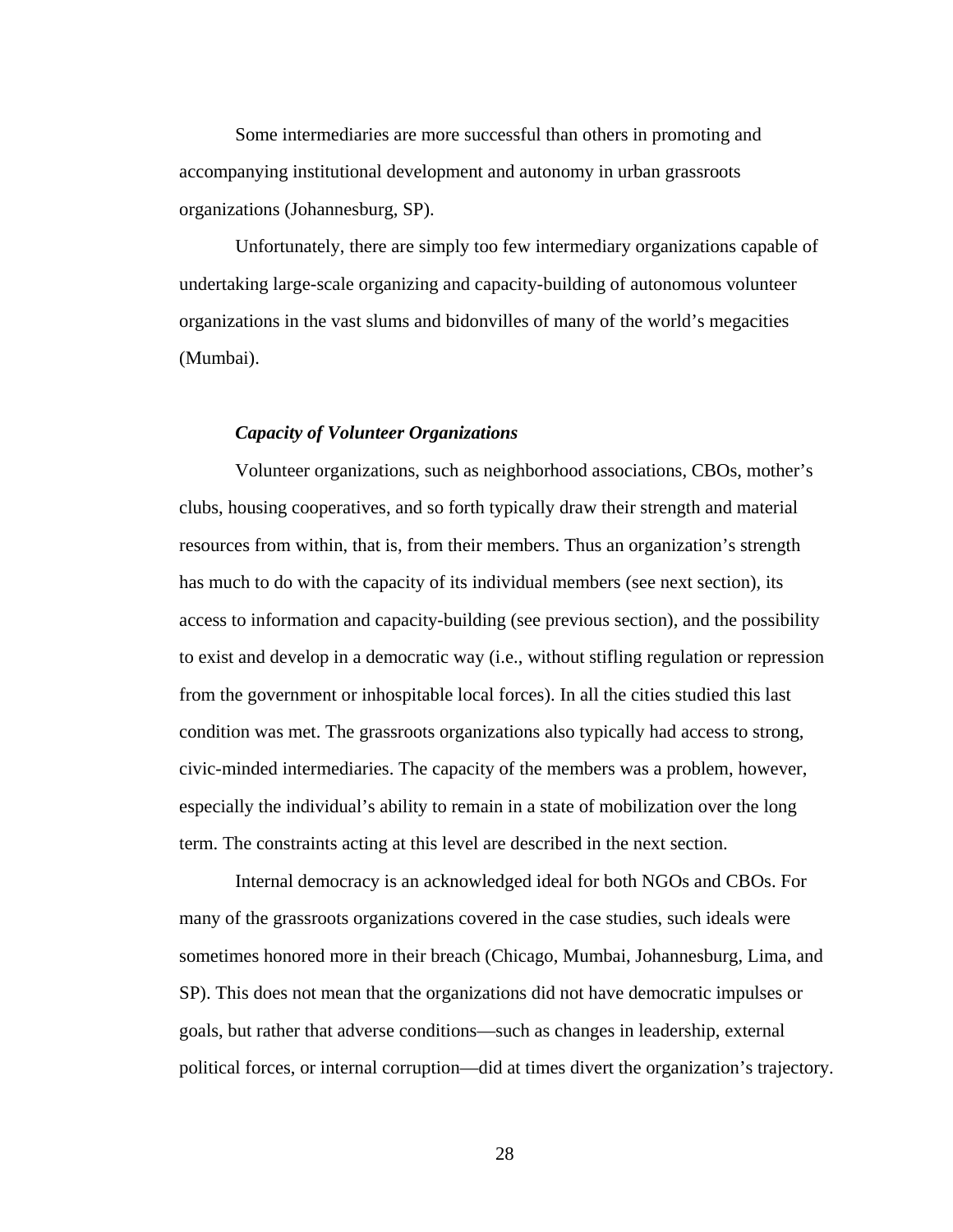Some intermediaries are more successful than others in promoting and accompanying institutional development and autonomy in urban grassroots organizations (Johannesburg, SP).

Unfortunately, there are simply too few intermediary organizations capable of undertaking large-scale organizing and capacity-building of autonomous volunteer organizations in the vast slums and bidonvilles of many of the world's megacities (Mumbai).

### *Capacity of Volunteer Organizations*

Volunteer organizations, such as neighborhood associations, CBOs, mother's clubs, housing cooperatives, and so forth typically draw their strength and material resources from within, that is, from their members. Thus an organization's strength has much to do with the capacity of its individual members (see next section), its access to information and capacity-building (see previous section), and the possibility to exist and develop in a democratic way (i.e., without stifling regulation or repression from the government or inhospitable local forces). In all the cities studied this last condition was met. The grassroots organizations also typically had access to strong, civic-minded intermediaries. The capacity of the members was a problem, however, especially the individual's ability to remain in a state of mobilization over the long term. The constraints acting at this level are described in the next section.

Internal democracy is an acknowledged ideal for both NGOs and CBOs. For many of the grassroots organizations covered in the case studies, such ideals were sometimes honored more in their breach (Chicago, Mumbai, Johannesburg, Lima, and SP). This does not mean that the organizations did not have democratic impulses or goals, but rather that adverse conditions—such as changes in leadership, external political forces, or internal corruption—did at times divert the organization's trajectory.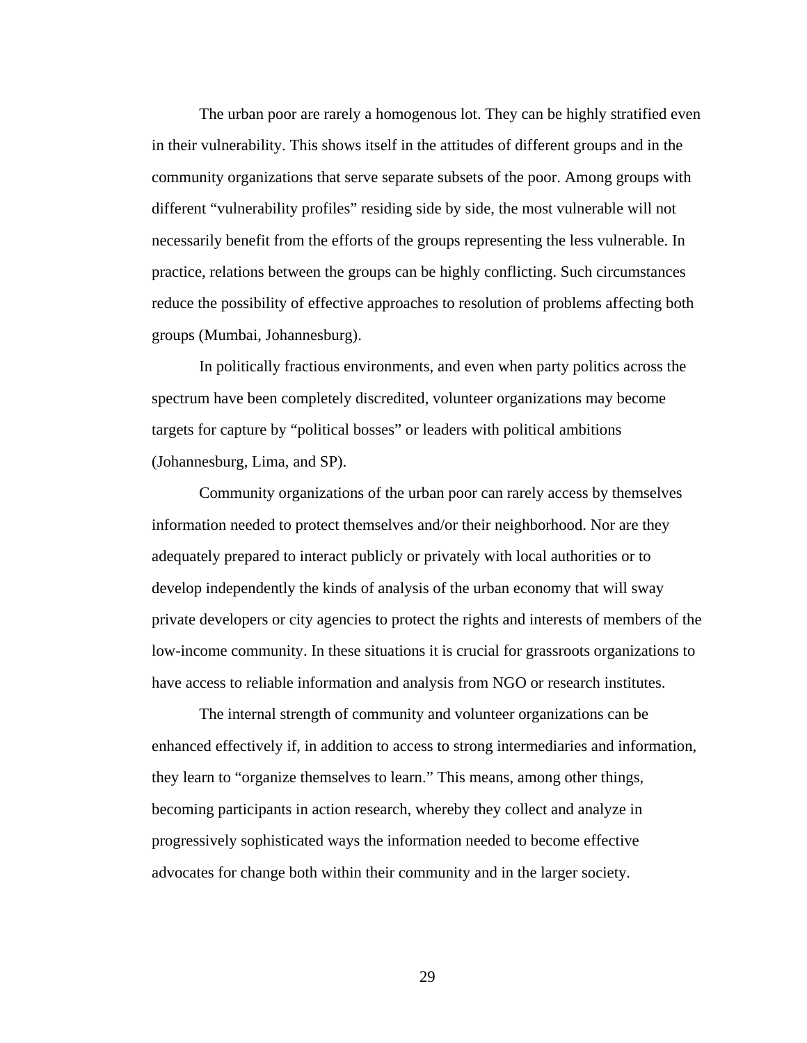The urban poor are rarely a homogenous lot. They can be highly stratified even in their vulnerability. This shows itself in the attitudes of different groups and in the community organizations that serve separate subsets of the poor. Among groups with different "vulnerability profiles" residing side by side, the most vulnerable will not necessarily benefit from the efforts of the groups representing the less vulnerable. In practice, relations between the groups can be highly conflicting. Such circumstances reduce the possibility of effective approaches to resolution of problems affecting both groups (Mumbai, Johannesburg).

In politically fractious environments, and even when party politics across the spectrum have been completely discredited, volunteer organizations may become targets for capture by "political bosses" or leaders with political ambitions (Johannesburg, Lima, and SP).

Community organizations of the urban poor can rarely access by themselves information needed to protect themselves and/or their neighborhood. Nor are they adequately prepared to interact publicly or privately with local authorities or to develop independently the kinds of analysis of the urban economy that will sway private developers or city agencies to protect the rights and interests of members of the low-income community. In these situations it is crucial for grassroots organizations to have access to reliable information and analysis from NGO or research institutes.

The internal strength of community and volunteer organizations can be enhanced effectively if, in addition to access to strong intermediaries and information, they learn to "organize themselves to learn." This means, among other things, becoming participants in action research, whereby they collect and analyze in progressively sophisticated ways the information needed to become effective advocates for change both within their community and in the larger society.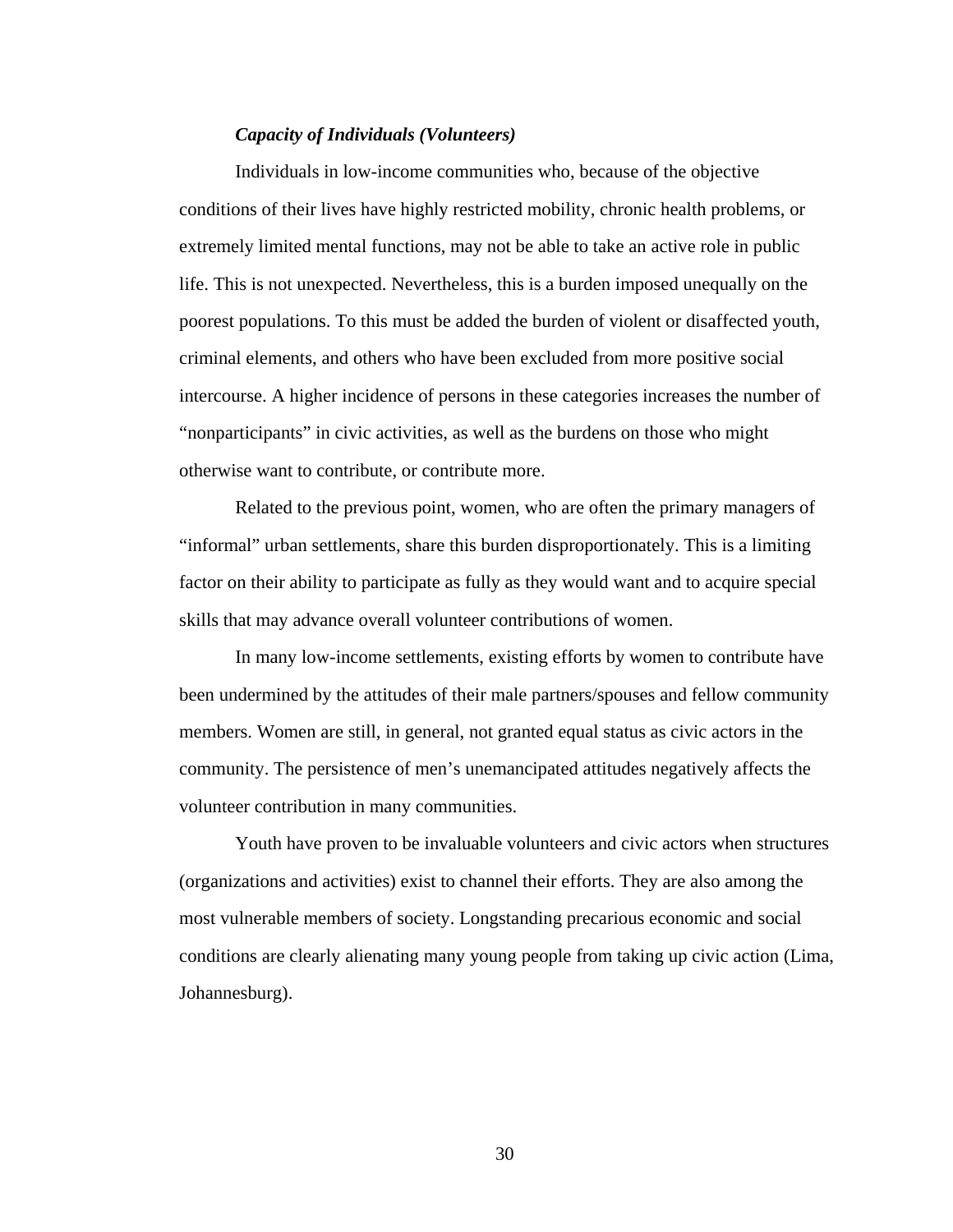***Capacity of Individuals (Volunteers)***

Individuals in low-income communities who, because of the objective conditions of their lives have highly restricted mobility, chronic health problems, or extremely limited mental functions, may not be able to take an active role in public life. This is not unexpected. Nevertheless, this is a burden imposed unequally on the poorest populations. To this must be added the burden of violent or disaffected youth, criminal elements, and others who have been excluded from more positive social intercourse. A higher incidence of persons in these categories increases the number of “nonparticipants” in civic activities, as well as the burdens on those who might otherwise want to contribute, or contribute more.

Related to the previous point, women, who are often the primary managers of “informal” urban settlements, share this burden disproportionately. This is a limiting factor on their ability to participate as fully as they would want and to acquire special skills that may advance overall volunteer contributions of women.

In many low-income settlements, existing efforts by women to contribute have been undermined by the attitudes of their male partners/spouses and fellow community members. Women are still, in general, not granted equal status as civic actors in the community. The persistence of men’s unemancipated attitudes negatively affects the volunteer contribution in many communities.

Youth have proven to be invaluable volunteers and civic actors when structures (organizations and activities) exist to channel their efforts. They are also among the most vulnerable members of society. Longstanding precarious economic and social conditions are clearly alienating many young people from taking up civic action (Lima, Johannesburg).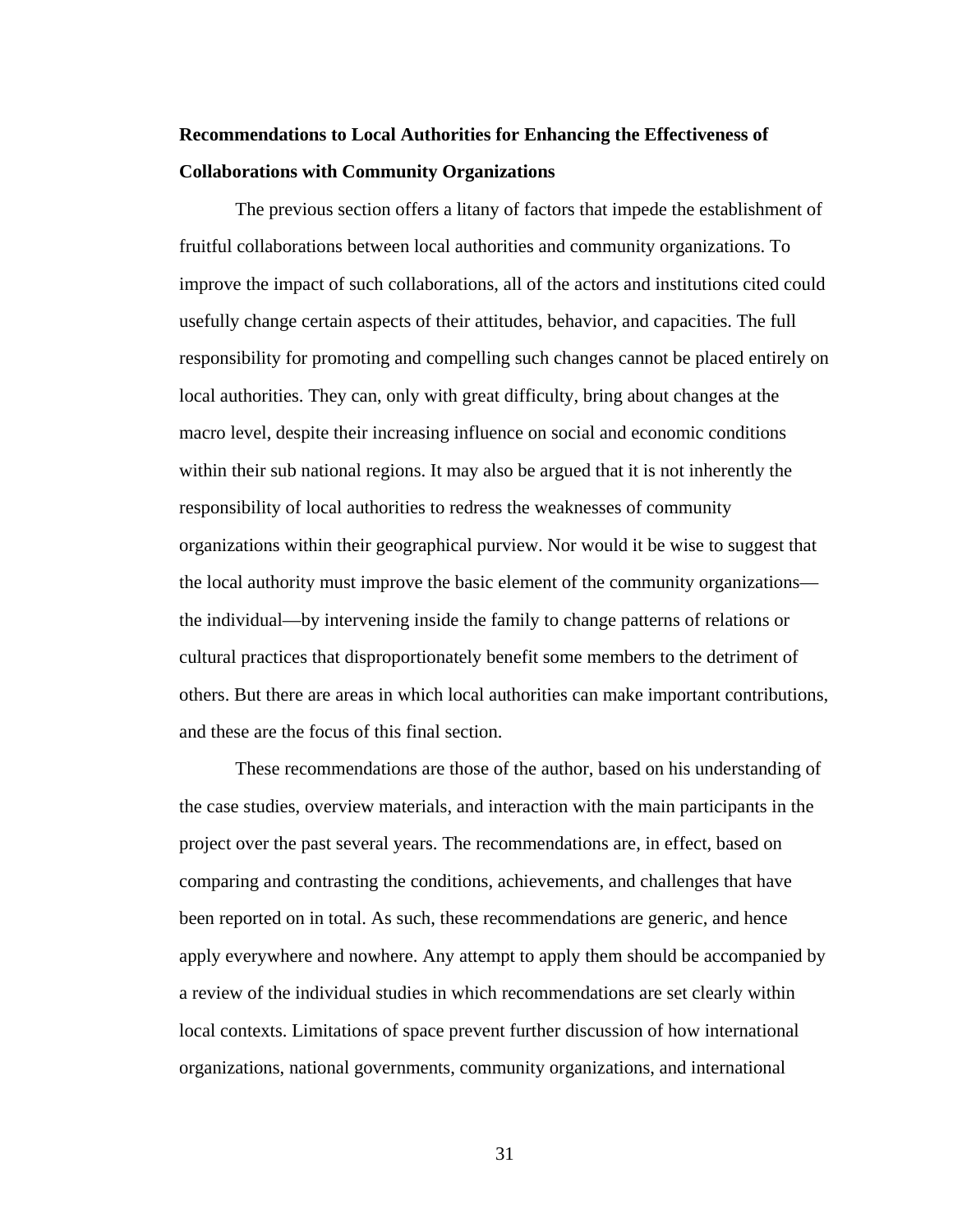## Recommendations to Local Authorities for Enhancing the Effectiveness of Collaborations with Community Organizations

The previous section offers a litany of factors that impede the establishment of fruitful collaborations between local authorities and community organizations. To improve the impact of such collaborations, all of the actors and institutions cited could usefully change certain aspects of their attitudes, behavior, and capacities. The full responsibility for promoting and compelling such changes cannot be placed entirely on local authorities. They can, only with great difficulty, bring about changes at the macro level, despite their increasing influence on social and economic conditions within their sub national regions. It may also be argued that it is not inherently the responsibility of local authorities to redress the weaknesses of community organizations within their geographical purview. Nor would it be wise to suggest that the local authority must improve the basic element of the community organizations—the individual—by intervening inside the family to change patterns of relations or cultural practices that disproportionately benefit some members to the detriment of others. But there are areas in which local authorities can make important contributions, and these are the focus of this final section.

These recommendations are those of the author, based on his understanding of the case studies, overview materials, and interaction with the main participants in the project over the past several years. The recommendations are, in effect, based on comparing and contrasting the conditions, achievements, and challenges that have been reported on in total. As such, these recommendations are generic, and hence apply everywhere and nowhere. Any attempt to apply them should be accompanied by a review of the individual studies in which recommendations are set clearly within local contexts. Limitations of space prevent further discussion of how international organizations, national governments, community organizations, and international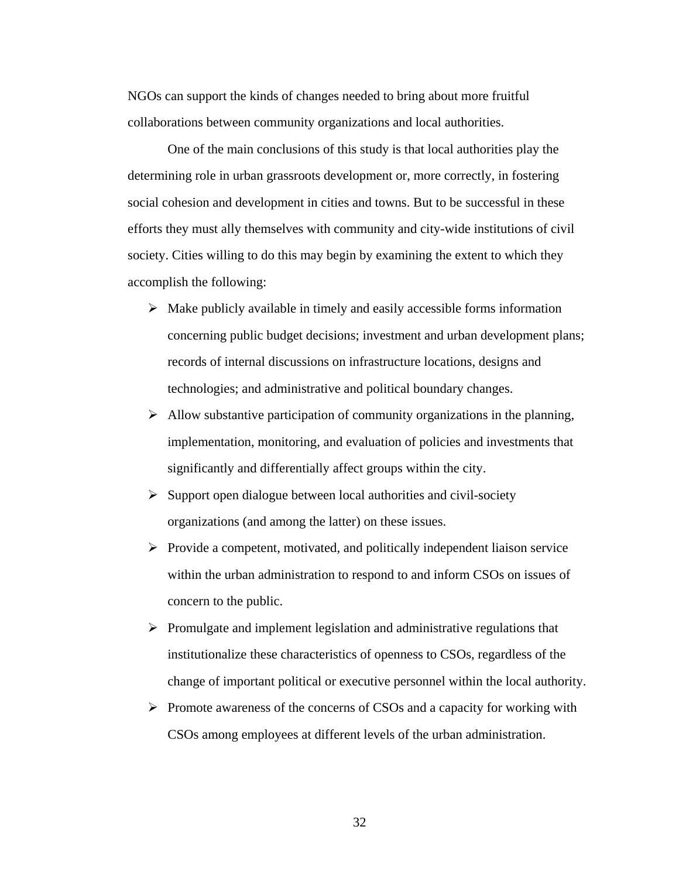NGOs can support the kinds of changes needed to bring about more fruitful collaborations between community organizations and local authorities.

One of the main conclusions of this study is that local authorities play the determining role in urban grassroots development or, more correctly, in fostering social cohesion and development in cities and towns. But to be successful in these efforts they must ally themselves with community and city-wide institutions of civil society. Cities willing to do this may begin by examining the extent to which they accomplish the following:

- Make publicly available in timely and easily accessible forms information concerning public budget decisions; investment and urban development plans; records of internal discussions on infrastructure locations, designs and technologies; and administrative and political boundary changes.
- Allow substantive participation of community organizations in the planning, implementation, monitoring, and evaluation of policies and investments that significantly and differentially affect groups within the city.
- Support open dialogue between local authorities and civil-society organizations (and among the latter) on these issues.
- Provide a competent, motivated, and politically independent liaison service within the urban administration to respond to and inform CSOs on issues of concern to the public.
- Promulgate and implement legislation and administrative regulations that institutionalize these characteristics of openness to CSOs, regardless of the change of important political or executive personnel within the local authority.
- Promote awareness of the concerns of CSOs and a capacity for working with CSOs among employees at different levels of the urban administration.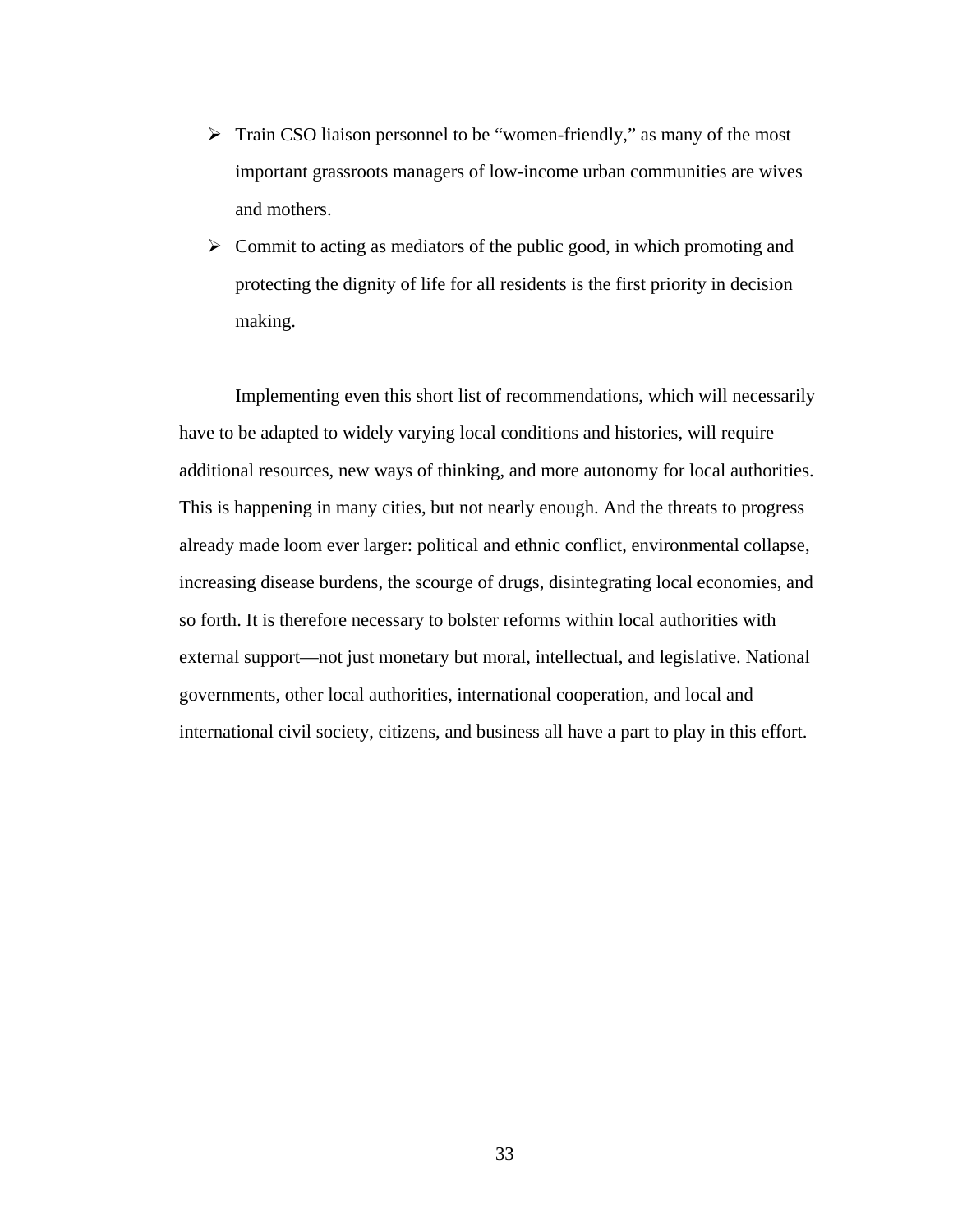- Train CSO liaison personnel to be “women-friendly,” as many of the most important grassroots managers of low-income urban communities are wives and mothers.
- Commit to acting as mediators of the public good, in which promoting and protecting the dignity of life for all residents is the first priority in decision making.

Implementing even this short list of recommendations, which will necessarily have to be adapted to widely varying local conditions and histories, will require additional resources, new ways of thinking, and more autonomy for local authorities. This is happening in many cities, but not nearly enough. And the threats to progress already made loom ever larger: political and ethnic conflict, environmental collapse, increasing disease burdens, the scourge of drugs, disintegrating local economies, and so forth. It is therefore necessary to bolster reforms within local authorities with external support—not just monetary but moral, intellectual, and legislative. National governments, other local authorities, international cooperation, and local and international civil society, citizens, and business all have a part to play in this effort.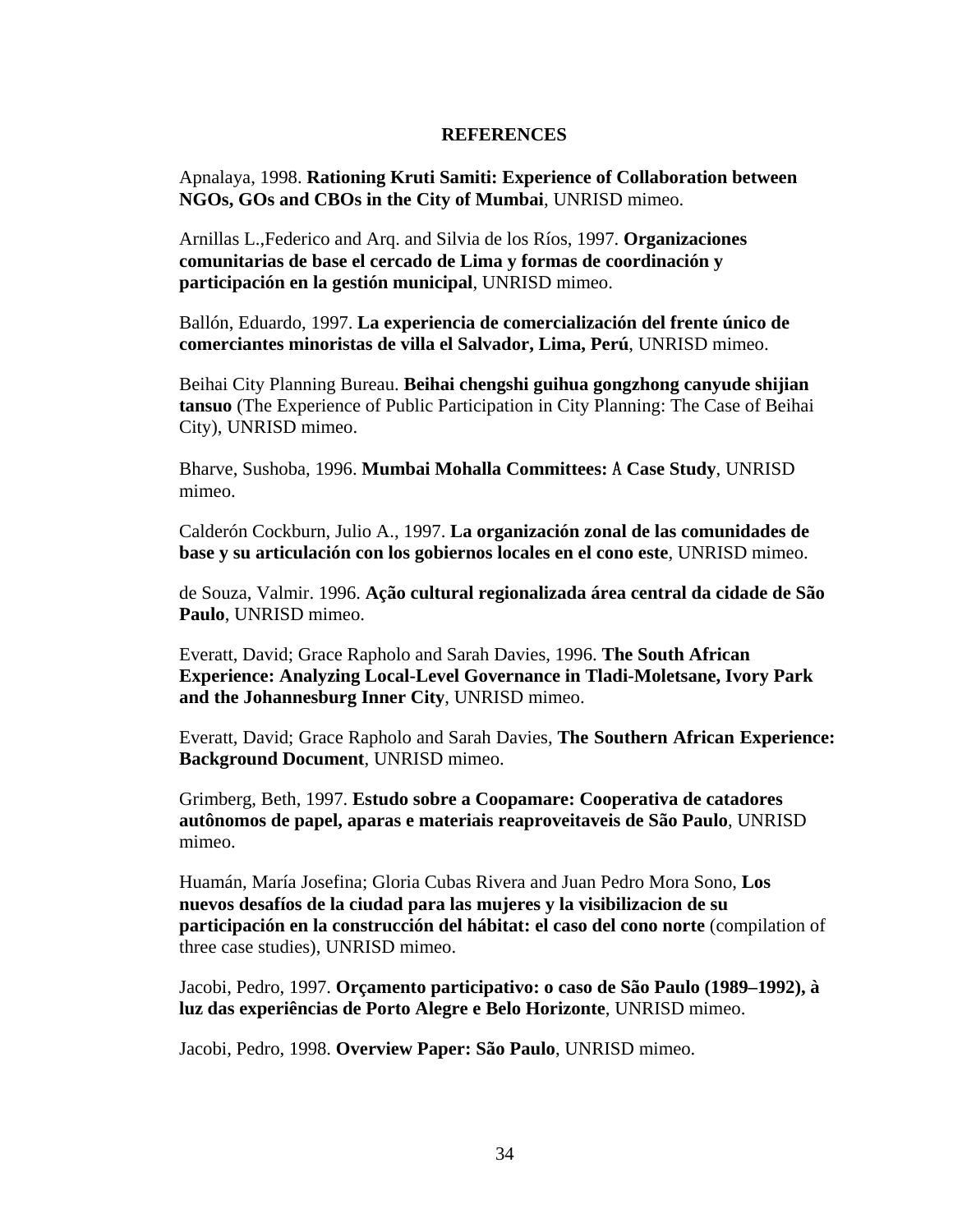## REFERENCES

Apnalaya, 1998. **Rationing Kruti Samiti: Experience of Collaboration between NGOs, GOs and CBOs in the City of Mumbai**, UNRISD mimeo.

Arnillas L.,Federico and Arq. and Silvia de los Ríos, 1997. **Organizaciones comunitarias de base el cercado de Lima y formas de coordinación y participación en la gestión municipal**, UNRISD mimeo.

Ballón, Eduardo, 1997. **La experiencia de comercialización del frente único de comerciantes minoristas de villa el Salvador, Lima, Perú**, UNRISD mimeo.

Beihai City Planning Bureau. **Beihai chengshi guihua gongzhong canyude shijian tansuo** (The Experience of Public Participation in City Planning: The Case of Beihai City), UNRISD mimeo.

Bharve, Sushoba, 1996. **Mumbai Mohalla Committees: A Case Study**, UNRISD mimeo.

Calderón Cockburn, Julio A., 1997. **La organización zonal de las comunidades de base y su articulación con los gobiernos locales en el cono este**, UNRISD mimeo.

de Souza, Valmir. 1996. **Ação cultural regionalizada área central da cidade de São Paulo**, UNRISD mimeo.

Everatt, David; Grace Rapholo and Sarah Davies, 1996. **The South African Experience: Analyzing Local-Level Governance in Tladi-Moletsane, Ivory Park and the Johannesburg Inner City**, UNRISD mimeo.

Everatt, David; Grace Rapholo and Sarah Davies, **The Southern African Experience: Background Document**, UNRISD mimeo.

Grimberg, Beth, 1997. **Estudo sobre a Coopamare: Cooperativa de catadores autônomos de papel, aparas e materiais reaproveitaveis de São Paulo**, UNRISD mimeo.

Huamán, María Josefina; Gloria Cubas Rivera and Juan Pedro Mora Sono, **Los nuevos desafíos de la ciudad para las mujeres y la visibilizacion de su participación en la construcción del hábitat: el caso del cono norte** (compilation of three case studies), UNRISD mimeo.

Jacobi, Pedro, 1997. **Orçamento participativo: o caso de São Paulo (1989–1992), à luz das experiências de Porto Alegre e Belo Horizonte**, UNRISD mimeo.

Jacobi, Pedro, 1998. **Overview Paper: São Paulo**, UNRISD mimeo.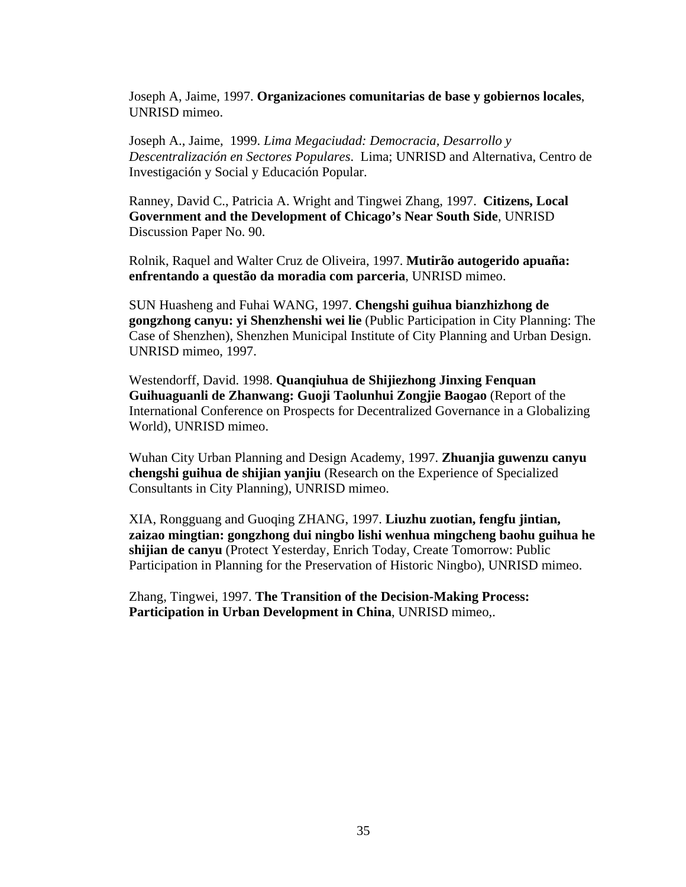Joseph A, Jaime, 1997. **Organizaciones comunitarias de base y gobiernos locales**, UNRISD mimeo.

Joseph A., Jaime, 1999. *Lima Megaciudad: Democracia, Desarrollo y Descentralización en Sectores Populares*. Lima; UNRISD and Alternativa, Centro de Investigación y Social y Educación Popular.

Ranney, David C., Patricia A. Wright and Tingwei Zhang, 1997. **Citizens, Local Government and the Development of Chicago's Near South Side**, UNRISD Discussion Paper No. 90.

Rolnik, Raquel and Walter Cruz de Oliveira, 1997. **Mutirão autogerido apuaña: enfrentando a questão da moradia com parceria**, UNRISD mimeo.

SUN Huasheng and Fuhai WANG, 1997. **Chengshi guihua bianzhizhong de gongzhong canyu: yi Shenzhenshi wei lie** (Public Participation in City Planning: The Case of Shenzhen), Shenzhen Municipal Institute of City Planning and Urban Design. UNRISD mimeo, 1997.

Westendorff, David. 1998. **Quanqiuhua de Shijiezhong Jinxing Fenquan Guihuaguanli de Zhanwang: Guoji Taolunhui Zongjie Baogao** (Report of the International Conference on Prospects for Decentralized Governance in a Globalizing World), UNRISD mimeo.

Wuhan City Urban Planning and Design Academy, 1997. **Zhuanjia guwenzu canyu chengshi guihua de shijian yanjiu** (Research on the Experience of Specialized Consultants in City Planning), UNRISD mimeo.

XIA, Rongguang and Guoqing ZHANG, 1997. **Liuzhu zuotian, fengfu jintian, zaizao mingtian: gongzhong dui ningbo lishi wenhua mingcheng baohu guihua he shijian de canyu** (Protect Yesterday, Enrich Today, Create Tomorrow: Public Participation in Planning for the Preservation of Historic Ningbo), UNRISD mimeo.

Zhang, Tingwei, 1997. **The Transition of the Decision-Making Process: Participation in Urban Development in China**, UNRISD mimeo,.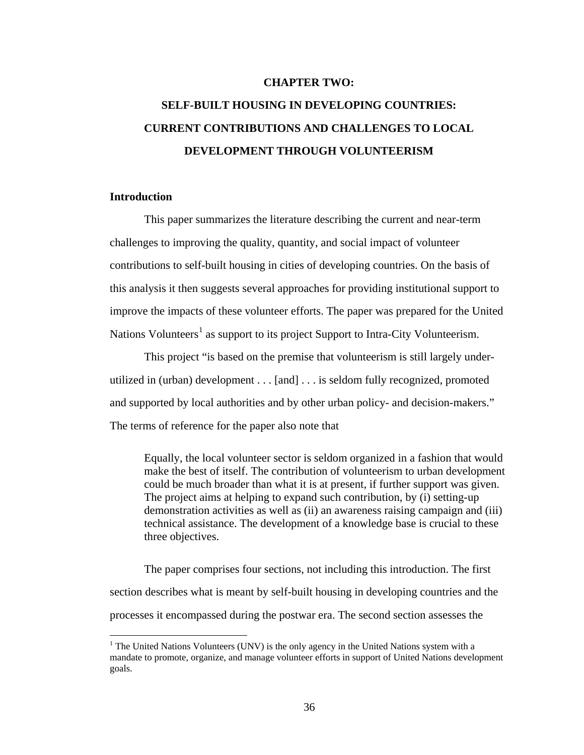# CHAPTER TWO:

# SELF-BUILT HOUSING IN DEVELOPING COUNTRIES: CURRENT CONTRIBUTIONS AND CHALLENGES TO LOCAL DEVELOPMENT THROUGH VOLUNTEERISM

## Introduction

This paper summarizes the literature describing the current and near-term challenges to improving the quality, quantity, and social impact of volunteer contributions to self-built housing in cities of developing countries. On the basis of this analysis it then suggests several approaches for providing institutional support to improve the impacts of these volunteer efforts. The paper was prepared for the United Nations Volunteers[1] as support to its project Support to Intra-City Volunteerism.

This project "is based on the premise that volunteerism is still largely under-utilized in (urban) development . . . [and] . . . is seldom fully recognized, promoted and supported by local authorities and by other urban policy- and decision-makers." The terms of reference for the paper also note that

> Equally, the local volunteer sector is seldom organized in a fashion that would make the best of itself. The contribution of volunteerism to urban development could be much broader than what it is at present, if further support was given. The project aims at helping to expand such contribution, by (i) setting-up demonstration activities as well as (ii) an awareness raising campaign and (iii) technical assistance. The development of a knowledge base is crucial to these three objectives.

The paper comprises four sections, not including this introduction. The first section describes what is meant by self-built housing in developing countries and the processes it encompassed during the postwar era. The second section assesses the

[1] The United Nations Volunteers (UNV) is the only agency in the United Nations system with a mandate to promote, organize, and manage volunteer efforts in support of United Nations development goals.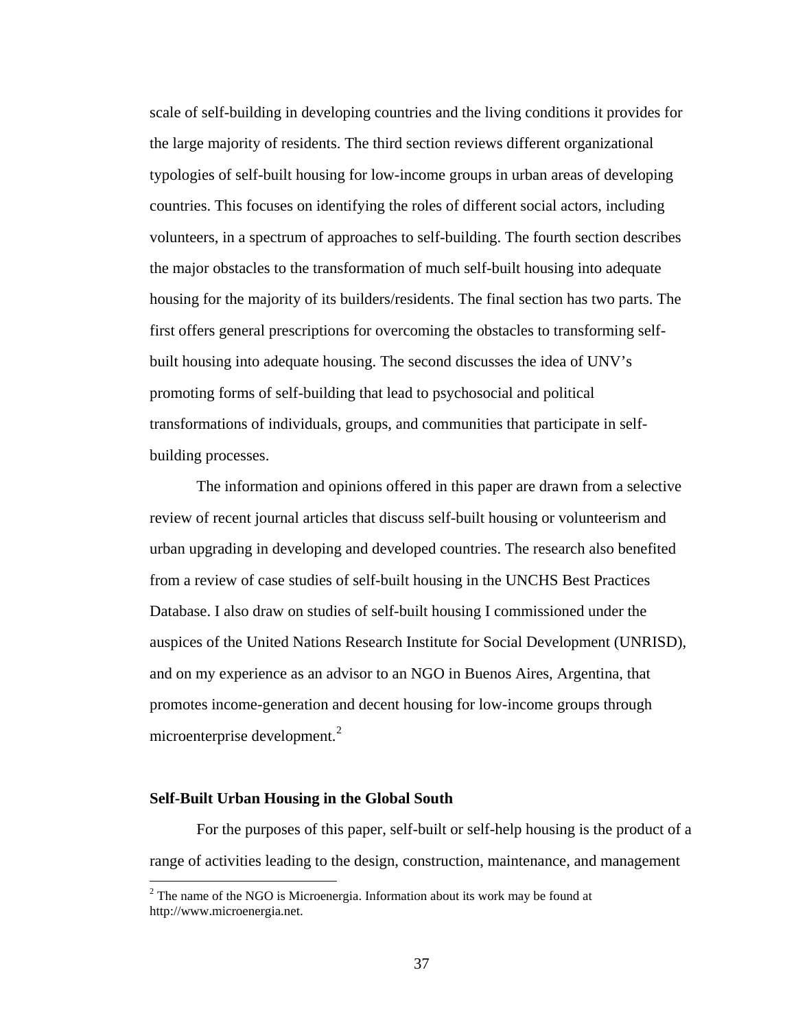scale of self-building in developing countries and the living conditions it provides for the large majority of residents. The third section reviews different organizational typologies of self-built housing for low-income groups in urban areas of developing countries. This focuses on identifying the roles of different social actors, including volunteers, in a spectrum of approaches to self-building. The fourth section describes the major obstacles to the transformation of much self-built housing into adequate housing for the majority of its builders/residents. The final section has two parts. The first offers general prescriptions for overcoming the obstacles to transforming self-built housing into adequate housing. The second discusses the idea of UNV's promoting forms of self-building that lead to psychosocial and political transformations of individuals, groups, and communities that participate in self-building processes.

The information and opinions offered in this paper are drawn from a selective review of recent journal articles that discuss self-built housing or volunteerism and urban upgrading in developing and developed countries. The research also benefited from a review of case studies of self-built housing in the UNCHS Best Practices Database. I also draw on studies of self-built housing I commissioned under the auspices of the United Nations Research Institute for Social Development (UNRISD), and on my experience as an advisor to an NGO in Buenos Aires, Argentina, that promotes income-generation and decent housing for low-income groups through microenterprise development.[2]

### Self-Built Urban Housing in the Global South

For the purposes of this paper, self-built or self-help housing is the product of a range of activities leading to the design, construction, maintenance, and management

[2] The name of the NGO is Microenergia. Information about its work may be found at http://www.microenergia.net.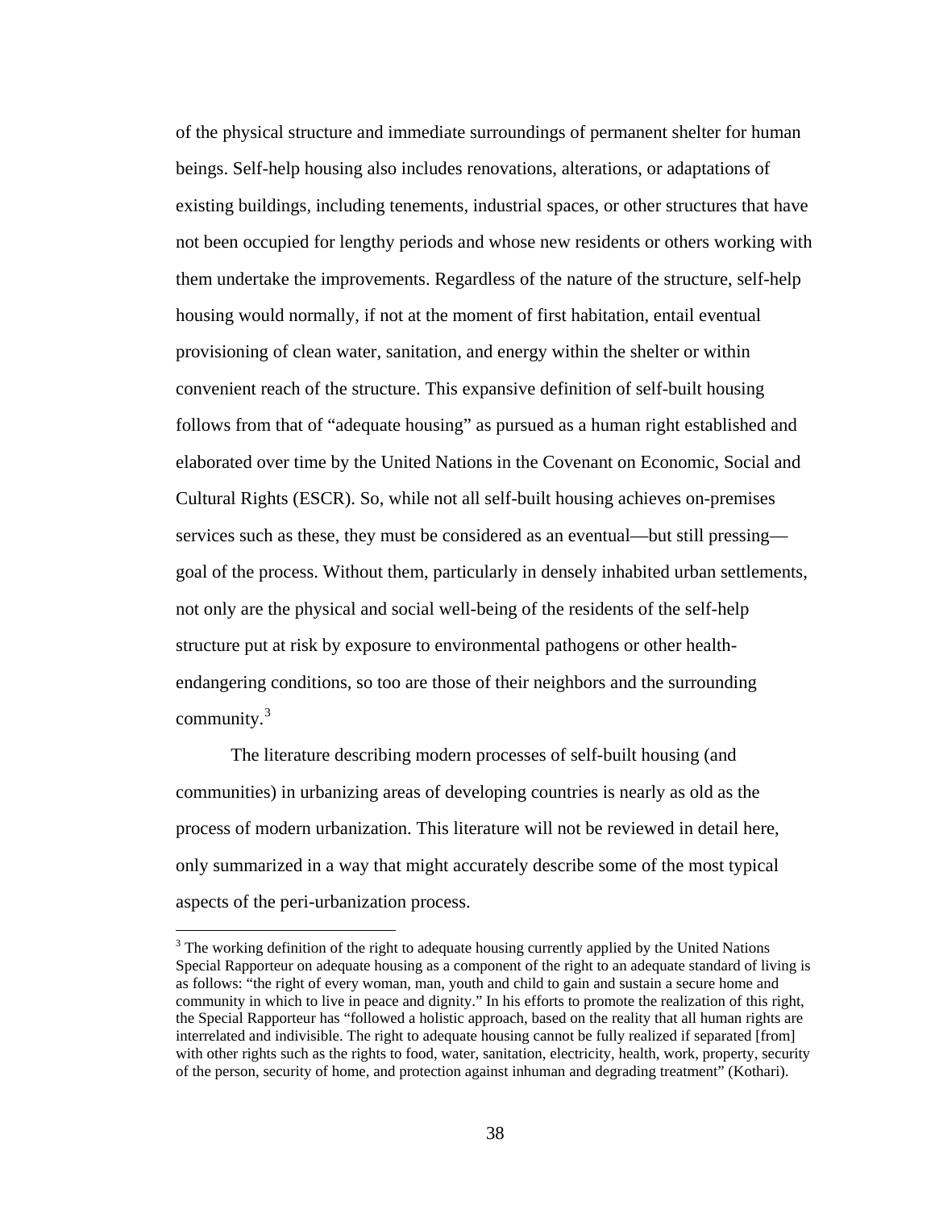of the physical structure and immediate surroundings of permanent shelter for human beings. Self-help housing also includes renovations, alterations, or adaptations of existing buildings, including tenements, industrial spaces, or other structures that have not been occupied for lengthy periods and whose new residents or others working with them undertake the improvements. Regardless of the nature of the structure, self-help housing would normally, if not at the moment of first habitation, entail eventual provisioning of clean water, sanitation, and energy within the shelter or within convenient reach of the structure. This expansive definition of self-built housing follows from that of "adequate housing" as pursued as a human right established and elaborated over time by the United Nations in the Covenant on Economic, Social and Cultural Rights (ESCR). So, while not all self-built housing achieves on-premises services such as these, they must be considered as an eventual—but still pressing—goal of the process. Without them, particularly in densely inhabited urban settlements, not only are the physical and social well-being of the residents of the self-help structure put at risk by exposure to environmental pathogens or other health-endangering conditions, so too are those of their neighbors and the surrounding community.[3]

The literature describing modern processes of self-built housing (and communities) in urbanizing areas of developing countries is nearly as old as the process of modern urbanization. This literature will not be reviewed in detail here, only summarized in a way that might accurately describe some of the most typical aspects of the peri-urbanization process.

[3] The working definition of the right to adequate housing currently applied by the United Nations Special Rapporteur on adequate housing as a component of the right to an adequate standard of living is as follows: "the right of every woman, man, youth and child to gain and sustain a secure home and community in which to live in peace and dignity." In his efforts to promote the realization of this right, the Special Rapporteur has "followed a holistic approach, based on the reality that all human rights are interrelated and indivisible. The right to adequate housing cannot be fully realized if separated [from] with other rights such as the rights to food, water, sanitation, electricity, health, work, property, security of the person, security of home, and protection against inhuman and degrading treatment" (Kothari).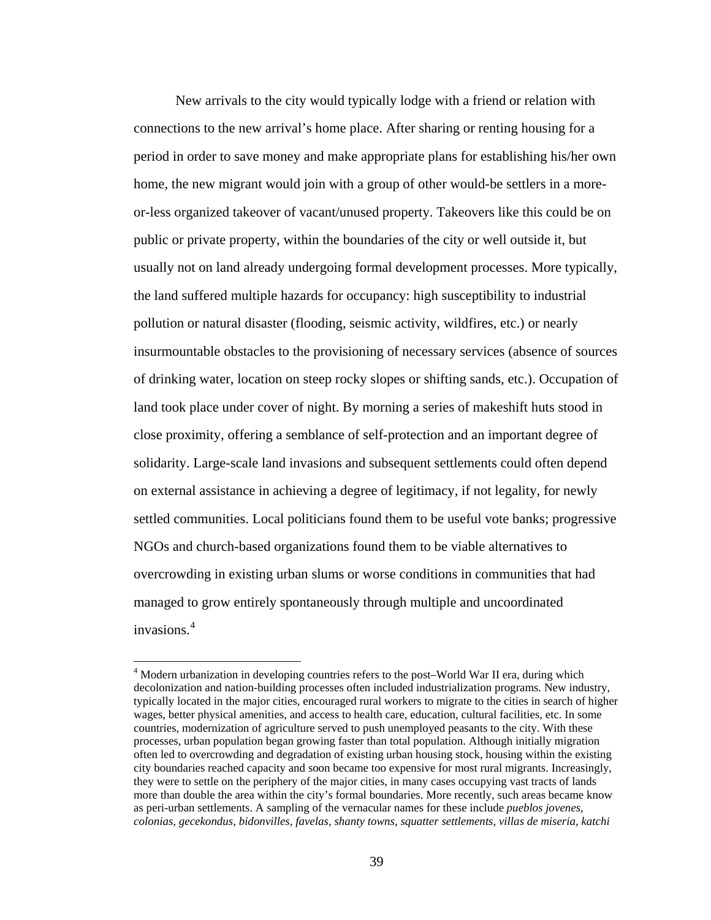New arrivals to the city would typically lodge with a friend or relation with connections to the new arrival's home place. After sharing or renting housing for a period in order to save money and make appropriate plans for establishing his/her own home, the new migrant would join with a group of other would-be settlers in a more-or-less organized takeover of vacant/unused property. Takeovers like this could be on public or private property, within the boundaries of the city or well outside it, but usually not on land already undergoing formal development processes. More typically, the land suffered multiple hazards for occupancy: high susceptibility to industrial pollution or natural disaster (flooding, seismic activity, wildfires, etc.) or nearly insurmountable obstacles to the provisioning of necessary services (absence of sources of drinking water, location on steep rocky slopes or shifting sands, etc.). Occupation of land took place under cover of night. By morning a series of makeshift huts stood in close proximity, offering a semblance of self-protection and an important degree of solidarity. Large-scale land invasions and subsequent settlements could often depend on external assistance in achieving a degree of legitimacy, if not legality, for newly settled communities. Local politicians found them to be useful vote banks; progressive NGOs and church-based organizations found them to be viable alternatives to overcrowding in existing urban slums or worse conditions in communities that had managed to grow entirely spontaneously through multiple and uncoordinated invasions.[4]

[4] Modern urbanization in developing countries refers to the post–World War II era, during which decolonization and nation-building processes often included industrialization programs. New industry, typically located in the major cities, encouraged rural workers to migrate to the cities in search of higher wages, better physical amenities, and access to health care, education, cultural facilities, etc. In some countries, modernization of agriculture served to push unemployed peasants to the city. With these processes, urban population began growing faster than total population. Although initially migration often led to overcrowding and degradation of existing urban housing stock, housing within the existing city boundaries reached capacity and soon became too expensive for most rural migrants. Increasingly, they were to settle on the periphery of the major cities, in many cases occupying vast tracts of lands more than double the area within the city's formal boundaries. More recently, such areas became know as peri-urban settlements. A sampling of the vernacular names for these include *pueblos jovenes, colonias, gecekondus, bidonvilles, favelas, shanty towns, squatter settlements, villas de miseria, katchi*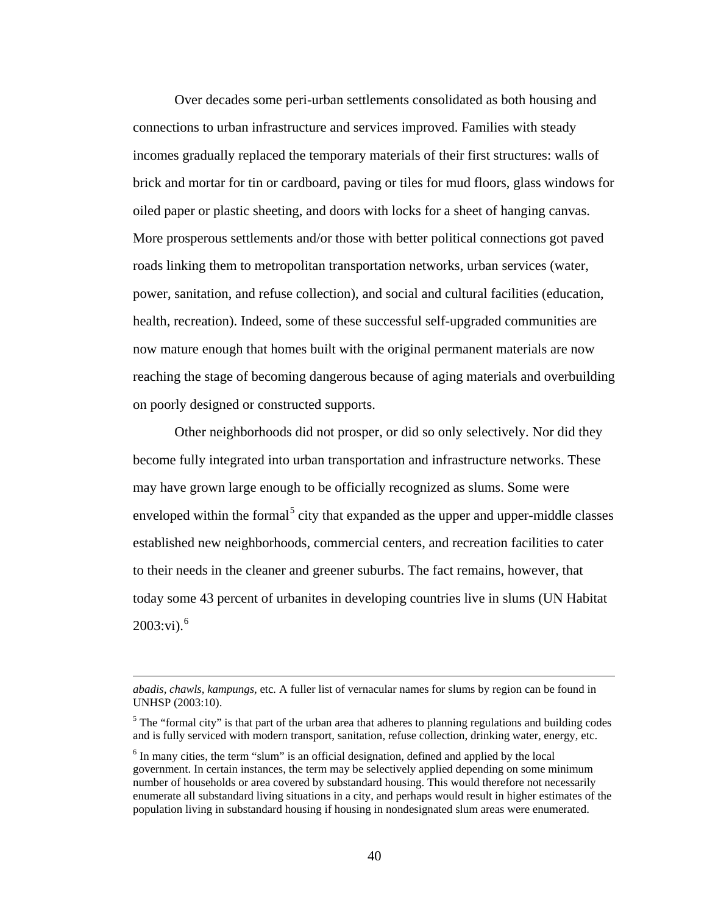Over decades some peri-urban settlements consolidated as both housing and connections to urban infrastructure and services improved. Families with steady incomes gradually replaced the temporary materials of their first structures: walls of brick and mortar for tin or cardboard, paving or tiles for mud floors, glass windows for oiled paper or plastic sheeting, and doors with locks for a sheet of hanging canvas. More prosperous settlements and/or those with better political connections got paved roads linking them to metropolitan transportation networks, urban services (water, power, sanitation, and refuse collection), and social and cultural facilities (education, health, recreation). Indeed, some of these successful self-upgraded communities are now mature enough that homes built with the original permanent materials are now reaching the stage of becoming dangerous because of aging materials and overbuilding on poorly designed or constructed supports.

Other neighborhoods did not prosper, or did so only selectively. Nor did they become fully integrated into urban transportation and infrastructure networks. These may have grown large enough to be officially recognized as slums. Some were enveloped within the formal[5] city that expanded as the upper and upper-middle classes established new neighborhoods, commercial centers, and recreation facilities to cater to their needs in the cleaner and greener suburbs. The fact remains, however, that today some 43 percent of urbanites in developing countries live in slums (UN Habitat 2003:vi).[6]

---

*abadis, chawls, kampungs,* etc. A fuller list of vernacular names for slums by region can be found in UNHSP (2003:10).

[5] The "formal city" is that part of the urban area that adheres to planning regulations and building codes and is fully serviced with modern transport, sanitation, refuse collection, drinking water, energy, etc.

[6] In many cities, the term "slum" is an official designation, defined and applied by the local government. In certain instances, the term may be selectively applied depending on some minimum number of households or area covered by substandard housing. This would therefore not necessarily enumerate all substandard living situations in a city, and perhaps would result in higher estimates of the population living in substandard housing if housing in nondesignated slum areas were enumerated.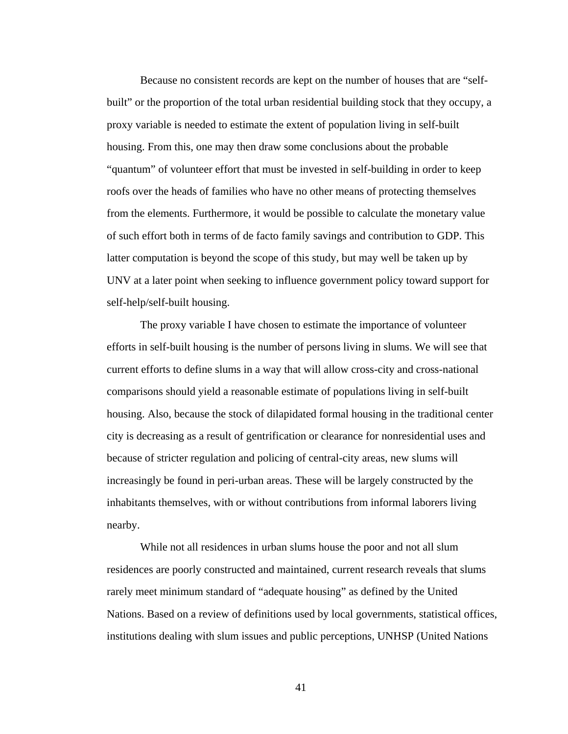Because no consistent records are kept on the number of houses that are "self-built" or the proportion of the total urban residential building stock that they occupy, a proxy variable is needed to estimate the extent of population living in self-built housing. From this, one may then draw some conclusions about the probable "quantum" of volunteer effort that must be invested in self-building in order to keep roofs over the heads of families who have no other means of protecting themselves from the elements. Furthermore, it would be possible to calculate the monetary value of such effort both in terms of de facto family savings and contribution to GDP. This latter computation is beyond the scope of this study, but may well be taken up by UNV at a later point when seeking to influence government policy toward support for self-help/self-built housing.

The proxy variable I have chosen to estimate the importance of volunteer efforts in self-built housing is the number of persons living in slums. We will see that current efforts to define slums in a way that will allow cross-city and cross-national comparisons should yield a reasonable estimate of populations living in self-built housing. Also, because the stock of dilapidated formal housing in the traditional center city is decreasing as a result of gentrification or clearance for nonresidential uses and because of stricter regulation and policing of central-city areas, new slums will increasingly be found in peri-urban areas. These will be largely constructed by the inhabitants themselves, with or without contributions from informal laborers living nearby.

While not all residences in urban slums house the poor and not all slum residences are poorly constructed and maintained, current research reveals that slums rarely meet minimum standard of "adequate housing" as defined by the United Nations. Based on a review of definitions used by local governments, statistical offices, institutions dealing with slum issues and public perceptions, UNHSP (United Nations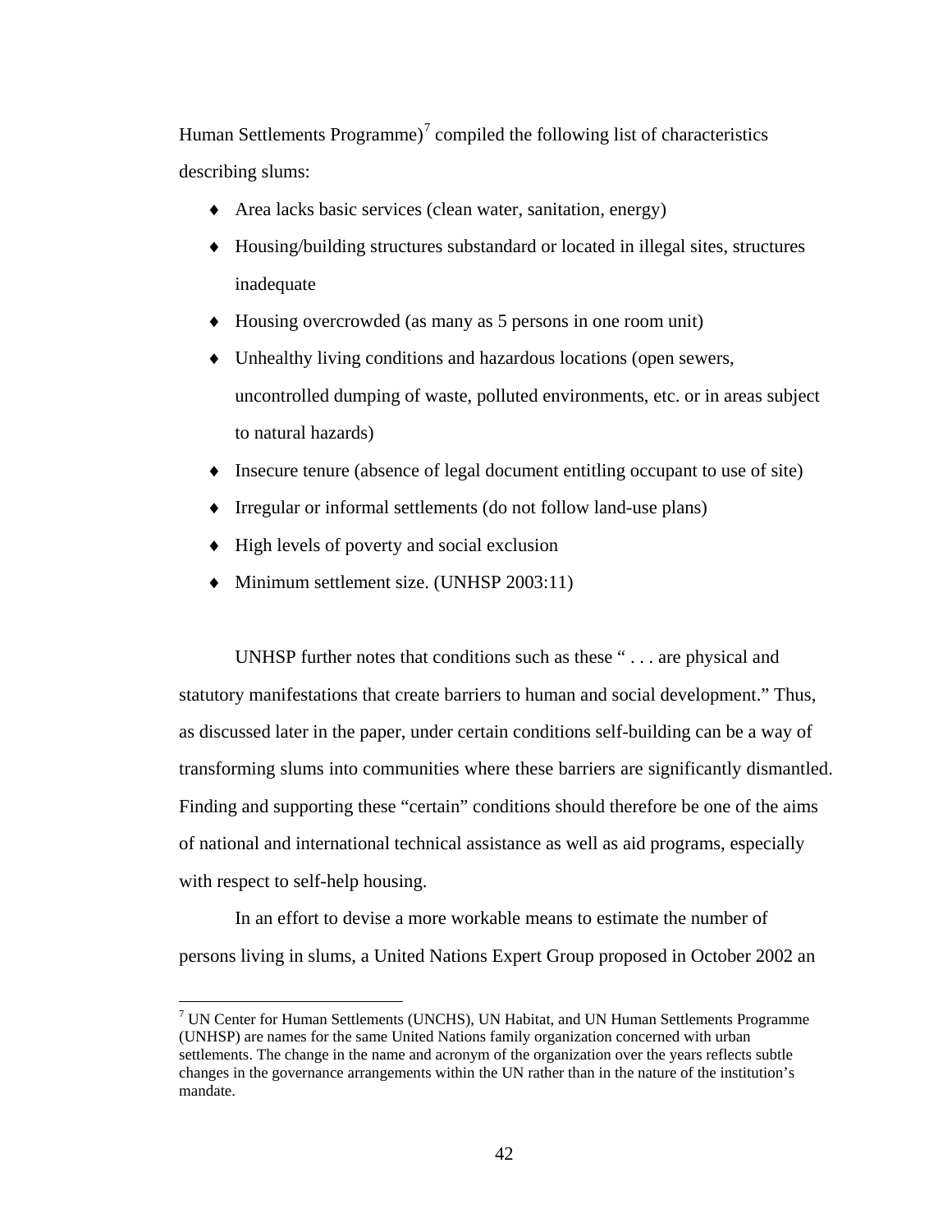Human Settlements Programme)[7] compiled the following list of characteristics describing slums:

- Area lacks basic services (clean water, sanitation, energy)
- Housing/building structures substandard or located in illegal sites, structures inadequate
- Housing overcrowded (as many as 5 persons in one room unit)
- Unhealthy living conditions and hazardous locations (open sewers, uncontrolled dumping of waste, polluted environments, etc. or in areas subject to natural hazards)
- Insecure tenure (absence of legal document entitling occupant to use of site)
- Irregular or informal settlements (do not follow land-use plans)
- High levels of poverty and social exclusion
- Minimum settlement size. (UNHSP 2003:11)

UNHSP further notes that conditions such as these " . . . are physical and statutory manifestations that create barriers to human and social development." Thus, as discussed later in the paper, under certain conditions self-building can be a way of transforming slums into communities where these barriers are significantly dismantled. Finding and supporting these "certain" conditions should therefore be one of the aims of national and international technical assistance as well as aid programs, especially with respect to self-help housing.

In an effort to devise a more workable means to estimate the number of persons living in slums, a United Nations Expert Group proposed in October 2002 an

[7] UN Center for Human Settlements (UNCHS), UN Habitat, and UN Human Settlements Programme (UNHSP) are names for the same United Nations family organization concerned with urban settlements. The change in the name and acronym of the organization over the years reflects subtle changes in the governance arrangements within the UN rather than in the nature of the institution's mandate.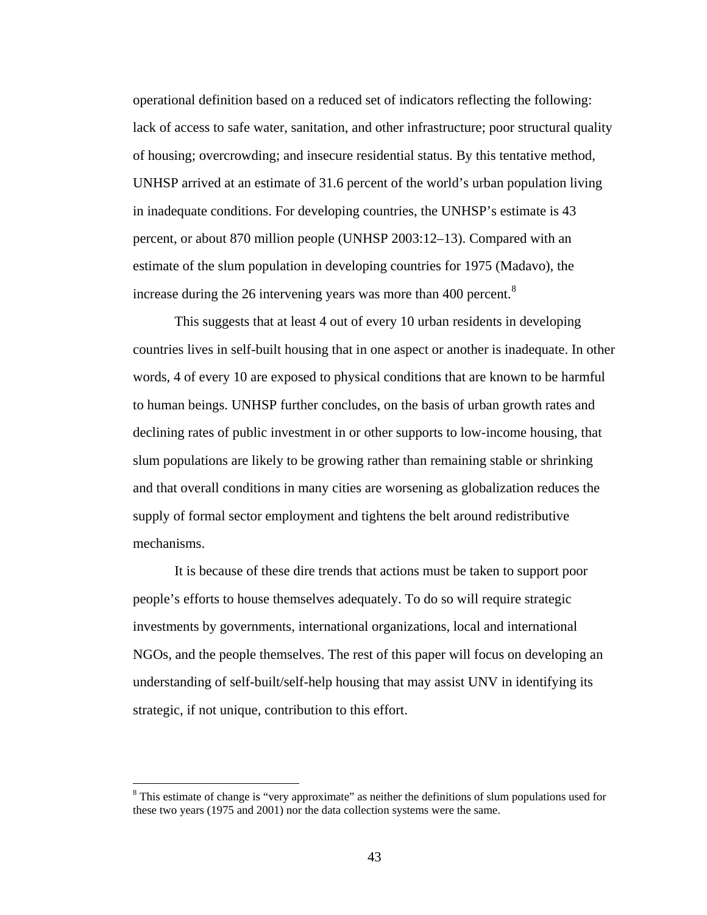operational definition based on a reduced set of indicators reflecting the following: lack of access to safe water, sanitation, and other infrastructure; poor structural quality of housing; overcrowding; and insecure residential status. By this tentative method, UNHSP arrived at an estimate of 31.6 percent of the world's urban population living in inadequate conditions. For developing countries, the UNHSP's estimate is 43 percent, or about 870 million people (UNHSP 2003:12–13). Compared with an estimate of the slum population in developing countries for 1975 (Madavo), the increase during the 26 intervening years was more than 400 percent.[8]

This suggests that at least 4 out of every 10 urban residents in developing countries lives in self-built housing that in one aspect or another is inadequate. In other words, 4 of every 10 are exposed to physical conditions that are known to be harmful to human beings. UNHSP further concludes, on the basis of urban growth rates and declining rates of public investment in or other supports to low-income housing, that slum populations are likely to be growing rather than remaining stable or shrinking and that overall conditions in many cities are worsening as globalization reduces the supply of formal sector employment and tightens the belt around redistributive mechanisms.

It is because of these dire trends that actions must be taken to support poor people's efforts to house themselves adequately. To do so will require strategic investments by governments, international organizations, local and international NGOs, and the people themselves. The rest of this paper will focus on developing an understanding of self-built/self-help housing that may assist UNV in identifying its strategic, if not unique, contribution to this effort.

---

[8] This estimate of change is "very approximate" as neither the definitions of slum populations used for these two years (1975 and 2001) nor the data collection systems were the same.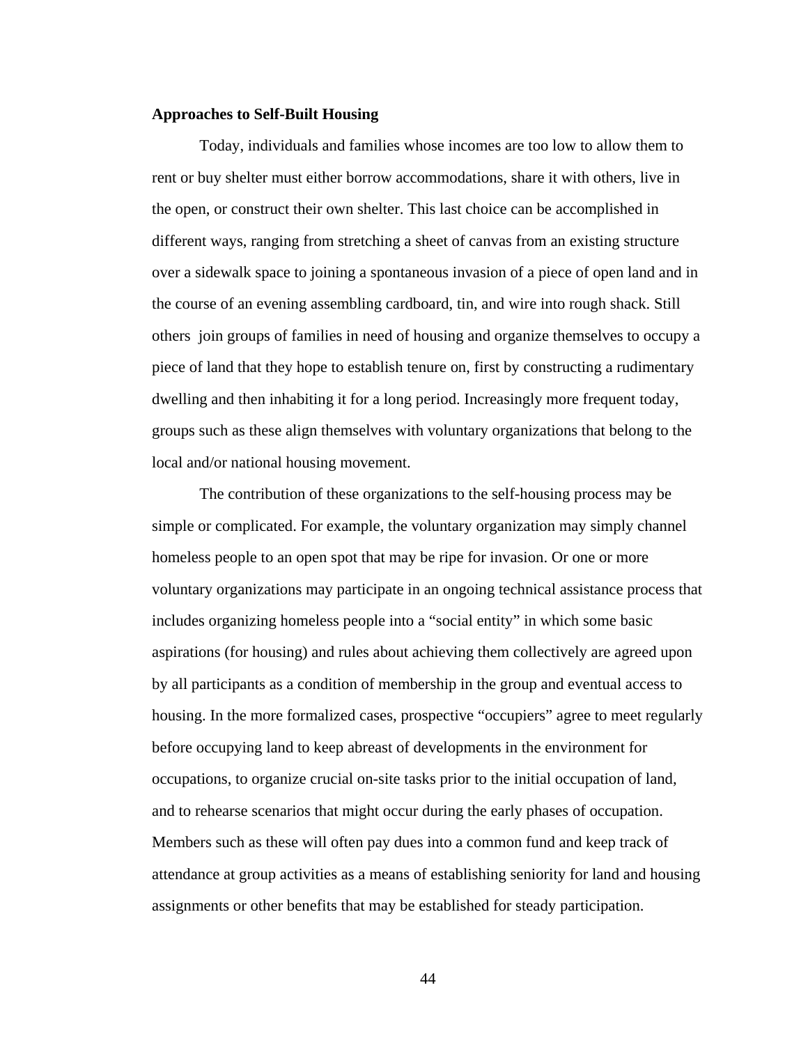**Approaches to Self-Built Housing**

Today, individuals and families whose incomes are too low to allow them to rent or buy shelter must either borrow accommodations, share it with others, live in the open, or construct their own shelter. This last choice can be accomplished in different ways, ranging from stretching a sheet of canvas from an existing structure over a sidewalk space to joining a spontaneous invasion of a piece of open land and in the course of an evening assembling cardboard, tin, and wire into rough shack. Still others join groups of families in need of housing and organize themselves to occupy a piece of land that they hope to establish tenure on, first by constructing a rudimentary dwelling and then inhabiting it for a long period. Increasingly more frequent today, groups such as these align themselves with voluntary organizations that belong to the local and/or national housing movement.

The contribution of these organizations to the self-housing process may be simple or complicated. For example, the voluntary organization may simply channel homeless people to an open spot that may be ripe for invasion. Or one or more voluntary organizations may participate in an ongoing technical assistance process that includes organizing homeless people into a "social entity" in which some basic aspirations (for housing) and rules about achieving them collectively are agreed upon by all participants as a condition of membership in the group and eventual access to housing. In the more formalized cases, prospective "occupiers" agree to meet regularly before occupying land to keep abreast of developments in the environment for occupations, to organize crucial on-site tasks prior to the initial occupation of land, and to rehearse scenarios that might occur during the early phases of occupation. Members such as these will often pay dues into a common fund and keep track of attendance at group activities as a means of establishing seniority for land and housing assignments or other benefits that may be established for steady participation.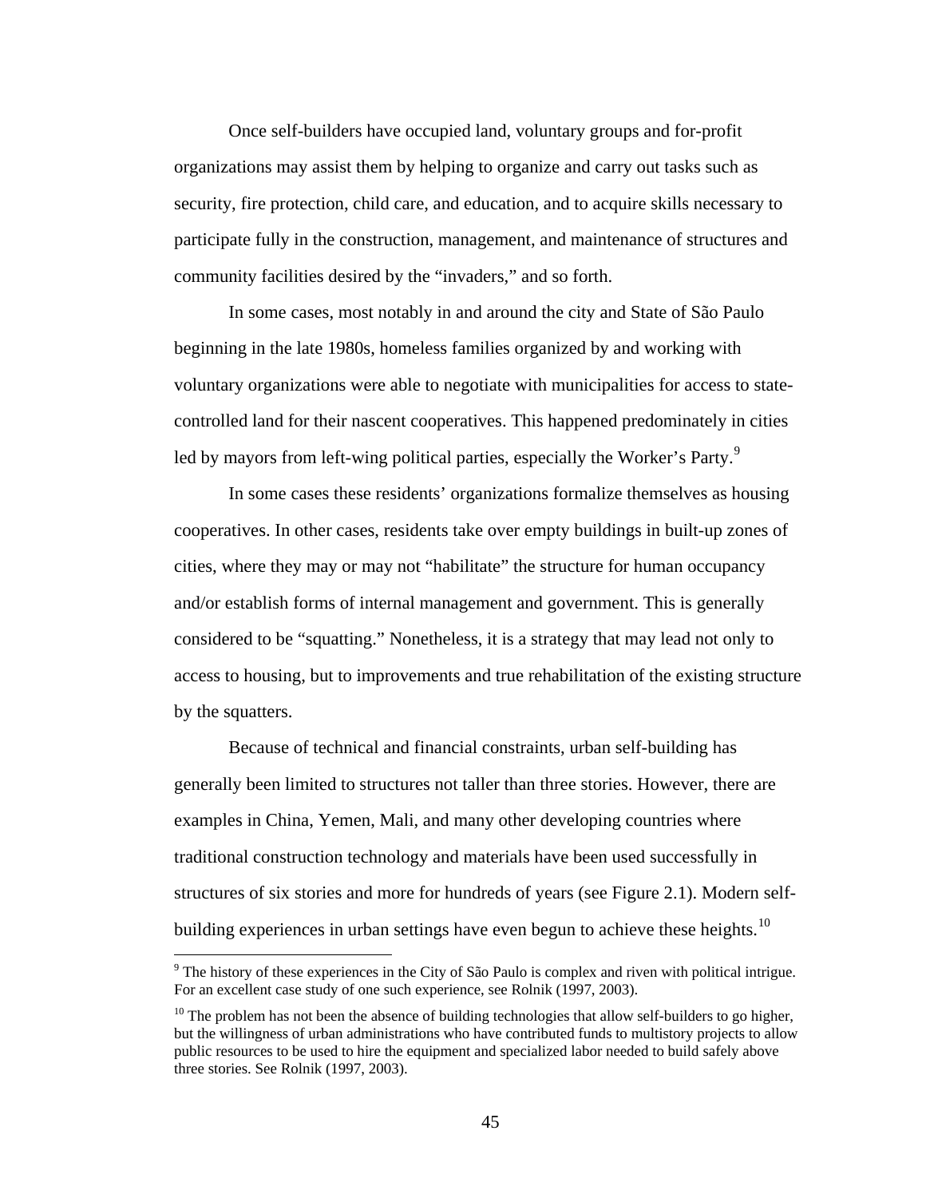Once self-builders have occupied land, voluntary groups and for-profit organizations may assist them by helping to organize and carry out tasks such as security, fire protection, child care, and education, and to acquire skills necessary to participate fully in the construction, management, and maintenance of structures and community facilities desired by the "invaders," and so forth.

In some cases, most notably in and around the city and State of São Paulo beginning in the late 1980s, homeless families organized by and working with voluntary organizations were able to negotiate with municipalities for access to state-controlled land for their nascent cooperatives. This happened predominately in cities led by mayors from left-wing political parties, especially the Worker's Party.[9]

In some cases these residents' organizations formalize themselves as housing cooperatives. In other cases, residents take over empty buildings in built-up zones of cities, where they may or may not "habilitate" the structure for human occupancy and/or establish forms of internal management and government. This is generally considered to be "squatting." Nonetheless, it is a strategy that may lead not only to access to housing, but to improvements and true rehabilitation of the existing structure by the squatters.

Because of technical and financial constraints, urban self-building has generally been limited to structures not taller than three stories. However, there are examples in China, Yemen, Mali, and many other developing countries where traditional construction technology and materials have been used successfully in structures of six stories and more for hundreds of years (see Figure 2.1). Modern self-building experiences in urban settings have even begun to achieve these heights.[10]

---

[9] The history of these experiences in the City of São Paulo is complex and riven with political intrigue. For an excellent case study of one such experience, see Rolnik (1997, 2003).

[10] The problem has not been the absence of building technologies that allow self-builders to go higher, but the willingness of urban administrations who have contributed funds to multistory projects to allow public resources to be used to hire the equipment and specialized labor needed to build safely above three stories. See Rolnik (1997, 2003).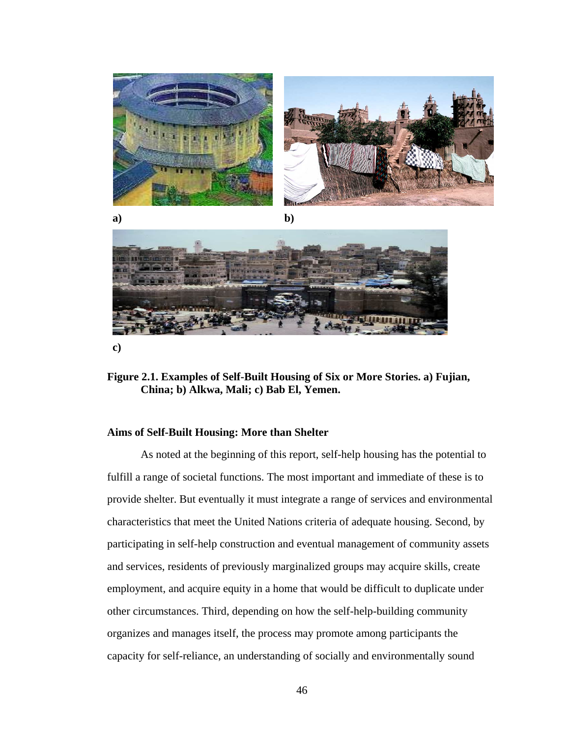a)

b)

c)

**Figure 2.1. Examples of Self-Built Housing of Six or More Stories. a) Fujian, China; b) Alkwa, Mali; c) Bab El, Yemen.**

### Aims of Self-Built Housing: More than Shelter

As noted at the beginning of this report, self-help housing has the potential to fulfill a range of societal functions. The most important and immediate of these is to provide shelter. But eventually it must integrate a range of services and environmental characteristics that meet the United Nations criteria of adequate housing. Second, by participating in self-help construction and eventual management of community assets and services, residents of previously marginalized groups may acquire skills, create employment, and acquire equity in a home that would be difficult to duplicate under other circumstances. Third, depending on how the self-help-building community organizes and manages itself, the process may promote among participants the capacity for self-reliance, an understanding of socially and environmentally sound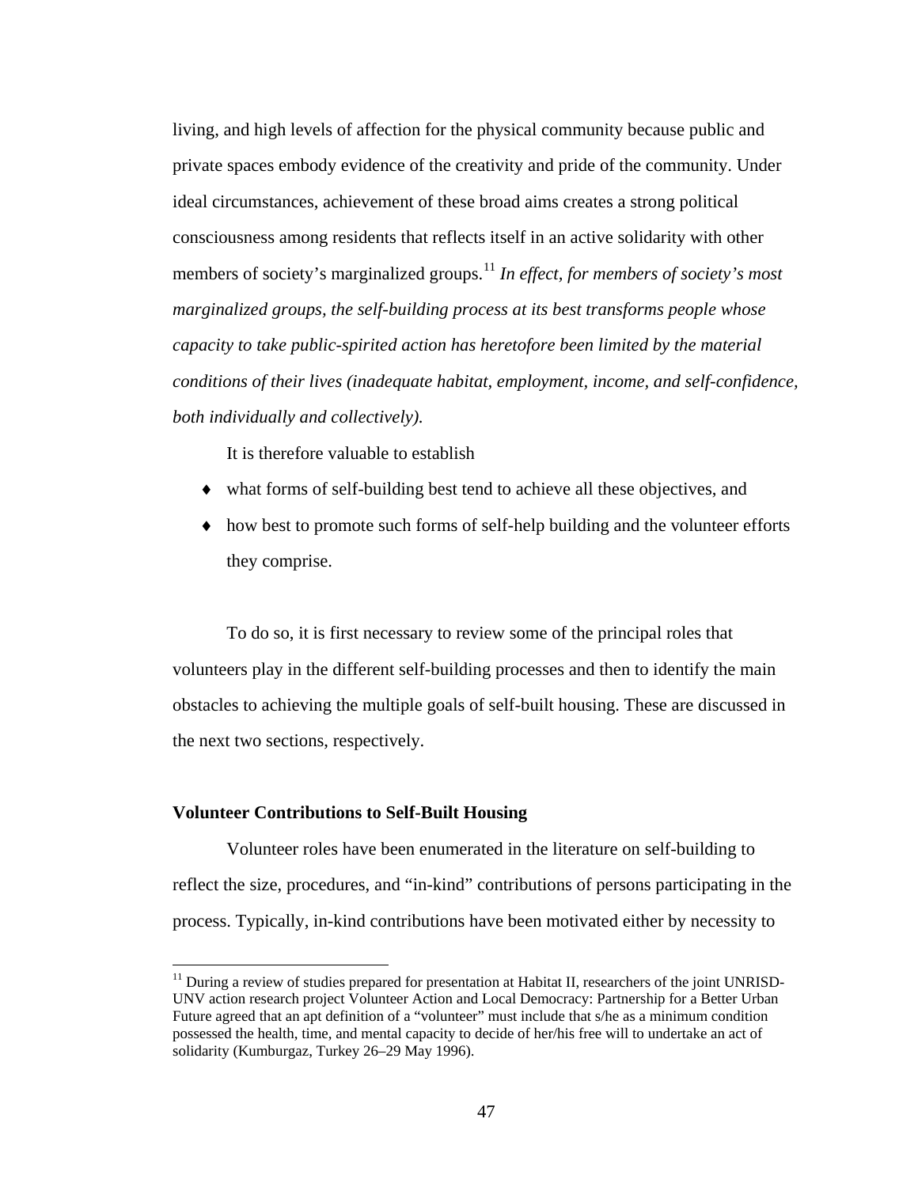living, and high levels of affection for the physical community because public and private spaces embody evidence of the creativity and pride of the community. Under ideal circumstances, achievement of these broad aims creates a strong political consciousness among residents that reflects itself in an active solidarity with other members of society's marginalized groups.[11] *In effect, for members of society's most marginalized groups, the self-building process at its best transforms people whose capacity to take public-spirited action has heretofore been limited by the material conditions of their lives (inadequate habitat, employment, income, and self-confidence, both individually and collectively).*

It is therefore valuable to establish

- what forms of self-building best tend to achieve all these objectives, and
- how best to promote such forms of self-help building and the volunteer efforts they comprise.

To do so, it is first necessary to review some of the principal roles that volunteers play in the different self-building processes and then to identify the main obstacles to achieving the multiple goals of self-built housing. These are discussed in the next two sections, respectively.

**Volunteer Contributions to Self-Built Housing**

Volunteer roles have been enumerated in the literature on self-building to reflect the size, procedures, and "in-kind" contributions of persons participating in the process. Typically, in-kind contributions have been motivated either by necessity to

[11] During a review of studies prepared for presentation at Habitat II, researchers of the joint UNRISD-UNV action research project Volunteer Action and Local Democracy: Partnership for a Better Urban Future agreed that an apt definition of a "volunteer" must include that s/he as a minimum condition possessed the health, time, and mental capacity to decide of her/his free will to undertake an act of solidarity (Kumburgaz, Turkey 26–29 May 1996).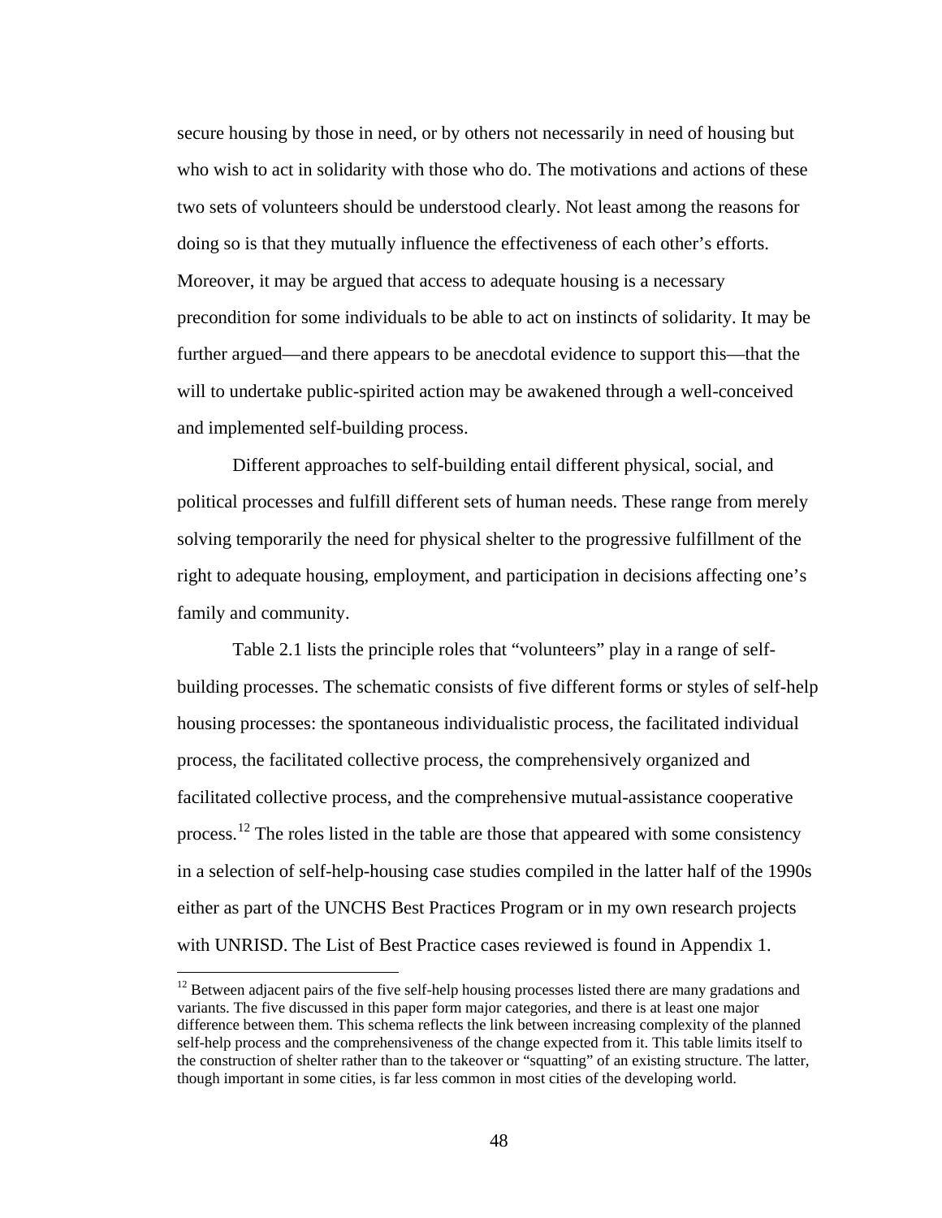secure housing by those in need, or by others not necessarily in need of housing but who wish to act in solidarity with those who do. The motivations and actions of these two sets of volunteers should be understood clearly. Not least among the reasons for doing so is that they mutually influence the effectiveness of each other's efforts. Moreover, it may be argued that access to adequate housing is a necessary precondition for some individuals to be able to act on instincts of solidarity. It may be further argued—and there appears to be anecdotal evidence to support this—that the will to undertake public-spirited action may be awakened through a well-conceived and implemented self-building process.

Different approaches to self-building entail different physical, social, and political processes and fulfill different sets of human needs. These range from merely solving temporarily the need for physical shelter to the progressive fulfillment of the right to adequate housing, employment, and participation in decisions affecting one's family and community.

Table 2.1 lists the principle roles that "volunteers" play in a range of self-building processes. The schematic consists of five different forms or styles of self-help housing processes: the spontaneous individualistic process, the facilitated individual process, the facilitated collective process, the comprehensively organized and facilitated collective process, and the comprehensive mutual-assistance cooperative process.[12] The roles listed in the table are those that appeared with some consistency in a selection of self-help-housing case studies compiled in the latter half of the 1990s either as part of the UNCHS Best Practices Program or in my own research projects with UNRISD. The List of Best Practice cases reviewed is found in Appendix 1.

[12] Between adjacent pairs of the five self-help housing processes listed there are many gradations and variants. The five discussed in this paper form major categories, and there is at least one major difference between them. This schema reflects the link between increasing complexity of the planned self-help process and the comprehensiveness of the change expected from it. This table limits itself to the construction of shelter rather than to the takeover or "squatting" of an existing structure. The latter, though important in some cities, is far less common in most cities of the developing world.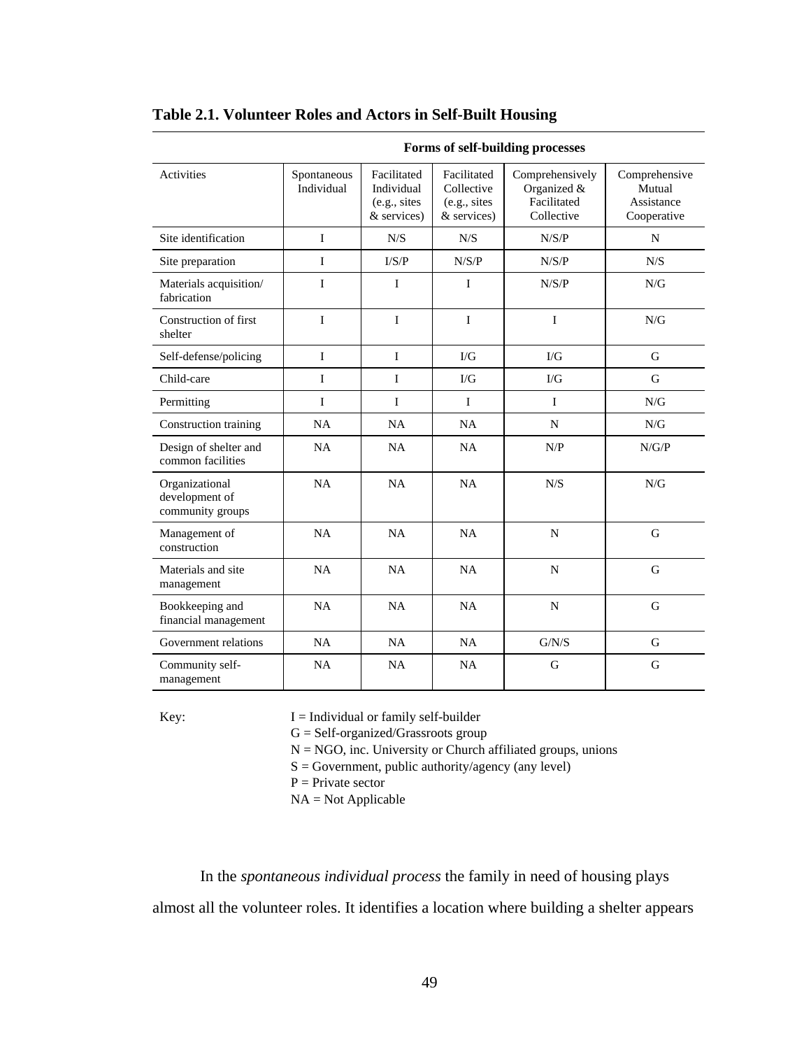**Table 2.1. Volunteer Roles and Actors in Self-Built Housing**

| | Forms of self-building processes | | | | |
|---|---|---|---|---|---|
| Activities | Spontaneous Individual | Facilitated Individual (e.g., sites & services) | Facilitated Collective (e.g., sites & services) | Comprehensively Organized & Facilitated Collective | Comprehensive Mutual Assistance Cooperative |
| Site identification | I | N/S | N/S | N/S/P | N |
| Site preparation | I | I/S/P | N/S/P | N/S/P | N/S |
| Materials acquisition/ fabrication | I | I | I | N/S/P | N/G |
| Construction of first shelter | I | I | I | I | N/G |
| Self-defense/policing | I | I | I/G | I/G | G |
| Child-care | I | I | I/G | I/G | G |
| Permitting | I | I | I | I | N/G |
| Construction training | NA | NA | NA | N | N/G |
| Design of shelter and common facilities | NA | NA | NA | N/P | N/G/P |
| Organizational development of community groups | NA | NA | NA | N/S | N/G |
| Management of construction | NA | NA | NA | N | G |
| Materials and site management | NA | NA | NA | N | G |
| Bookkeeping and financial management | NA | NA | NA | N | G |
| Government relations | NA | NA | NA | G/N/S | G |
| Community self-management | NA | NA | NA | G | G |

Key:
I = Individual or family self-builder
G = Self-organized/Grassroots group
N = NGO, inc. University or Church affiliated groups, unions
S = Government, public authority/agency (any level)
P = Private sector
NA = Not Applicable

In the *spontaneous individual process* the family in need of housing plays almost all the volunteer roles. It identifies a location where building a shelter appears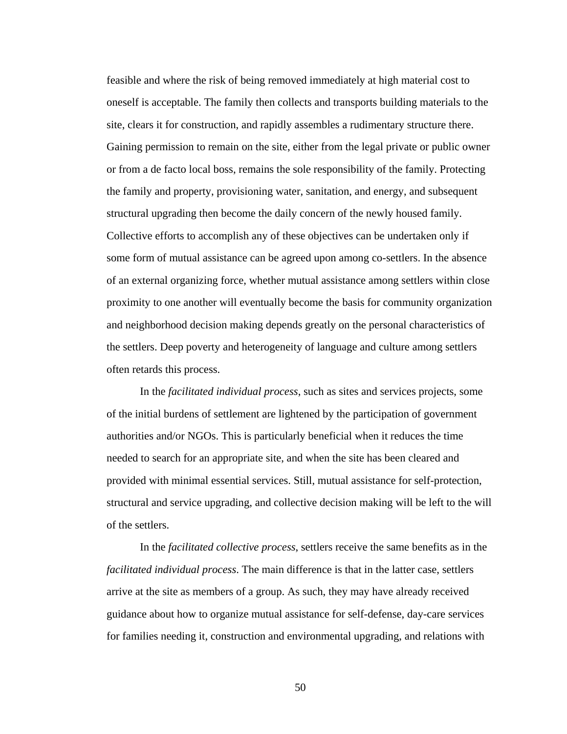feasible and where the risk of being removed immediately at high material cost to oneself is acceptable. The family then collects and transports building materials to the site, clears it for construction, and rapidly assembles a rudimentary structure there. Gaining permission to remain on the site, either from the legal private or public owner or from a de facto local boss, remains the sole responsibility of the family. Protecting the family and property, provisioning water, sanitation, and energy, and subsequent structural upgrading then become the daily concern of the newly housed family. Collective efforts to accomplish any of these objectives can be undertaken only if some form of mutual assistance can be agreed upon among co-settlers. In the absence of an external organizing force, whether mutual assistance among settlers within close proximity to one another will eventually become the basis for community organization and neighborhood decision making depends greatly on the personal characteristics of the settlers. Deep poverty and heterogeneity of language and culture among settlers often retards this process.

In the *facilitated individual process*, such as sites and services projects, some of the initial burdens of settlement are lightened by the participation of government authorities and/or NGOs. This is particularly beneficial when it reduces the time needed to search for an appropriate site, and when the site has been cleared and provided with minimal essential services. Still, mutual assistance for self-protection, structural and service upgrading, and collective decision making will be left to the will of the settlers.

In the *facilitated collective process*, settlers receive the same benefits as in the *facilitated individual process*. The main difference is that in the latter case, settlers arrive at the site as members of a group. As such, they may have already received guidance about how to organize mutual assistance for self-defense, day-care services for families needing it, construction and environmental upgrading, and relations with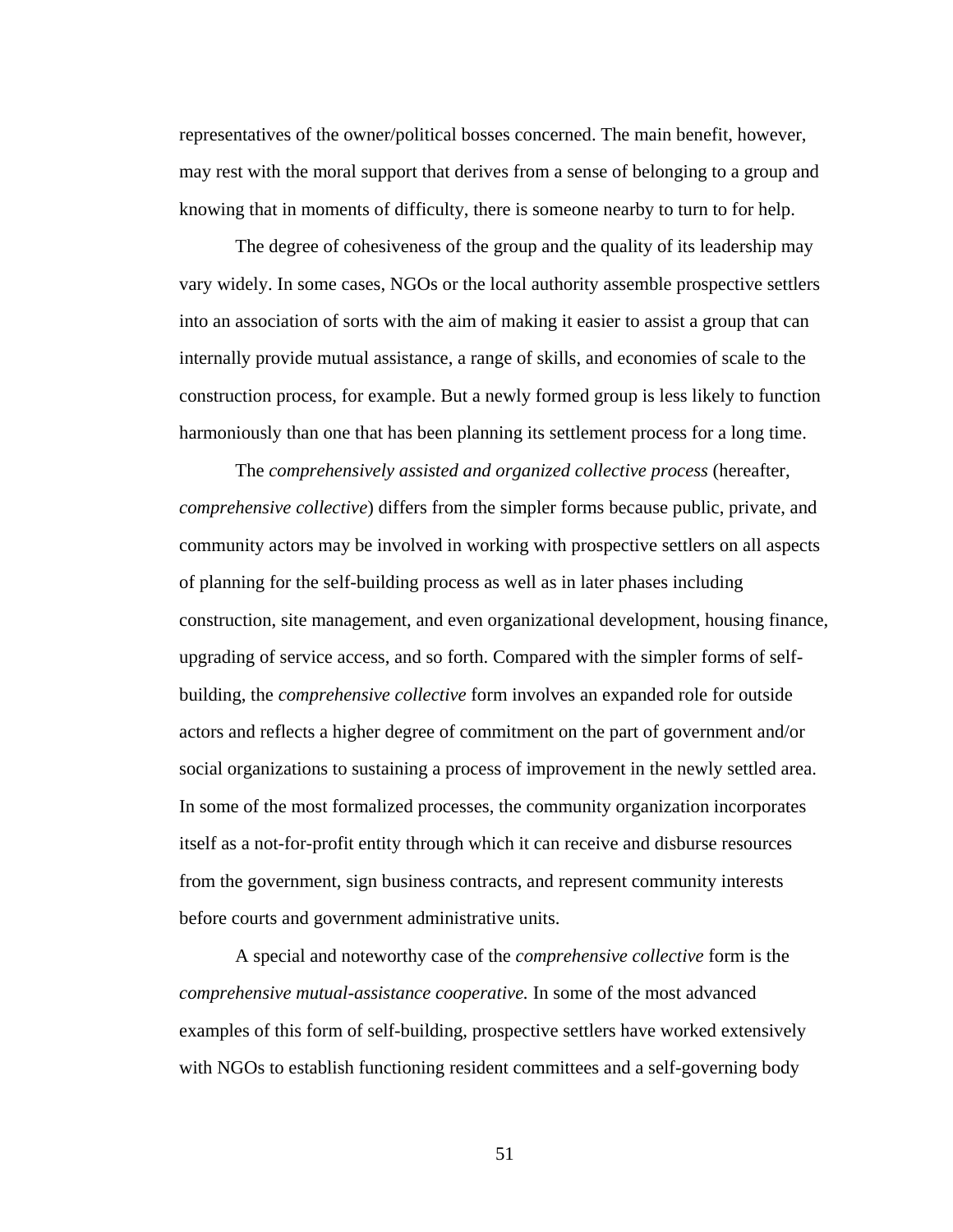representatives of the owner/political bosses concerned. The main benefit, however, may rest with the moral support that derives from a sense of belonging to a group and knowing that in moments of difficulty, there is someone nearby to turn to for help.

The degree of cohesiveness of the group and the quality of its leadership may vary widely. In some cases, NGOs or the local authority assemble prospective settlers into an association of sorts with the aim of making it easier to assist a group that can internally provide mutual assistance, a range of skills, and economies of scale to the construction process, for example. But a newly formed group is less likely to function harmoniously than one that has been planning its settlement process for a long time.

The *comprehensively assisted and organized collective process* (hereafter, *comprehensive collective*) differs from the simpler forms because public, private, and community actors may be involved in working with prospective settlers on all aspects of planning for the self-building process as well as in later phases including construction, site management, and even organizational development, housing finance, upgrading of service access, and so forth. Compared with the simpler forms of self-building, the *comprehensive collective* form involves an expanded role for outside actors and reflects a higher degree of commitment on the part of government and/or social organizations to sustaining a process of improvement in the newly settled area. In some of the most formalized processes, the community organization incorporates itself as a not-for-profit entity through which it can receive and disburse resources from the government, sign business contracts, and represent community interests before courts and government administrative units.

A special and noteworthy case of the *comprehensive collective* form is the *comprehensive mutual-assistance cooperative.* In some of the most advanced examples of this form of self-building, prospective settlers have worked extensively with NGOs to establish functioning resident committees and a self-governing body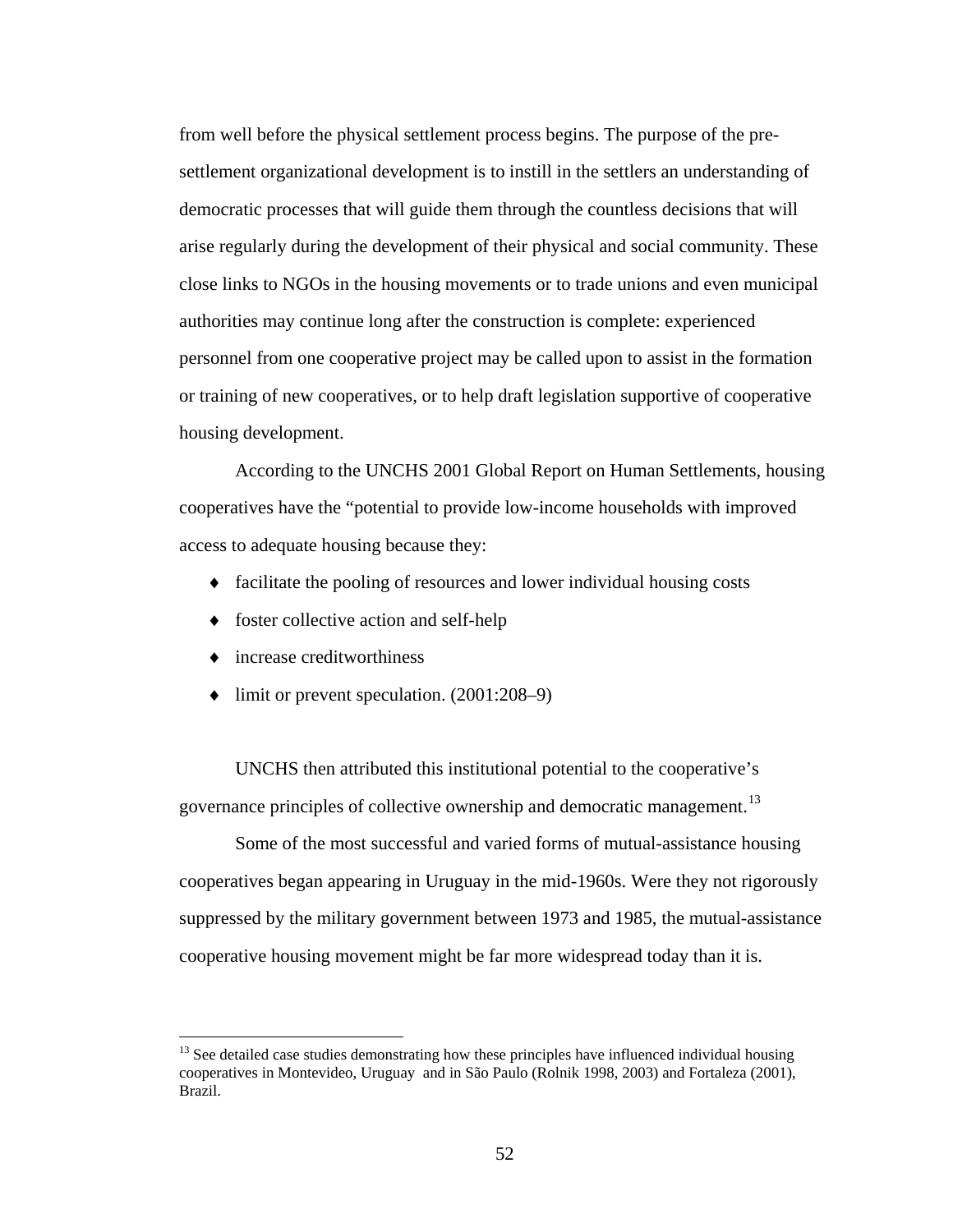from well before the physical settlement process begins. The purpose of the pre-settlement organizational development is to instill in the settlers an understanding of democratic processes that will guide them through the countless decisions that will arise regularly during the development of their physical and social community. These close links to NGOs in the housing movements or to trade unions and even municipal authorities may continue long after the construction is complete: experienced personnel from one cooperative project may be called upon to assist in the formation or training of new cooperatives, or to help draft legislation supportive of cooperative housing development.

According to the UNCHS 2001 Global Report on Human Settlements, housing cooperatives have the "potential to provide low-income households with improved access to adequate housing because they:

- facilitate the pooling of resources and lower individual housing costs
- foster collective action and self-help
- increase creditworthiness
- limit or prevent speculation. (2001:208–9)

UNCHS then attributed this institutional potential to the cooperative's governance principles of collective ownership and democratic management.[13]

Some of the most successful and varied forms of mutual-assistance housing cooperatives began appearing in Uruguay in the mid-1960s. Were they not rigorously suppressed by the military government between 1973 and 1985, the mutual-assistance cooperative housing movement might be far more widespread today than it is.

---

[13] See detailed case studies demonstrating how these principles have influenced individual housing cooperatives in Montevideo, Uruguay and in São Paulo (Rolnik 1998, 2003) and Fortaleza (2001), Brazil.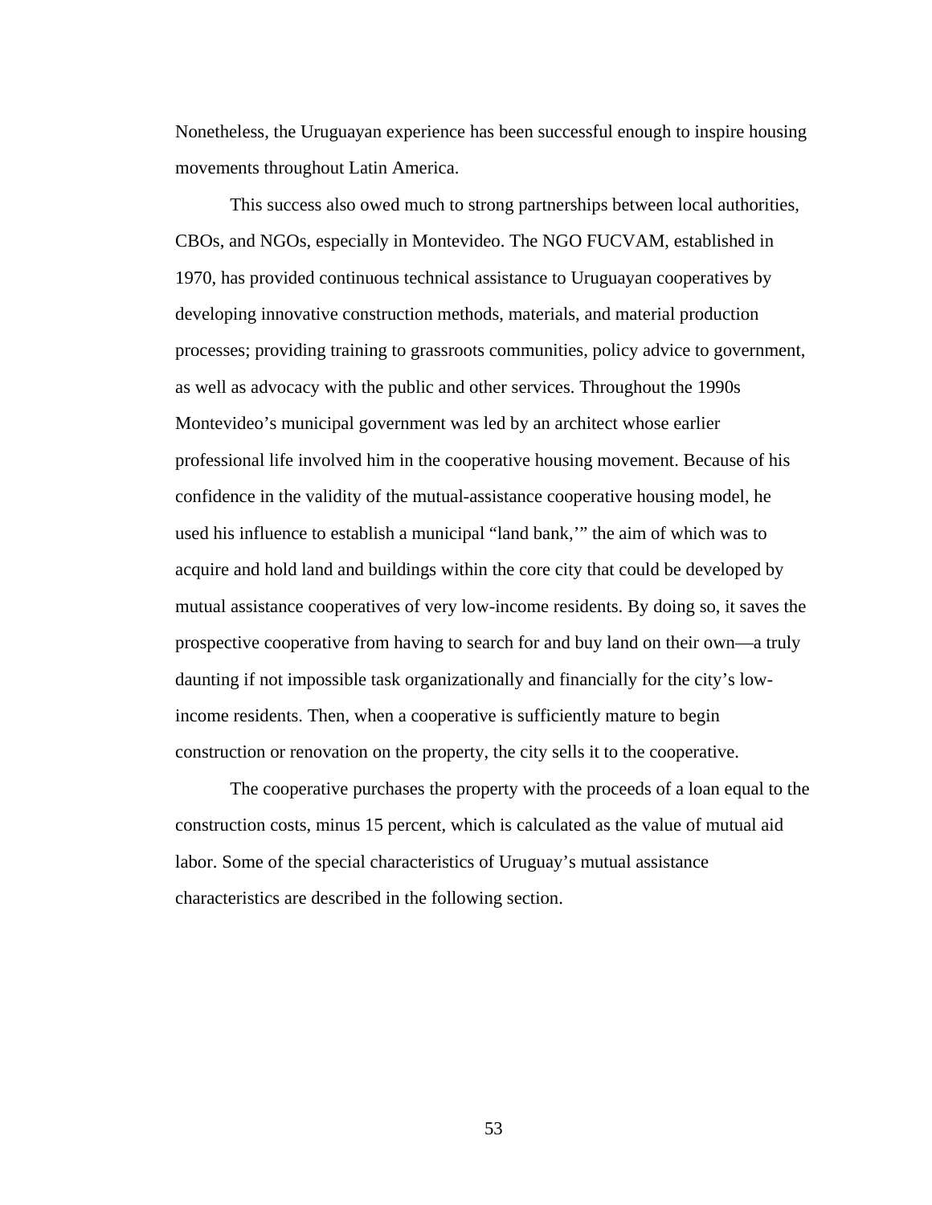Nonetheless, the Uruguayan experience has been successful enough to inspire housing movements throughout Latin America.

This success also owed much to strong partnerships between local authorities, CBOs, and NGOs, especially in Montevideo. The NGO FUCVAM, established in 1970, has provided continuous technical assistance to Uruguayan cooperatives by developing innovative construction methods, materials, and material production processes; providing training to grassroots communities, policy advice to government, as well as advocacy with the public and other services. Throughout the 1990s Montevideo's municipal government was led by an architect whose earlier professional life involved him in the cooperative housing movement. Because of his confidence in the validity of the mutual-assistance cooperative housing model, he used his influence to establish a municipal "land bank,'" the aim of which was to acquire and hold land and buildings within the core city that could be developed by mutual assistance cooperatives of very low-income residents. By doing so, it saves the prospective cooperative from having to search for and buy land on their own—a truly daunting if not impossible task organizationally and financially for the city's low-income residents. Then, when a cooperative is sufficiently mature to begin construction or renovation on the property, the city sells it to the cooperative.

The cooperative purchases the property with the proceeds of a loan equal to the construction costs, minus 15 percent, which is calculated as the value of mutual aid labor. Some of the special characteristics of Uruguay's mutual assistance characteristics are described in the following section.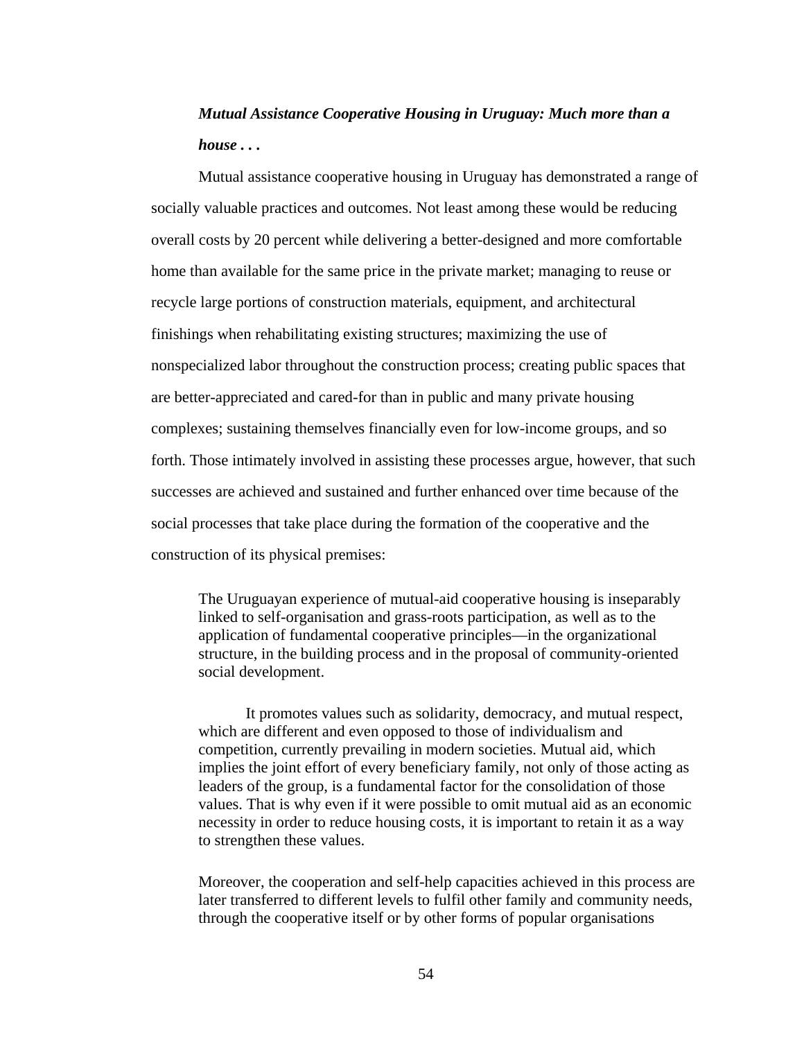***Mutual Assistance Cooperative Housing in Uruguay: Much more than a house . . .***

Mutual assistance cooperative housing in Uruguay has demonstrated a range of socially valuable practices and outcomes. Not least among these would be reducing overall costs by 20 percent while delivering a better-designed and more comfortable home than available for the same price in the private market; managing to reuse or recycle large portions of construction materials, equipment, and architectural finishings when rehabilitating existing structures; maximizing the use of nonspecialized labor throughout the construction process; creating public spaces that are better-appreciated and cared-for than in public and many private housing complexes; sustaining themselves financially even for low-income groups, and so forth. Those intimately involved in assisting these processes argue, however, that such successes are achieved and sustained and further enhanced over time because of the social processes that take place during the formation of the cooperative and the construction of its physical premises:

> The Uruguayan experience of mutual-aid cooperative housing is inseparably linked to self-organisation and grass-roots participation, as well as to the application of fundamental cooperative principles—in the organizational structure, in the building process and in the proposal of community-oriented social development.
>
> It promotes values such as solidarity, democracy, and mutual respect, which are different and even opposed to those of individualism and competition, currently prevailing in modern societies. Mutual aid, which implies the joint effort of every beneficiary family, not only of those acting as leaders of the group, is a fundamental factor for the consolidation of those values. That is why even if it were possible to omit mutual aid as an economic necessity in order to reduce housing costs, it is important to retain it as a way to strengthen these values.
>
> Moreover, the cooperation and self-help capacities achieved in this process are later transferred to different levels to fulfil other family and community needs, through the cooperative itself or by other forms of popular organisations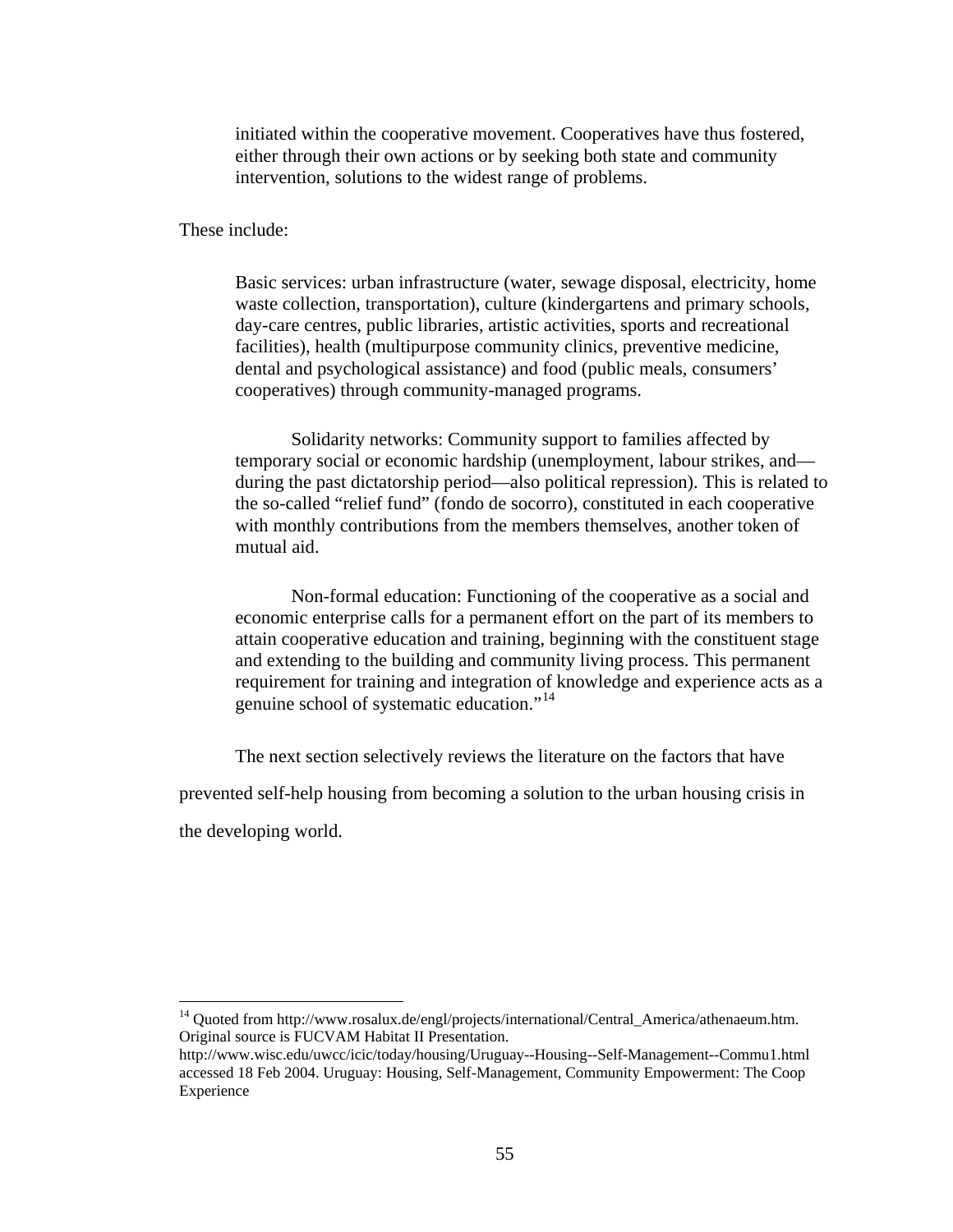> initiated within the cooperative movement. Cooperatives have thus fostered, either through their own actions or by seeking both state and community intervention, solutions to the widest range of problems.

These include:

> Basic services: urban infrastructure (water, sewage disposal, electricity, home waste collection, transportation), culture (kindergartens and primary schools, day-care centres, public libraries, artistic activities, sports and recreational facilities), health (multipurpose community clinics, preventive medicine, dental and psychological assistance) and food (public meals, consumers' cooperatives) through community-managed programs.
>
> Solidarity networks: Community support to families affected by temporary social or economic hardship (unemployment, labour strikes, and—during the past dictatorship period—also political repression). This is related to the so-called "relief fund" (fondo de socorro), constituted in each cooperative with monthly contributions from the members themselves, another token of mutual aid.
>
> Non-formal education: Functioning of the cooperative as a social and economic enterprise calls for a permanent effort on the part of its members to attain cooperative education and training, beginning with the constituent stage and extending to the building and community living process. This permanent requirement for training and integration of knowledge and experience acts as a genuine school of systematic education."[14]

The next section selectively reviews the literature on the factors that have prevented self-help housing from becoming a solution to the urban housing crisis in the developing world.

---

[14] Quoted from http://www.rosalux.de/engl/projects/international/Central_America/athenaeum.htm. Original source is FUCVAM Habitat II Presentation. http://www.wisc.edu/uwcc/icic/today/housing/Uruguay--Housing--Self-Management--Commu1.html accessed 18 Feb 2004. Uruguay: Housing, Self-Management, Community Empowerment: The Coop Experience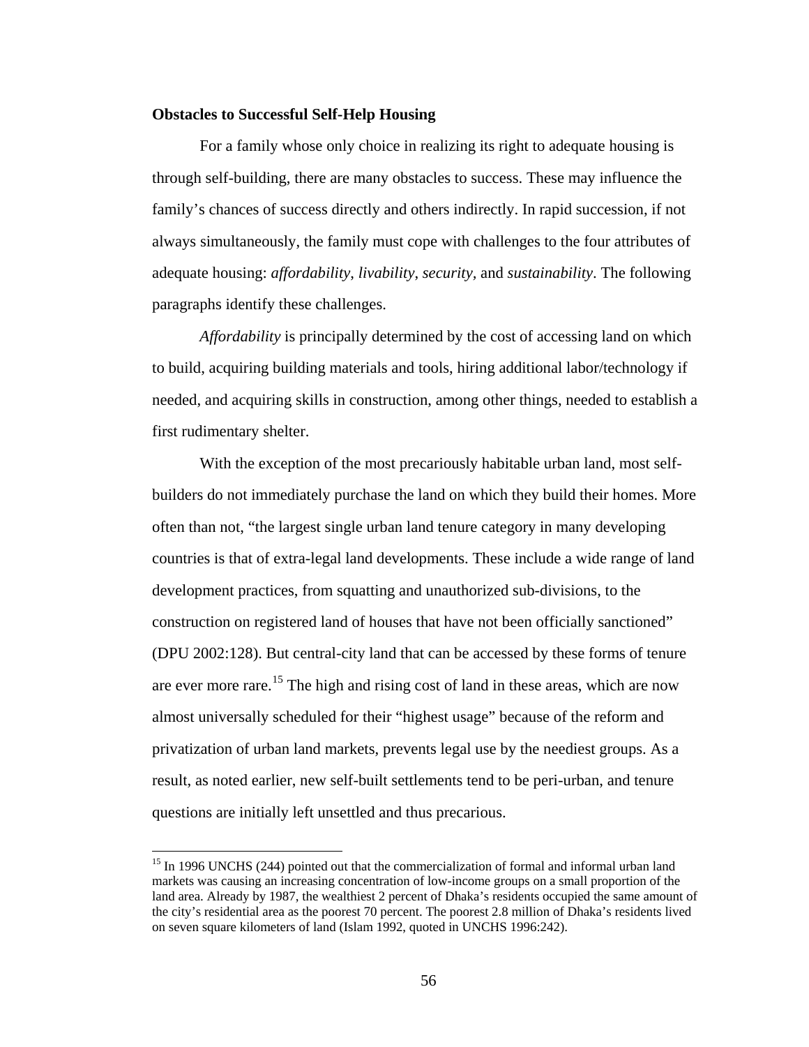**Obstacles to Successful Self-Help Housing**

For a family whose only choice in realizing its right to adequate housing is through self-building, there are many obstacles to success. These may influence the family's chances of success directly and others indirectly. In rapid succession, if not always simultaneously, the family must cope with challenges to the four attributes of adequate housing: *affordability*, *livability*, *security*, and *sustainability*. The following paragraphs identify these challenges.

*Affordability* is principally determined by the cost of accessing land on which to build, acquiring building materials and tools, hiring additional labor/technology if needed, and acquiring skills in construction, among other things, needed to establish a first rudimentary shelter.

With the exception of the most precariously habitable urban land, most self-builders do not immediately purchase the land on which they build their homes. More often than not, "the largest single urban land tenure category in many developing countries is that of extra-legal land developments. These include a wide range of land development practices, from squatting and unauthorized sub-divisions, to the construction on registered land of houses that have not been officially sanctioned" (DPU 2002:128). But central-city land that can be accessed by these forms of tenure are ever more rare.[15] The high and rising cost of land in these areas, which are now almost universally scheduled for their "highest usage" because of the reform and privatization of urban land markets, prevents legal use by the neediest groups. As a result, as noted earlier, new self-built settlements tend to be peri-urban, and tenure questions are initially left unsettled and thus precarious.

[15] In 1996 UNCHS (244) pointed out that the commercialization of formal and informal urban land markets was causing an increasing concentration of low-income groups on a small proportion of the land area. Already by 1987, the wealthiest 2 percent of Dhaka's residents occupied the same amount of the city's residential area as the poorest 70 percent. The poorest 2.8 million of Dhaka's residents lived on seven square kilometers of land (Islam 1992, quoted in UNCHS 1996:242).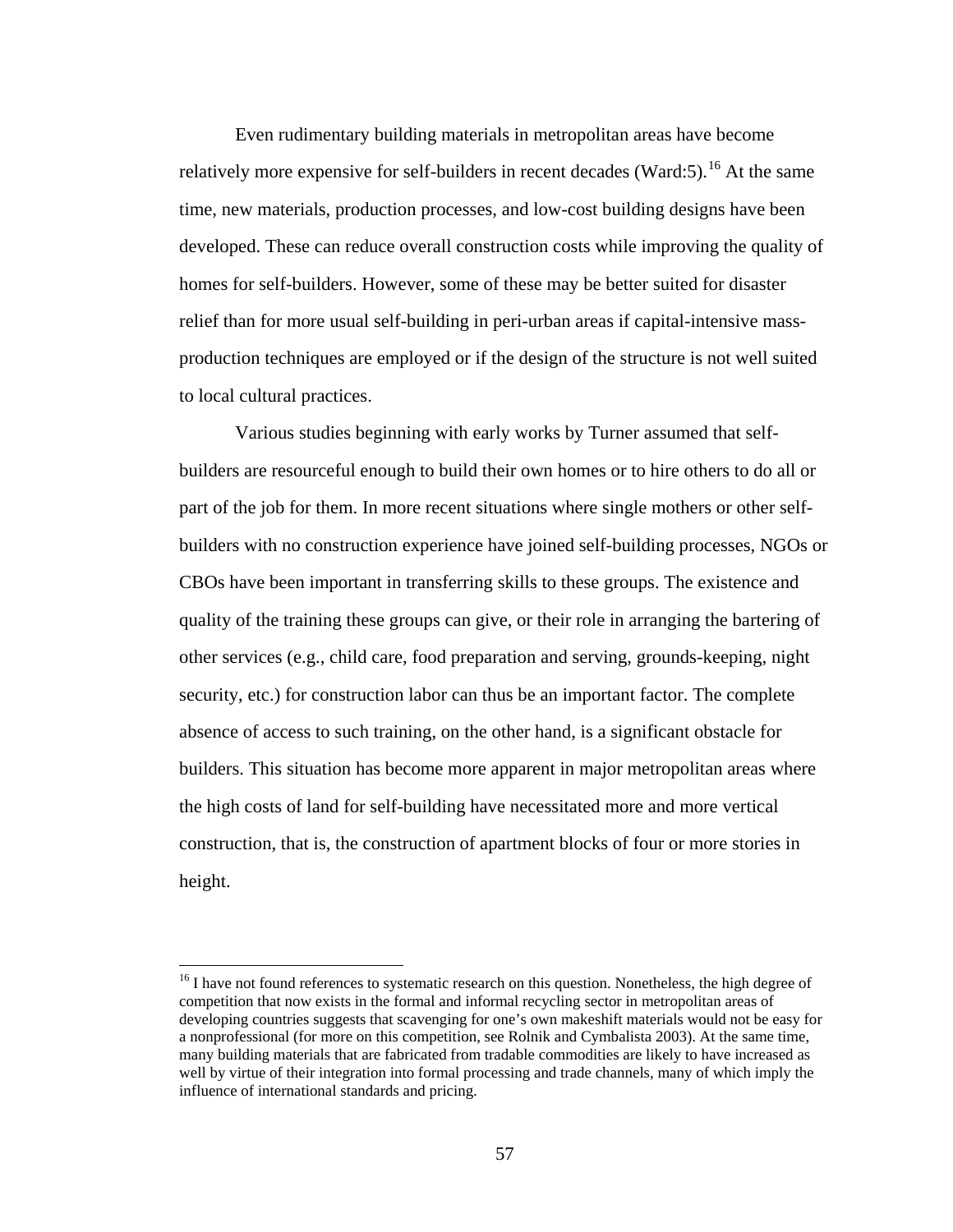Even rudimentary building materials in metropolitan areas have become relatively more expensive for self-builders in recent decades (Ward:5).[16] At the same time, new materials, production processes, and low-cost building designs have been developed. These can reduce overall construction costs while improving the quality of homes for self-builders. However, some of these may be better suited for disaster relief than for more usual self-building in peri-urban areas if capital-intensive mass-production techniques are employed or if the design of the structure is not well suited to local cultural practices.

Various studies beginning with early works by Turner assumed that self-builders are resourceful enough to build their own homes or to hire others to do all or part of the job for them. In more recent situations where single mothers or other self-builders with no construction experience have joined self-building processes, NGOs or CBOs have been important in transferring skills to these groups. The existence and quality of the training these groups can give, or their role in arranging the bartering of other services (e.g., child care, food preparation and serving, grounds-keeping, night security, etc.) for construction labor can thus be an important factor. The complete absence of access to such training, on the other hand, is a significant obstacle for builders. This situation has become more apparent in major metropolitan areas where the high costs of land for self-building have necessitated more and more vertical construction, that is, the construction of apartment blocks of four or more stories in height.

---

[16] I have not found references to systematic research on this question. Nonetheless, the high degree of competition that now exists in the formal and informal recycling sector in metropolitan areas of developing countries suggests that scavenging for one's own makeshift materials would not be easy for a nonprofessional (for more on this competition, see Rolnik and Cymbalista 2003). At the same time, many building materials that are fabricated from tradable commodities are likely to have increased as well by virtue of their integration into formal processing and trade channels, many of which imply the influence of international standards and pricing.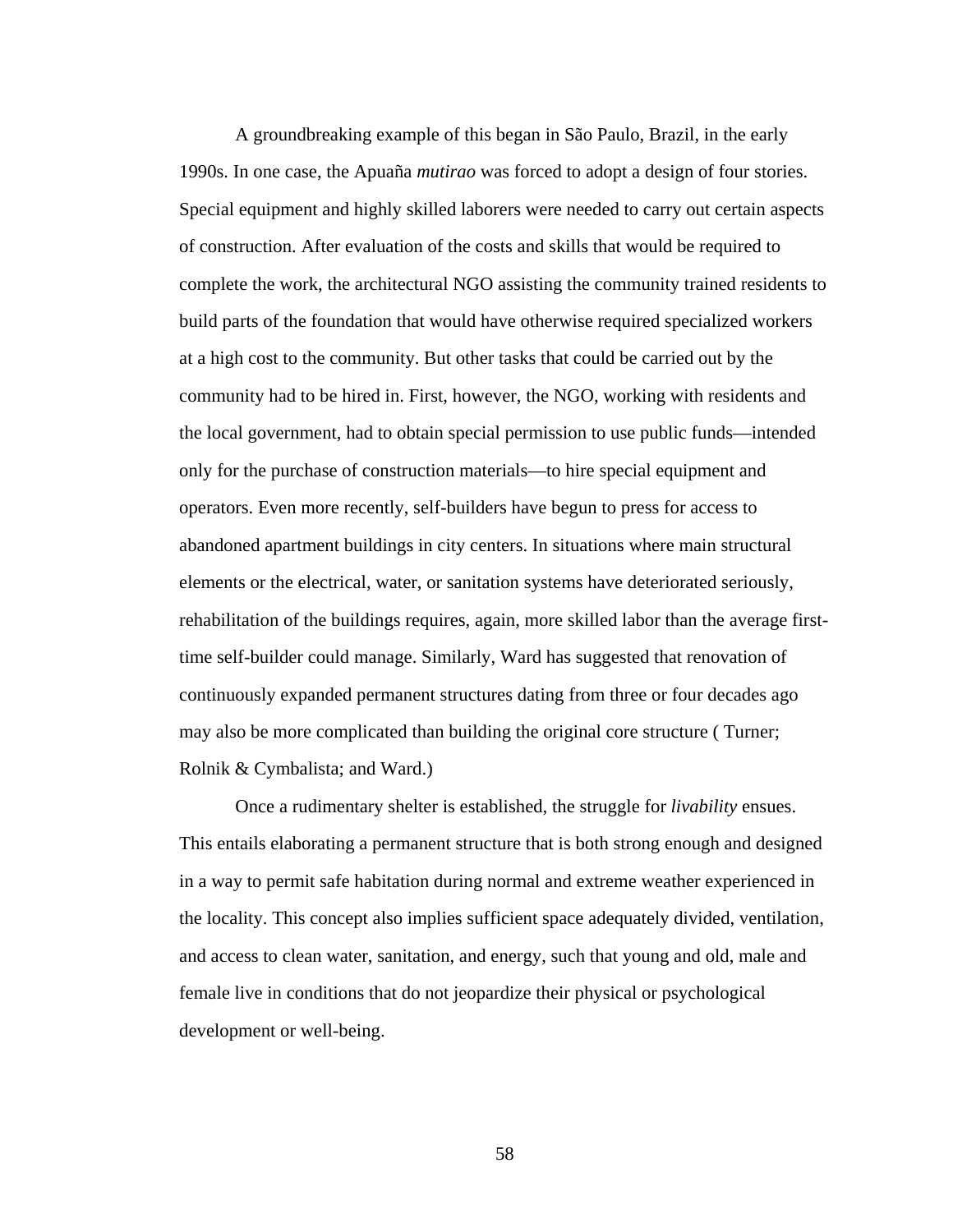A groundbreaking example of this began in São Paulo, Brazil, in the early 1990s. In one case, the Apuaña *mutirao* was forced to adopt a design of four stories. Special equipment and highly skilled laborers were needed to carry out certain aspects of construction. After evaluation of the costs and skills that would be required to complete the work, the architectural NGO assisting the community trained residents to build parts of the foundation that would have otherwise required specialized workers at a high cost to the community. But other tasks that could be carried out by the community had to be hired in. First, however, the NGO, working with residents and the local government, had to obtain special permission to use public funds—intended only for the purchase of construction materials—to hire special equipment and operators. Even more recently, self-builders have begun to press for access to abandoned apartment buildings in city centers. In situations where main structural elements or the electrical, water, or sanitation systems have deteriorated seriously, rehabilitation of the buildings requires, again, more skilled labor than the average first-time self-builder could manage. Similarly, Ward has suggested that renovation of continuously expanded permanent structures dating from three or four decades ago may also be more complicated than building the original core structure ( Turner; Rolnik & Cymbalista; and Ward.)

Once a rudimentary shelter is established, the struggle for *livability* ensues. This entails elaborating a permanent structure that is both strong enough and designed in a way to permit safe habitation during normal and extreme weather experienced in the locality. This concept also implies sufficient space adequately divided, ventilation, and access to clean water, sanitation, and energy, such that young and old, male and female live in conditions that do not jeopardize their physical or psychological development or well-being.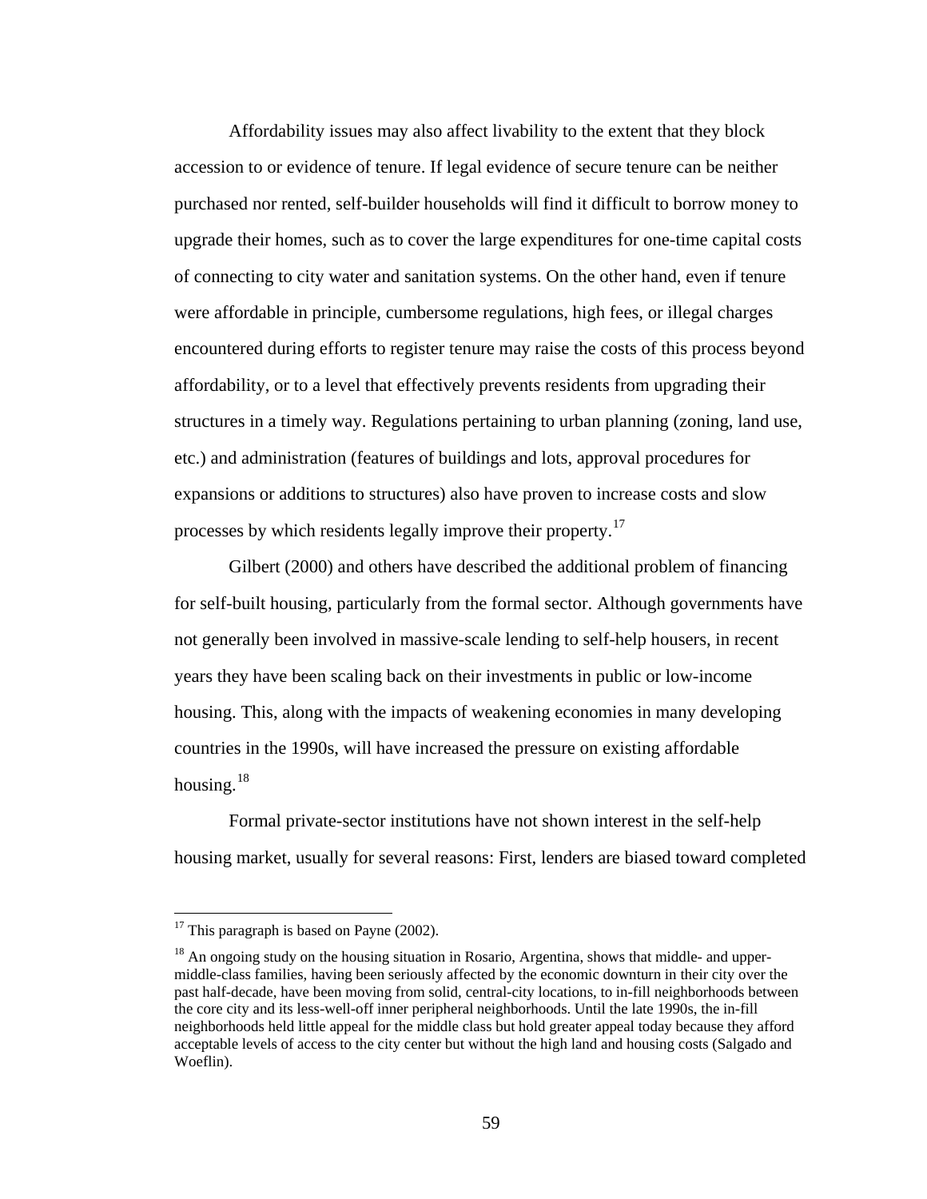Affordability issues may also affect livability to the extent that they block accession to or evidence of tenure. If legal evidence of secure tenure can be neither purchased nor rented, self-builder households will find it difficult to borrow money to upgrade their homes, such as to cover the large expenditures for one-time capital costs of connecting to city water and sanitation systems. On the other hand, even if tenure were affordable in principle, cumbersome regulations, high fees, or illegal charges encountered during efforts to register tenure may raise the costs of this process beyond affordability, or to a level that effectively prevents residents from upgrading their structures in a timely way. Regulations pertaining to urban planning (zoning, land use, etc.) and administration (features of buildings and lots, approval procedures for expansions or additions to structures) also have proven to increase costs and slow processes by which residents legally improve their property.[17]

Gilbert (2000) and others have described the additional problem of financing for self-built housing, particularly from the formal sector. Although governments have not generally been involved in massive-scale lending to self-help housers, in recent years they have been scaling back on their investments in public or low-income housing. This, along with the impacts of weakening economies in many developing countries in the 1990s, will have increased the pressure on existing affordable housing.[18]

Formal private-sector institutions have not shown interest in the self-help housing market, usually for several reasons: First, lenders are biased toward completed

---

[17] This paragraph is based on Payne (2002).

[18] An ongoing study on the housing situation in Rosario, Argentina, shows that middle- and upper-middle-class families, having been seriously affected by the economic downturn in their city over the past half-decade, have been moving from solid, central-city locations, to in-fill neighborhoods between the core city and its less-well-off inner peripheral neighborhoods. Until the late 1990s, the in-fill neighborhoods held little appeal for the middle class but hold greater appeal today because they afford acceptable levels of access to the city center but without the high land and housing costs (Salgado and Woeflin).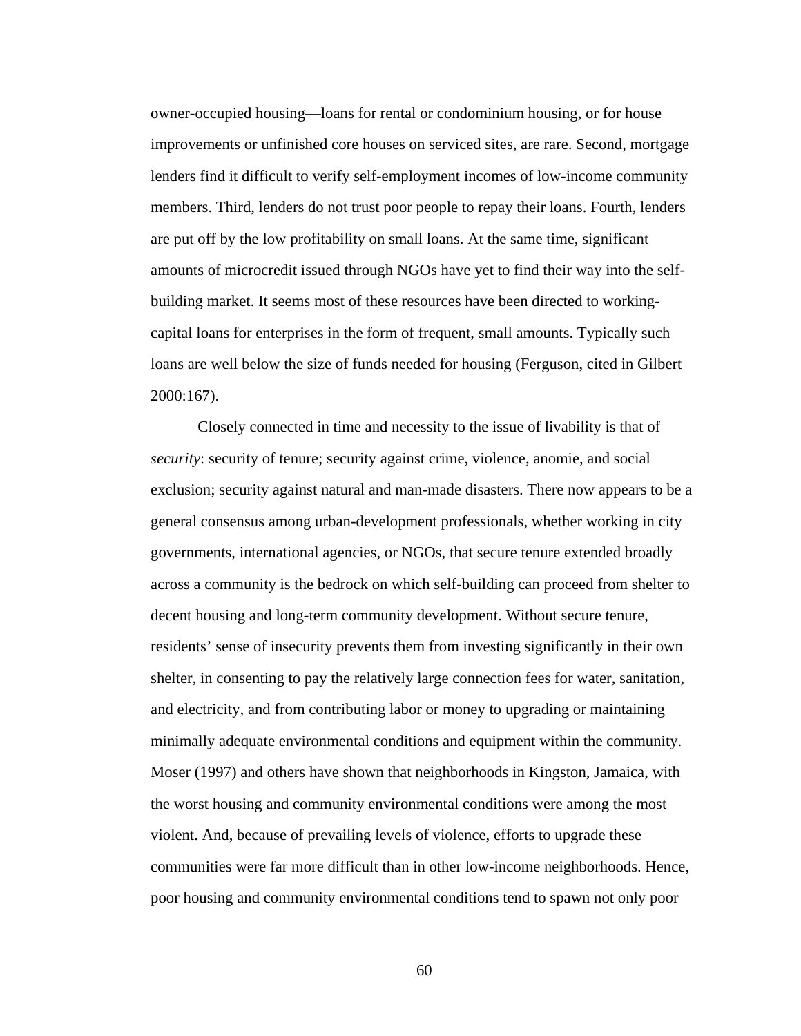owner-occupied housing—loans for rental or condominium housing, or for house improvements or unfinished core houses on serviced sites, are rare. Second, mortgage lenders find it difficult to verify self-employment incomes of low-income community members. Third, lenders do not trust poor people to repay their loans. Fourth, lenders are put off by the low profitability on small loans. At the same time, significant amounts of microcredit issued through NGOs have yet to find their way into the self-building market. It seems most of these resources have been directed to working-capital loans for enterprises in the form of frequent, small amounts. Typically such loans are well below the size of funds needed for housing (Ferguson, cited in Gilbert 2000:167).

Closely connected in time and necessity to the issue of livability is that of *security*: security of tenure; security against crime, violence, anomie, and social exclusion; security against natural and man-made disasters. There now appears to be a general consensus among urban-development professionals, whether working in city governments, international agencies, or NGOs, that secure tenure extended broadly across a community is the bedrock on which self-building can proceed from shelter to decent housing and long-term community development. Without secure tenure, residents' sense of insecurity prevents them from investing significantly in their own shelter, in consenting to pay the relatively large connection fees for water, sanitation, and electricity, and from contributing labor or money to upgrading or maintaining minimally adequate environmental conditions and equipment within the community. Moser (1997) and others have shown that neighborhoods in Kingston, Jamaica, with the worst housing and community environmental conditions were among the most violent. And, because of prevailing levels of violence, efforts to upgrade these communities were far more difficult than in other low-income neighborhoods. Hence, poor housing and community environmental conditions tend to spawn not only poor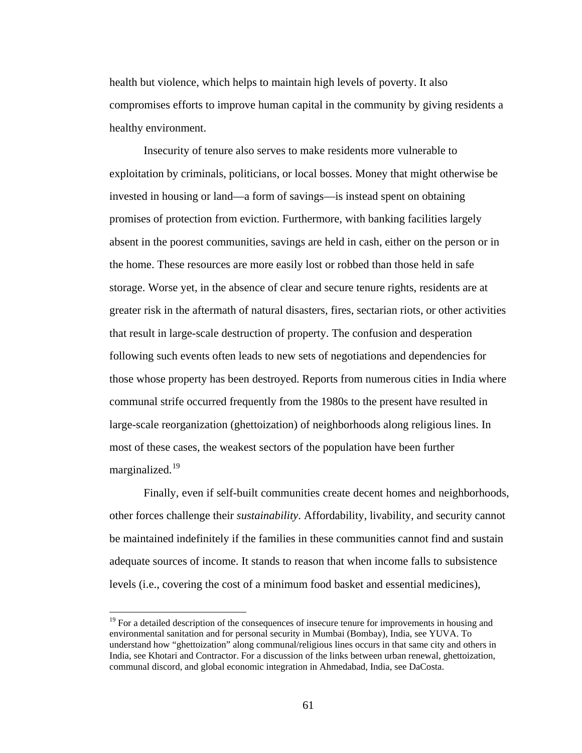health but violence, which helps to maintain high levels of poverty. It also compromises efforts to improve human capital in the community by giving residents a healthy environment.

Insecurity of tenure also serves to make residents more vulnerable to exploitation by criminals, politicians, or local bosses. Money that might otherwise be invested in housing or land—a form of savings—is instead spent on obtaining promises of protection from eviction. Furthermore, with banking facilities largely absent in the poorest communities, savings are held in cash, either on the person or in the home. These resources are more easily lost or robbed than those held in safe storage. Worse yet, in the absence of clear and secure tenure rights, residents are at greater risk in the aftermath of natural disasters, fires, sectarian riots, or other activities that result in large-scale destruction of property. The confusion and desperation following such events often leads to new sets of negotiations and dependencies for those whose property has been destroyed. Reports from numerous cities in India where communal strife occurred frequently from the 1980s to the present have resulted in large-scale reorganization (ghettoization) of neighborhoods along religious lines. In most of these cases, the weakest sectors of the population have been further marginalized.[19]

Finally, even if self-built communities create decent homes and neighborhoods, other forces challenge their *sustainability*. Affordability, livability, and security cannot be maintained indefinitely if the families in these communities cannot find and sustain adequate sources of income. It stands to reason that when income falls to subsistence levels (i.e., covering the cost of a minimum food basket and essential medicines),

---

[19] For a detailed description of the consequences of insecure tenure for improvements in housing and environmental sanitation and for personal security in Mumbai (Bombay), India, see YUVA. To understand how "ghettoization" along communal/religious lines occurs in that same city and others in India, see Khotari and Contractor. For a discussion of the links between urban renewal, ghettoization, communal discord, and global economic integration in Ahmedabad, India, see DaCosta.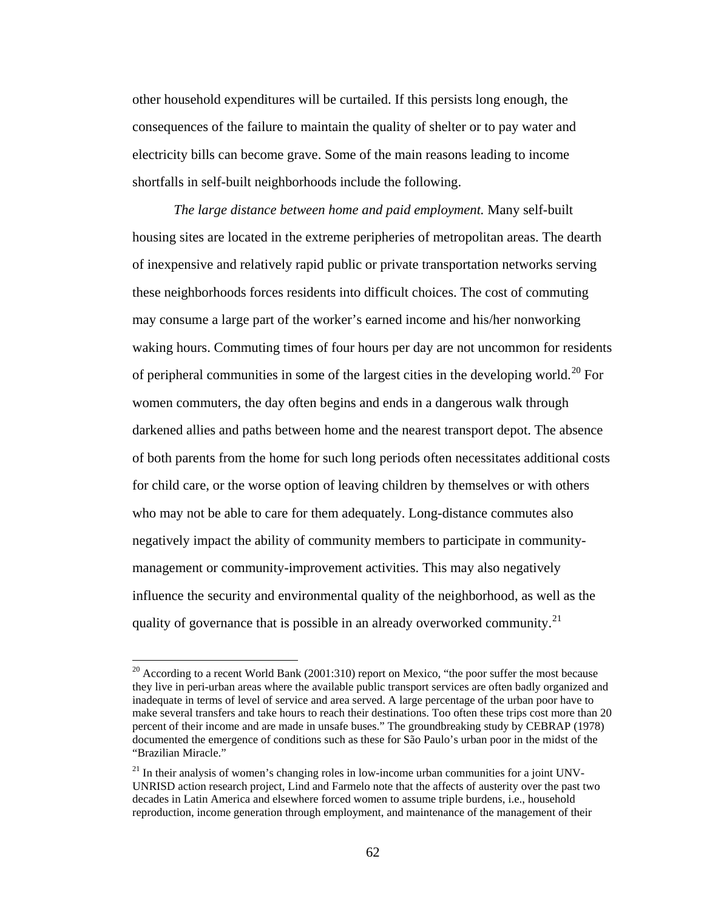other household expenditures will be curtailed. If this persists long enough, the consequences of the failure to maintain the quality of shelter or to pay water and electricity bills can become grave. Some of the main reasons leading to income shortfalls in self-built neighborhoods include the following.

*The large distance between home and paid employment.* Many self-built housing sites are located in the extreme peripheries of metropolitan areas. The dearth of inexpensive and relatively rapid public or private transportation networks serving these neighborhoods forces residents into difficult choices. The cost of commuting may consume a large part of the worker's earned income and his/her nonworking waking hours. Commuting times of four hours per day are not uncommon for residents of peripheral communities in some of the largest cities in the developing world.[20] For women commuters, the day often begins and ends in a dangerous walk through darkened allies and paths between home and the nearest transport depot. The absence of both parents from the home for such long periods often necessitates additional costs for child care, or the worse option of leaving children by themselves or with others who may not be able to care for them adequately. Long-distance commutes also negatively impact the ability of community members to participate in community-management or community-improvement activities. This may also negatively influence the security and environmental quality of the neighborhood, as well as the quality of governance that is possible in an already overworked community.[21]

---

[20] According to a recent World Bank (2001:310) report on Mexico, "the poor suffer the most because they live in peri-urban areas where the available public transport services are often badly organized and inadequate in terms of level of service and area served. A large percentage of the urban poor have to make several transfers and take hours to reach their destinations. Too often these trips cost more than 20 percent of their income and are made in unsafe buses." The groundbreaking study by CEBRAP (1978) documented the emergence of conditions such as these for São Paulo's urban poor in the midst of the "Brazilian Miracle."

[21] In their analysis of women's changing roles in low-income urban communities for a joint UNV-UNRISD action research project, Lind and Farmelo note that the affects of austerity over the past two decades in Latin America and elsewhere forced women to assume triple burdens, i.e., household reproduction, income generation through employment, and maintenance of the management of their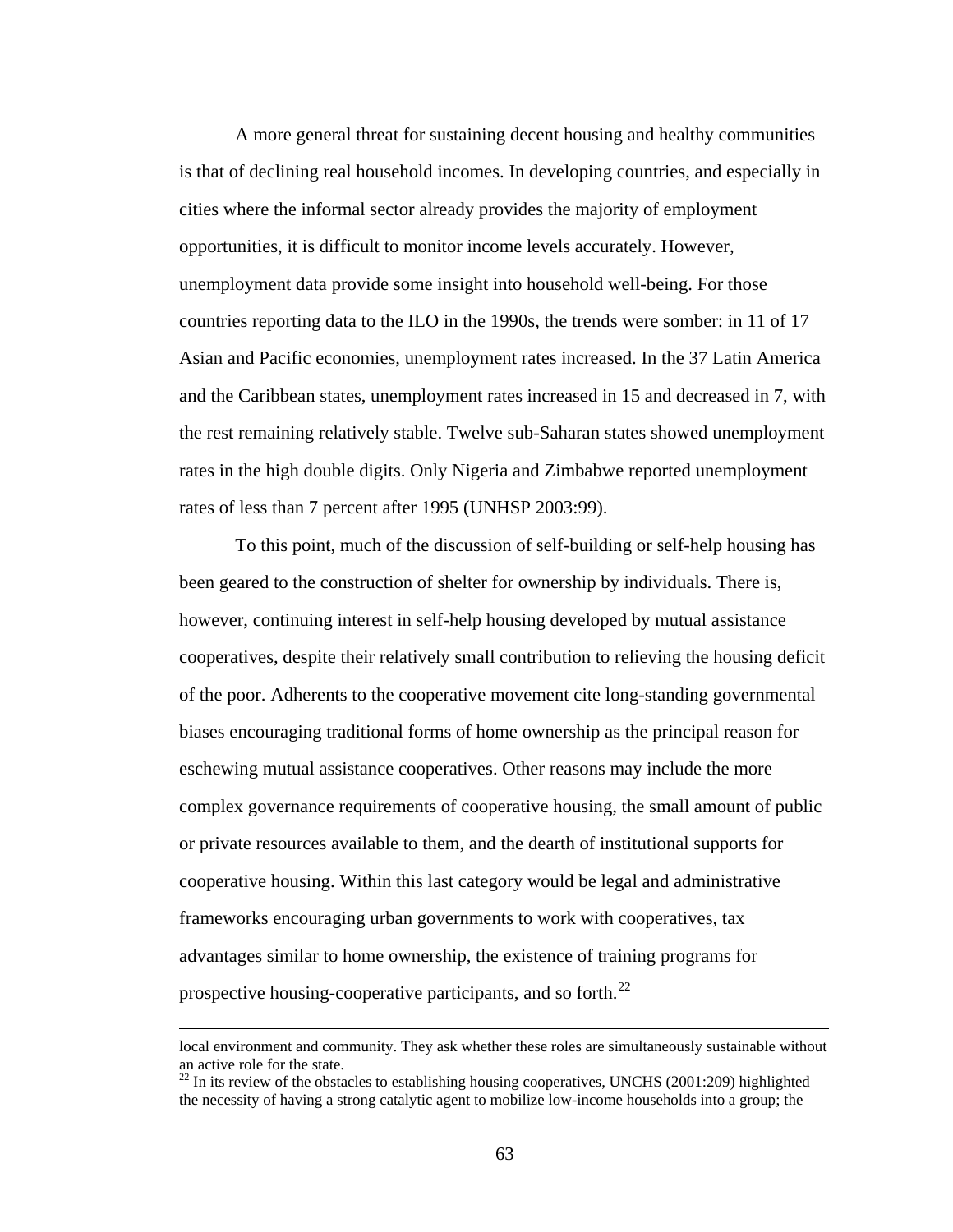A more general threat for sustaining decent housing and healthy communities is that of declining real household incomes. In developing countries, and especially in cities where the informal sector already provides the majority of employment opportunities, it is difficult to monitor income levels accurately. However, unemployment data provide some insight into household well-being. For those countries reporting data to the ILO in the 1990s, the trends were somber: in 11 of 17 Asian and Pacific economies, unemployment rates increased. In the 37 Latin America and the Caribbean states, unemployment rates increased in 15 and decreased in 7, with the rest remaining relatively stable. Twelve sub-Saharan states showed unemployment rates in the high double digits. Only Nigeria and Zimbabwe reported unemployment rates of less than 7 percent after 1995 (UNHSP 2003:99).

To this point, much of the discussion of self-building or self-help housing has been geared to the construction of shelter for ownership by individuals. There is, however, continuing interest in self-help housing developed by mutual assistance cooperatives, despite their relatively small contribution to relieving the housing deficit of the poor. Adherents to the cooperative movement cite long-standing governmental biases encouraging traditional forms of home ownership as the principal reason for eschewing mutual assistance cooperatives. Other reasons may include the more complex governance requirements of cooperative housing, the small amount of public or private resources available to them, and the dearth of institutional supports for cooperative housing. Within this last category would be legal and administrative frameworks encouraging urban governments to work with cooperatives, tax advantages similar to home ownership, the existence of training programs for prospective housing-cooperative participants, and so forth.[22]

---

local environment and community. They ask whether these roles are simultaneously sustainable without an active role for the state.

[22] In its review of the obstacles to establishing housing cooperatives, UNCHS (2001:209) highlighted the necessity of having a strong catalytic agent to mobilize low-income households into a group; the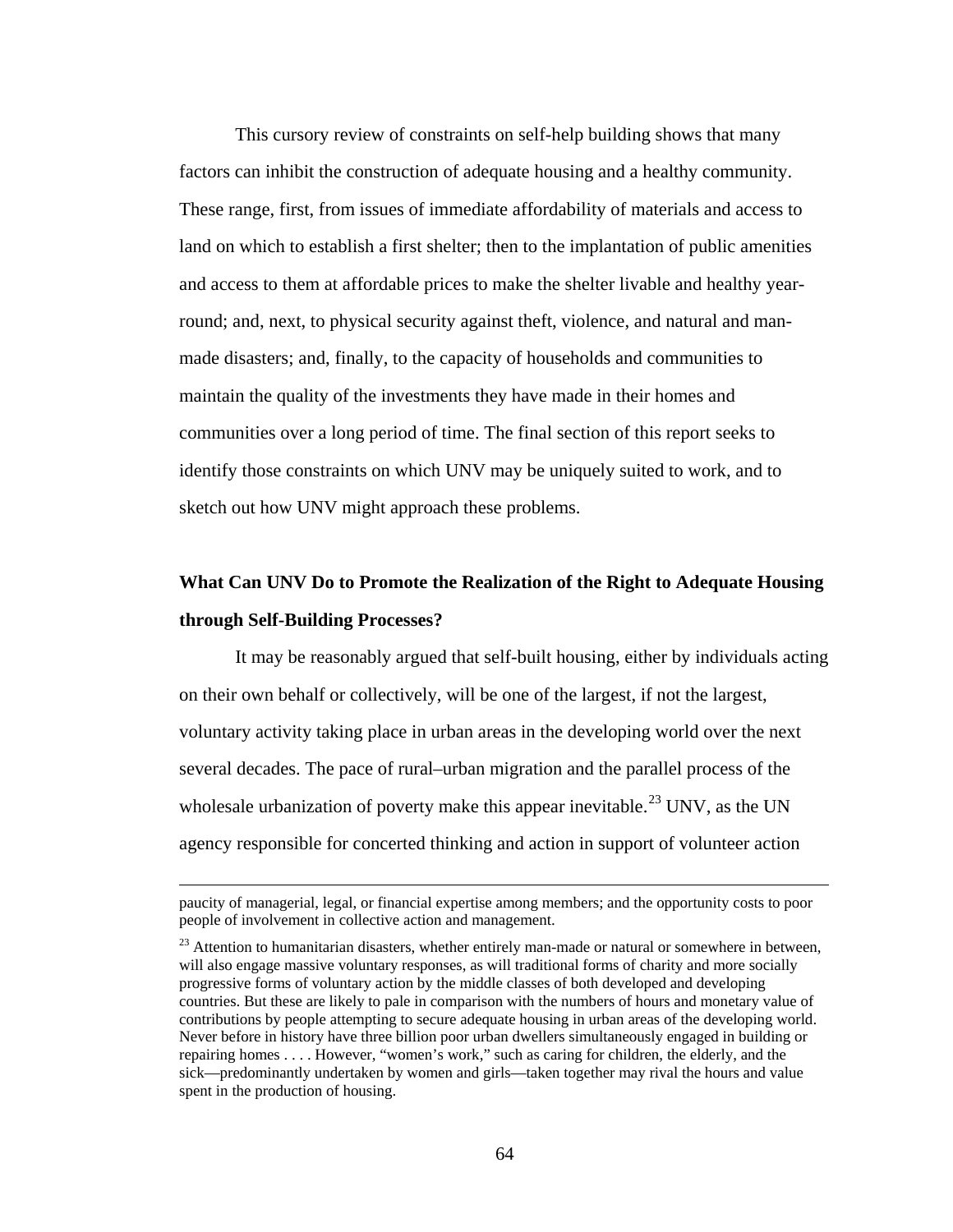This cursory review of constraints on self-help building shows that many factors can inhibit the construction of adequate housing and a healthy community. These range, first, from issues of immediate affordability of materials and access to land on which to establish a first shelter; then to the implantation of public amenities and access to them at affordable prices to make the shelter livable and healthy year-round; and, next, to physical security against theft, violence, and natural and man-made disasters; and, finally, to the capacity of households and communities to maintain the quality of the investments they have made in their homes and communities over a long period of time. The final section of this report seeks to identify those constraints on which UNV may be uniquely suited to work, and to sketch out how UNV might approach these problems.

## What Can UNV Do to Promote the Realization of the Right to Adequate Housing through Self-Building Processes?

It may be reasonably argued that self-built housing, either by individuals acting on their own behalf or collectively, will be one of the largest, if not the largest, voluntary activity taking place in urban areas in the developing world over the next several decades. The pace of rural–urban migration and the parallel process of the wholesale urbanization of poverty make this appear inevitable.[23] UNV, as the UN agency responsible for concerted thinking and action in support of volunteer action

---

paucity of managerial, legal, or financial expertise among members; and the opportunity costs to poor people of involvement in collective action and management.

[23] Attention to humanitarian disasters, whether entirely man-made or natural or somewhere in between, will also engage massive voluntary responses, as will traditional forms of charity and more socially progressive forms of voluntary action by the middle classes of both developed and developing countries. But these are likely to pale in comparison with the numbers of hours and monetary value of contributions by people attempting to secure adequate housing in urban areas of the developing world. Never before in history have three billion poor urban dwellers simultaneously engaged in building or repairing homes . . . . However, "women's work," such as caring for children, the elderly, and the sick—predominantly undertaken by women and girls—taken together may rival the hours and value spent in the production of housing.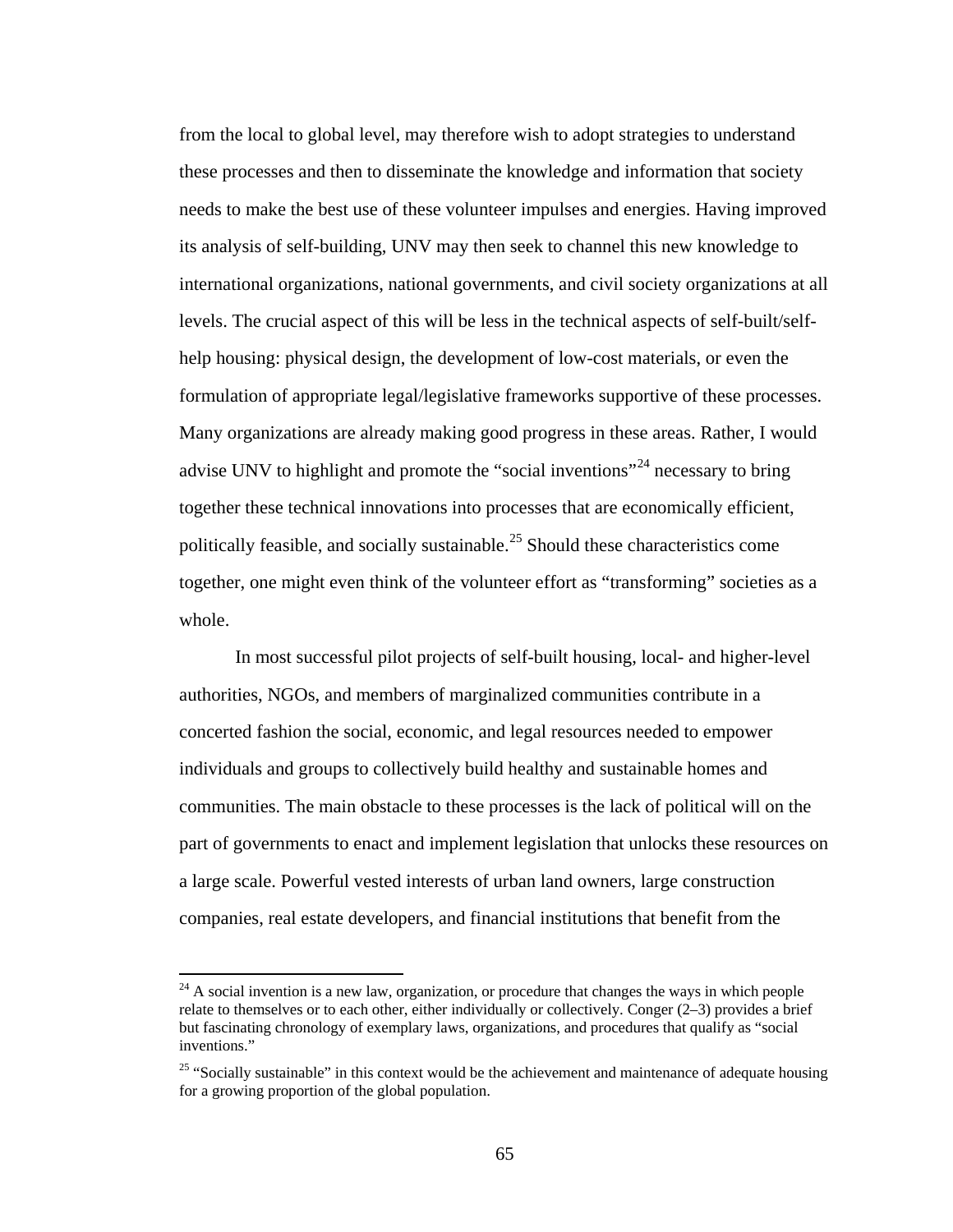from the local to global level, may therefore wish to adopt strategies to understand these processes and then to disseminate the knowledge and information that society needs to make the best use of these volunteer impulses and energies. Having improved its analysis of self-building, UNV may then seek to channel this new knowledge to international organizations, national governments, and civil society organizations at all levels. The crucial aspect of this will be less in the technical aspects of self-built/self-help housing: physical design, the development of low-cost materials, or even the formulation of appropriate legal/legislative frameworks supportive of these processes. Many organizations are already making good progress in these areas. Rather, I would advise UNV to highlight and promote the "social inventions"[24] necessary to bring together these technical innovations into processes that are economically efficient, politically feasible, and socially sustainable.[25] Should these characteristics come together, one might even think of the volunteer effort as "transforming" societies as a whole.

In most successful pilot projects of self-built housing, local- and higher-level authorities, NGOs, and members of marginalized communities contribute in a concerted fashion the social, economic, and legal resources needed to empower individuals and groups to collectively build healthy and sustainable homes and communities. The main obstacle to these processes is the lack of political will on the part of governments to enact and implement legislation that unlocks these resources on a large scale. Powerful vested interests of urban land owners, large construction companies, real estate developers, and financial institutions that benefit from the

---

[24] A social invention is a new law, organization, or procedure that changes the ways in which people relate to themselves or to each other, either individually or collectively. Conger (2–3) provides a brief but fascinating chronology of exemplary laws, organizations, and procedures that qualify as "social inventions."

[25] "Socially sustainable" in this context would be the achievement and maintenance of adequate housing for a growing proportion of the global population.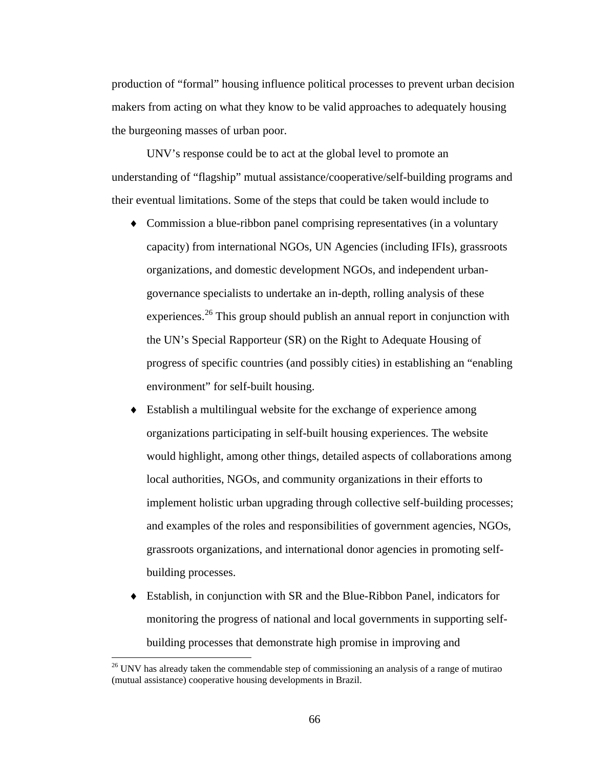production of "formal" housing influence political processes to prevent urban decision makers from acting on what they know to be valid approaches to adequately housing the burgeoning masses of urban poor.

UNV's response could be to act at the global level to promote an understanding of "flagship" mutual assistance/cooperative/self-building programs and their eventual limitations. Some of the steps that could be taken would include to

- Commission a blue-ribbon panel comprising representatives (in a voluntary capacity) from international NGOs, UN Agencies (including IFIs), grassroots organizations, and domestic development NGOs, and independent urban-governance specialists to undertake an in-depth, rolling analysis of these experiences.[26] This group should publish an annual report in conjunction with the UN's Special Rapporteur (SR) on the Right to Adequate Housing of progress of specific countries (and possibly cities) in establishing an "enabling environment" for self-built housing.
- Establish a multilingual website for the exchange of experience among organizations participating in self-built housing experiences. The website would highlight, among other things, detailed aspects of collaborations among local authorities, NGOs, and community organizations in their efforts to implement holistic urban upgrading through collective self-building processes; and examples of the roles and responsibilities of government agencies, NGOs, grassroots organizations, and international donor agencies in promoting self-building processes.
- Establish, in conjunction with SR and the Blue-Ribbon Panel, indicators for monitoring the progress of national and local governments in supporting self-building processes that demonstrate high promise in improving and

[26] UNV has already taken the commendable step of commissioning an analysis of a range of mutirao (mutual assistance) cooperative housing developments in Brazil.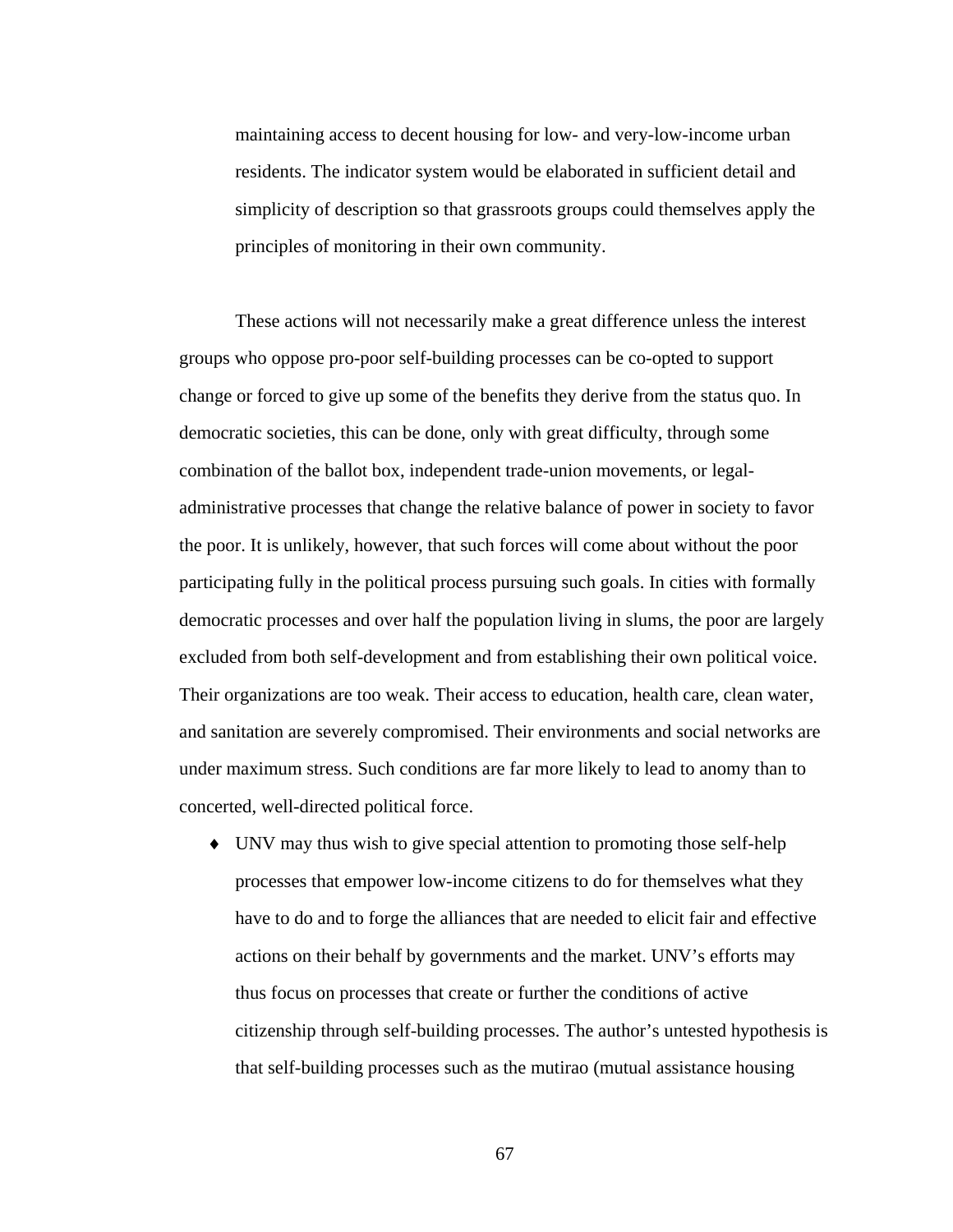maintaining access to decent housing for low- and very-low-income urban residents. The indicator system would be elaborated in sufficient detail and simplicity of description so that grassroots groups could themselves apply the principles of monitoring in their own community.

These actions will not necessarily make a great difference unless the interest groups who oppose pro-poor self-building processes can be co-opted to support change or forced to give up some of the benefits they derive from the status quo. In democratic societies, this can be done, only with great difficulty, through some combination of the ballot box, independent trade-union movements, or legal-administrative processes that change the relative balance of power in society to favor the poor. It is unlikely, however, that such forces will come about without the poor participating fully in the political process pursuing such goals. In cities with formally democratic processes and over half the population living in slums, the poor are largely excluded from both self-development and from establishing their own political voice. Their organizations are too weak. Their access to education, health care, clean water, and sanitation are severely compromised. Their environments and social networks are under maximum stress. Such conditions are far more likely to lead to anomy than to concerted, well-directed political force.

- UNV may thus wish to give special attention to promoting those self-help processes that empower low-income citizens to do for themselves what they have to do and to forge the alliances that are needed to elicit fair and effective actions on their behalf by governments and the market. UNV's efforts may thus focus on processes that create or further the conditions of active citizenship through self-building processes. The author's untested hypothesis is that self-building processes such as the mutirao (mutual assistance housing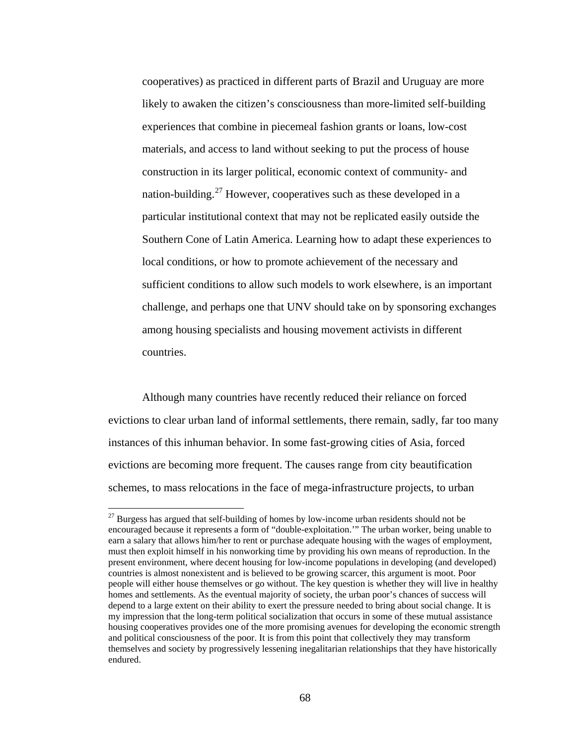cooperatives) as practiced in different parts of Brazil and Uruguay are more likely to awaken the citizen's consciousness than more-limited self-building experiences that combine in piecemeal fashion grants or loans, low-cost materials, and access to land without seeking to put the process of house construction in its larger political, economic context of community- and nation-building.[27] However, cooperatives such as these developed in a particular institutional context that may not be replicated easily outside the Southern Cone of Latin America. Learning how to adapt these experiences to local conditions, or how to promote achievement of the necessary and sufficient conditions to allow such models to work elsewhere, is an important challenge, and perhaps one that UNV should take on by sponsoring exchanges among housing specialists and housing movement activists in different countries.

Although many countries have recently reduced their reliance on forced evictions to clear urban land of informal settlements, there remain, sadly, far too many instances of this inhuman behavior. In some fast-growing cities of Asia, forced evictions are becoming more frequent. The causes range from city beautification schemes, to mass relocations in the face of mega-infrastructure projects, to urban

[27] Burgess has argued that self-building of homes by low-income urban residents should not be encouraged because it represents a form of "double-exploitation.'" The urban worker, being unable to earn a salary that allows him/her to rent or purchase adequate housing with the wages of employment, must then exploit himself in his nonworking time by providing his own means of reproduction. In the present environment, where decent housing for low-income populations in developing (and developed) countries is almost nonexistent and is believed to be growing scarcer, this argument is moot. Poor people will either house themselves or go without. The key question is whether they will live in healthy homes and settlements. As the eventual majority of society, the urban poor's chances of success will depend to a large extent on their ability to exert the pressure needed to bring about social change. It is my impression that the long-term political socialization that occurs in some of these mutual assistance housing cooperatives provides one of the more promising avenues for developing the economic strength and political consciousness of the poor. It is from this point that collectively they may transform themselves and society by progressively lessening inegalitarian relationships that they have historically endured.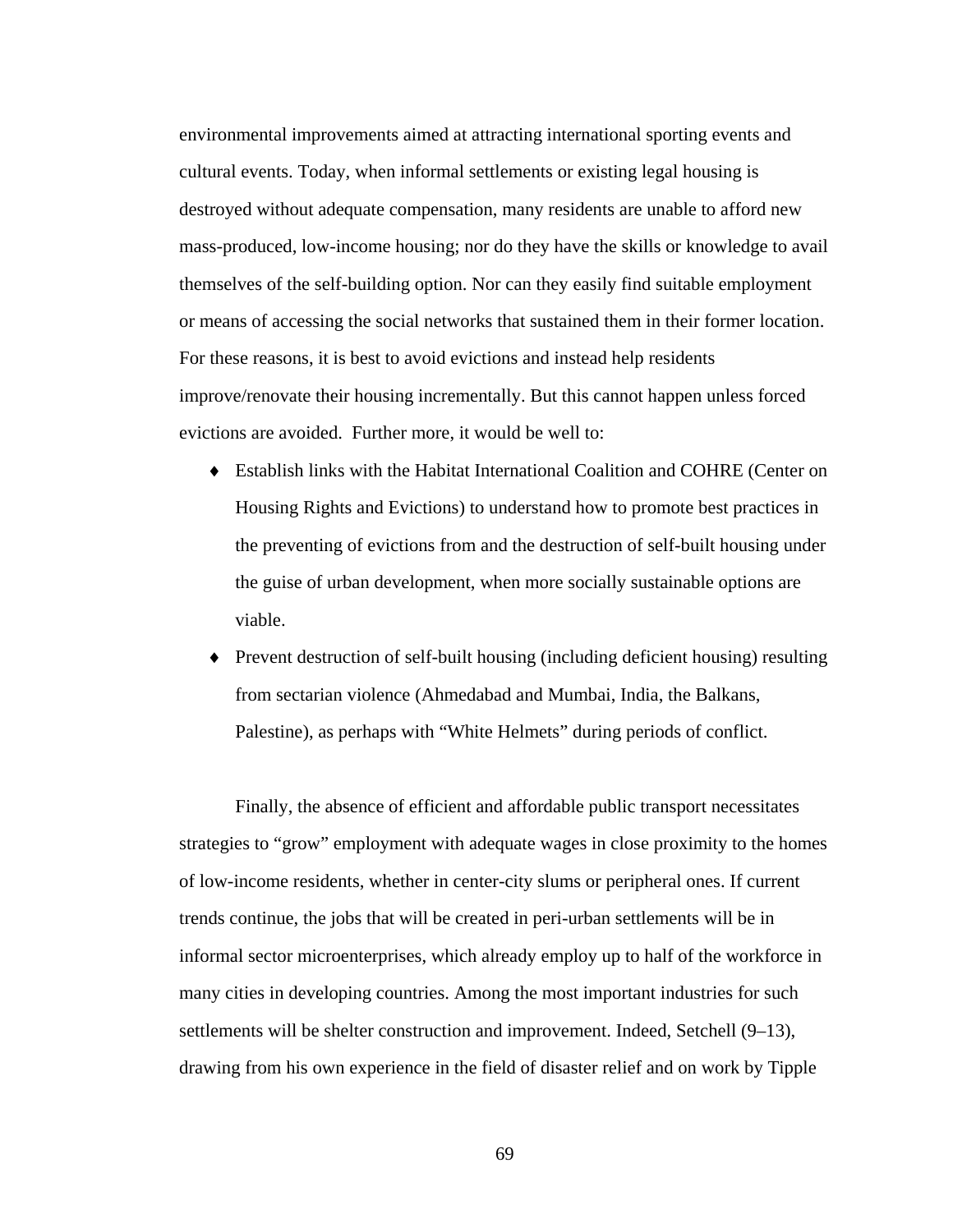environmental improvements aimed at attracting international sporting events and cultural events. Today, when informal settlements or existing legal housing is destroyed without adequate compensation, many residents are unable to afford new mass-produced, low-income housing; nor do they have the skills or knowledge to avail themselves of the self-building option. Nor can they easily find suitable employment or means of accessing the social networks that sustained them in their former location. For these reasons, it is best to avoid evictions and instead help residents improve/renovate their housing incrementally. But this cannot happen unless forced evictions are avoided. Further more, it would be well to:

- Establish links with the Habitat International Coalition and COHRE (Center on Housing Rights and Evictions) to understand how to promote best practices in the preventing of evictions from and the destruction of self-built housing under the guise of urban development, when more socially sustainable options are viable.
- Prevent destruction of self-built housing (including deficient housing) resulting from sectarian violence (Ahmedabad and Mumbai, India, the Balkans, Palestine), as perhaps with "White Helmets" during periods of conflict.

Finally, the absence of efficient and affordable public transport necessitates strategies to "grow" employment with adequate wages in close proximity to the homes of low-income residents, whether in center-city slums or peripheral ones. If current trends continue, the jobs that will be created in peri-urban settlements will be in informal sector microenterprises, which already employ up to half of the workforce in many cities in developing countries. Among the most important industries for such settlements will be shelter construction and improvement. Indeed, Setchell (9–13), drawing from his own experience in the field of disaster relief and on work by Tipple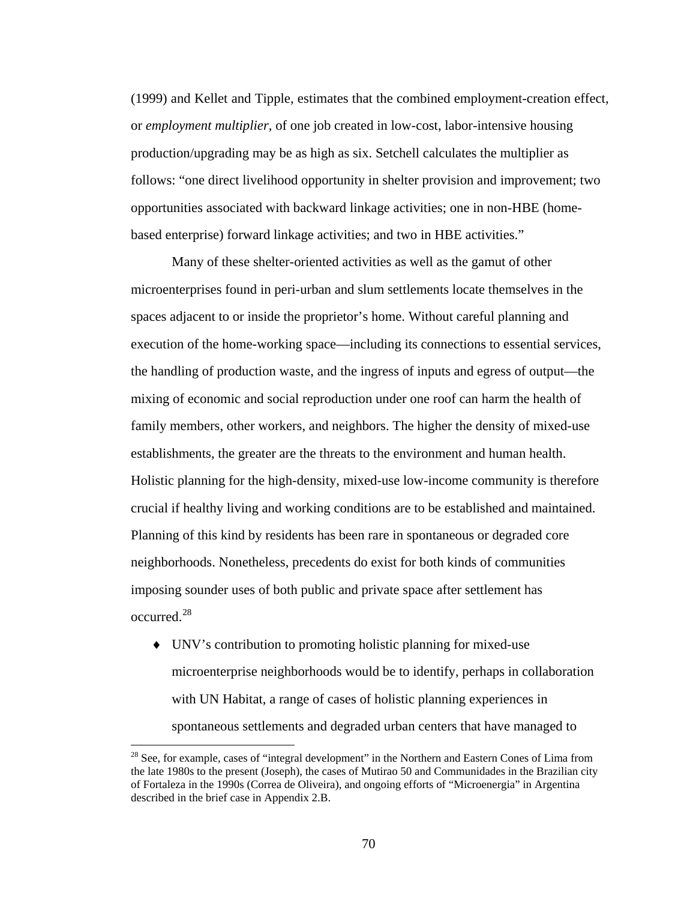(1999) and Kellet and Tipple, estimates that the combined employment-creation effect, or *employment multiplier*, of one job created in low-cost, labor-intensive housing production/upgrading may be as high as six. Setchell calculates the multiplier as follows: "one direct livelihood opportunity in shelter provision and improvement; two opportunities associated with backward linkage activities; one in non-HBE (home-based enterprise) forward linkage activities; and two in HBE activities."

Many of these shelter-oriented activities as well as the gamut of other microenterprises found in peri-urban and slum settlements locate themselves in the spaces adjacent to or inside the proprietor's home. Without careful planning and execution of the home-working space—including its connections to essential services, the handling of production waste, and the ingress of inputs and egress of output—the mixing of economic and social reproduction under one roof can harm the health of family members, other workers, and neighbors. The higher the density of mixed-use establishments, the greater are the threats to the environment and human health. Holistic planning for the high-density, mixed-use low-income community is therefore crucial if healthy living and working conditions are to be established and maintained. Planning of this kind by residents has been rare in spontaneous or degraded core neighborhoods. Nonetheless, precedents do exist for both kinds of communities imposing sounder uses of both public and private space after settlement has occurred.[28]

- UNV's contribution to promoting holistic planning for mixed-use microenterprise neighborhoods would be to identify, perhaps in collaboration with UN Habitat, a range of cases of holistic planning experiences in spontaneous settlements and degraded urban centers that have managed to

[28] See, for example, cases of "integral development" in the Northern and Eastern Cones of Lima from the late 1980s to the present (Joseph), the cases of Mutirao 50 and Communidades in the Brazilian city of Fortaleza in the 1990s (Correa de Oliveira), and ongoing efforts of "Microenergia" in Argentina described in the brief case in Appendix 2.B.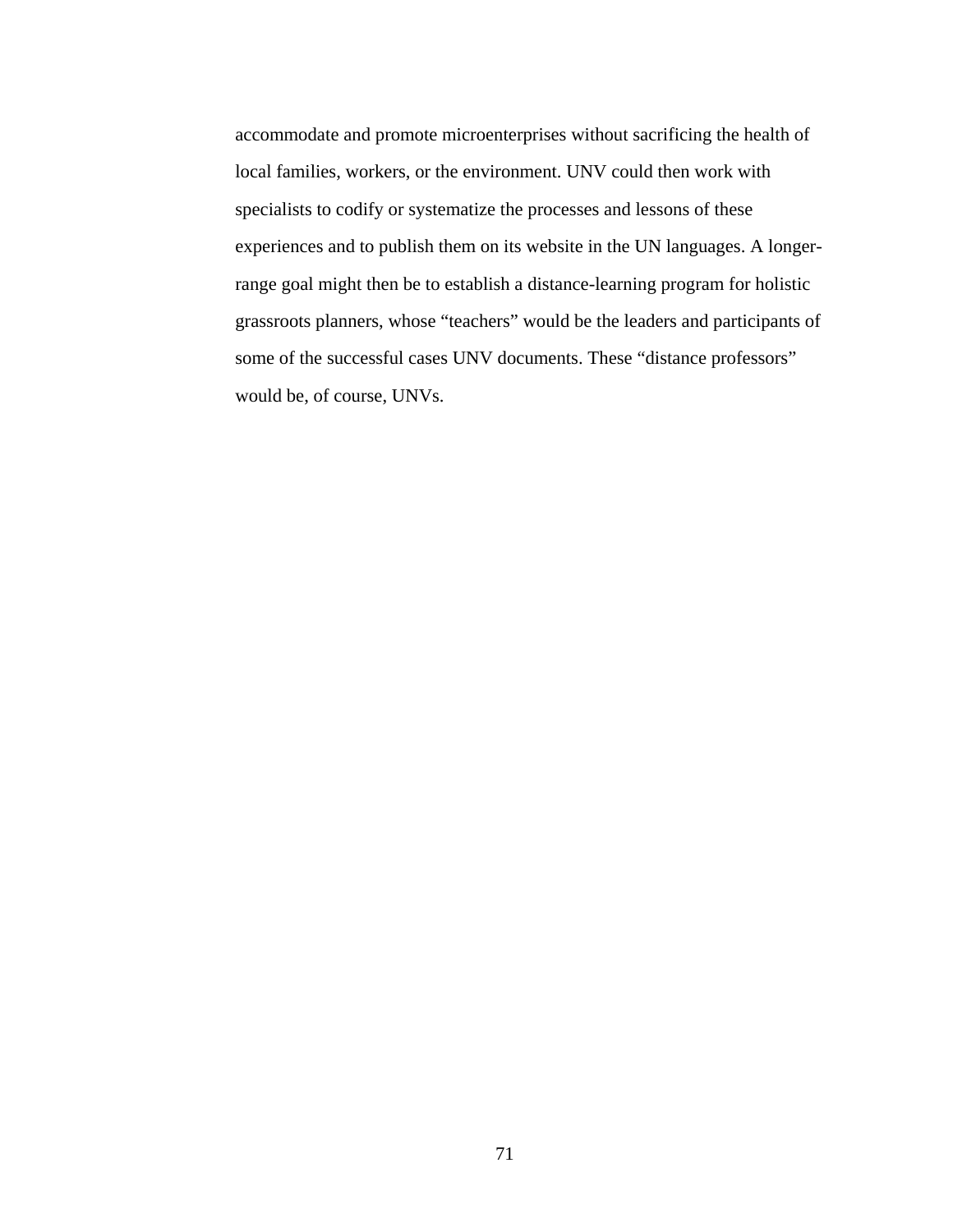accommodate and promote microenterprises without sacrificing the health of local families, workers, or the environment. UNV could then work with specialists to codify or systematize the processes and lessons of these experiences and to publish them on its website in the UN languages. A longer-range goal might then be to establish a distance-learning program for holistic grassroots planners, whose “teachers” would be the leaders and participants of some of the successful cases UNV documents. These “distance professors” would be, of course, UNVs.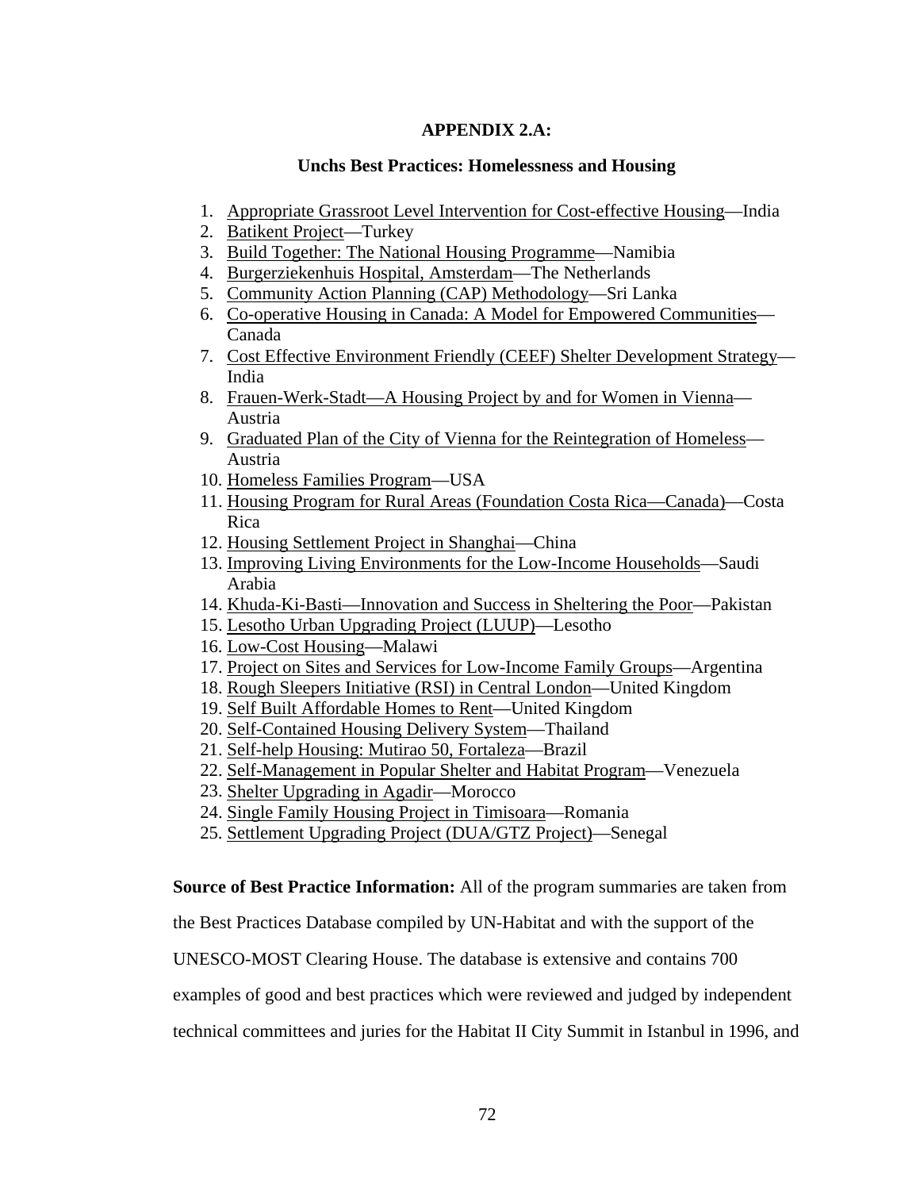## APPENDIX 2.A:

### Unchs Best Practices: Homelessness and Housing

1. Appropriate Grassroot Level Intervention for Cost-effective Housing—India
2. Batikent Project—Turkey
3. Build Together: The National Housing Programme—Namibia
4. Burgerziekenhuis Hospital, Amsterdam—The Netherlands
5. Community Action Planning (CAP) Methodology—Sri Lanka
6. Co-operative Housing in Canada: A Model for Empowered Communities—Canada
7. Cost Effective Environment Friendly (CEEF) Shelter Development Strategy—India
8. Frauen-Werk-Stadt—A Housing Project by and for Women in Vienna—Austria
9. Graduated Plan of the City of Vienna for the Reintegration of Homeless—Austria
10. Homeless Families Program—USA
11. Housing Program for Rural Areas (Foundation Costa Rica—Canada)—Costa Rica
12. Housing Settlement Project in Shanghai—China
13. Improving Living Environments for the Low-Income Households—Saudi Arabia
14. Khuda-Ki-Basti—Innovation and Success in Sheltering the Poor—Pakistan
15. Lesotho Urban Upgrading Project (LUUP)—Lesotho
16. Low-Cost Housing—Malawi
17. Project on Sites and Services for Low-Income Family Groups—Argentina
18. Rough Sleepers Initiative (RSI) in Central London—United Kingdom
19. Self Built Affordable Homes to Rent—United Kingdom
20. Self-Contained Housing Delivery System—Thailand
21. Self-help Housing: Mutirao 50, Fortaleza—Brazil
22. Self-Management in Popular Shelter and Habitat Program—Venezuela
23. Shelter Upgrading in Agadir—Morocco
24. Single Family Housing Project in Timisoara—Romania
25. Settlement Upgrading Project (DUA/GTZ Project)—Senegal

**Source of Best Practice Information:** All of the program summaries are taken from the Best Practices Database compiled by UN-Habitat and with the support of the UNESCO-MOST Clearing House. The database is extensive and contains 700 examples of good and best practices which were reviewed and judged by independent technical committees and juries for the Habitat II City Summit in Istanbul in 1996, and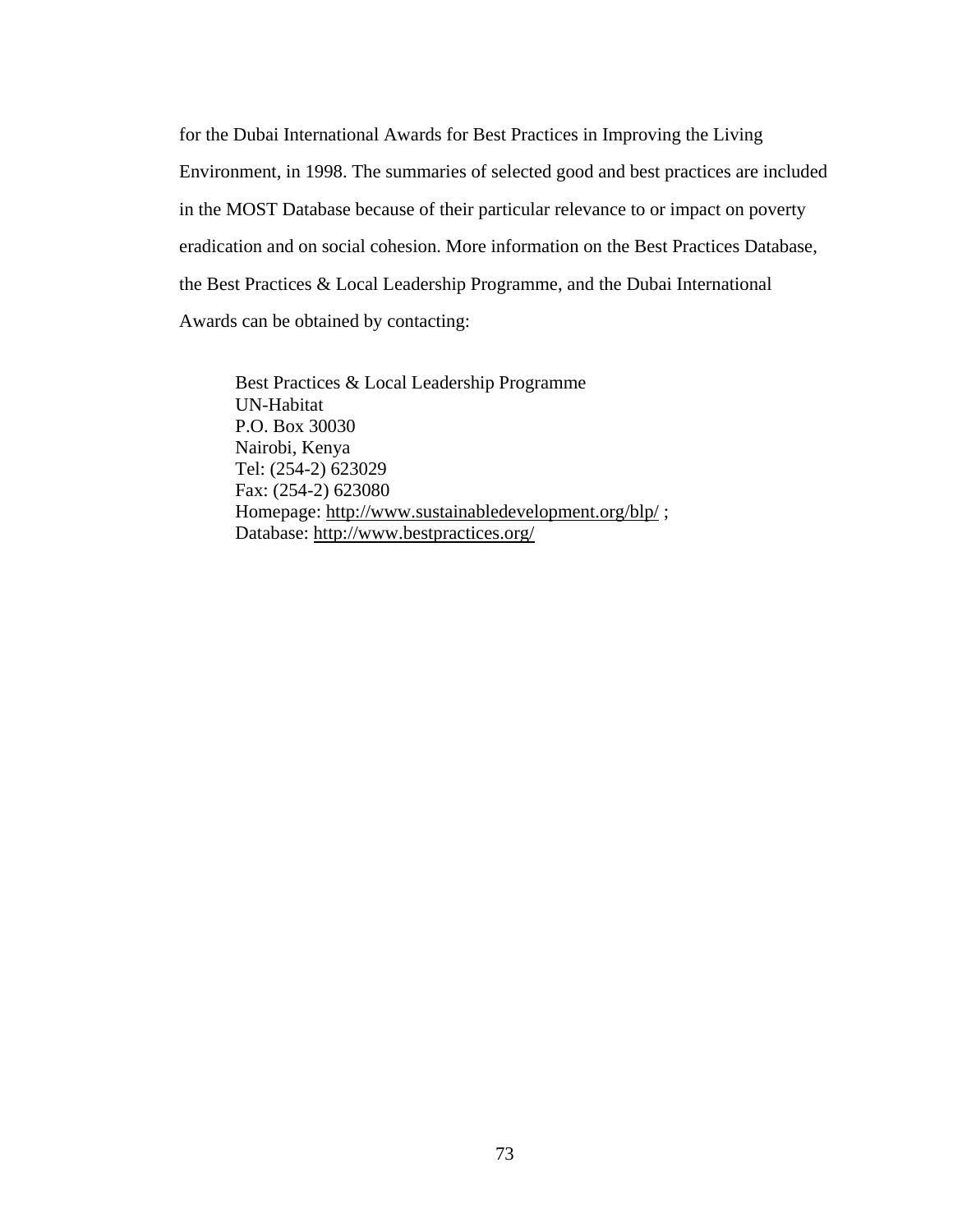for the Dubai International Awards for Best Practices in Improving the Living Environment, in 1998. The summaries of selected good and best practices are included in the MOST Database because of their particular relevance to or impact on poverty eradication and on social cohesion. More information on the Best Practices Database, the Best Practices & Local Leadership Programme, and the Dubai International Awards can be obtained by contacting:

> Best Practices & Local Leadership Programme
> UN-Habitat
> P.O. Box 30030
> Nairobi, Kenya
> Tel: (254-2) 623029
> Fax: (254-2) 623080
> Homepage: http://www.sustainabledevelopment.org/blp/ ;
> Database: http://www.bestpractices.org/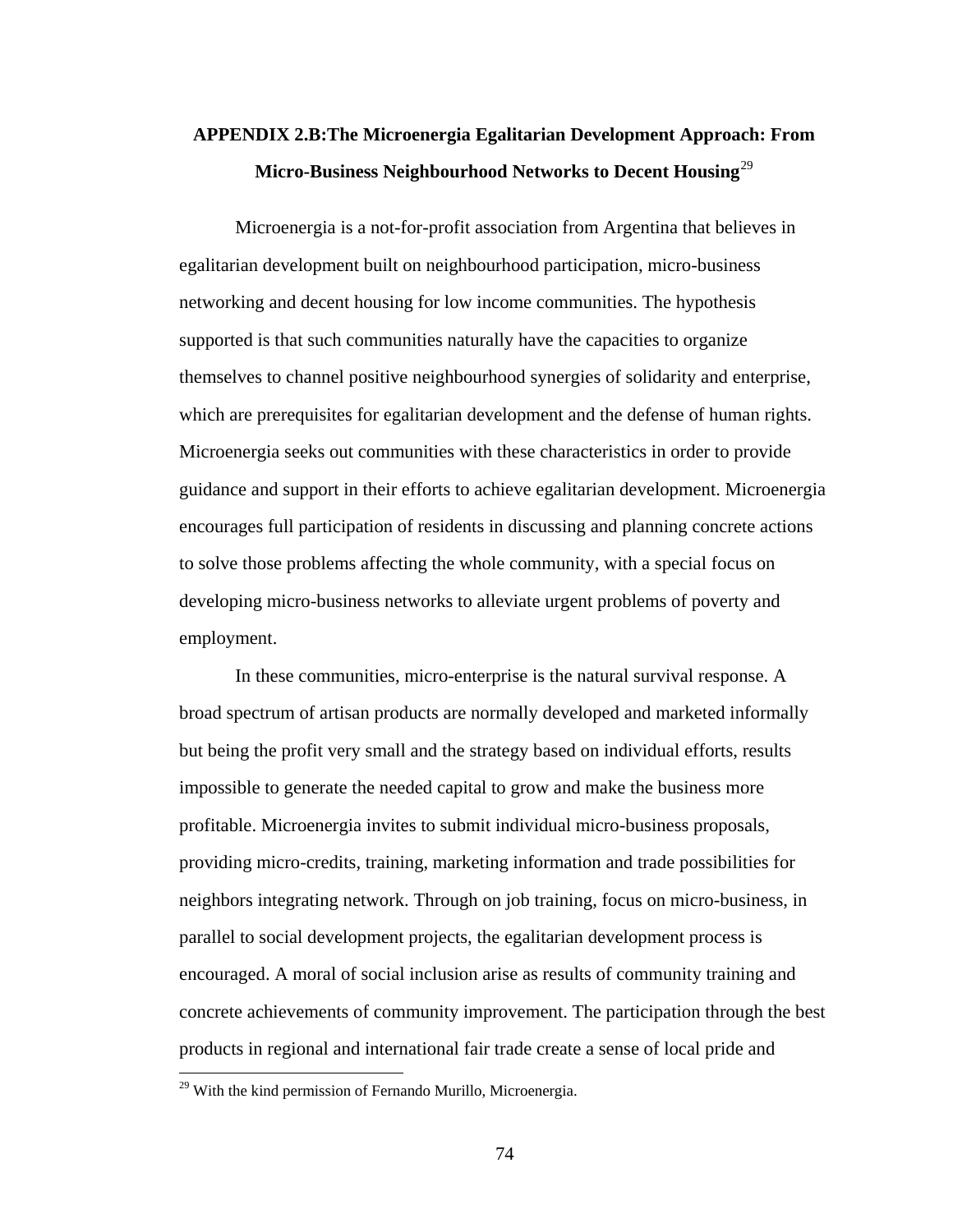## APPENDIX 2.B:The Microenergia Egalitarian Development Approach: From Micro-Business Neighbourhood Networks to Decent Housing[29]

Microenergia is a not-for-profit association from Argentina that believes in egalitarian development built on neighbourhood participation, micro-business networking and decent housing for low income communities. The hypothesis supported is that such communities naturally have the capacities to organize themselves to channel positive neighbourhood synergies of solidarity and enterprise, which are prerequisites for egalitarian development and the defense of human rights. Microenergia seeks out communities with these characteristics in order to provide guidance and support in their efforts to achieve egalitarian development. Microenergia encourages full participation of residents in discussing and planning concrete actions to solve those problems affecting the whole community, with a special focus on developing micro-business networks to alleviate urgent problems of poverty and employment.

In these communities, micro-enterprise is the natural survival response. A broad spectrum of artisan products are normally developed and marketed informally but being the profit very small and the strategy based on individual efforts, results impossible to generate the needed capital to grow and make the business more profitable. Microenergia invites to submit individual micro-business proposals, providing micro-credits, training, marketing information and trade possibilities for neighbors integrating network. Through on job training, focus on micro-business, in parallel to social development projects, the egalitarian development process is encouraged. A moral of social inclusion arise as results of community training and concrete achievements of community improvement. The participation through the best products in regional and international fair trade create a sense of local pride and

[29] With the kind permission of Fernando Murillo, Microenergia.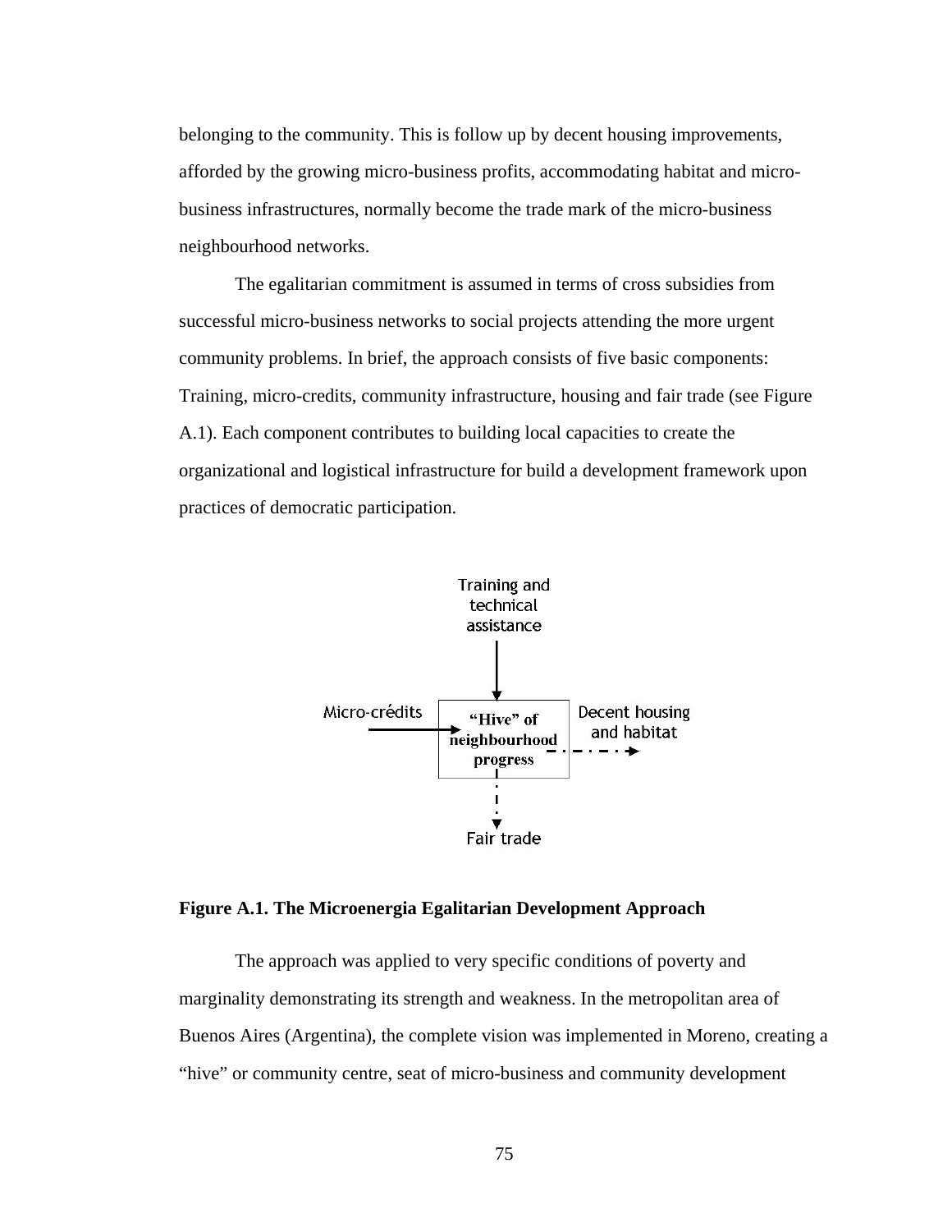belonging to the community. This is follow up by decent housing improvements, afforded by the growing micro-business profits, accommodating habitat and micro-business infrastructures, normally become the trade mark of the micro-business neighbourhood networks.

The egalitarian commitment is assumed in terms of cross subsidies from successful micro-business networks to social projects attending the more urgent community problems. In brief, the approach consists of five basic components: Training, micro-credits, community infrastructure, housing and fair trade (see Figure A.1). Each component contributes to building local capacities to create the organizational and logistical infrastructure for build a development framework upon practices of democratic participation.

**Figure A.1. The Microenergia Egalitarian Development Approach**

The approach was applied to very specific conditions of poverty and marginality demonstrating its strength and weakness. In the metropolitan area of Buenos Aires (Argentina), the complete vision was implemented in Moreno, creating a "hive" or community centre, seat of micro-business and community development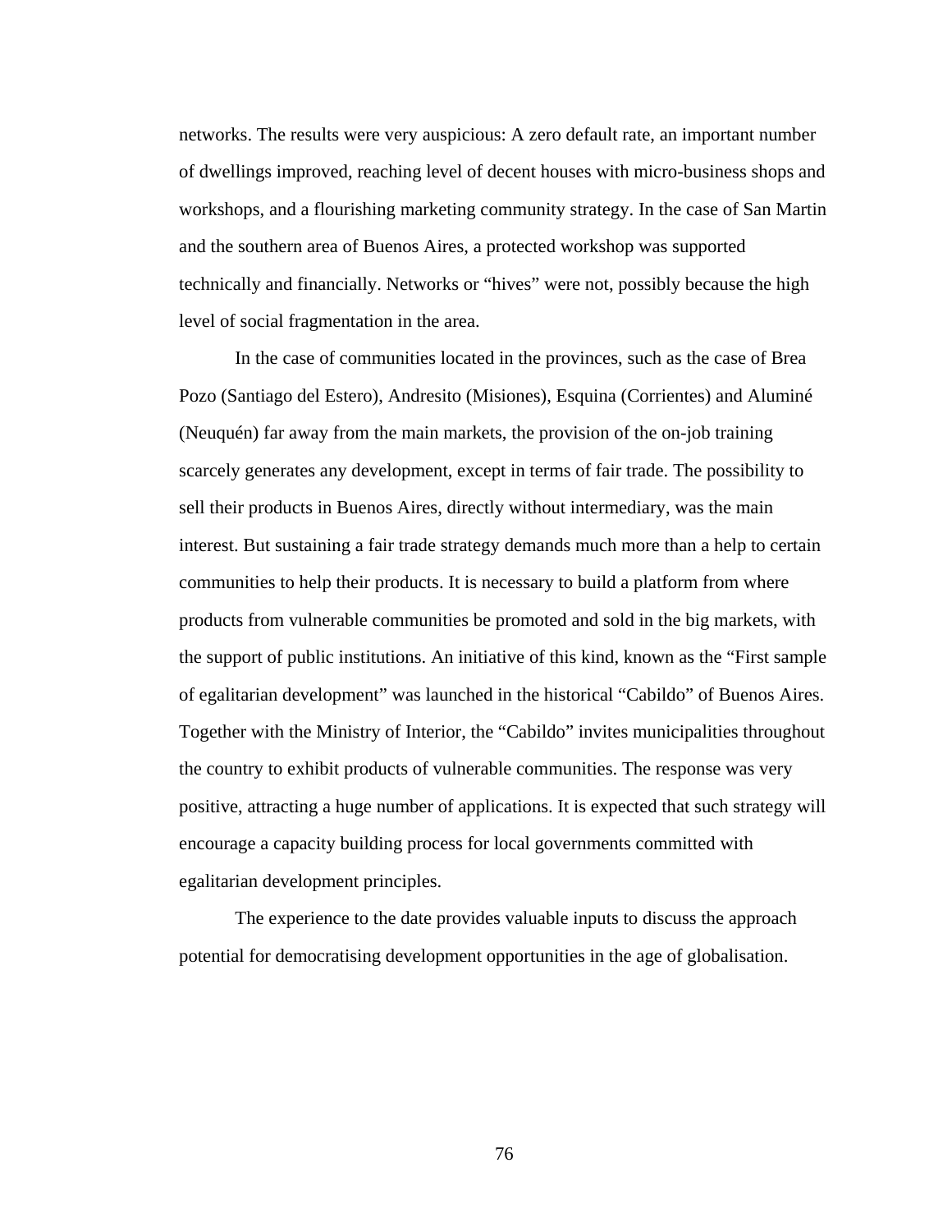networks. The results were very auspicious: A zero default rate, an important number of dwellings improved, reaching level of decent houses with micro-business shops and workshops, and a flourishing marketing community strategy. In the case of San Martin and the southern area of Buenos Aires, a protected workshop was supported technically and financially. Networks or "hives" were not, possibly because the high level of social fragmentation in the area.

In the case of communities located in the provinces, such as the case of Brea Pozo (Santiago del Estero), Andresito (Misiones), Esquina (Corrientes) and Aluminé (Neuquén) far away from the main markets, the provision of the on-job training scarcely generates any development, except in terms of fair trade. The possibility to sell their products in Buenos Aires, directly without intermediary, was the main interest. But sustaining a fair trade strategy demands much more than a help to certain communities to help their products. It is necessary to build a platform from where products from vulnerable communities be promoted and sold in the big markets, with the support of public institutions. An initiative of this kind, known as the "First sample of egalitarian development" was launched in the historical "Cabildo" of Buenos Aires. Together with the Ministry of Interior, the "Cabildo" invites municipalities throughout the country to exhibit products of vulnerable communities. The response was very positive, attracting a huge number of applications. It is expected that such strategy will encourage a capacity building process for local governments committed with egalitarian development principles.

The experience to the date provides valuable inputs to discuss the approach potential for democratising development opportunities in the age of globalisation.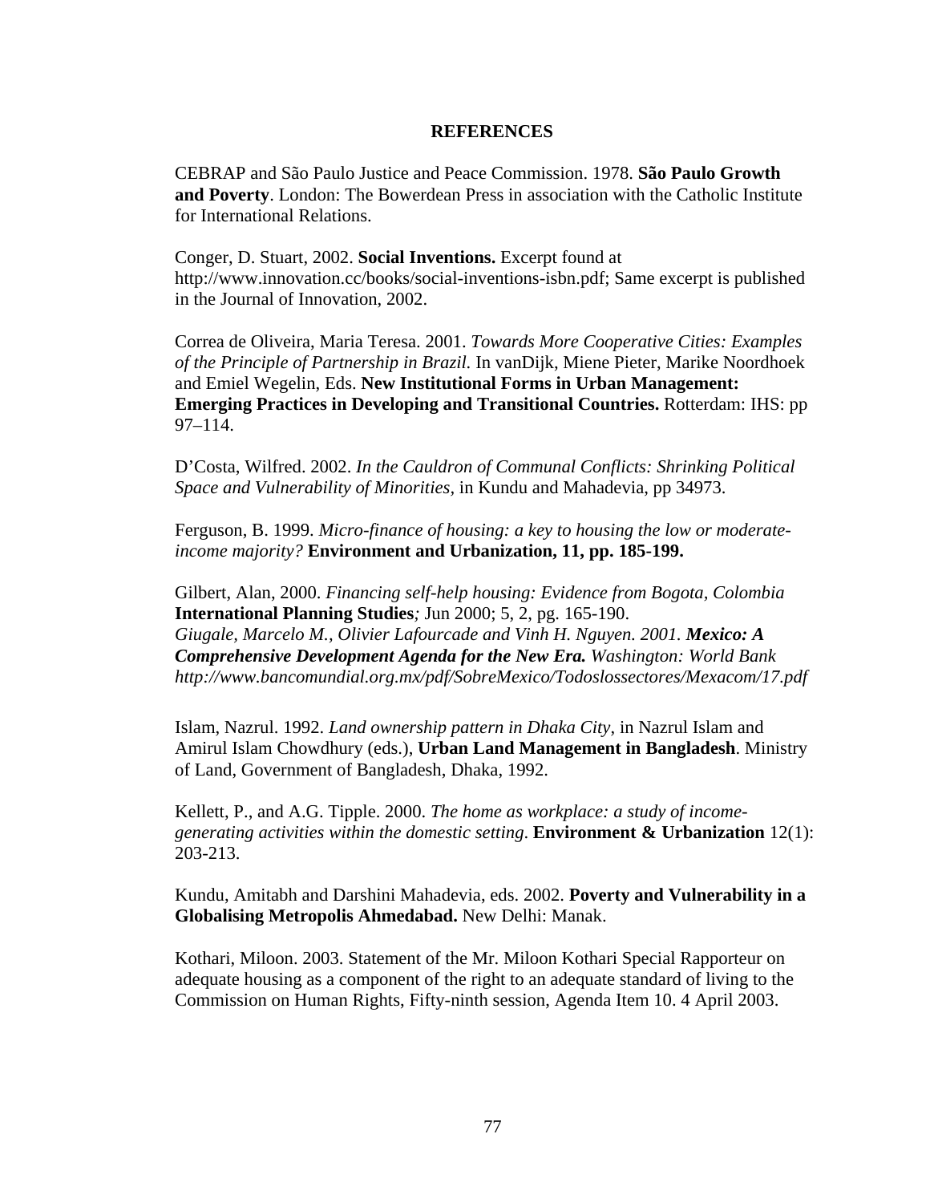## REFERENCES

CEBRAP and São Paulo Justice and Peace Commission. 1978. **São Paulo Growth and Poverty**. London: The Bowerdean Press in association with the Catholic Institute for International Relations.

Conger, D. Stuart, 2002. **Social Inventions.** Excerpt found at http://www.innovation.cc/books/social-inventions-isbn.pdf; Same excerpt is published in the Journal of Innovation, 2002.

Correa de Oliveira, Maria Teresa. 2001. *Towards More Cooperative Cities: Examples of the Principle of Partnership in Brazil.* In vanDijk, Miene Pieter, Marike Noordhoek and Emiel Wegelin, Eds. **New Institutional Forms in Urban Management: Emerging Practices in Developing and Transitional Countries.** Rotterdam: IHS: pp 97–114.

D'Costa, Wilfred. 2002. *In the Cauldron of Communal Conflicts: Shrinking Political Space and Vulnerability of Minorities*, in Kundu and Mahadevia, pp 34973.

Ferguson, B. 1999. *Micro-finance of housing: a key to housing the low or moderate-income majority?* **Environment and Urbanization, 11, pp. 185-199.**

Gilbert, Alan, 2000. *Financing self-help housing: Evidence from Bogota, Colombia* **International Planning Studies***;* Jun 2000; 5, 2, pg. 165-190.
*Giugale, Marcelo M., Olivier Lafourcade and Vinh H. Nguyen. 2001.* ***Mexico: A Comprehensive Development Agenda for the New Era.*** *Washington: World Bank http://www.bancomundial.org.mx/pdf/SobreMexico/Todoslossectores/Mexacom/17.pdf*

Islam, Nazrul. 1992. *Land ownership pattern in Dhaka City*, in Nazrul Islam and Amirul Islam Chowdhury (eds.), **Urban Land Management in Bangladesh**. Ministry of Land, Government of Bangladesh, Dhaka, 1992.

Kellett, P., and A.G. Tipple. 2000. *The home as workplace: a study of income-generating activities within the domestic setting*. **Environment & Urbanization** 12(1): 203-213.

Kundu, Amitabh and Darshini Mahadevia, eds. 2002. **Poverty and Vulnerability in a Globalising Metropolis Ahmedabad.** New Delhi: Manak.

Kothari, Miloon. 2003. Statement of the Mr. Miloon Kothari Special Rapporteur on adequate housing as a component of the right to an adequate standard of living to the Commission on Human Rights, Fifty-ninth session, Agenda Item 10. 4 April 2003.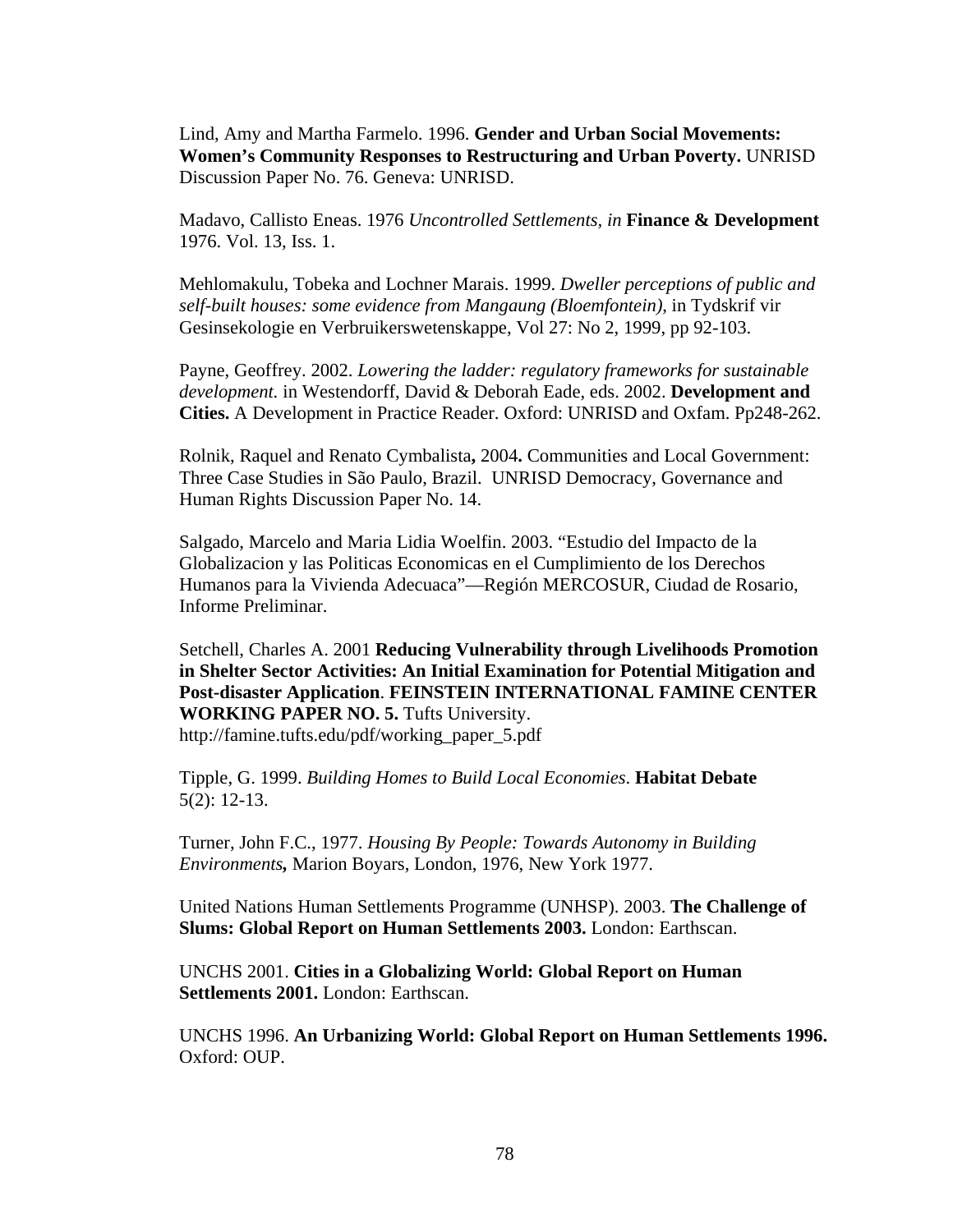Lind, Amy and Martha Farmelo. 1996. **Gender and Urban Social Movements: Women's Community Responses to Restructuring and Urban Poverty.** UNRISD Discussion Paper No. 76. Geneva: UNRISD.

Madavo, Callisto Eneas. 1976 *Uncontrolled Settlements, in* **Finance & Development** 1976. Vol. 13, Iss. 1.

Mehlomakulu, Tobeka and Lochner Marais. 1999. *Dweller perceptions of public and self-built houses: some evidence from Mangaung (Bloemfontein)*, in Tydskrif vir Gesinsekologie en Verbruikerswetenskappe, Vol 27: No 2, 1999, pp 92-103.

Payne, Geoffrey. 2002. *Lowering the ladder: regulatory frameworks for sustainable development.* in Westendorff, David & Deborah Eade, eds. 2002. **Development and Cities.** A Development in Practice Reader. Oxford: UNRISD and Oxfam. Pp248-262.

Rolnik, Raquel and Renato Cymbalista**,** 2004**.** Communities and Local Government: Three Case Studies in São Paulo, Brazil. UNRISD Democracy, Governance and Human Rights Discussion Paper No. 14.

Salgado, Marcelo and Maria Lidia Woelfin. 2003. "Estudio del Impacto de la Globalizacion y las Politicas Economicas en el Cumplimiento de los Derechos Humanos para la Vivienda Adecuaca"—Región MERCOSUR, Ciudad de Rosario, Informe Preliminar.

Setchell, Charles A. 2001 **Reducing Vulnerability through Livelihoods Promotion in Shelter Sector Activities: An Initial Examination for Potential Mitigation and Post-disaster Application**. **FEINSTEIN INTERNATIONAL FAMINE CENTER WORKING PAPER NO. 5.** Tufts University. http://famine.tufts.edu/pdf/working_paper_5.pdf

Tipple, G. 1999. *Building Homes to Build Local Economies*. **Habitat Debate** 5(2): 12-13.

Turner, John F.C., 1977. *Housing By People: Towards Autonomy in Building Environments***,** Marion Boyars, London, 1976, New York 1977.

United Nations Human Settlements Programme (UNHSP). 2003. **The Challenge of Slums: Global Report on Human Settlements 2003.** London: Earthscan.

UNCHS 2001. **Cities in a Globalizing World: Global Report on Human Settlements 2001.** London: Earthscan.

UNCHS 1996. **An Urbanizing World: Global Report on Human Settlements 1996.** Oxford: OUP.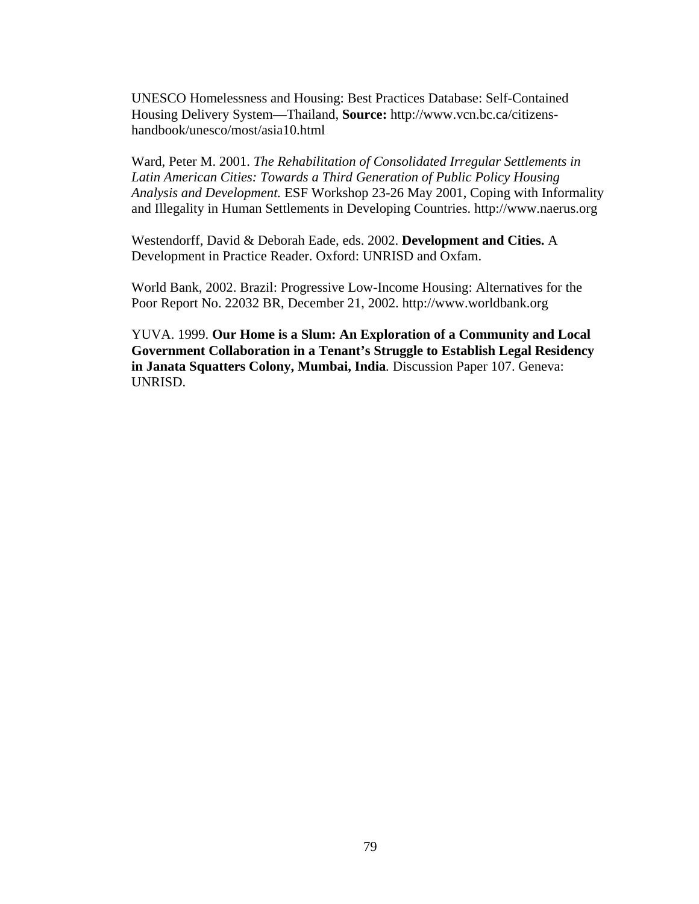UNESCO Homelessness and Housing: Best Practices Database: Self-Contained Housing Delivery System—Thailand, **Source:** http://www.vcn.bc.ca/citizens-handbook/unesco/most/asia10.html

Ward, Peter M. 2001. *The Rehabilitation of Consolidated Irregular Settlements in Latin American Cities: Towards a Third Generation of Public Policy Housing Analysis and Development.* ESF Workshop 23-26 May 2001, Coping with Informality and Illegality in Human Settlements in Developing Countries. http://www.naerus.org

Westendorff, David & Deborah Eade, eds. 2002. **Development and Cities.** A Development in Practice Reader. Oxford: UNRISD and Oxfam.

World Bank, 2002. Brazil: Progressive Low-Income Housing: Alternatives for the Poor Report No. 22032 BR, December 21, 2002. http://www.worldbank.org

YUVA. 1999. **Our Home is a Slum: An Exploration of a Community and Local Government Collaboration in a Tenant's Struggle to Establish Legal Residency in Janata Squatters Colony, Mumbai, India**. Discussion Paper 107. Geneva: UNRISD.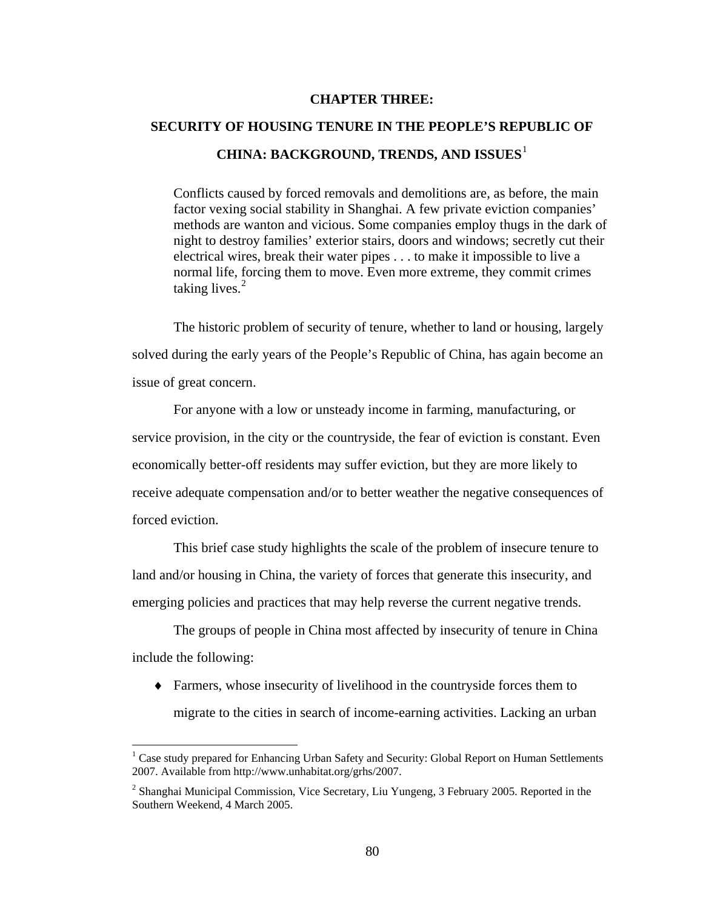# CHAPTER THREE:

# SECURITY OF HOUSING TENURE IN THE PEOPLE'S REPUBLIC OF CHINA: BACKGROUND, TRENDS, AND ISSUES[1]

> Conflicts caused by forced removals and demolitions are, as before, the main factor vexing social stability in Shanghai. A few private eviction companies' methods are wanton and vicious. Some companies employ thugs in the dark of night to destroy families' exterior stairs, doors and windows; secretly cut their electrical wires, break their water pipes . . . to make it impossible to live a normal life, forcing them to move. Even more extreme, they commit crimes taking lives.[2]

The historic problem of security of tenure, whether to land or housing, largely solved during the early years of the People's Republic of China, has again become an issue of great concern.

For anyone with a low or unsteady income in farming, manufacturing, or service provision, in the city or the countryside, the fear of eviction is constant. Even economically better-off residents may suffer eviction, but they are more likely to receive adequate compensation and/or to better weather the negative consequences of forced eviction.

This brief case study highlights the scale of the problem of insecure tenure to land and/or housing in China, the variety of forces that generate this insecurity, and emerging policies and practices that may help reverse the current negative trends.

The groups of people in China most affected by insecurity of tenure in China include the following:

- Farmers, whose insecurity of livelihood in the countryside forces them to migrate to the cities in search of income-earning activities. Lacking an urban

---

[1] Case study prepared for Enhancing Urban Safety and Security: Global Report on Human Settlements 2007. Available from http://www.unhabitat.org/grhs/2007.

[2] Shanghai Municipal Commission, Vice Secretary, Liu Yungeng, 3 February 2005. Reported in the Southern Weekend, 4 March 2005.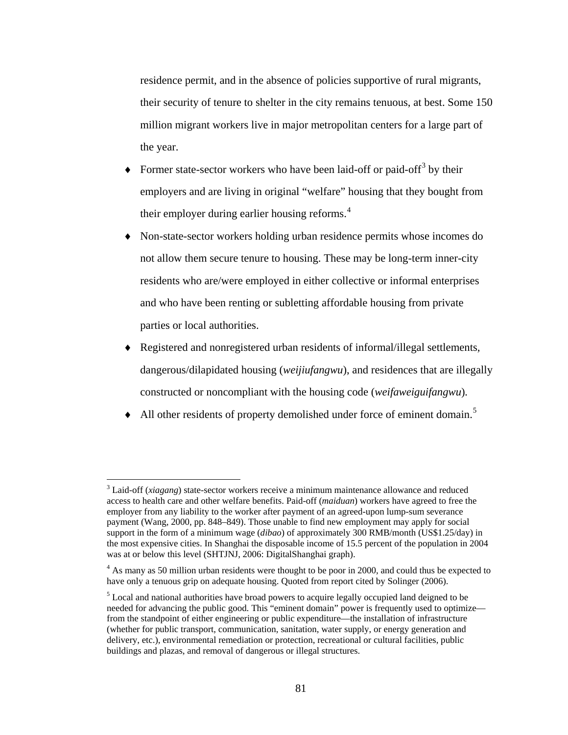residence permit, and in the absence of policies supportive of rural migrants, their security of tenure to shelter in the city remains tenuous, at best. Some 150 million migrant workers live in major metropolitan centers for a large part of the year.

- Former state-sector workers who have been laid-off or paid-off[3] by their employers and are living in original “welfare” housing that they bought from their employer during earlier housing reforms.[4]
- Non-state-sector workers holding urban residence permits whose incomes do not allow them secure tenure to housing. These may be long-term inner-city residents who are/were employed in either collective or informal enterprises and who have been renting or subletting affordable housing from private parties or local authorities.
- Registered and nonregistered urban residents of informal/illegal settlements, dangerous/dilapidated housing (*weijiufangwu*), and residences that are illegally constructed or noncompliant with the housing code (*weifaweiguifangwu*).
- All other residents of property demolished under force of eminent domain.[5]

---

[3] Laid-off (*xiagang*) state-sector workers receive a minimum maintenance allowance and reduced access to health care and other welfare benefits. Paid-off (*maiduan*) workers have agreed to free the employer from any liability to the worker after payment of an agreed-upon lump-sum severance payment (Wang, 2000, pp. 848–849). Those unable to find new employment may apply for social support in the form of a minimum wage (*dibao*) of approximately 300 RMB/month (US$1.25/day) in the most expensive cities. In Shanghai the disposable income of 15.5 percent of the population in 2004 was at or below this level (SHTJNJ, 2006: DigitalShanghai graph).

[4] As many as 50 million urban residents were thought to be poor in 2000, and could thus be expected to have only a tenuous grip on adequate housing. Quoted from report cited by Solinger (2006).

[5] Local and national authorities have broad powers to acquire legally occupied land deigned to be needed for advancing the public good. This “eminent domain” power is frequently used to optimize—from the standpoint of either engineering or public expenditure—the installation of infrastructure (whether for public transport, communication, sanitation, water supply, or energy generation and delivery, etc.), environmental remediation or protection, recreational or cultural facilities, public buildings and plazas, and removal of dangerous or illegal structures.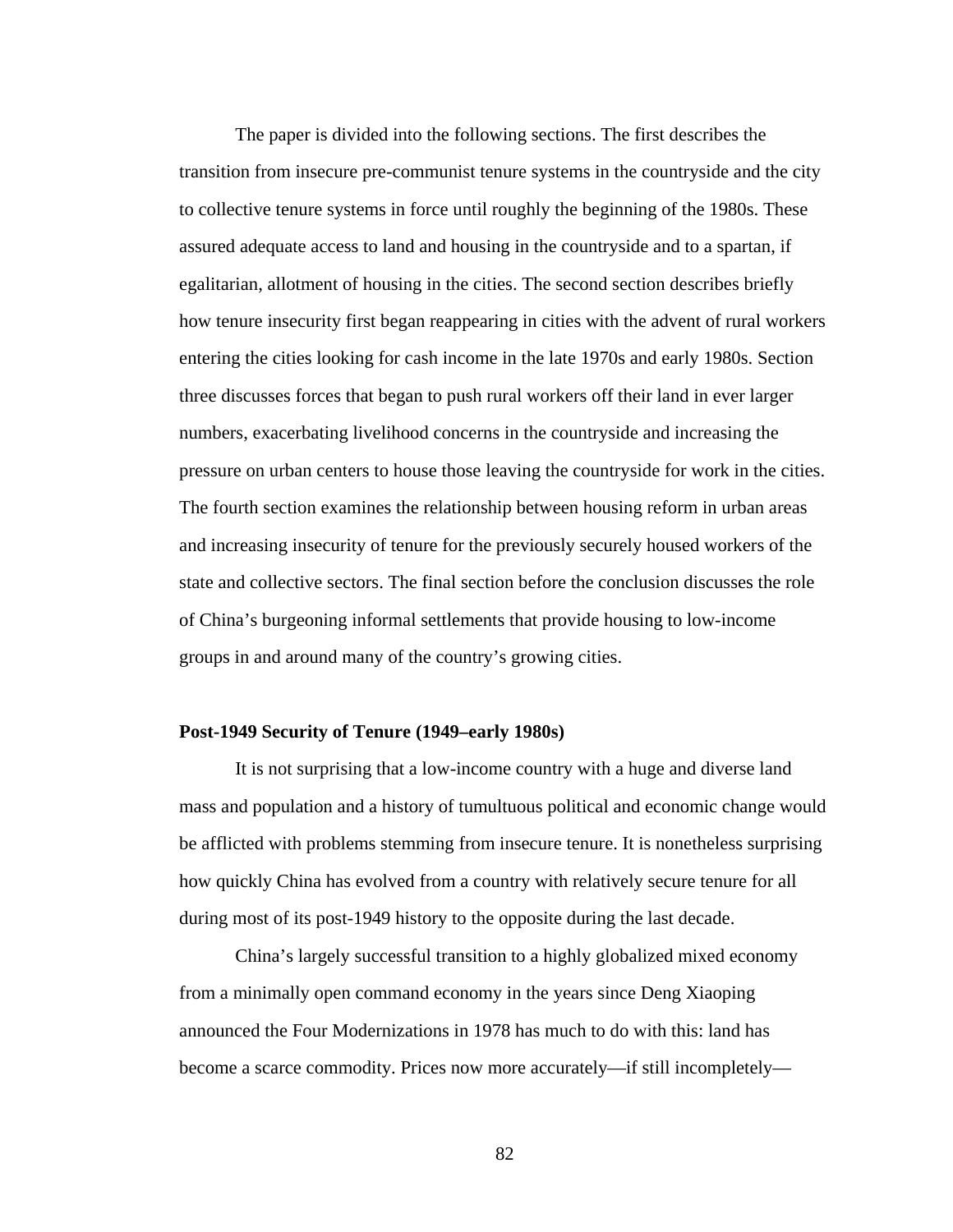The paper is divided into the following sections. The first describes the transition from insecure pre-communist tenure systems in the countryside and the city to collective tenure systems in force until roughly the beginning of the 1980s. These assured adequate access to land and housing in the countryside and to a spartan, if egalitarian, allotment of housing in the cities. The second section describes briefly how tenure insecurity first began reappearing in cities with the advent of rural workers entering the cities looking for cash income in the late 1970s and early 1980s. Section three discusses forces that began to push rural workers off their land in ever larger numbers, exacerbating livelihood concerns in the countryside and increasing the pressure on urban centers to house those leaving the countryside for work in the cities. The fourth section examines the relationship between housing reform in urban areas and increasing insecurity of tenure for the previously securely housed workers of the state and collective sectors. The final section before the conclusion discusses the role of China's burgeoning informal settlements that provide housing to low-income groups in and around many of the country's growing cities.

**Post-1949 Security of Tenure (1949–early 1980s)**

It is not surprising that a low-income country with a huge and diverse land mass and population and a history of tumultuous political and economic change would be afflicted with problems stemming from insecure tenure. It is nonetheless surprising how quickly China has evolved from a country with relatively secure tenure for all during most of its post-1949 history to the opposite during the last decade.

China's largely successful transition to a highly globalized mixed economy from a minimally open command economy in the years since Deng Xiaoping announced the Four Modernizations in 1978 has much to do with this: land has become a scarce commodity. Prices now more accurately—if still incompletely—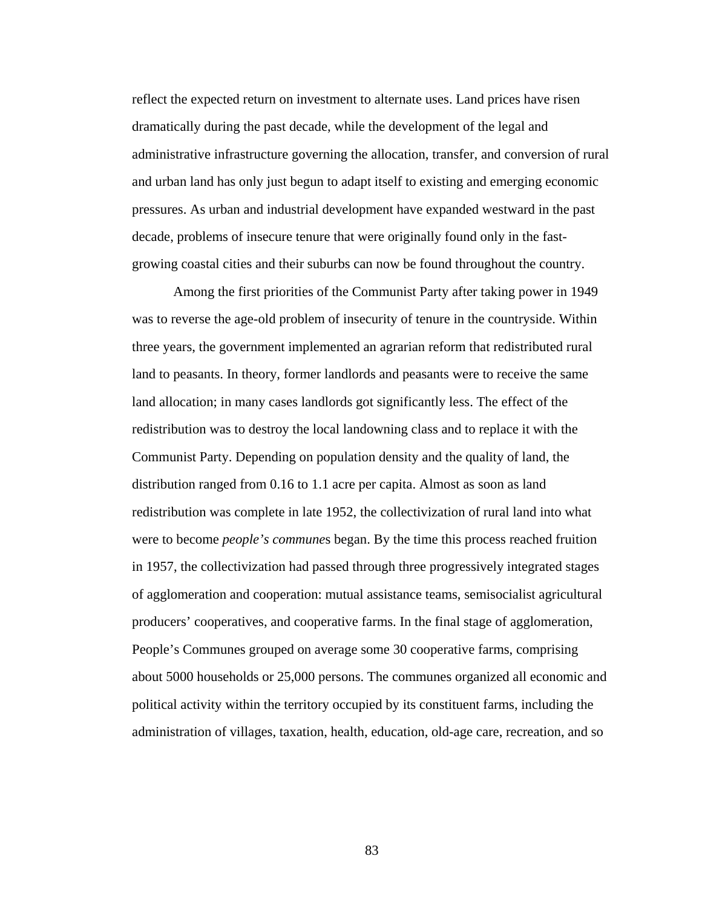reflect the expected return on investment to alternate uses. Land prices have risen dramatically during the past decade, while the development of the legal and administrative infrastructure governing the allocation, transfer, and conversion of rural and urban land has only just begun to adapt itself to existing and emerging economic pressures. As urban and industrial development have expanded westward in the past decade, problems of insecure tenure that were originally found only in the fast-growing coastal cities and their suburbs can now be found throughout the country.

Among the first priorities of the Communist Party after taking power in 1949 was to reverse the age-old problem of insecurity of tenure in the countryside. Within three years, the government implemented an agrarian reform that redistributed rural land to peasants. In theory, former landlords and peasants were to receive the same land allocation; in many cases landlords got significantly less. The effect of the redistribution was to destroy the local landowning class and to replace it with the Communist Party. Depending on population density and the quality of land, the distribution ranged from 0.16 to 1.1 acre per capita. Almost as soon as land redistribution was complete in late 1952, the collectivization of rural land into what were to become *people's commune*s began. By the time this process reached fruition in 1957, the collectivization had passed through three progressively integrated stages of agglomeration and cooperation: mutual assistance teams, semisocialist agricultural producers' cooperatives, and cooperative farms. In the final stage of agglomeration, People's Communes grouped on average some 30 cooperative farms, comprising about 5000 households or 25,000 persons. The communes organized all economic and political activity within the territory occupied by its constituent farms, including the administration of villages, taxation, health, education, old-age care, recreation, and so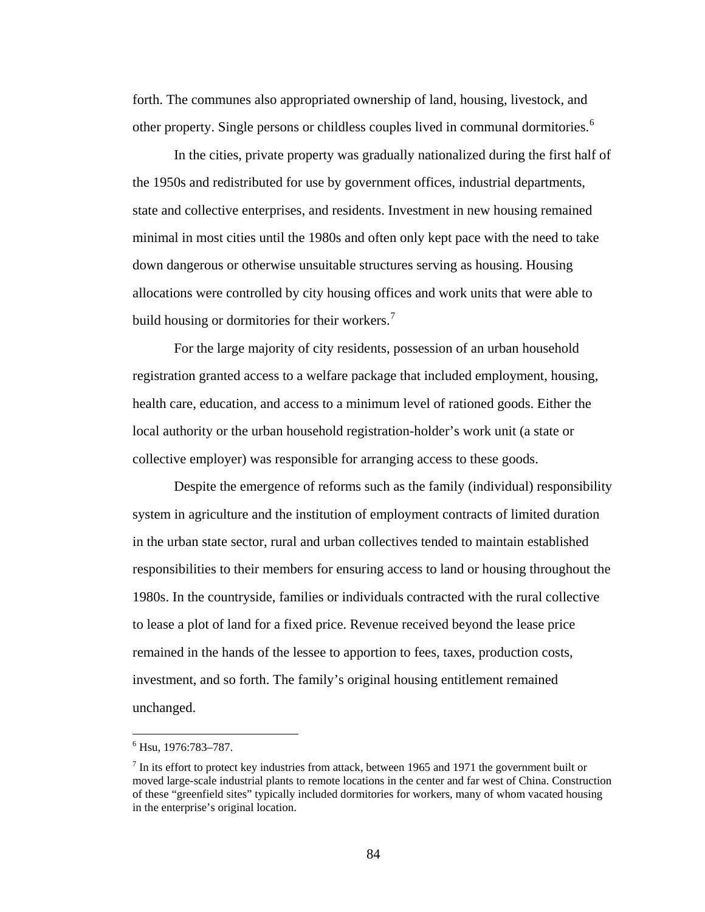forth. The communes also appropriated ownership of land, housing, livestock, and other property. Single persons or childless couples lived in communal dormitories.[6]

In the cities, private property was gradually nationalized during the first half of the 1950s and redistributed for use by government offices, industrial departments, state and collective enterprises, and residents. Investment in new housing remained minimal in most cities until the 1980s and often only kept pace with the need to take down dangerous or otherwise unsuitable structures serving as housing. Housing allocations were controlled by city housing offices and work units that were able to build housing or dormitories for their workers.[7]

For the large majority of city residents, possession of an urban household registration granted access to a welfare package that included employment, housing, health care, education, and access to a minimum level of rationed goods. Either the local authority or the urban household registration-holder's work unit (a state or collective employer) was responsible for arranging access to these goods.

Despite the emergence of reforms such as the family (individual) responsibility system in agriculture and the institution of employment contracts of limited duration in the urban state sector, rural and urban collectives tended to maintain established responsibilities to their members for ensuring access to land or housing throughout the 1980s. In the countryside, families or individuals contracted with the rural collective to lease a plot of land for a fixed price. Revenue received beyond the lease price remained in the hands of the lessee to apportion to fees, taxes, production costs, investment, and so forth. The family's original housing entitlement remained unchanged.

---

[6] Hsu, 1976:783–787.

[7] In its effort to protect key industries from attack, between 1965 and 1971 the government built or moved large-scale industrial plants to remote locations in the center and far west of China. Construction of these "greenfield sites" typically included dormitories for workers, many of whom vacated housing in the enterprise's original location.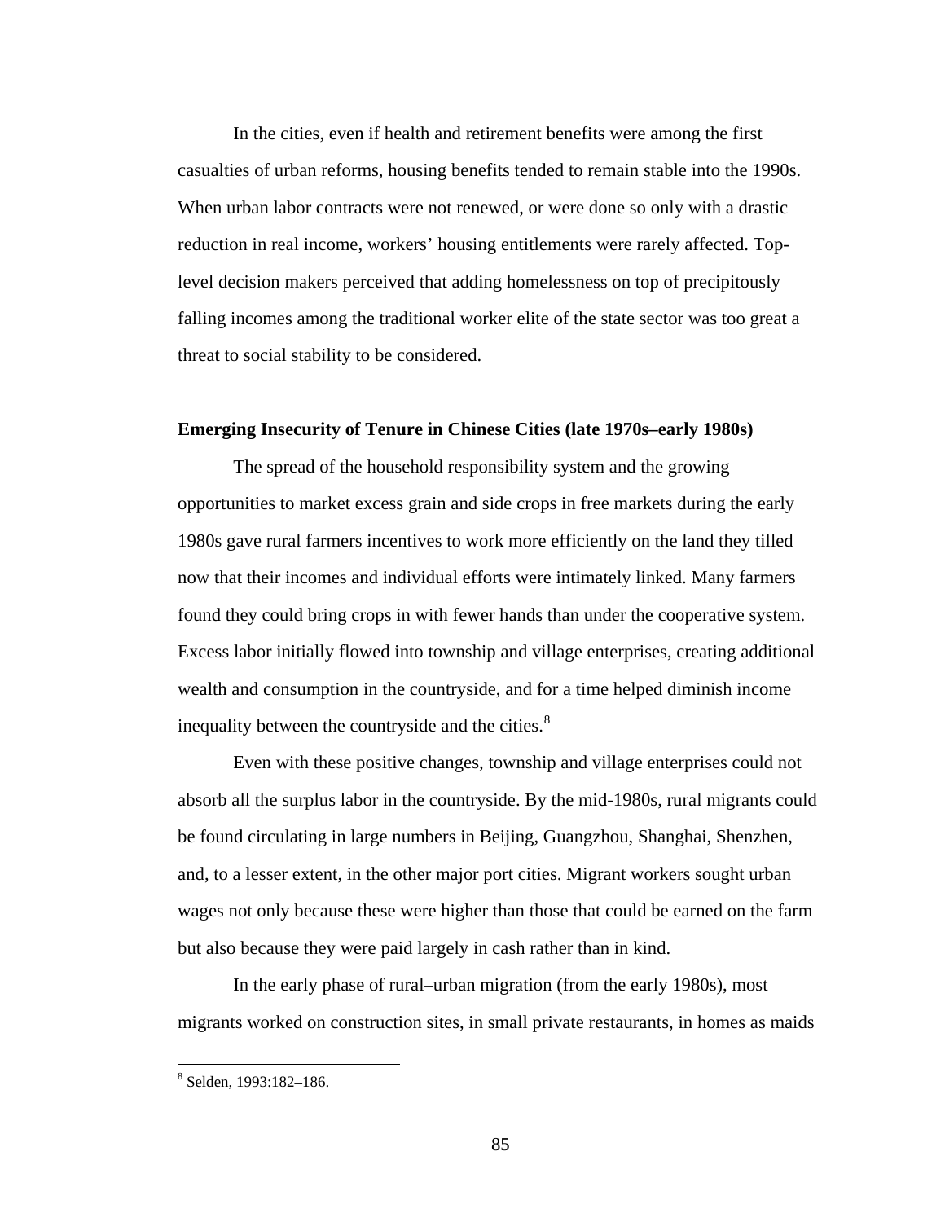In the cities, even if health and retirement benefits were among the first casualties of urban reforms, housing benefits tended to remain stable into the 1990s. When urban labor contracts were not renewed, or were done so only with a drastic reduction in real income, workers' housing entitlements were rarely affected. Top-level decision makers perceived that adding homelessness on top of precipitously falling incomes among the traditional worker elite of the state sector was too great a threat to social stability to be considered.

**Emerging Insecurity of Tenure in Chinese Cities (late 1970s–early 1980s)**

The spread of the household responsibility system and the growing opportunities to market excess grain and side crops in free markets during the early 1980s gave rural farmers incentives to work more efficiently on the land they tilled now that their incomes and individual efforts were intimately linked. Many farmers found they could bring crops in with fewer hands than under the cooperative system. Excess labor initially flowed into township and village enterprises, creating additional wealth and consumption in the countryside, and for a time helped diminish income inequality between the countryside and the cities.[8]

Even with these positive changes, township and village enterprises could not absorb all the surplus labor in the countryside. By the mid-1980s, rural migrants could be found circulating in large numbers in Beijing, Guangzhou, Shanghai, Shenzhen, and, to a lesser extent, in the other major port cities. Migrant workers sought urban wages not only because these were higher than those that could be earned on the farm but also because they were paid largely in cash rather than in kind.

In the early phase of rural–urban migration (from the early 1980s), most migrants worked on construction sites, in small private restaurants, in homes as maids

[8] Selden, 1993:182–186.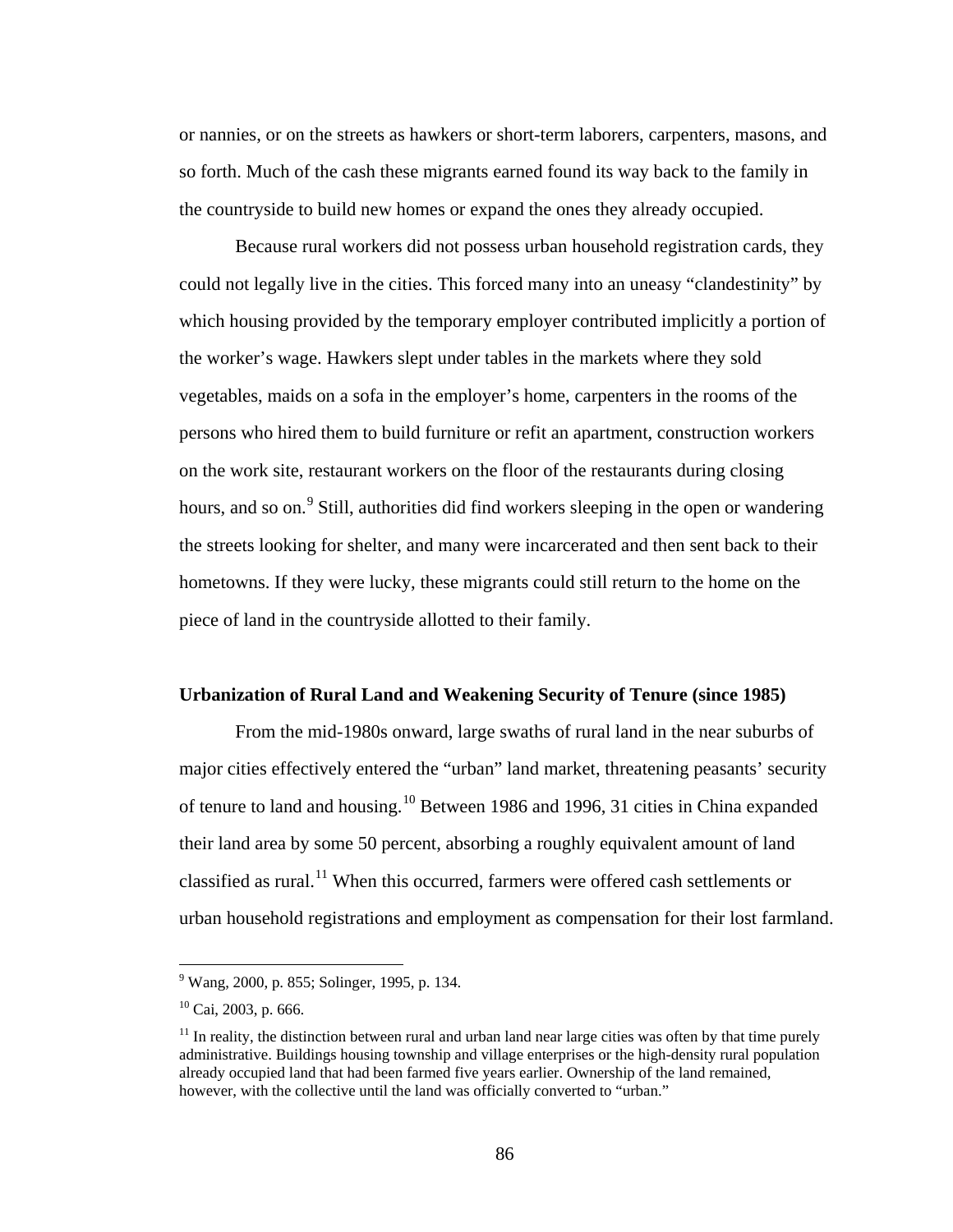or nannies, or on the streets as hawkers or short-term laborers, carpenters, masons, and so forth. Much of the cash these migrants earned found its way back to the family in the countryside to build new homes or expand the ones they already occupied.

Because rural workers did not possess urban household registration cards, they could not legally live in the cities. This forced many into an uneasy "clandestinity" by which housing provided by the temporary employer contributed implicitly a portion of the worker's wage. Hawkers slept under tables in the markets where they sold vegetables, maids on a sofa in the employer's home, carpenters in the rooms of the persons who hired them to build furniture or refit an apartment, construction workers on the work site, restaurant workers on the floor of the restaurants during closing hours, and so on.[9] Still, authorities did find workers sleeping in the open or wandering the streets looking for shelter, and many were incarcerated and then sent back to their hometowns. If they were lucky, these migrants could still return to the home on the piece of land in the countryside allotted to their family.

**Urbanization of Rural Land and Weakening Security of Tenure (since 1985)**

From the mid-1980s onward, large swaths of rural land in the near suburbs of major cities effectively entered the "urban" land market, threatening peasants' security of tenure to land and housing.[10] Between 1986 and 1996, 31 cities in China expanded their land area by some 50 percent, absorbing a roughly equivalent amount of land classified as rural.[11] When this occurred, farmers were offered cash settlements or urban household registrations and employment as compensation for their lost farmland.

---

[9] Wang, 2000, p. 855; Solinger, 1995, p. 134.

[10] Cai, 2003, p. 666.

[11] In reality, the distinction between rural and urban land near large cities was often by that time purely administrative. Buildings housing township and village enterprises or the high-density rural population already occupied land that had been farmed five years earlier. Ownership of the land remained, however, with the collective until the land was officially converted to "urban."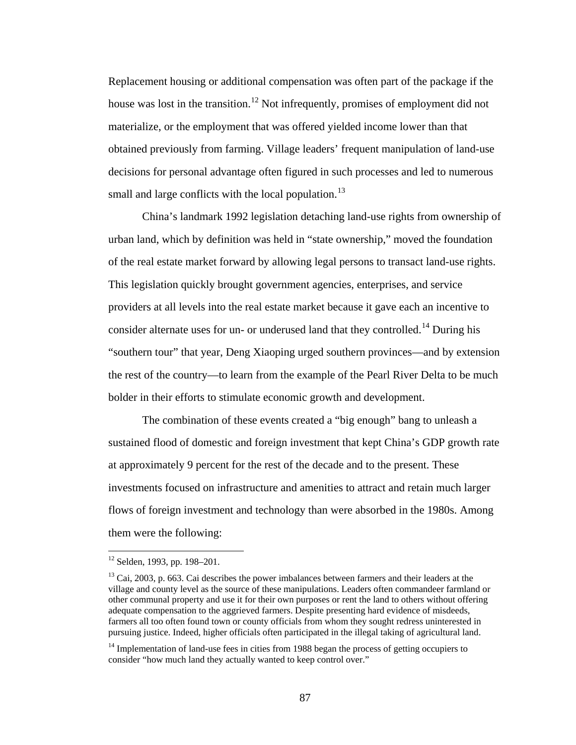Replacement housing or additional compensation was often part of the package if the house was lost in the transition.[12] Not infrequently, promises of employment did not materialize, or the employment that was offered yielded income lower than that obtained previously from farming. Village leaders' frequent manipulation of land-use decisions for personal advantage often figured in such processes and led to numerous small and large conflicts with the local population.[13]

China's landmark 1992 legislation detaching land-use rights from ownership of urban land, which by definition was held in "state ownership," moved the foundation of the real estate market forward by allowing legal persons to transact land-use rights. This legislation quickly brought government agencies, enterprises, and service providers at all levels into the real estate market because it gave each an incentive to consider alternate uses for un- or underused land that they controlled.[14] During his "southern tour" that year, Deng Xiaoping urged southern provinces—and by extension the rest of the country—to learn from the example of the Pearl River Delta to be much bolder in their efforts to stimulate economic growth and development.

The combination of these events created a "big enough" bang to unleash a sustained flood of domestic and foreign investment that kept China's GDP growth rate at approximately 9 percent for the rest of the decade and to the present. These investments focused on infrastructure and amenities to attract and retain much larger flows of foreign investment and technology than were absorbed in the 1980s. Among them were the following:

---

[12] Selden, 1993, pp. 198–201.

[13] Cai, 2003, p. 663. Cai describes the power imbalances between farmers and their leaders at the village and county level as the source of these manipulations. Leaders often commandeer farmland or other communal property and use it for their own purposes or rent the land to others without offering adequate compensation to the aggrieved farmers. Despite presenting hard evidence of misdeeds, farmers all too often found town or county officials from whom they sought redress uninterested in pursuing justice. Indeed, higher officials often participated in the illegal taking of agricultural land.

[14] Implementation of land-use fees in cities from 1988 began the process of getting occupiers to consider "how much land they actually wanted to keep control over."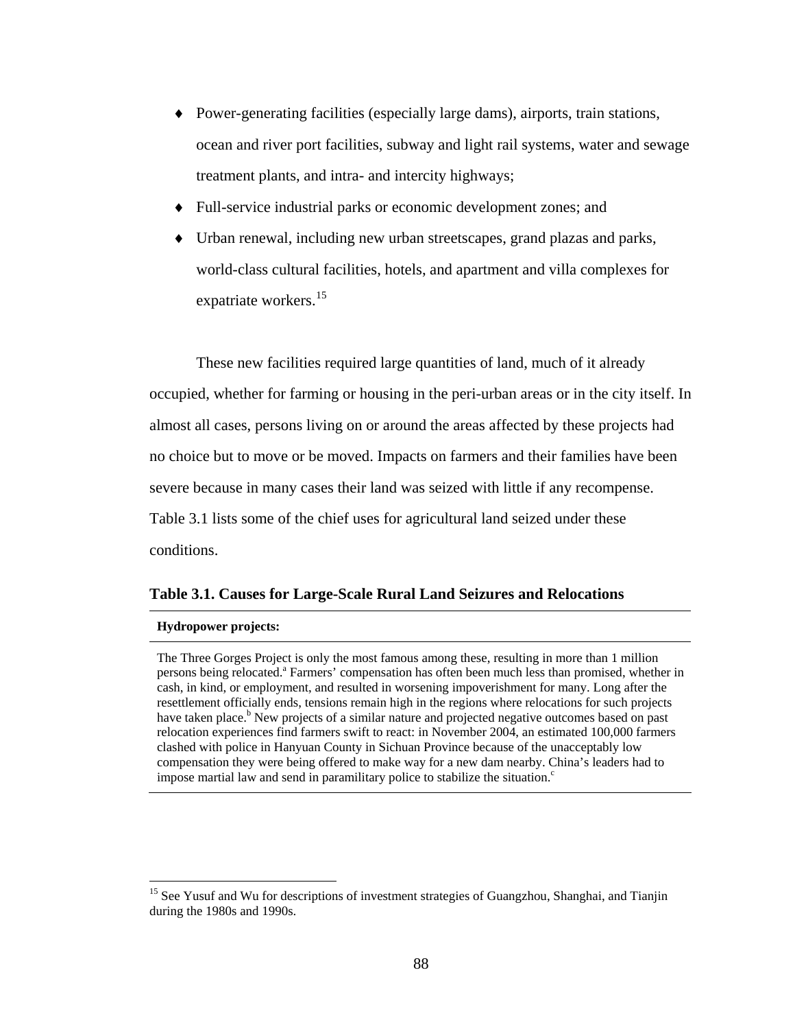- Power-generating facilities (especially large dams), airports, train stations, ocean and river port facilities, subway and light rail systems, water and sewage treatment plants, and intra- and intercity highways;
- Full-service industrial parks or economic development zones; and
- Urban renewal, including new urban streetscapes, grand plazas and parks, world-class cultural facilities, hotels, and apartment and villa complexes for expatriate workers.[15]

These new facilities required large quantities of land, much of it already occupied, whether for farming or housing in the peri-urban areas or in the city itself. In almost all cases, persons living on or around the areas affected by these projects had no choice but to move or be moved. Impacts on farmers and their families have been severe because in many cases their land was seized with little if any recompense. Table 3.1 lists some of the chief uses for agricultural land seized under these conditions.

**Table 3.1. Causes for Large-Scale Rural Land Seizures and Relocations**

| **Hydropower projects:** |
| --- |
| The Three Gorges Project is only the most famous among these, resulting in more than 1 million persons being relocated.[a] Farmers' compensation has often been much less than promised, whether in cash, in kind, or employment, and resulted in worsening impoverishment for many. Long after the resettlement officially ends, tensions remain high in the regions where relocations for such projects have taken place.[b] New projects of a similar nature and projected negative outcomes based on past relocation experiences find farmers swift to react: in November 2004, an estimated 100,000 farmers clashed with police in Hanyuan County in Sichuan Province because of the unacceptably low compensation they were being offered to make way for a new dam nearby. China's leaders had to impose martial law and send in paramilitary police to stabilize the situation.[c] |

[15] See Yusuf and Wu for descriptions of investment strategies of Guangzhou, Shanghai, and Tianjin during the 1980s and 1990s.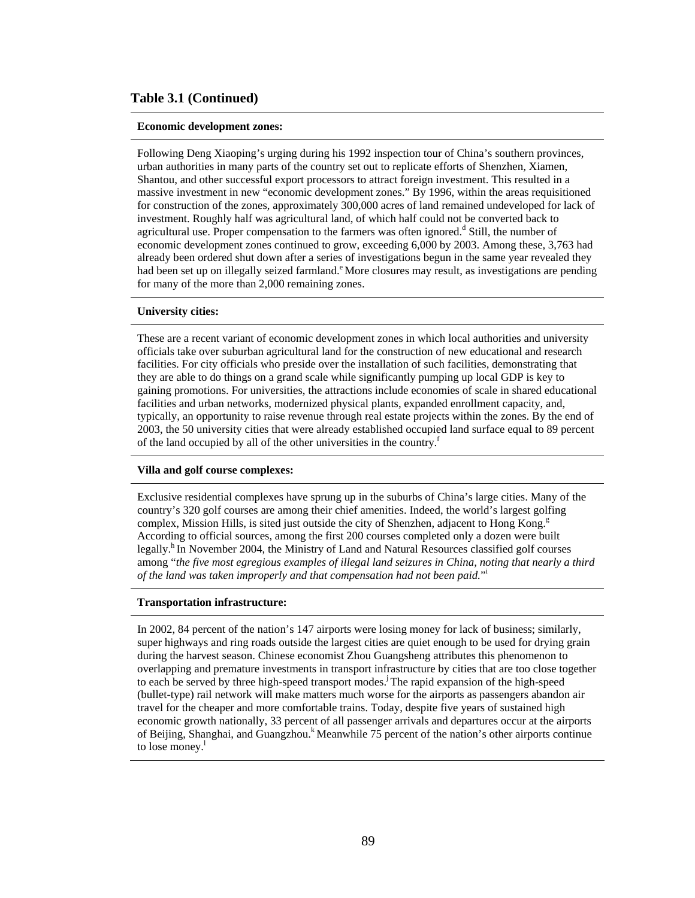## Table 3.1 (Continued)

**Economic development zones:**

Following Deng Xiaoping's urging during his 1992 inspection tour of China's southern provinces, urban authorities in many parts of the country set out to replicate efforts of Shenzhen, Xiamen, Shantou, and other successful export processors to attract foreign investment. This resulted in a massive investment in new "economic development zones." By 1996, within the areas requisitioned for construction of the zones, approximately 300,000 acres of land remained undeveloped for lack of investment. Roughly half was agricultural land, of which half could not be converted back to agricultural use. Proper compensation to the farmers was often ignored.[d] Still, the number of economic development zones continued to grow, exceeding 6,000 by 2003. Among these, 3,763 had already been ordered shut down after a series of investigations begun in the same year revealed they had been set up on illegally seized farmland.[e] More closures may result, as investigations are pending for many of the more than 2,000 remaining zones.

**University cities:**

These are a recent variant of economic development zones in which local authorities and university officials take over suburban agricultural land for the construction of new educational and research facilities. For city officials who preside over the installation of such facilities, demonstrating that they are able to do things on a grand scale while significantly pumping up local GDP is key to gaining promotions. For universities, the attractions include economies of scale in shared educational facilities and urban networks, modernized physical plants, expanded enrollment capacity, and, typically, an opportunity to raise revenue through real estate projects within the zones. By the end of 2003, the 50 university cities that were already established occupied land surface equal to 89 percent of the land occupied by all of the other universities in the country.[f]

**Villa and golf course complexes:**

Exclusive residential complexes have sprung up in the suburbs of China's large cities. Many of the country's 320 golf courses are among their chief amenities. Indeed, the world's largest golfing complex, Mission Hills, is sited just outside the city of Shenzhen, adjacent to Hong Kong.[g] According to official sources, among the first 200 courses completed only a dozen were built legally.[h] In November 2004, the Ministry of Land and Natural Resources classified golf courses among "*the five most egregious examples of illegal land seizures in China, noting that nearly a third of the land was taken improperly and that compensation had not been paid.*"[i]

**Transportation infrastructure:**

In 2002, 84 percent of the nation's 147 airports were losing money for lack of business; similarly, super highways and ring roads outside the largest cities are quiet enough to be used for drying grain during the harvest season. Chinese economist Zhou Guangsheng attributes this phenomenon to overlapping and premature investments in transport infrastructure by cities that are too close together to each be served by three high-speed transport modes.[j] The rapid expansion of the high-speed (bullet-type) rail network will make matters much worse for the airports as passengers abandon air travel for the cheaper and more comfortable trains. Today, despite five years of sustained high economic growth nationally, 33 percent of all passenger arrivals and departures occur at the airports of Beijing, Shanghai, and Guangzhou.[k] Meanwhile 75 percent of the nation's other airports continue to lose money.[l]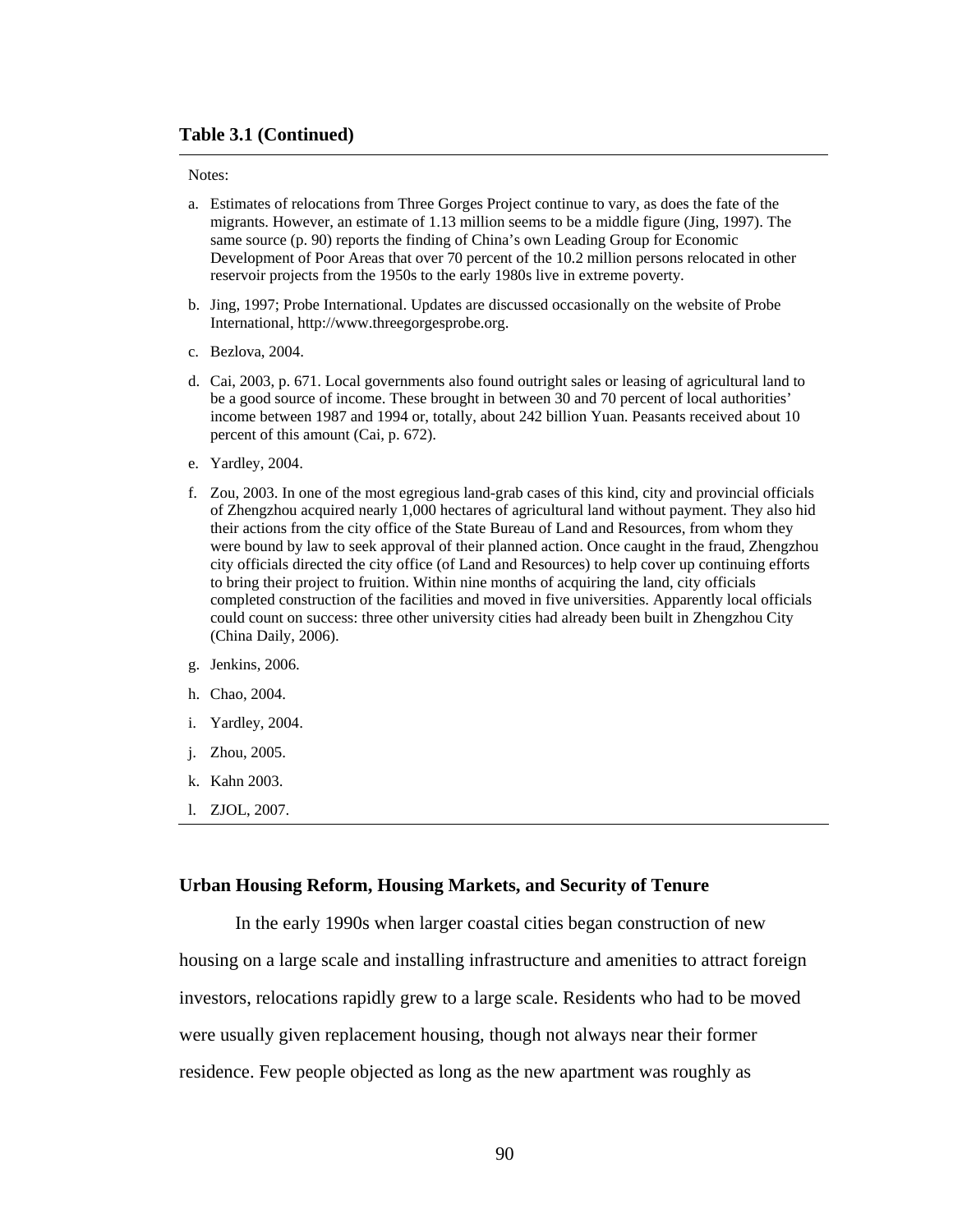**Table 3.1 (Continued)**

Notes:

a. Estimates of relocations from Three Gorges Project continue to vary, as does the fate of the migrants. However, an estimate of 1.13 million seems to be a middle figure (Jing, 1997). The same source (p. 90) reports the finding of China's own Leading Group for Economic Development of Poor Areas that over 70 percent of the 10.2 million persons relocated in other reservoir projects from the 1950s to the early 1980s live in extreme poverty.

b. Jing, 1997; Probe International. Updates are discussed occasionally on the website of Probe International, http://www.threegorgesprobe.org.

c. Bezlova, 2004.

d. Cai, 2003, p. 671. Local governments also found outright sales or leasing of agricultural land to be a good source of income. These brought in between 30 and 70 percent of local authorities' income between 1987 and 1994 or, totally, about 242 billion Yuan. Peasants received about 10 percent of this amount (Cai, p. 672).

e. Yardley, 2004.

f. Zou, 2003. In one of the most egregious land-grab cases of this kind, city and provincial officials of Zhengzhou acquired nearly 1,000 hectares of agricultural land without payment. They also hid their actions from the city office of the State Bureau of Land and Resources, from whom they were bound by law to seek approval of their planned action. Once caught in the fraud, Zhengzhou city officials directed the city office (of Land and Resources) to help cover up continuing efforts to bring their project to fruition. Within nine months of acquiring the land, city officials completed construction of the facilities and moved in five universities. Apparently local officials could count on success: three other university cities had already been built in Zhengzhou City (China Daily, 2006).

g. Jenkins, 2006.

h. Chao, 2004.

i. Yardley, 2004.

j. Zhou, 2005.

k. Kahn 2003.

l. ZJOL, 2007.

## Urban Housing Reform, Housing Markets, and Security of Tenure

In the early 1990s when larger coastal cities began construction of new housing on a large scale and installing infrastructure and amenities to attract foreign investors, relocations rapidly grew to a large scale. Residents who had to be moved were usually given replacement housing, though not always near their former residence. Few people objected as long as the new apartment was roughly as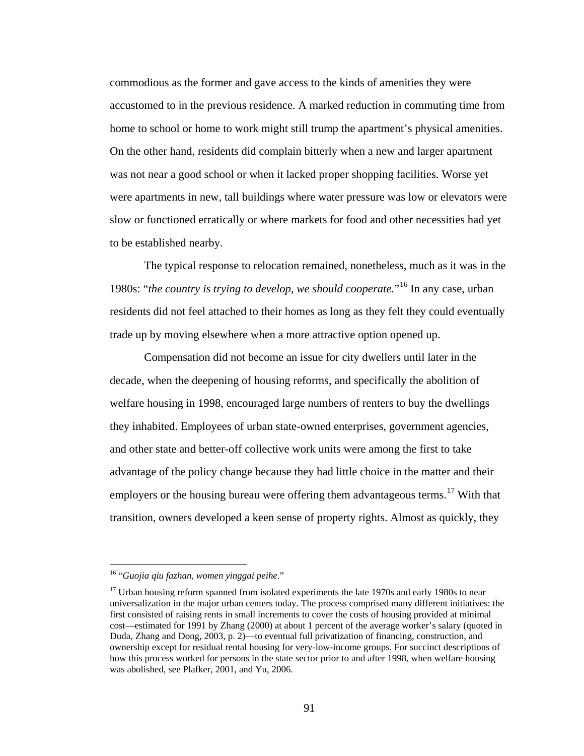commodious as the former and gave access to the kinds of amenities they were accustomed to in the previous residence. A marked reduction in commuting time from home to school or home to work might still trump the apartment's physical amenities. On the other hand, residents did complain bitterly when a new and larger apartment was not near a good school or when it lacked proper shopping facilities. Worse yet were apartments in new, tall buildings where water pressure was low or elevators were slow or functioned erratically or where markets for food and other necessities had yet to be established nearby.

The typical response to relocation remained, nonetheless, much as it was in the 1980s: "*the country is trying to develop, we should cooperate.*"[16] In any case, urban residents did not feel attached to their homes as long as they felt they could eventually trade up by moving elsewhere when a more attractive option opened up.

Compensation did not become an issue for city dwellers until later in the decade, when the deepening of housing reforms, and specifically the abolition of welfare housing in 1998, encouraged large numbers of renters to buy the dwellings they inhabited. Employees of urban state-owned enterprises, government agencies, and other state and better-off collective work units were among the first to take advantage of the policy change because they had little choice in the matter and their employers or the housing bureau were offering them advantageous terms.[17] With that transition, owners developed a keen sense of property rights. Almost as quickly, they

---

[16] "*Guojia qiu fazhan, women yinggai peihe*."

[17] Urban housing reform spanned from isolated experiments the late 1970s and early 1980s to near universalization in the major urban centers today. The process comprised many different initiatives: the first consisted of raising rents in small increments to cover the costs of housing provided at minimal cost—estimated for 1991 by Zhang (2000) at about 1 percent of the average worker's salary (quoted in Duda, Zhang and Dong, 2003, p. 2)—to eventual full privatization of financing, construction, and ownership except for residual rental housing for very-low-income groups. For succinct descriptions of how this process worked for persons in the state sector prior to and after 1998, when welfare housing was abolished, see Plafker, 2001, and Yu, 2006.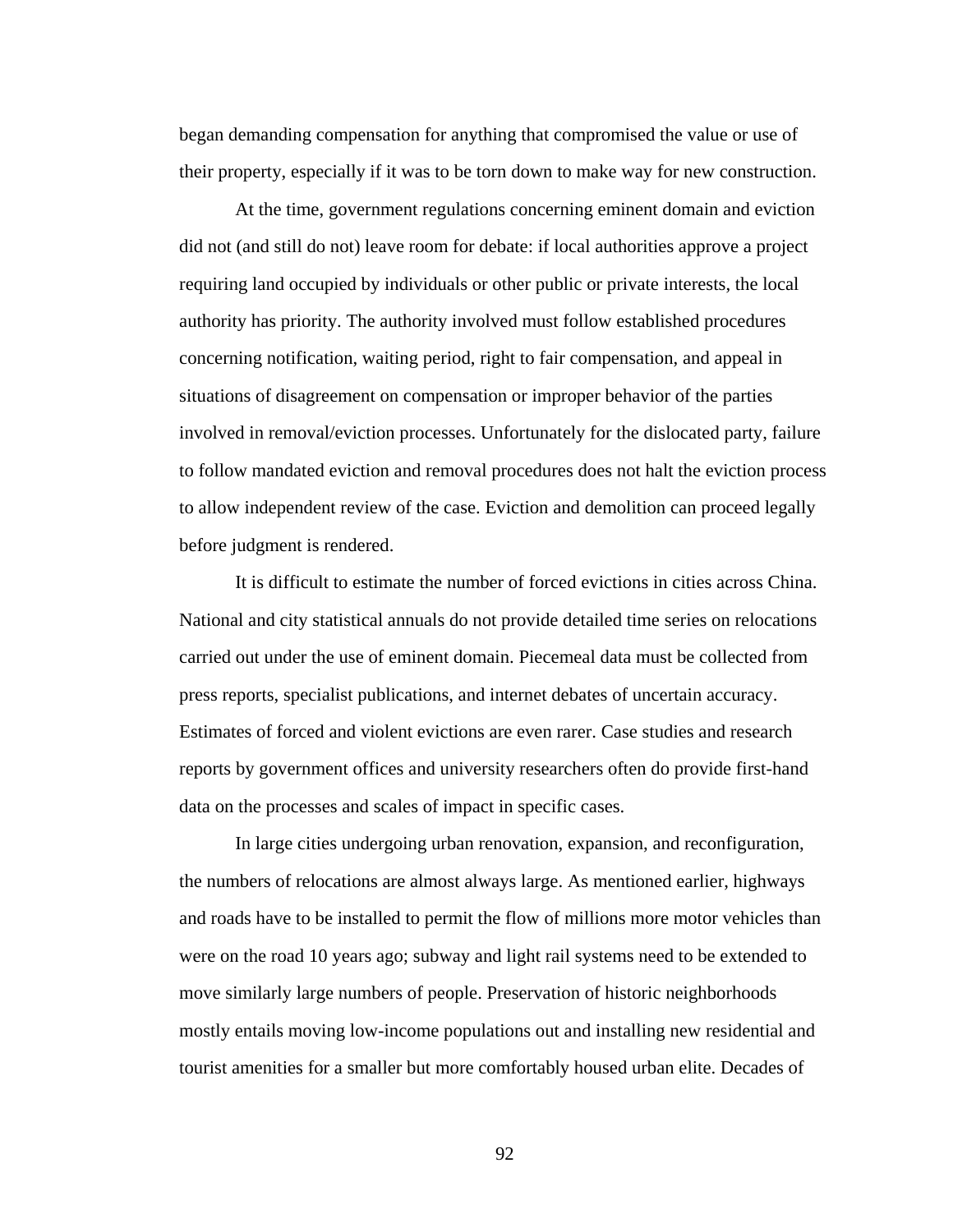began demanding compensation for anything that compromised the value or use of their property, especially if it was to be torn down to make way for new construction.

At the time, government regulations concerning eminent domain and eviction did not (and still do not) leave room for debate: if local authorities approve a project requiring land occupied by individuals or other public or private interests, the local authority has priority. The authority involved must follow established procedures concerning notification, waiting period, right to fair compensation, and appeal in situations of disagreement on compensation or improper behavior of the parties involved in removal/eviction processes. Unfortunately for the dislocated party, failure to follow mandated eviction and removal procedures does not halt the eviction process to allow independent review of the case. Eviction and demolition can proceed legally before judgment is rendered.

It is difficult to estimate the number of forced evictions in cities across China. National and city statistical annuals do not provide detailed time series on relocations carried out under the use of eminent domain. Piecemeal data must be collected from press reports, specialist publications, and internet debates of uncertain accuracy. Estimates of forced and violent evictions are even rarer. Case studies and research reports by government offices and university researchers often do provide first-hand data on the processes and scales of impact in specific cases.

In large cities undergoing urban renovation, expansion, and reconfiguration, the numbers of relocations are almost always large. As mentioned earlier, highways and roads have to be installed to permit the flow of millions more motor vehicles than were on the road 10 years ago; subway and light rail systems need to be extended to move similarly large numbers of people. Preservation of historic neighborhoods mostly entails moving low-income populations out and installing new residential and tourist amenities for a smaller but more comfortably housed urban elite. Decades of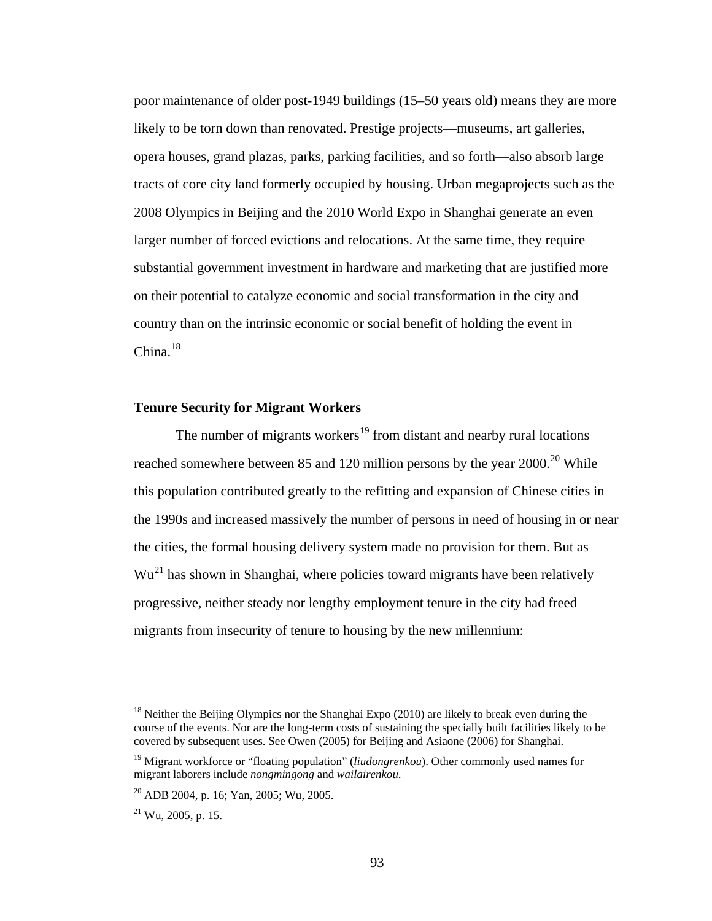poor maintenance of older post-1949 buildings (15–50 years old) means they are more likely to be torn down than renovated. Prestige projects—museums, art galleries, opera houses, grand plazas, parks, parking facilities, and so forth—also absorb large tracts of core city land formerly occupied by housing. Urban megaprojects such as the 2008 Olympics in Beijing and the 2010 World Expo in Shanghai generate an even larger number of forced evictions and relocations. At the same time, they require substantial government investment in hardware and marketing that are justified more on their potential to catalyze economic and social transformation in the city and country than on the intrinsic economic or social benefit of holding the event in China.[18]

**Tenure Security for Migrant Workers**

The number of migrants workers[19] from distant and nearby rural locations reached somewhere between 85 and 120 million persons by the year 2000.[20] While this population contributed greatly to the refitting and expansion of Chinese cities in the 1990s and increased massively the number of persons in need of housing in or near the cities, the formal housing delivery system made no provision for them. But as Wu[21] has shown in Shanghai, where policies toward migrants have been relatively progressive, neither steady nor lengthy employment tenure in the city had freed migrants from insecurity of tenure to housing by the new millennium:

---

[18] Neither the Beijing Olympics nor the Shanghai Expo (2010) are likely to break even during the course of the events. Nor are the long-term costs of sustaining the specially built facilities likely to be covered by subsequent uses. See Owen (2005) for Beijing and Asiaone (2006) for Shanghai.

[19] Migrant workforce or "floating population" (*liudongrenkou*). Other commonly used names for migrant laborers include *nongmingong* and *wailairenkou.*

[20] ADB 2004, p. 16; Yan, 2005; Wu, 2005.

[21] Wu, 2005, p. 15.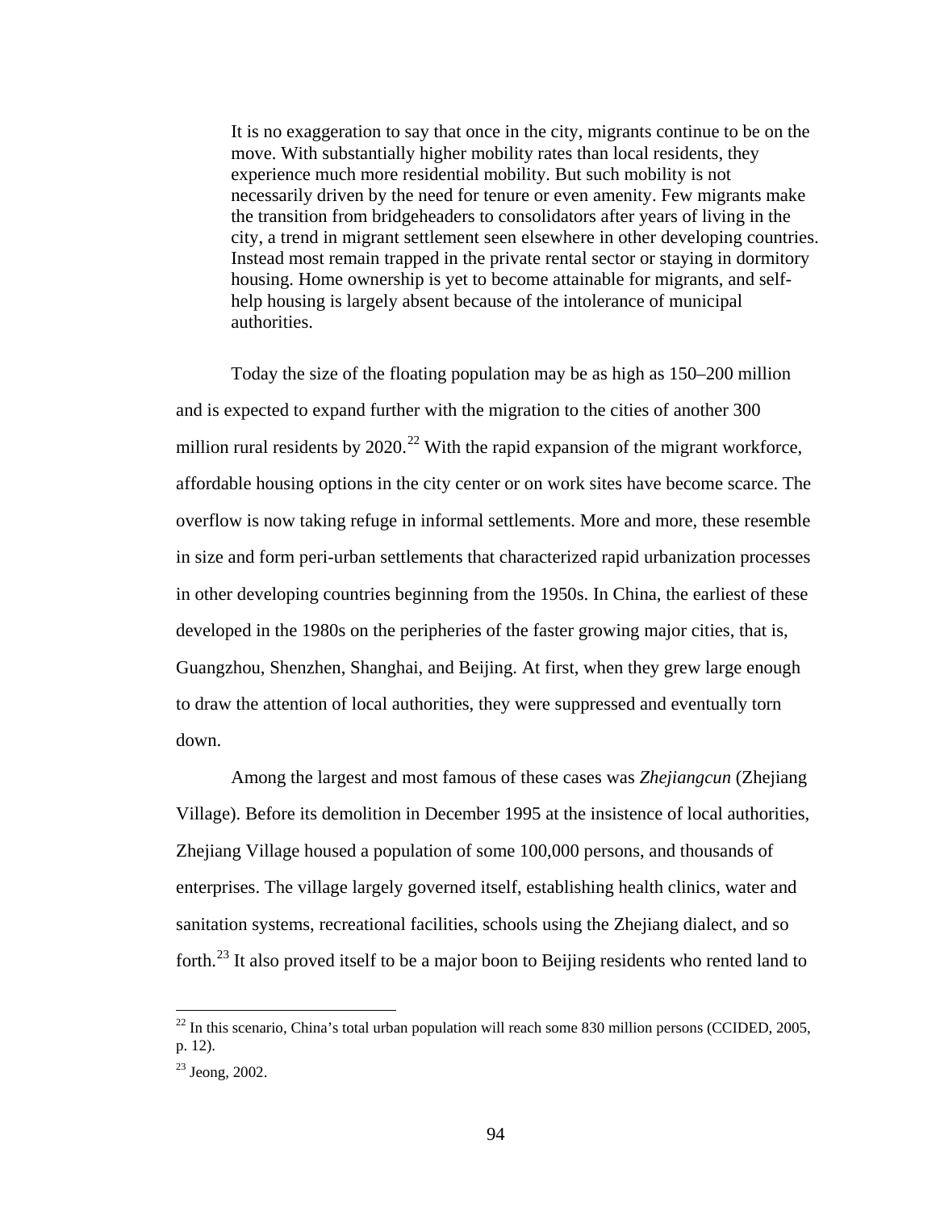> It is no exaggeration to say that once in the city, migrants continue to be on the move. With substantially higher mobility rates than local residents, they experience much more residential mobility. But such mobility is not necessarily driven by the need for tenure or even amenity. Few migrants make the transition from bridgeheaders to consolidators after years of living in the city, a trend in migrant settlement seen elsewhere in other developing countries. Instead most remain trapped in the private rental sector or staying in dormitory housing. Home ownership is yet to become attainable for migrants, and self-help housing is largely absent because of the intolerance of municipal authorities.

Today the size of the floating population may be as high as 150–200 million and is expected to expand further with the migration to the cities of another 300 million rural residents by 2020.[22] With the rapid expansion of the migrant workforce, affordable housing options in the city center or on work sites have become scarce. The overflow is now taking refuge in informal settlements. More and more, these resemble in size and form peri-urban settlements that characterized rapid urbanization processes in other developing countries beginning from the 1950s. In China, the earliest of these developed in the 1980s on the peripheries of the faster growing major cities, that is, Guangzhou, Shenzhen, Shanghai, and Beijing. At first, when they grew large enough to draw the attention of local authorities, they were suppressed and eventually torn down.

Among the largest and most famous of these cases was *Zhejiangcun* (Zhejiang Village). Before its demolition in December 1995 at the insistence of local authorities, Zhejiang Village housed a population of some 100,000 persons, and thousands of enterprises. The village largely governed itself, establishing health clinics, water and sanitation systems, recreational facilities, schools using the Zhejiang dialect, and so forth.[23] It also proved itself to be a major boon to Beijing residents who rented land to

---

[22] In this scenario, China's total urban population will reach some 830 million persons (CCIDED, 2005, p. 12).

[23] Jeong, 2002.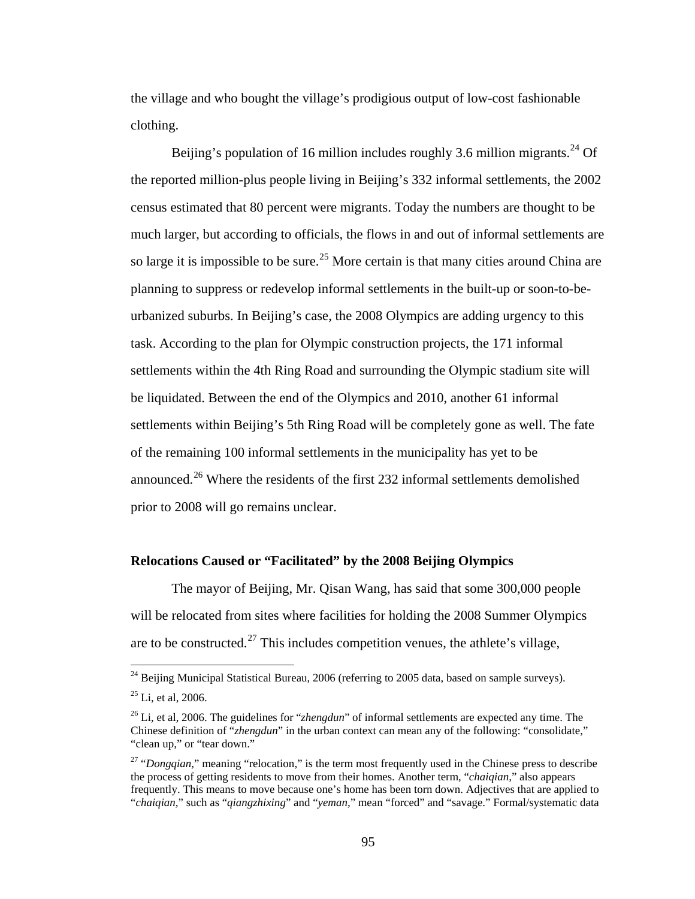the village and who bought the village's prodigious output of low-cost fashionable clothing.

Beijing's population of 16 million includes roughly 3.6 million migrants.[24] Of the reported million-plus people living in Beijing's 332 informal settlements, the 2002 census estimated that 80 percent were migrants. Today the numbers are thought to be much larger, but according to officials, the flows in and out of informal settlements are so large it is impossible to be sure.[25] More certain is that many cities around China are planning to suppress or redevelop informal settlements in the built-up or soon-to-be-urbanized suburbs. In Beijing's case, the 2008 Olympics are adding urgency to this task. According to the plan for Olympic construction projects, the 171 informal settlements within the 4th Ring Road and surrounding the Olympic stadium site will be liquidated. Between the end of the Olympics and 2010, another 61 informal settlements within Beijing's 5th Ring Road will be completely gone as well. The fate of the remaining 100 informal settlements in the municipality has yet to be announced.[26] Where the residents of the first 232 informal settlements demolished prior to 2008 will go remains unclear.

### Relocations Caused or "Facilitated" by the 2008 Beijing Olympics

The mayor of Beijing, Mr. Qisan Wang, has said that some 300,000 people will be relocated from sites where facilities for holding the 2008 Summer Olympics are to be constructed.[27] This includes competition venues, the athlete's village,

---

[24] Beijing Municipal Statistical Bureau, 2006 (referring to 2005 data, based on sample surveys).

[25] Li, et al, 2006.

[26] Li, et al, 2006. The guidelines for "*zhengdun*" of informal settlements are expected any time. The Chinese definition of "*zhengdun*" in the urban context can mean any of the following: "consolidate," "clean up," or "tear down."

[27] "*Dongqian*," meaning "relocation," is the term most frequently used in the Chinese press to describe the process of getting residents to move from their homes. Another term, "*chaiqian*," also appears frequently. This means to move because one's home has been torn down. Adjectives that are applied to "*chaiqian*," such as "*qiangzhixing*" and "*yeman*," mean "forced" and "savage." Formal/systematic data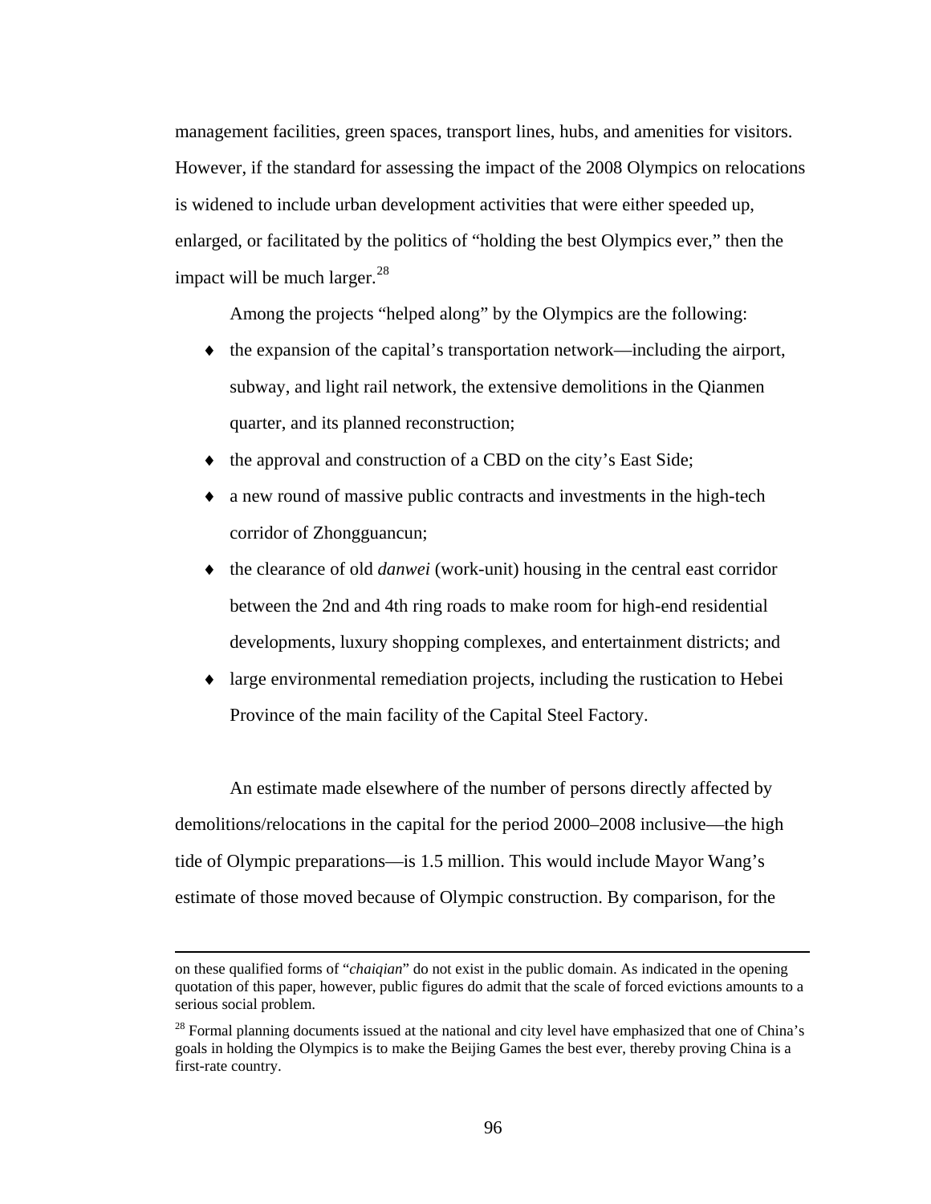management facilities, green spaces, transport lines, hubs, and amenities for visitors. However, if the standard for assessing the impact of the 2008 Olympics on relocations is widened to include urban development activities that were either speeded up, enlarged, or facilitated by the politics of "holding the best Olympics ever," then the impact will be much larger.[28]

Among the projects "helped along" by the Olympics are the following:

- the expansion of the capital's transportation network—including the airport, subway, and light rail network, the extensive demolitions in the Qianmen quarter, and its planned reconstruction;
- the approval and construction of a CBD on the city's East Side;
- a new round of massive public contracts and investments in the high-tech corridor of Zhongguancun;
- the clearance of old *danwei* (work-unit) housing in the central east corridor between the 2nd and 4th ring roads to make room for high-end residential developments, luxury shopping complexes, and entertainment districts; and
- large environmental remediation projects, including the rustication to Hebei Province of the main facility of the Capital Steel Factory.

An estimate made elsewhere of the number of persons directly affected by demolitions/relocations in the capital for the period 2000–2008 inclusive—the high tide of Olympic preparations—is 1.5 million. This would include Mayor Wang's estimate of those moved because of Olympic construction. By comparison, for the

---

on these qualified forms of "*chaiqian*" do not exist in the public domain. As indicated in the opening quotation of this paper, however, public figures do admit that the scale of forced evictions amounts to a serious social problem.

[28] Formal planning documents issued at the national and city level have emphasized that one of China's goals in holding the Olympics is to make the Beijing Games the best ever, thereby proving China is a first-rate country.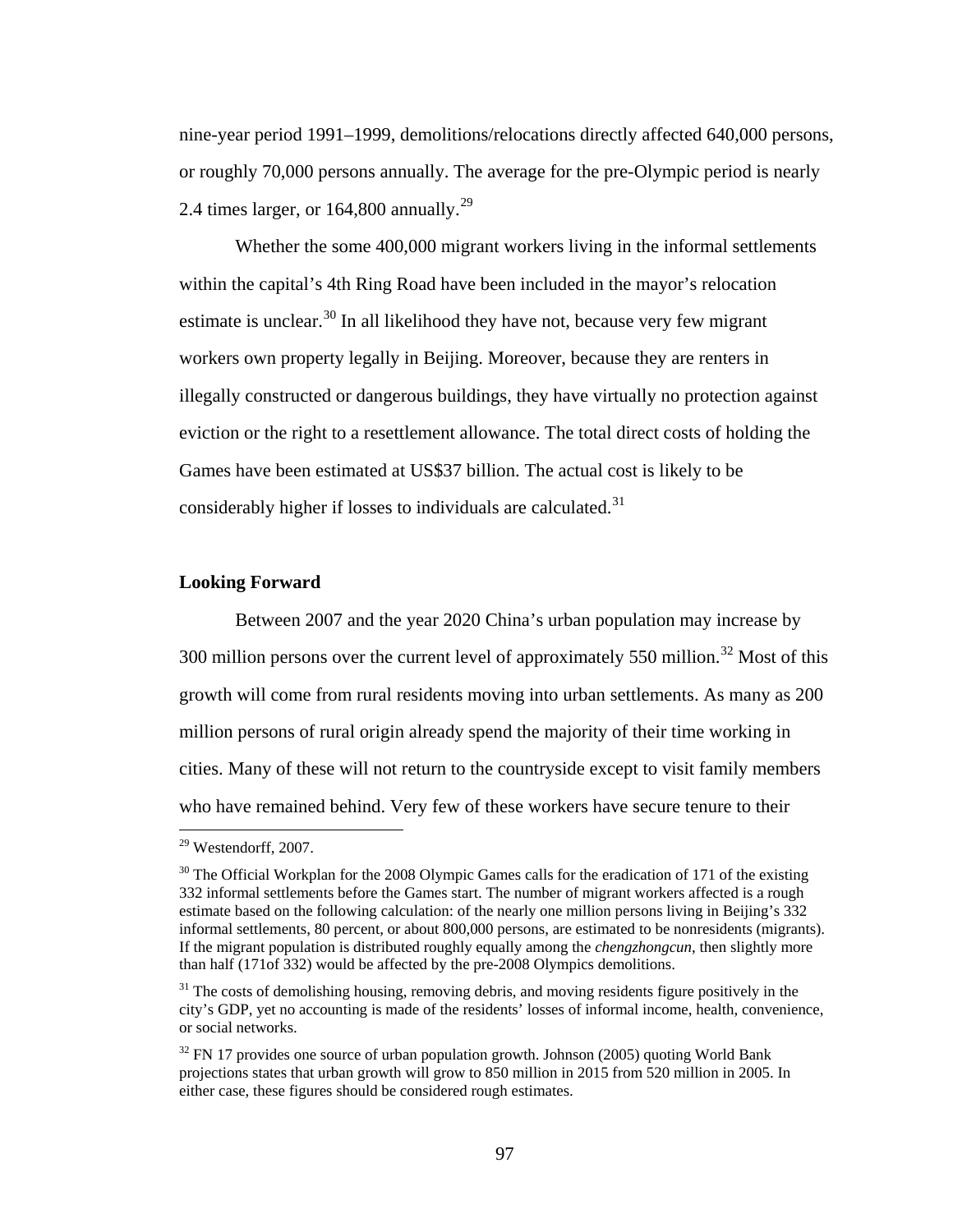nine-year period 1991–1999, demolitions/relocations directly affected 640,000 persons, or roughly 70,000 persons annually. The average for the pre-Olympic period is nearly 2.4 times larger, or 164,800 annually.[29]

Whether the some 400,000 migrant workers living in the informal settlements within the capital's 4th Ring Road have been included in the mayor's relocation estimate is unclear.[30] In all likelihood they have not, because very few migrant workers own property legally in Beijing. Moreover, because they are renters in illegally constructed or dangerous buildings, they have virtually no protection against eviction or the right to a resettlement allowance. The total direct costs of holding the Games have been estimated at US$37 billion. The actual cost is likely to be considerably higher if losses to individuals are calculated.[31]

## Looking Forward

Between 2007 and the year 2020 China's urban population may increase by 300 million persons over the current level of approximately 550 million.[32] Most of this growth will come from rural residents moving into urban settlements. As many as 200 million persons of rural origin already spend the majority of their time working in cities. Many of these will not return to the countryside except to visit family members who have remained behind. Very few of these workers have secure tenure to their

---

[29] Westendorff, 2007.

[30] The Official Workplan for the 2008 Olympic Games calls for the eradication of 171 of the existing 332 informal settlements before the Games start. The number of migrant workers affected is a rough estimate based on the following calculation: of the nearly one million persons living in Beijing's 332 informal settlements, 80 percent, or about 800,000 persons, are estimated to be nonresidents (migrants). If the migrant population is distributed roughly equally among the *chengzhongcun*, then slightly more than half (171of 332) would be affected by the pre-2008 Olympics demolitions.

[31] The costs of demolishing housing, removing debris, and moving residents figure positively in the city's GDP, yet no accounting is made of the residents' losses of informal income, health, convenience, or social networks.

[32] FN 17 provides one source of urban population growth. Johnson (2005) quoting World Bank projections states that urban growth will grow to 850 million in 2015 from 520 million in 2005. In either case, these figures should be considered rough estimates.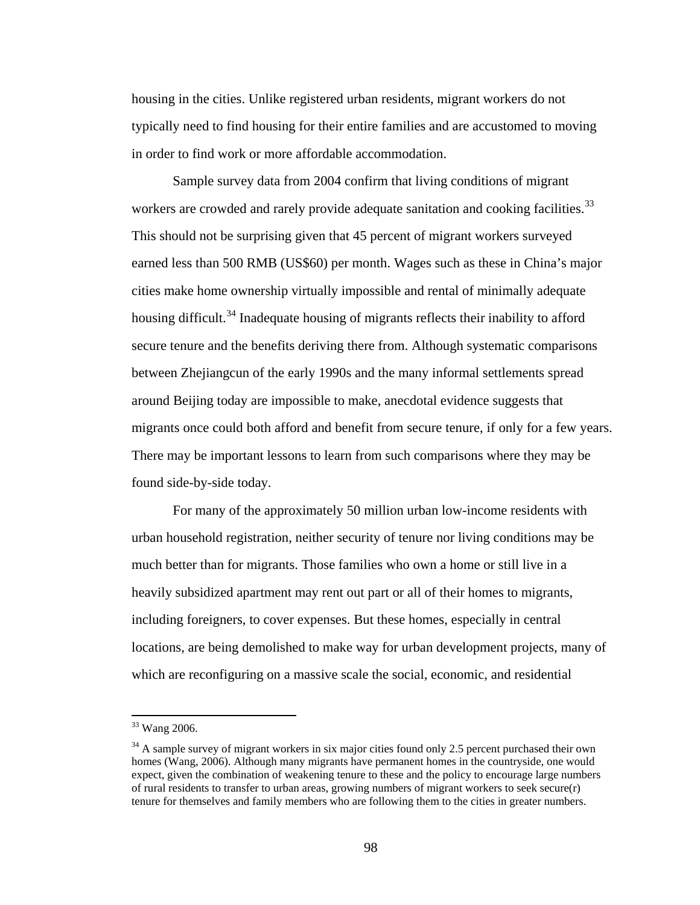housing in the cities. Unlike registered urban residents, migrant workers do not typically need to find housing for their entire families and are accustomed to moving in order to find work or more affordable accommodation.

Sample survey data from 2004 confirm that living conditions of migrant workers are crowded and rarely provide adequate sanitation and cooking facilities.[33] This should not be surprising given that 45 percent of migrant workers surveyed earned less than 500 RMB (US$60) per month. Wages such as these in China's major cities make home ownership virtually impossible and rental of minimally adequate housing difficult.[34] Inadequate housing of migrants reflects their inability to afford secure tenure and the benefits deriving there from. Although systematic comparisons between Zhejiangcun of the early 1990s and the many informal settlements spread around Beijing today are impossible to make, anecdotal evidence suggests that migrants once could both afford and benefit from secure tenure, if only for a few years. There may be important lessons to learn from such comparisons where they may be found side-by-side today.

For many of the approximately 50 million urban low-income residents with urban household registration, neither security of tenure nor living conditions may be much better than for migrants. Those families who own a home or still live in a heavily subsidized apartment may rent out part or all of their homes to migrants, including foreigners, to cover expenses. But these homes, especially in central locations, are being demolished to make way for urban development projects, many of which are reconfiguring on a massive scale the social, economic, and residential

---

[33] Wang 2006.

[34] A sample survey of migrant workers in six major cities found only 2.5 percent purchased their own homes (Wang, 2006). Although many migrants have permanent homes in the countryside, one would expect, given the combination of weakening tenure to these and the policy to encourage large numbers of rural residents to transfer to urban areas, growing numbers of migrant workers to seek secure(r) tenure for themselves and family members who are following them to the cities in greater numbers.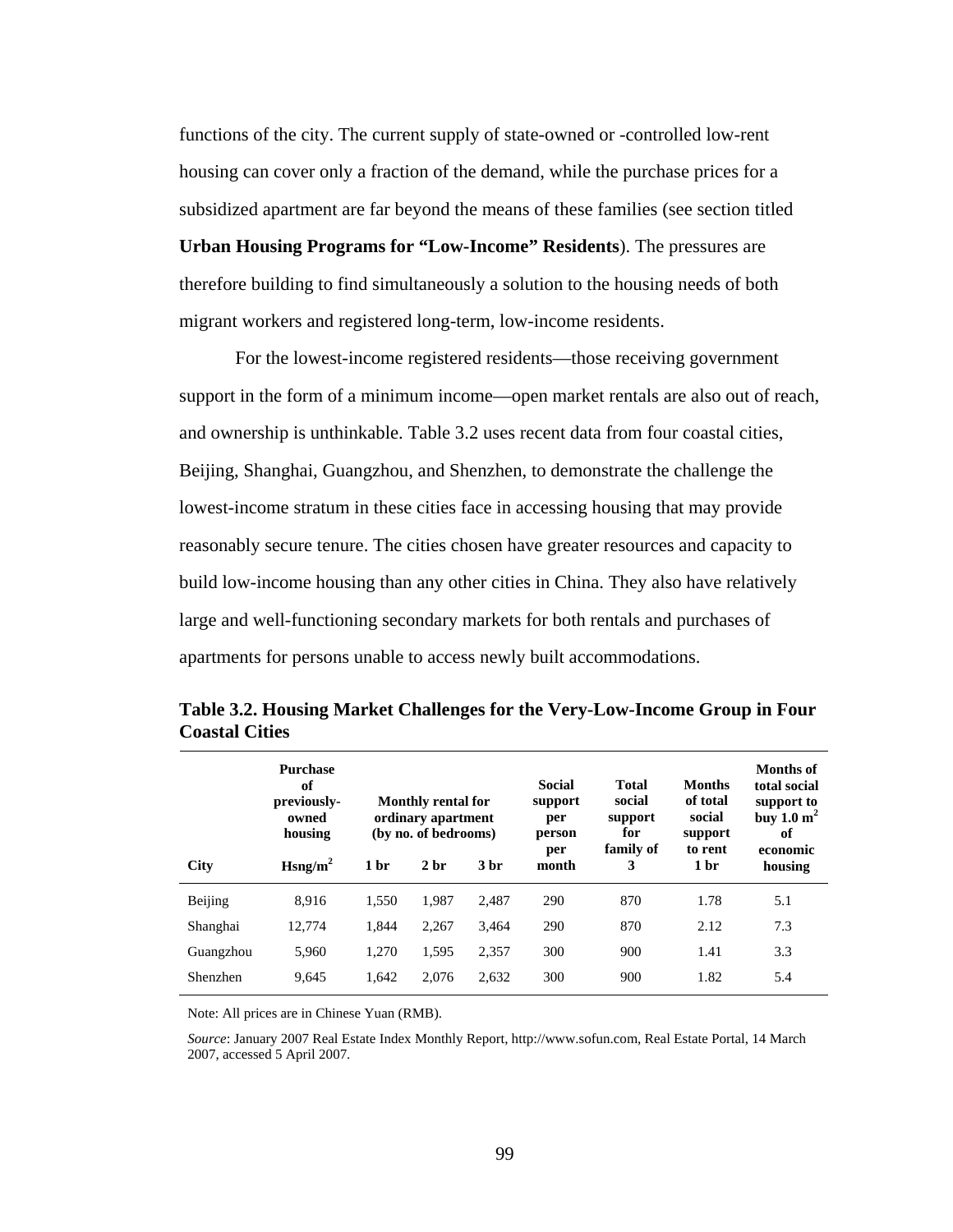functions of the city. The current supply of state-owned or -controlled low-rent housing can cover only a fraction of the demand, while the purchase prices for a subsidized apartment are far beyond the means of these families (see section titled **Urban Housing Programs for "Low-Income" Residents**). The pressures are therefore building to find simultaneously a solution to the housing needs of both migrant workers and registered long-term, low-income residents.

For the lowest-income registered residents—those receiving government support in the form of a minimum income—open market rentals are also out of reach, and ownership is unthinkable. Table 3.2 uses recent data from four coastal cities, Beijing, Shanghai, Guangzhou, and Shenzhen, to demonstrate the challenge the lowest-income stratum in these cities face in accessing housing that may provide reasonably secure tenure. The cities chosen have greater resources and capacity to build low-income housing than any other cities in China. They also have relatively large and well-functioning secondary markets for both rentals and purchases of apartments for persons unable to access newly built accommodations.

**Table 3.2. Housing Market Challenges for the Very-Low-Income Group in Four Coastal Cities**

| City | Purchase of previously-owned housing | Monthly rental for ordinary apartment (by no. of bedrooms) | | | Social support per person per month | Total social support for family of 3 | Months of total social support to rent 1 br | Months of total social support to buy 1.0 $m^2$ of economic housing |
|---|---|---|---|---|---|---|---|---|
| | Hsng/$m^2$ | 1 br | 2 br | 3 br | | | | |
| Beijing | 8,916 | 1,550 | 1,987 | 2,487 | 290 | 870 | 1.78 | 5.1 |
| Shanghai | 12,774 | 1,844 | 2,267 | 3,464 | 290 | 870 | 2.12 | 7.3 |
| Guangzhou | 5,960 | 1,270 | 1,595 | 2,357 | 300 | 900 | 1.41 | 3.3 |
| Shenzhen | 9,645 | 1,642 | 2,076 | 2,632 | 300 | 900 | 1.82 | 5.4 |

Note: All prices are in Chinese Yuan (RMB).

*Source*: January 2007 Real Estate Index Monthly Report, http://www.sofun.com, Real Estate Portal, 14 March 2007, accessed 5 April 2007.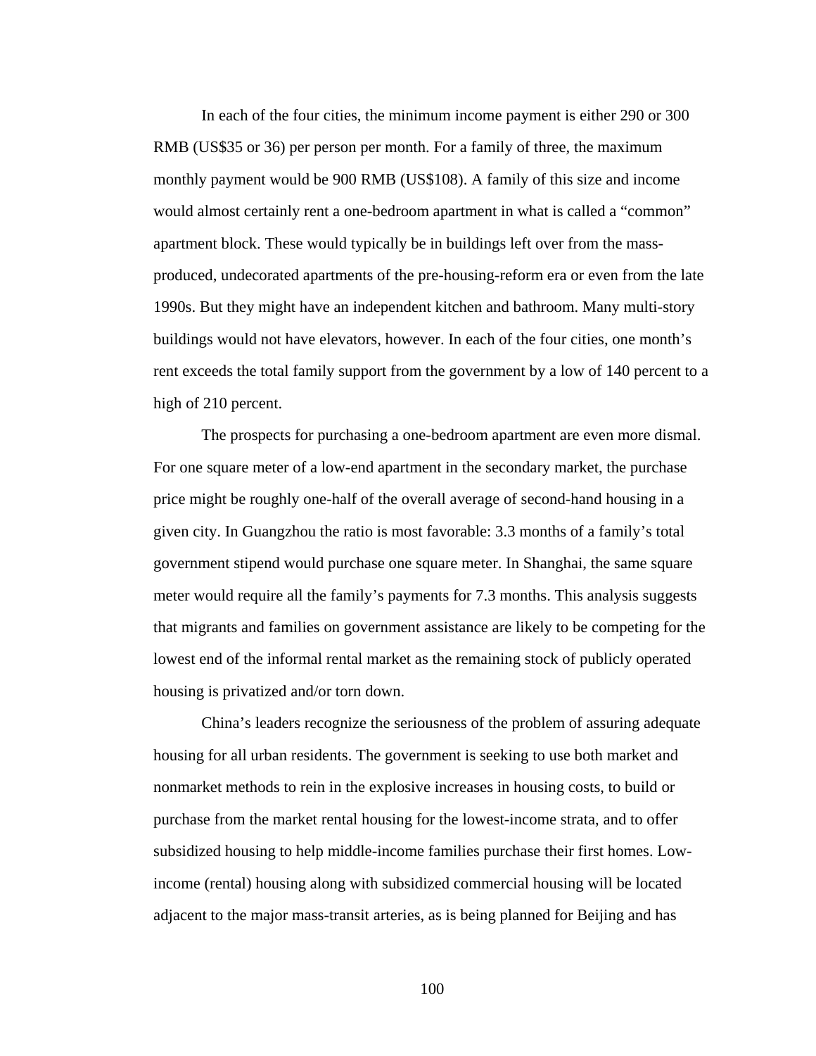In each of the four cities, the minimum income payment is either 290 or 300 RMB (US$35 or 36) per person per month. For a family of three, the maximum monthly payment would be 900 RMB (US$108). A family of this size and income would almost certainly rent a one-bedroom apartment in what is called a "common" apartment block. These would typically be in buildings left over from the mass-produced, undecorated apartments of the pre-housing-reform era or even from the late 1990s. But they might have an independent kitchen and bathroom. Many multi-story buildings would not have elevators, however. In each of the four cities, one month's rent exceeds the total family support from the government by a low of 140 percent to a high of 210 percent.

The prospects for purchasing a one-bedroom apartment are even more dismal. For one square meter of a low-end apartment in the secondary market, the purchase price might be roughly one-half of the overall average of second-hand housing in a given city. In Guangzhou the ratio is most favorable: 3.3 months of a family's total government stipend would purchase one square meter. In Shanghai, the same square meter would require all the family's payments for 7.3 months. This analysis suggests that migrants and families on government assistance are likely to be competing for the lowest end of the informal rental market as the remaining stock of publicly operated housing is privatized and/or torn down.

China's leaders recognize the seriousness of the problem of assuring adequate housing for all urban residents. The government is seeking to use both market and nonmarket methods to rein in the explosive increases in housing costs, to build or purchase from the market rental housing for the lowest-income strata, and to offer subsidized housing to help middle-income families purchase their first homes. Low-income (rental) housing along with subsidized commercial housing will be located adjacent to the major mass-transit arteries, as is being planned for Beijing and has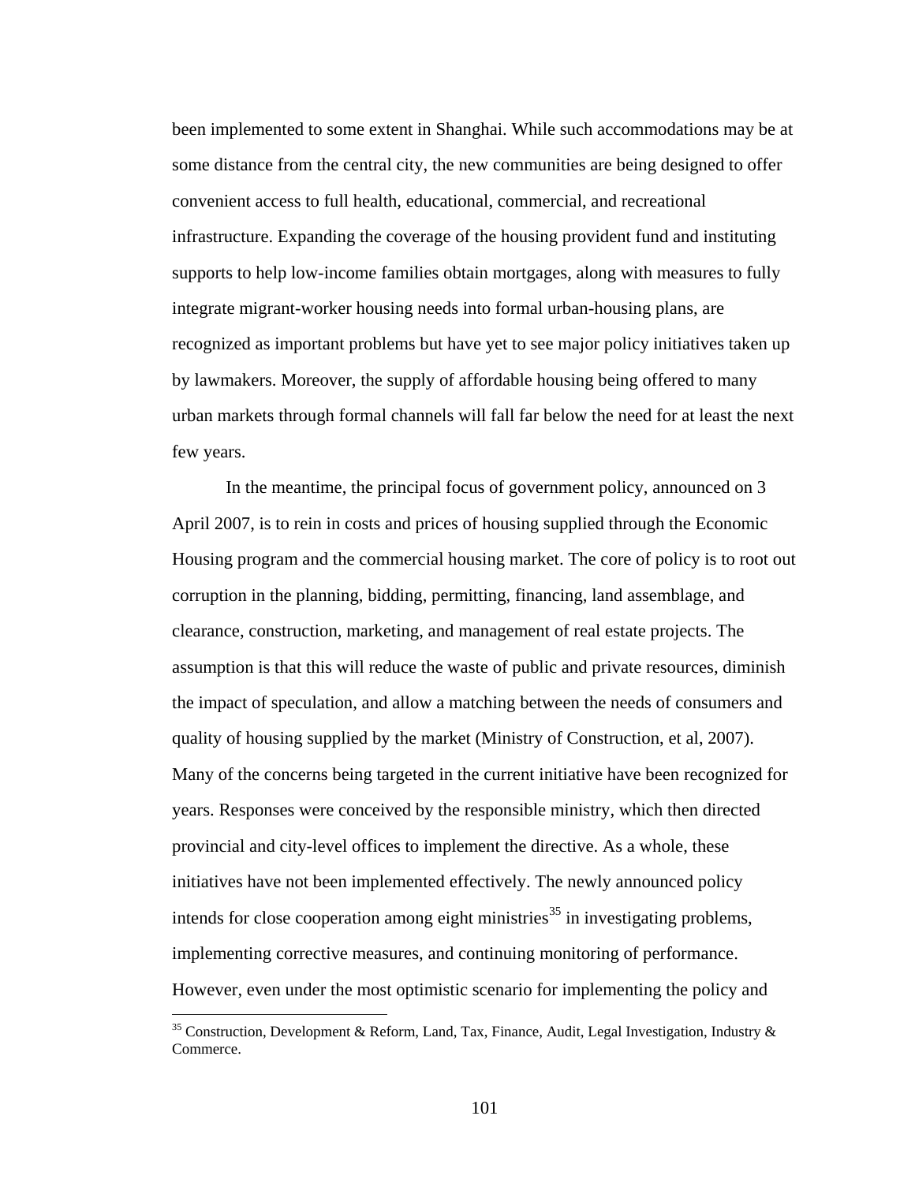been implemented to some extent in Shanghai. While such accommodations may be at some distance from the central city, the new communities are being designed to offer convenient access to full health, educational, commercial, and recreational infrastructure. Expanding the coverage of the housing provident fund and instituting supports to help low-income families obtain mortgages, along with measures to fully integrate migrant-worker housing needs into formal urban-housing plans, are recognized as important problems but have yet to see major policy initiatives taken up by lawmakers. Moreover, the supply of affordable housing being offered to many urban markets through formal channels will fall far below the need for at least the next few years.

In the meantime, the principal focus of government policy, announced on 3 April 2007, is to rein in costs and prices of housing supplied through the Economic Housing program and the commercial housing market. The core of policy is to root out corruption in the planning, bidding, permitting, financing, land assemblage, and clearance, construction, marketing, and management of real estate projects. The assumption is that this will reduce the waste of public and private resources, diminish the impact of speculation, and allow a matching between the needs of consumers and quality of housing supplied by the market (Ministry of Construction, et al, 2007). Many of the concerns being targeted in the current initiative have been recognized for years. Responses were conceived by the responsible ministry, which then directed provincial and city-level offices to implement the directive. As a whole, these initiatives have not been implemented effectively. The newly announced policy intends for close cooperation among eight ministries[35] in investigating problems, implementing corrective measures, and continuing monitoring of performance. However, even under the most optimistic scenario for implementing the policy and

[35] Construction, Development & Reform, Land, Tax, Finance, Audit, Legal Investigation, Industry & Commerce.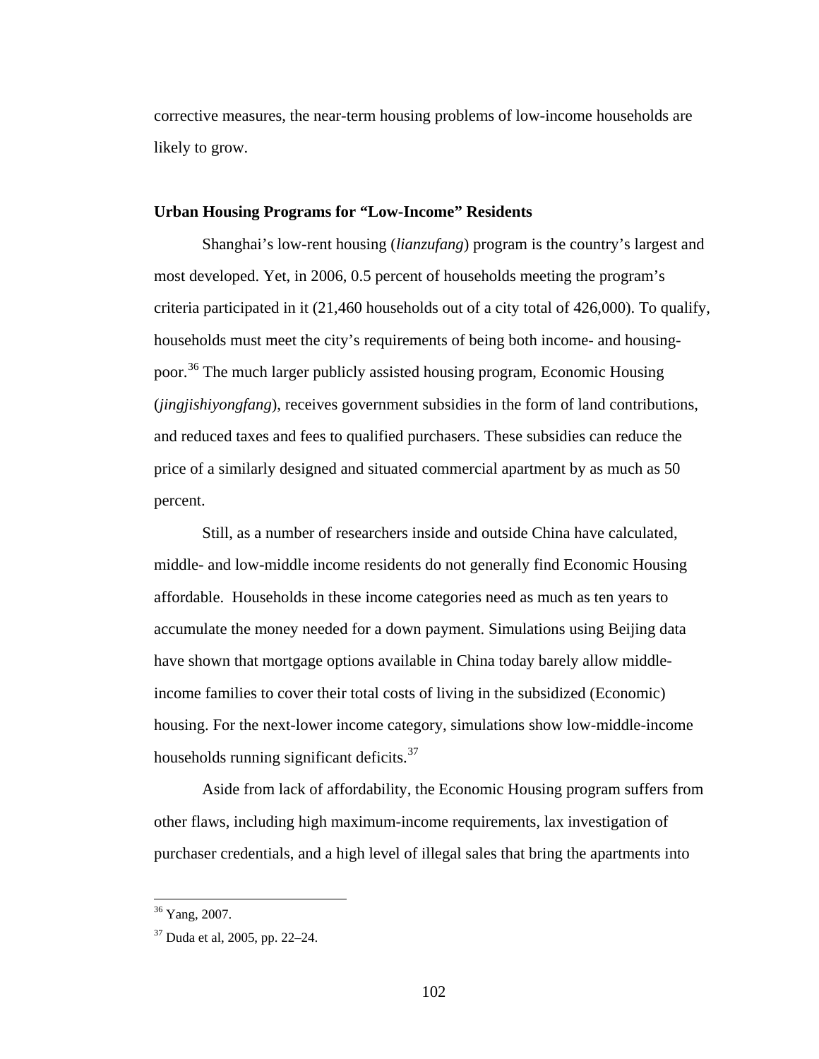corrective measures, the near-term housing problems of low-income households are likely to grow.

### Urban Housing Programs for "Low-Income" Residents

Shanghai's low-rent housing (*lianzufang*) program is the country's largest and most developed. Yet, in 2006, 0.5 percent of households meeting the program's criteria participated in it (21,460 households out of a city total of 426,000). To qualify, households must meet the city's requirements of being both income- and housing-poor.[36] The much larger publicly assisted housing program, Economic Housing (*jingjishiyongfang*), receives government subsidies in the form of land contributions, and reduced taxes and fees to qualified purchasers. These subsidies can reduce the price of a similarly designed and situated commercial apartment by as much as 50 percent.

Still, as a number of researchers inside and outside China have calculated, middle- and low-middle income residents do not generally find Economic Housing affordable. Households in these income categories need as much as ten years to accumulate the money needed for a down payment. Simulations using Beijing data have shown that mortgage options available in China today barely allow middle-income families to cover their total costs of living in the subsidized (Economic) housing. For the next-lower income category, simulations show low-middle-income households running significant deficits.[37]

Aside from lack of affordability, the Economic Housing program suffers from other flaws, including high maximum-income requirements, lax investigation of purchaser credentials, and a high level of illegal sales that bring the apartments into

---

[36] Yang, 2007.

[37] Duda et al, 2005, pp. 22–24.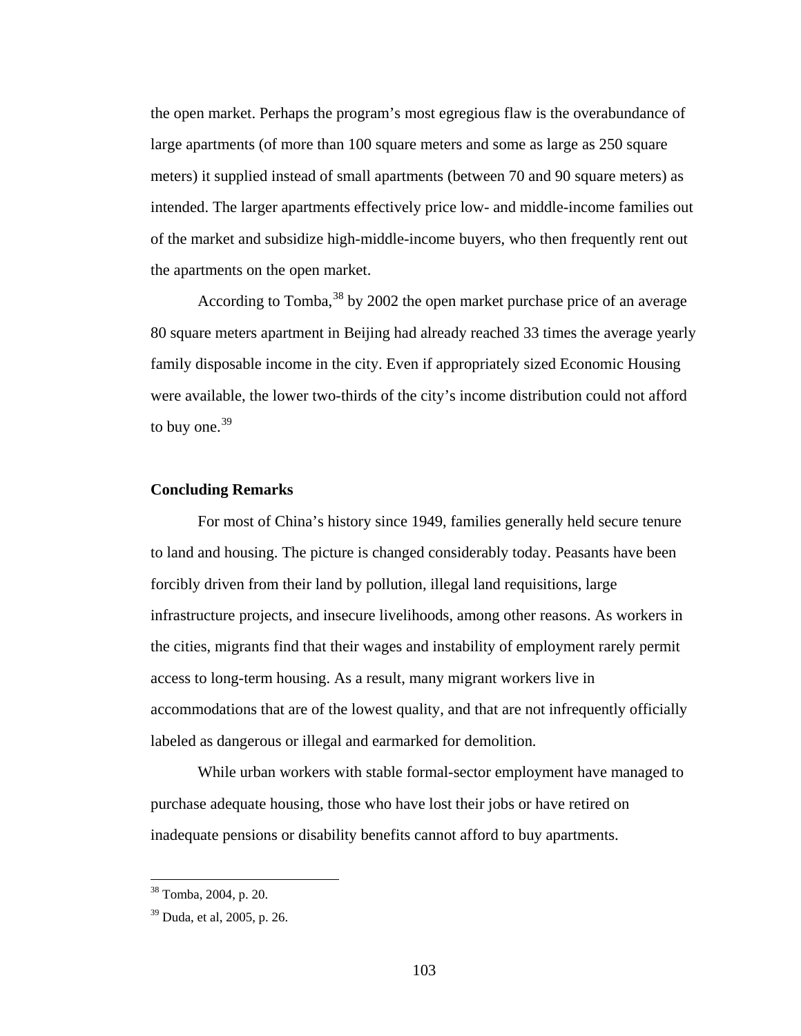the open market. Perhaps the program's most egregious flaw is the overabundance of large apartments (of more than 100 square meters and some as large as 250 square meters) it supplied instead of small apartments (between 70 and 90 square meters) as intended. The larger apartments effectively price low- and middle-income families out of the market and subsidize high-middle-income buyers, who then frequently rent out the apartments on the open market.

According to Tomba,[38] by 2002 the open market purchase price of an average 80 square meters apartment in Beijing had already reached 33 times the average yearly family disposable income in the city. Even if appropriately sized Economic Housing were available, the lower two-thirds of the city's income distribution could not afford to buy one.[39]

## Concluding Remarks

For most of China's history since 1949, families generally held secure tenure to land and housing. The picture is changed considerably today. Peasants have been forcibly driven from their land by pollution, illegal land requisitions, large infrastructure projects, and insecure livelihoods, among other reasons. As workers in the cities, migrants find that their wages and instability of employment rarely permit access to long-term housing. As a result, many migrant workers live in accommodations that are of the lowest quality, and that are not infrequently officially labeled as dangerous or illegal and earmarked for demolition.

While urban workers with stable formal-sector employment have managed to purchase adequate housing, those who have lost their jobs or have retired on inadequate pensions or disability benefits cannot afford to buy apartments.

---

[38] Tomba, 2004, p. 20.

[39] Duda, et al, 2005, p. 26.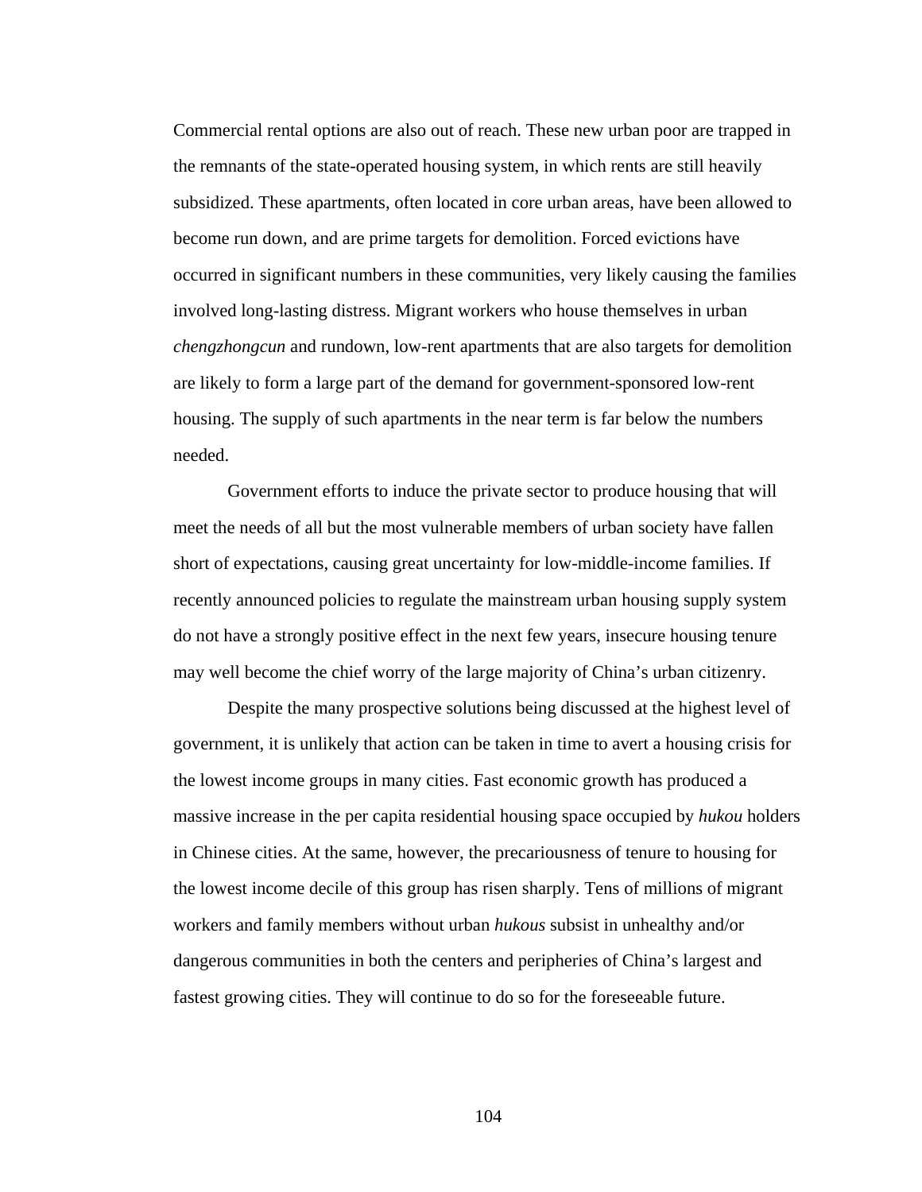Commercial rental options are also out of reach. These new urban poor are trapped in the remnants of the state-operated housing system, in which rents are still heavily subsidized. These apartments, often located in core urban areas, have been allowed to become run down, and are prime targets for demolition. Forced evictions have occurred in significant numbers in these communities, very likely causing the families involved long-lasting distress. Migrant workers who house themselves in urban *chengzhongcun* and rundown, low-rent apartments that are also targets for demolition are likely to form a large part of the demand for government-sponsored low-rent housing. The supply of such apartments in the near term is far below the numbers needed.

Government efforts to induce the private sector to produce housing that will meet the needs of all but the most vulnerable members of urban society have fallen short of expectations, causing great uncertainty for low-middle-income families. If recently announced policies to regulate the mainstream urban housing supply system do not have a strongly positive effect in the next few years, insecure housing tenure may well become the chief worry of the large majority of China's urban citizenry.

Despite the many prospective solutions being discussed at the highest level of government, it is unlikely that action can be taken in time to avert a housing crisis for the lowest income groups in many cities. Fast economic growth has produced a massive increase in the per capita residential housing space occupied by *hukou* holders in Chinese cities. At the same, however, the precariousness of tenure to housing for the lowest income decile of this group has risen sharply. Tens of millions of migrant workers and family members without urban *hukous* subsist in unhealthy and/or dangerous communities in both the centers and peripheries of China's largest and fastest growing cities. They will continue to do so for the foreseeable future.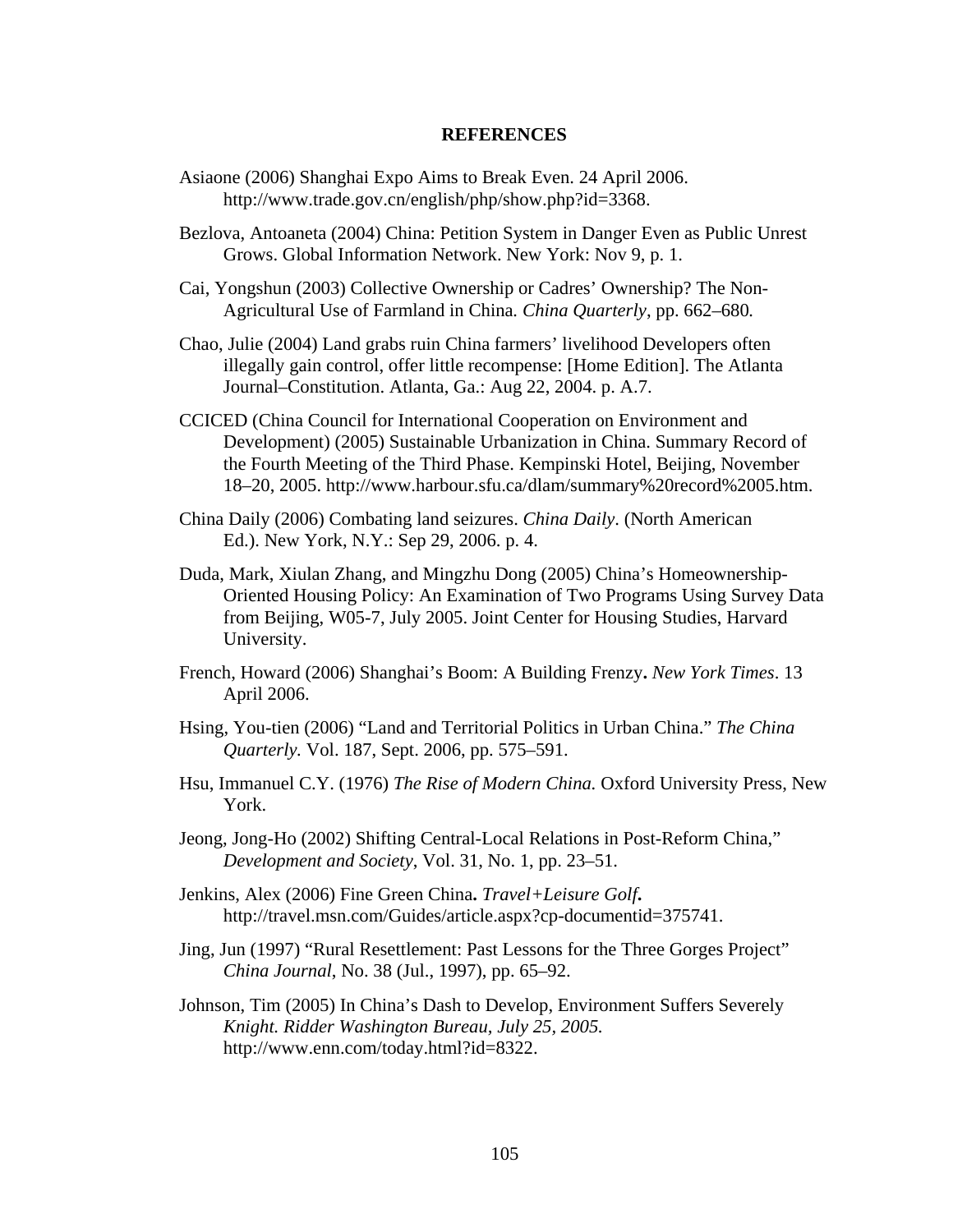## REFERENCES

Asiaone (2006) Shanghai Expo Aims to Break Even. 24 April 2006. http://www.trade.gov.cn/english/php/show.php?id=3368.

Bezlova, Antoaneta (2004) China: Petition System in Danger Even as Public Unrest Grows. Global Information Network. New York: Nov 9, p. 1.

Cai, Yongshun (2003) Collective Ownership or Cadres' Ownership? The Non-Agricultural Use of Farmland in China. *China Quarterly*, pp. 662–680.

Chao, Julie (2004) Land grabs ruin China farmers' livelihood Developers often illegally gain control, offer little recompense: [Home Edition]. The Atlanta Journal–Constitution. Atlanta, Ga.: Aug 22, 2004. p. A.7.

CCICED (China Council for International Cooperation on Environment and Development) (2005) Sustainable Urbanization in China. Summary Record of the Fourth Meeting of the Third Phase. Kempinski Hotel, Beijing, November 18–20, 2005. http://www.harbour.sfu.ca/dlam/summary%20record%2005.htm.

China Daily (2006) Combating land seizures. *China Daily*. (North American Ed.). New York, N.Y.: Sep 29, 2006. p. 4.

Duda, Mark, Xiulan Zhang, and Mingzhu Dong (2005) China's Homeownership-Oriented Housing Policy: An Examination of Two Programs Using Survey Data from Beijing, W05-7, July 2005. Joint Center for Housing Studies, Harvard University.

French, Howard (2006) Shanghai's Boom: A Building Frenzy**.** *New York Times*. 13 April 2006.

Hsing, You-tien (2006) "Land and Territorial Politics in Urban China." *The China Quarterly.* Vol. 187, Sept. 2006, pp. 575–591.

Hsu, Immanuel C.Y. (1976) *The Rise of Modern China.* Oxford University Press, New York.

Jeong, Jong-Ho (2002) Shifting Central-Local Relations in Post-Reform China," *Development and Society*, Vol. 31, No. 1, pp. 23–51.

Jenkins, Alex (2006) Fine Green China**.** ***Travel+Leisure Golf.*** http://travel.msn.com/Guides/article.aspx?cp-documentid=375741.

Jing, Jun (1997) "Rural Resettlement: Past Lessons for the Three Gorges Project" *China Journal*, No. 38 (Jul., 1997), pp. 65–92.

Johnson, Tim (2005) In China's Dash to Develop, Environment Suffers Severely *Knight. Ridder Washington Bureau, July 25, 2005.* http://www.enn.com/today.html?id=8322.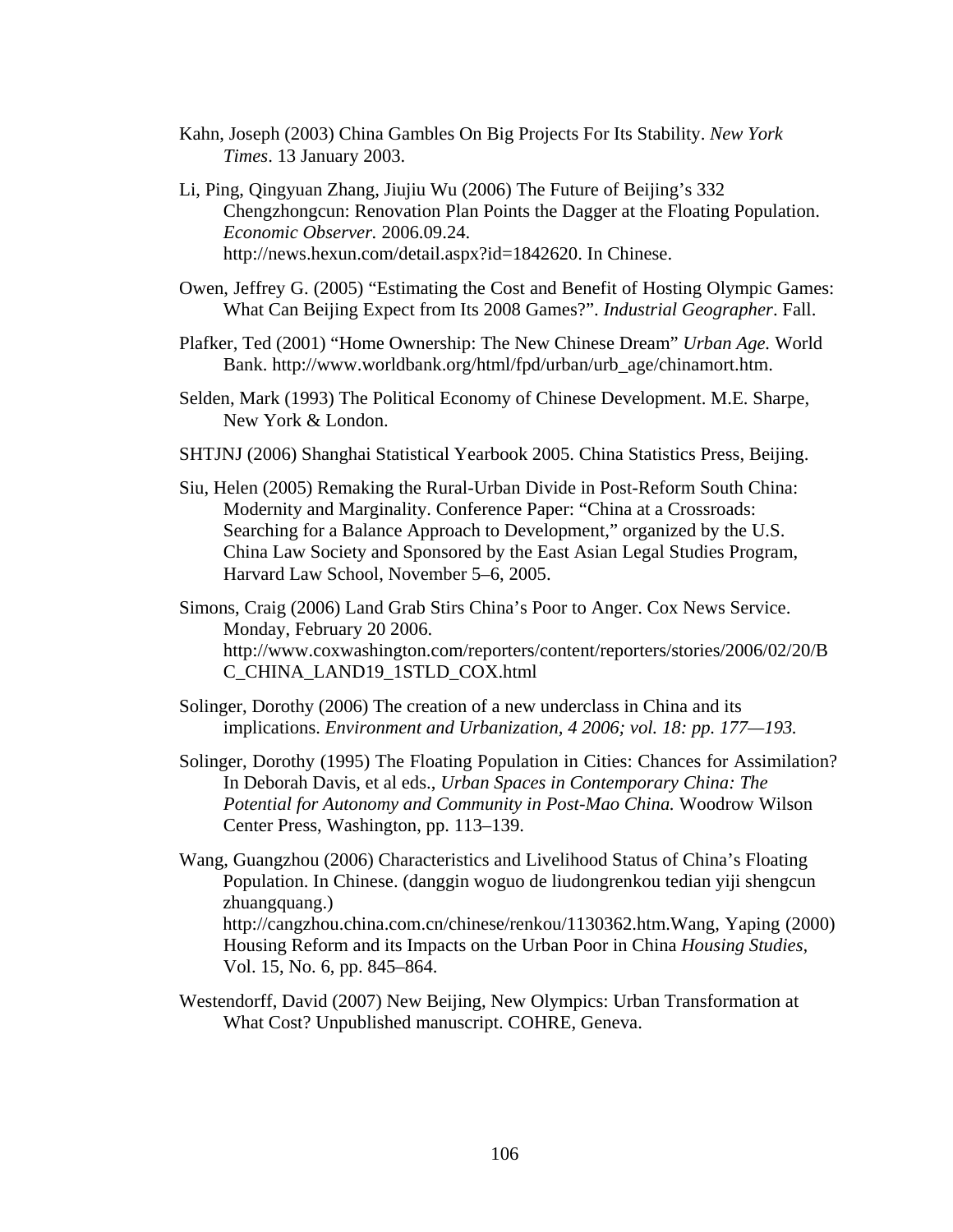Kahn, Joseph (2003) China Gambles On Big Projects For Its Stability. *New York Times*. 13 January 2003.

Li, Ping, Qingyuan Zhang, Jiujiu Wu (2006) The Future of Beijing's 332 Chengzhongcun: Renovation Plan Points the Dagger at the Floating Population. *Economic Observer.* 2006.09.24. http://news.hexun.com/detail.aspx?id=1842620. In Chinese.

Owen, Jeffrey G. (2005) "Estimating the Cost and Benefit of Hosting Olympic Games: What Can Beijing Expect from Its 2008 Games?". *Industrial Geographer*. Fall.

Plafker, Ted (2001) "Home Ownership: The New Chinese Dream" *Urban Age.* World Bank. http://www.worldbank.org/html/fpd/urban/urb_age/chinamort.htm.

Selden, Mark (1993) The Political Economy of Chinese Development. M.E. Sharpe, New York & London.

SHTJNJ (2006) Shanghai Statistical Yearbook 2005. China Statistics Press, Beijing.

Siu, Helen (2005) Remaking the Rural-Urban Divide in Post-Reform South China: Modernity and Marginality. Conference Paper: "China at a Crossroads: Searching for a Balance Approach to Development," organized by the U.S. China Law Society and Sponsored by the East Asian Legal Studies Program, Harvard Law School, November 5–6, 2005.

Simons, Craig (2006) Land Grab Stirs China's Poor to Anger. Cox News Service. Monday, February 20 2006. http://www.coxwashington.com/reporters/content/reporters/stories/2006/02/20/BC_CHINA_LAND19_1STLD_COX.html

Solinger, Dorothy (2006) The creation of a new underclass in China and its implications. *Environment and Urbanization, 4 2006; vol. 18: pp. 177—193.*

Solinger, Dorothy (1995) The Floating Population in Cities: Chances for Assimilation? In Deborah Davis, et al eds., *Urban Spaces in Contemporary China: The Potential for Autonomy and Community in Post-Mao China.* Woodrow Wilson Center Press, Washington, pp. 113–139.

Wang, Guangzhou (2006) Characteristics and Livelihood Status of China's Floating Population. In Chinese. (danggin woguo de liudongrenkou tedian yiji shengcun zhuangquang.) http://cangzhou.china.com.cn/chinese/renkou/1130362.htm.Wang, Yaping (2000) Housing Reform and its Impacts on the Urban Poor in China *Housing Studies*, Vol. 15, No. 6, pp. 845–864.

Westendorff, David (2007) New Beijing, New Olympics: Urban Transformation at What Cost? Unpublished manuscript. COHRE, Geneva.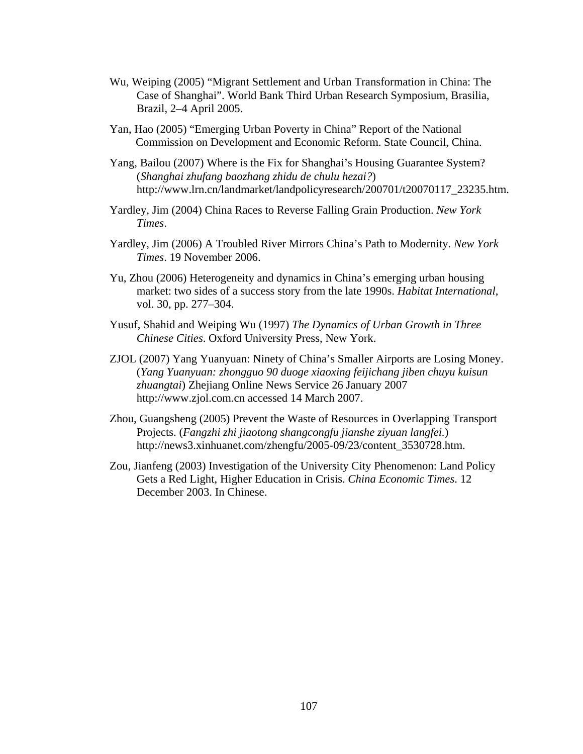Wu, Weiping (2005) "Migrant Settlement and Urban Transformation in China: The Case of Shanghai". World Bank Third Urban Research Symposium, Brasilia, Brazil, 2–4 April 2005.

Yan, Hao (2005) "Emerging Urban Poverty in China" Report of the National Commission on Development and Economic Reform. State Council, China.

Yang, Bailou (2007) Where is the Fix for Shanghai's Housing Guarantee System? (*Shanghai zhufang baozhang zhidu de chulu hezai?*) http://www.lrn.cn/landmarket/landpolicyresearch/200701/t20070117_23235.htm.

Yardley, Jim (2004) China Races to Reverse Falling Grain Production. *New York Times*.

Yardley, Jim (2006) A Troubled River Mirrors China's Path to Modernity. *New York Times*. 19 November 2006.

Yu, Zhou (2006) Heterogeneity and dynamics in China's emerging urban housing market: two sides of a success story from the late 1990s. *Habitat International*, vol. 30, pp. 277–304.

Yusuf, Shahid and Weiping Wu (1997) *The Dynamics of Urban Growth in Three Chinese Cities*. Oxford University Press, New York.

ZJOL (2007) Yang Yuanyuan: Ninety of China's Smaller Airports are Losing Money. (*Yang Yuanyuan: zhongguo 90 duoge xiaoxing feijichang jiben chuyu kuisun zhuangtai*) Zhejiang Online News Service 26 January 2007 http://www.zjol.com.cn accessed 14 March 2007.

Zhou, Guangsheng (2005) Prevent the Waste of Resources in Overlapping Transport Projects. (*Fangzhi zhi jiaotong shangcongfu jianshe ziyuan langfei.*) http://news3.xinhuanet.com/zhengfu/2005-09/23/content_3530728.htm.

Zou, Jianfeng (2003) Investigation of the University City Phenomenon: Land Policy Gets a Red Light, Higher Education in Crisis. *China Economic Times*. 12 December 2003. In Chinese.